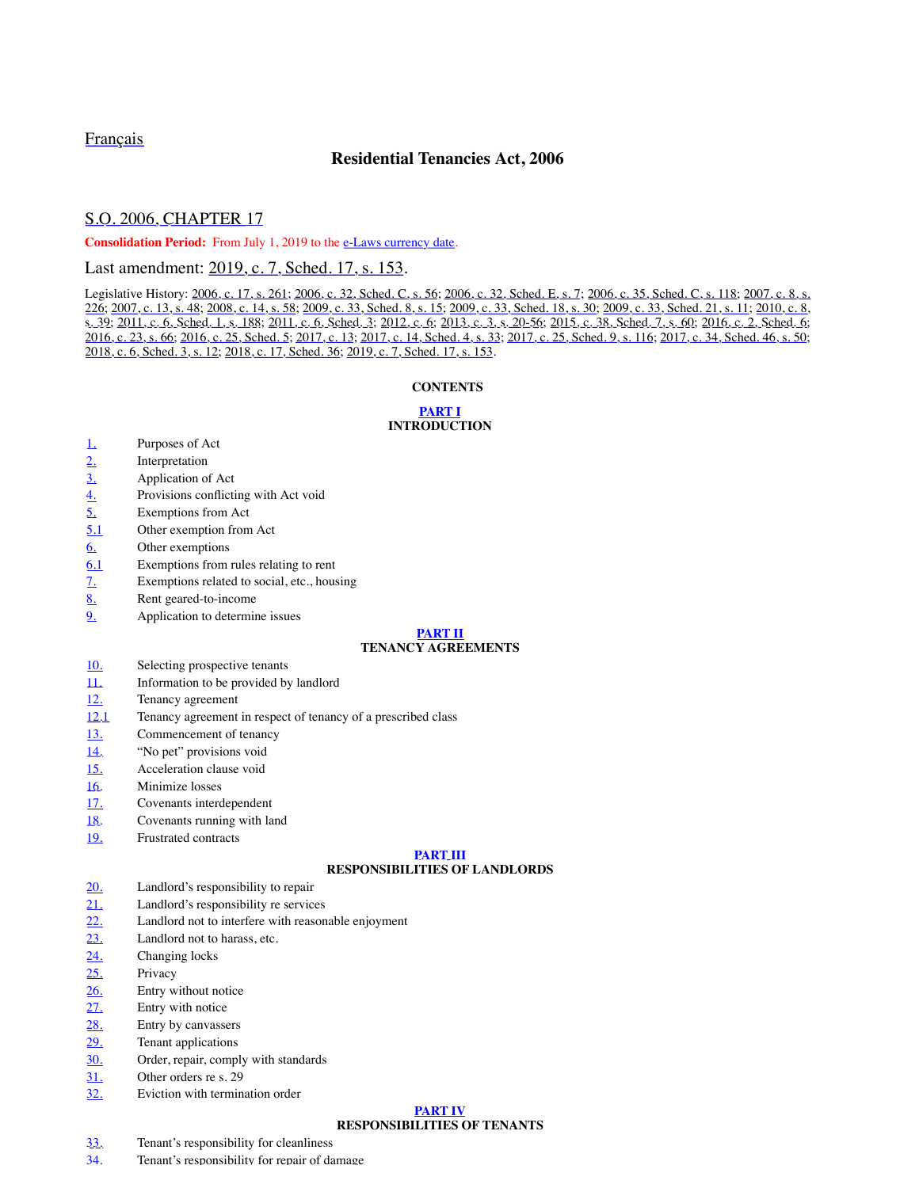Français

# Residential Tenancies Act, 2006

## S.O. 2006, CHAPTER 17

**Consolidation Period:** From July 1, 2019 to the e-Laws currency date.

Last amendment: 2019, c. 7, Sched. 17, s. 153.

Legislative History: 2006, c. 17, s. 261; 2006, c. 32, Sched. C, s. 56; 2006, c. 32, Sched. E, s. 7; 2006, c. 35, Sched. C, s. 118; 2007, c. 8, s. 226; 2007, c. 13, s. 48; 2008, c. 14, s. 58; 2009, c. 33, Sched. 8, s. 15; 2009, c. 33, Sched. 18, s. 30; 2009, c. 33, Sched. 21, s. 11; 2010, c. 8, s. 39; 2011, c. 6, Sched. 1, s. 188; 2011, c. 6, Sched. 3; 2012, c. 6; 2013, c. 3, s. 20-56; 2015, c. 38, Sched. 7, s. 60; 2016, c. 2, Sched. 6; 2016, c. 23, s. 66; 2016, c. 25, Sched. 5; 2017, c. 13; 2017, c. 14, Sched. 4, s. 33; 2017, c. 25, Sched. 9, s. 116; 2017, c. 34, Sched. 46, s. 50; 2018, c. 6, Sched. 3, s. 12; 2018, c. 17, Sched. 36; 2019, c. 7, Sched. 17, s. 153.

### CONTENTS

**PART I**
**INTRODUCTION**

1. Purposes of Act
2. Interpretation
3. Application of Act
4. Provisions conflicting with Act void
5. Exemptions from Act

5.1 Other exemption from Act

6. Other exemptions

6.1 Exemptions from rules relating to rent

7. Exemptions related to social, etc., housing
8. Rent geared-to-income
9. Application to determine issues

**PART II**
**TENANCY AGREEMENTS**

10. Selecting prospective tenants
11. Information to be provided by landlord
12. Tenancy agreement

12.1 Tenancy agreement in respect of tenancy of a prescribed class

13. Commencement of tenancy
14. "No pet" provisions void
15. Acceleration clause void
16. Minimize losses
17. Covenants interdependent
18. Covenants running with land
19. Frustrated contracts

**PART III**
**RESPONSIBILITIES OF LANDLORDS**

20. Landlord's responsibility to repair
21. Landlord's responsibility re services
22. Landlord not to interfere with reasonable enjoyment
23. Landlord not to harass, etc.
24. Changing locks
25. Privacy
26. Entry without notice
27. Entry with notice
28. Entry by canvassers
29. Tenant applications
30. Order, repair, comply with standards
31. Other orders re s. 29
32. Eviction with termination order

**PART IV**
**RESPONSIBILITIES OF TENANTS**

33. Tenant's responsibility for cleanliness
34. Tenant's responsibility for repair of damage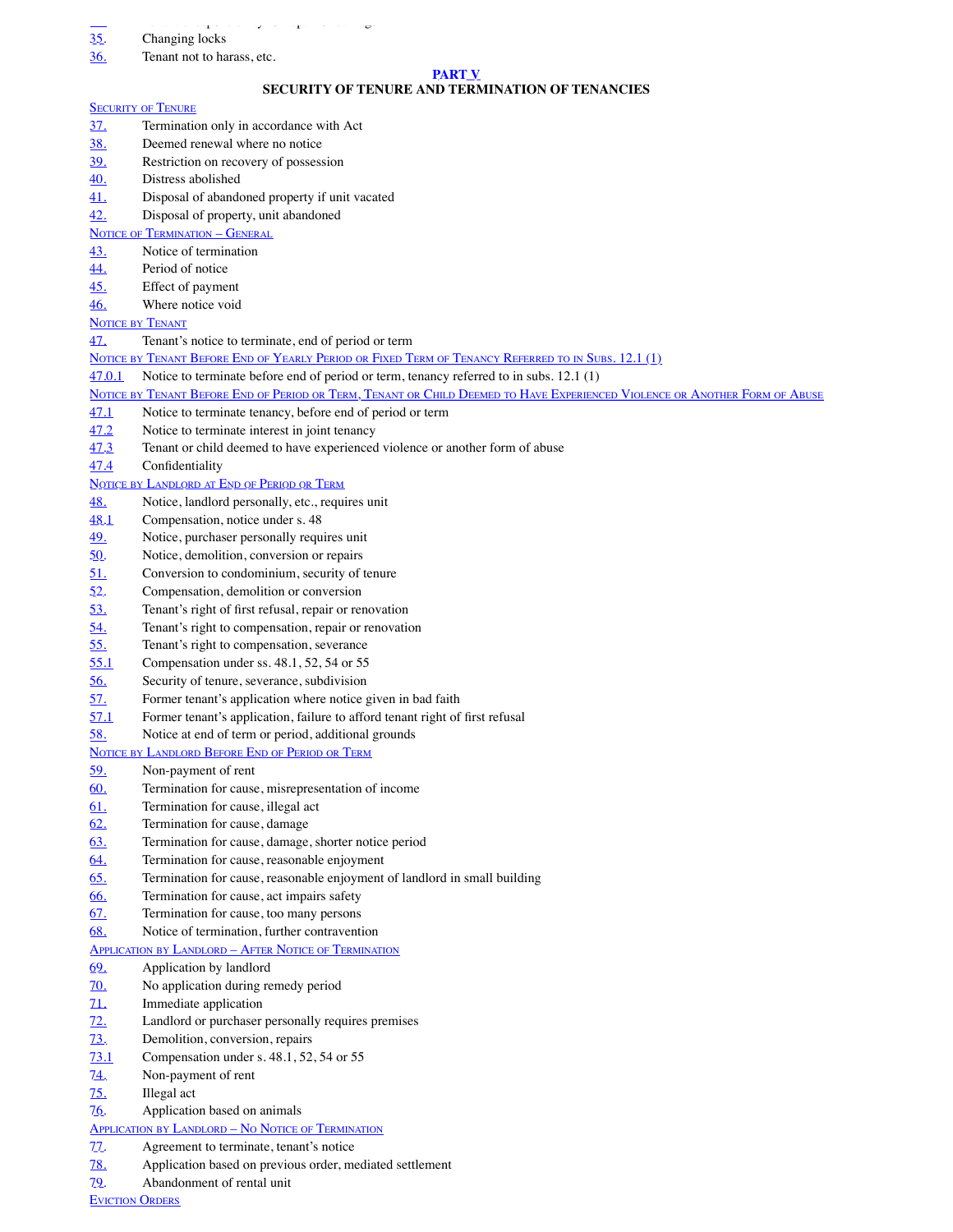| | |
|---|---|
| 35. | Changing locks |
| 36. | Tenant not to harass, etc. |

## PART V
## SECURITY OF TENURE AND TERMINATION OF TENANCIES

SECURITY OF TENURE

| | |
|---|---|
| 37. | Termination only in accordance with Act |
| 38. | Deemed renewal where no notice |
| 39. | Restriction on recovery of possession |
| 40. | Distress abolished |
| 41. | Disposal of abandoned property if unit vacated |
| 42. | Disposal of property, unit abandoned |

NOTICE OF TERMINATION – GENERAL

| | |
|---|---|
| 43. | Notice of termination |
| 44. | Period of notice |
| 45. | Effect of payment |
| 46. | Where notice void |

NOTICE BY TENANT

| | |
|---|---|
| 47. | Tenant's notice to terminate, end of period or term |

NOTICE BY TENANT BEFORE END OF YEARLY PERIOD OR FIXED TERM OF TENANCY REFERRED TO IN SUBS. 12.1 (1)

| | |
|---|---|
| 47.0.1 | Notice to terminate before end of period or term, tenancy referred to in subs. 12.1 (1) |

NOTICE BY TENANT BEFORE END OF PERIOD OR TERM, TENANT OR CHILD DEEMED TO HAVE EXPERIENCED VIOLENCE OR ANOTHER FORM OF ABUSE

| | |
|---|---|
| 47.1 | Notice to terminate tenancy, before end of period or term |
| 47.2 | Notice to terminate interest in joint tenancy |
| 47.3 | Tenant or child deemed to have experienced violence or another form of abuse |
| 47.4 | Confidentiality |

NOTICE BY LANDLORD AT END OF PERIOD OR TERM

| | |
|---|---|
| 48. | Notice, landlord personally, etc., requires unit |
| 48.1 | Compensation, notice under s. 48 |
| 49. | Notice, purchaser personally requires unit |
| 50. | Notice, demolition, conversion or repairs |
| 51. | Conversion to condominium, security of tenure |
| 52. | Compensation, demolition or conversion |
| 53. | Tenant's right of first refusal, repair or renovation |
| 54. | Tenant's right to compensation, repair or renovation |
| 55. | Tenant's right to compensation, severance |
| 55.1 | Compensation under ss. 48.1, 52, 54 or 55 |
| 56. | Security of tenure, severance, subdivision |
| 57. | Former tenant's application where notice given in bad faith |
| 57.1 | Former tenant's application, failure to afford tenant right of first refusal |
| 58. | Notice at end of term or period, additional grounds |

NOTICE BY LANDLORD BEFORE END OF PERIOD OR TERM

| | |
|---|---|
| 59. | Non-payment of rent |
| 60. | Termination for cause, misrepresentation of income |
| 61. | Termination for cause, illegal act |
| 62. | Termination for cause, damage |
| 63. | Termination for cause, damage, shorter notice period |
| 64. | Termination for cause, reasonable enjoyment |
| 65. | Termination for cause, reasonable enjoyment of landlord in small building |
| 66. | Termination for cause, act impairs safety |
| 67. | Termination for cause, too many persons |
| 68. | Notice of termination, further contravention |

APPLICATION BY LANDLORD – AFTER NOTICE OF TERMINATION

| | |
|---|---|
| 69. | Application by landlord |
| 70. | No application during remedy period |
| 71. | Immediate application |
| 72. | Landlord or purchaser personally requires premises |
| 73. | Demolition, conversion, repairs |
| 73.1 | Compensation under s. 48.1, 52, 54 or 55 |
| 74. | Non-payment of rent |
| 75. | Illegal act |
| 76. | Application based on animals |

APPLICATION BY LANDLORD – NO NOTICE OF TERMINATION

| | |
|---|---|
| 77. | Agreement to terminate, tenant's notice |
| 78. | Application based on previous order, mediated settlement |
| 79. | Abandonment of rental unit |

EVICTION ORDERS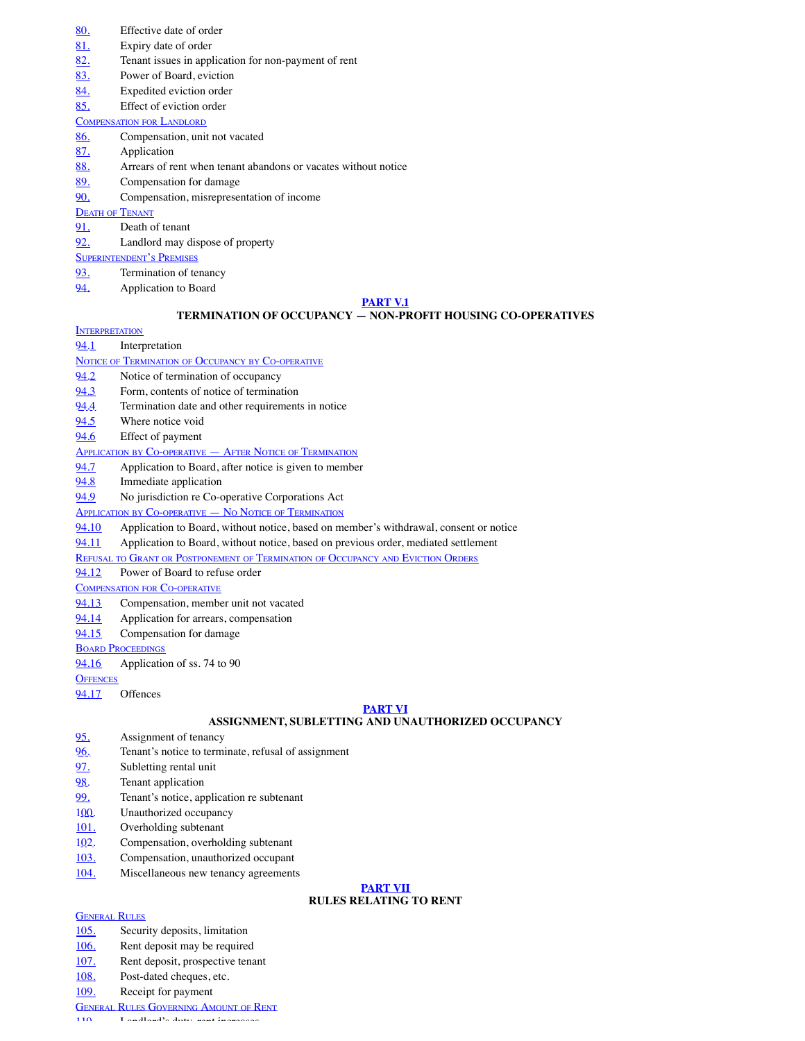80. Effective date of order
81. Expiry date of order
82. Tenant issues in application for non-payment of rent
83. Power of Board, eviction
84. Expedited eviction order
85. Effect of eviction order

Compensation for Landlord

86. Compensation, unit not vacated
87. Application
88. Arrears of rent when tenant abandons or vacates without notice
89. Compensation for damage
90. Compensation, misrepresentation of income

Death of Tenant

91. Death of tenant
92. Landlord may dispose of property

Superintendent's Premises

93. Termination of tenancy
94. Application to Board

## PART V.1
## TERMINATION OF OCCUPANCY — NON-PROFIT HOUSING CO-OPERATIVES

Interpretation

94.1 Interpretation

Notice of Termination of Occupancy by Co-operative

94.2 Notice of termination of occupancy
94.3 Form, contents of notice of termination
94.4 Termination date and other requirements in notice
94.5 Where notice void
94.6 Effect of payment

Application by Co-operative — After Notice of Termination

94.7 Application to Board, after notice is given to member
94.8 Immediate application
94.9 No jurisdiction re Co-operative Corporations Act

Application by Co-operative — No Notice of Termination

94.10 Application to Board, without notice, based on member's withdrawal, consent or notice
94.11 Application to Board, without notice, based on previous order, mediated settlement

Refusal to Grant or Postponement of Termination of Occupancy and Eviction Orders

94.12 Power of Board to refuse order

Compensation for Co-operative

94.13 Compensation, member unit not vacated
94.14 Application for arrears, compensation
94.15 Compensation for damage

Board Proceedings

94.16 Application of ss. 74 to 90

Offences

94.17 Offences

## PART VI
## ASSIGNMENT, SUBLETTING AND UNAUTHORIZED OCCUPANCY

95. Assignment of tenancy
96. Tenant's notice to terminate, refusal of assignment
97. Subletting rental unit
98. Tenant application
99. Tenant's notice, application re subtenant
100. Unauthorized occupancy
101. Overholding subtenant
102. Compensation, overholding subtenant
103. Compensation, unauthorized occupant
104. Miscellaneous new tenancy agreements

## PART VII
## RULES RELATING TO RENT

General Rules

105. Security deposits, limitation
106. Rent deposit may be required
107. Rent deposit, prospective tenant
108. Post-dated cheques, etc.
109. Receipt for payment

General Rules Governing Amount of Rent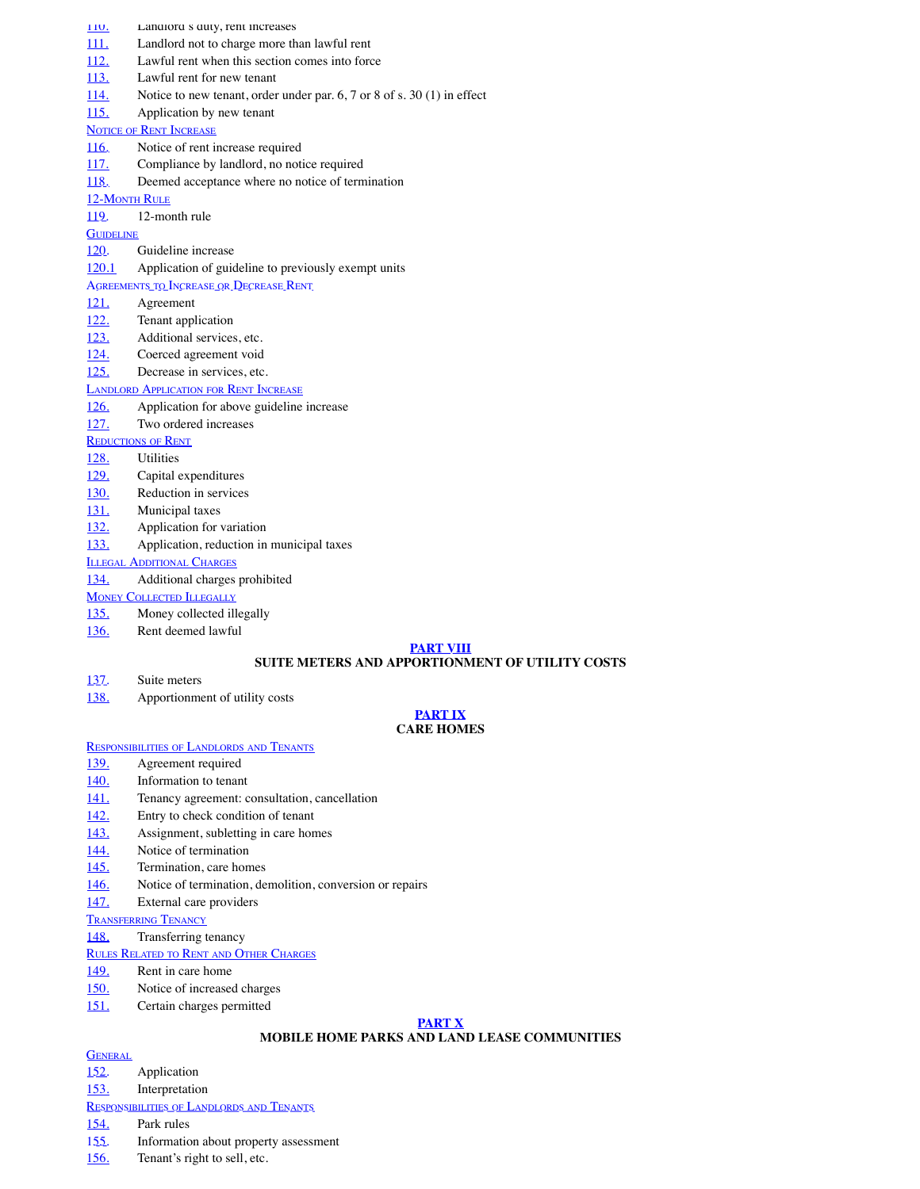110. Landlord's duty, rent increases
111. Landlord not to charge more than lawful rent
112. Lawful rent when this section comes into force
113. Lawful rent for new tenant
114. Notice to new tenant, order under par. 6, 7 or 8 of s. 30 (1) in effect
115. Application by new tenant

Notice of Rent Increase

116. Notice of rent increase required
117. Compliance by landlord, no notice required
118. Deemed acceptance where no notice of termination

12-Month Rule

119. 12-month rule

Guideline

120. Guideline increase
120.1 Application of guideline to previously exempt units

Agreements to Increase or Decrease Rent

121. Agreement
122. Tenant application
123. Additional services, etc.
124. Coerced agreement void
125. Decrease in services, etc.

Landlord Application for Rent Increase

126. Application for above guideline increase
127. Two ordered increases

Reductions of Rent

128. Utilities
129. Capital expenditures
130. Reduction in services
131. Municipal taxes
132. Application for variation
133. Application, reduction in municipal taxes

Illegal Additional Charges

134. Additional charges prohibited

Money Collected Illegally

135. Money collected illegally
136. Rent deemed lawful

## PART VIII
## SUITE METERS AND APPORTIONMENT OF UTILITY COSTS

137. Suite meters
138. Apportionment of utility costs

## PART IX
## CARE HOMES

Responsibilities of Landlords and Tenants

139. Agreement required
140. Information to tenant
141. Tenancy agreement: consultation, cancellation
142. Entry to check condition of tenant
143. Assignment, subletting in care homes
144. Notice of termination
145. Termination, care homes
146. Notice of termination, demolition, conversion or repairs
147. External care providers

Transferring Tenancy

148. Transferring tenancy

Rules Related to Rent and Other Charges

149. Rent in care home
150. Notice of increased charges
151. Certain charges permitted

## PART X
## MOBILE HOME PARKS AND LAND LEASE COMMUNITIES

General

152. Application
153. Interpretation

Responsibilities of Landlords and Tenants

154. Park rules
155. Information about property assessment
156. Tenant's right to sell, etc.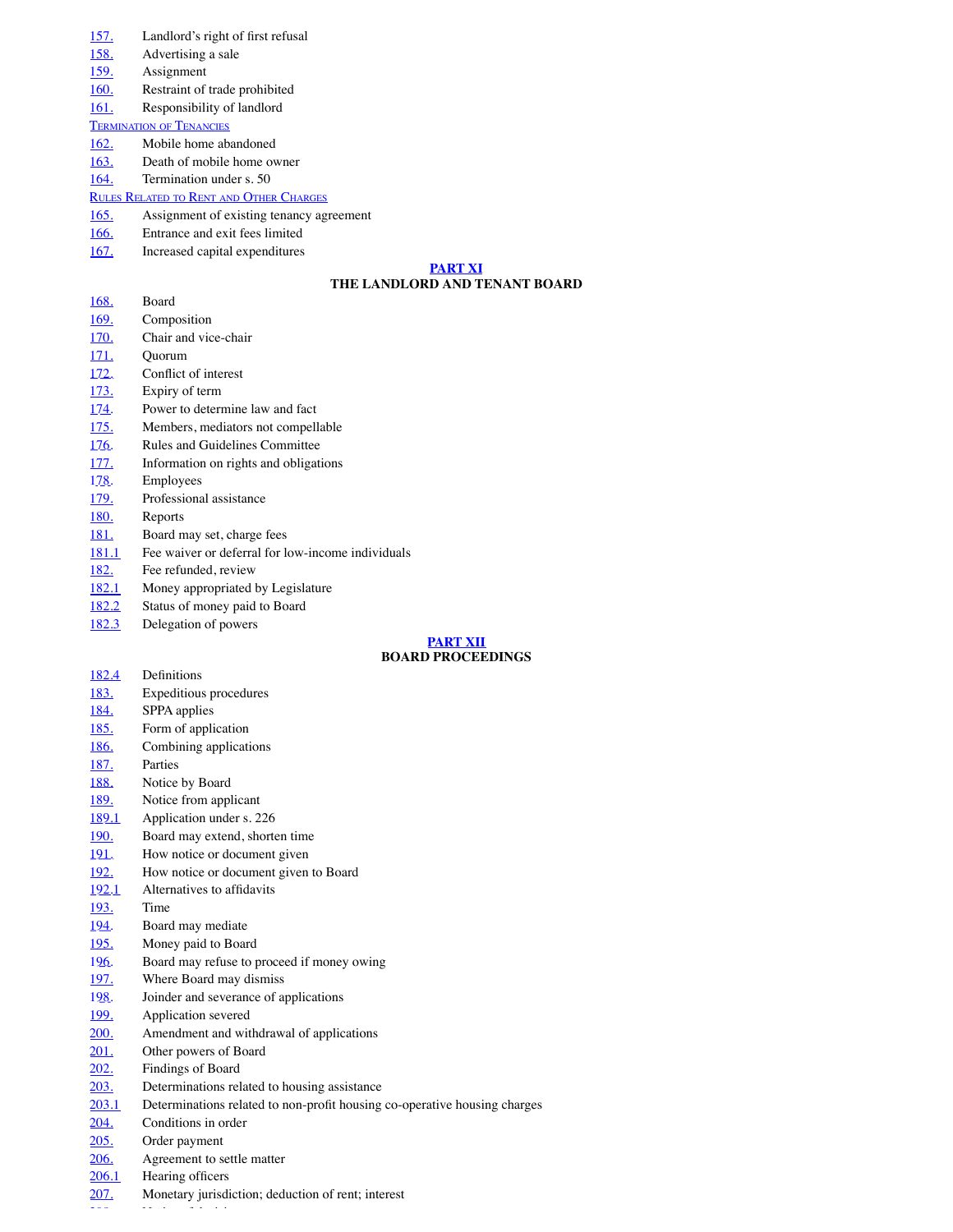| | |
|---|---|
| 157. | Landlord's right of first refusal |
| 158. | Advertising a sale |
| 159. | Assignment |
| 160. | Restraint of trade prohibited |
| 161. | Responsibility of landlord |

Termination of Tenancies

| | |
|---|---|
| 162. | Mobile home abandoned |
| 163. | Death of mobile home owner |
| 164. | Termination under s. 50 |

Rules Related to Rent and Other Charges

| | |
|---|---|
| 165. | Assignment of existing tenancy agreement |
| 166. | Entrance and exit fees limited |
| 167. | Increased capital expenditures |

## PART XI
## THE LANDLORD AND TENANT BOARD

| | |
|---|---|
| 168. | Board |
| 169. | Composition |
| 170. | Chair and vice-chair |
| 171. | Quorum |
| 172. | Conflict of interest |
| 173. | Expiry of term |
| 174. | Power to determine law and fact |
| 175. | Members, mediators not compellable |
| 176. | Rules and Guidelines Committee |
| 177. | Information on rights and obligations |
| 178. | Employees |
| 179. | Professional assistance |
| 180. | Reports |
| 181. | Board may set, charge fees |
| 181.1 | Fee waiver or deferral for low-income individuals |
| 182. | Fee refunded, review |
| 182.1 | Money appropriated by Legislature |
| 182.2 | Status of money paid to Board |
| 182.3 | Delegation of powers |

## PART XII
## BOARD PROCEEDINGS

| | |
|---|---|
| 182.4 | Definitions |
| 183. | Expeditious procedures |
| 184. | SPPA applies |
| 185. | Form of application |
| 186. | Combining applications |
| 187. | Parties |
| 188. | Notice by Board |
| 189. | Notice from applicant |
| 189.1 | Application under s. 226 |
| 190. | Board may extend, shorten time |
| 191. | How notice or document given |
| 192. | How notice or document given to Board |
| 192.1 | Alternatives to affidavits |
| 193. | Time |
| 194. | Board may mediate |
| 195. | Money paid to Board |
| 196. | Board may refuse to proceed if money owing |
| 197. | Where Board may dismiss |
| 198. | Joinder and severance of applications |
| 199. | Application severed |
| 200. | Amendment and withdrawal of applications |
| 201. | Other powers of Board |
| 202. | Findings of Board |
| 203. | Determinations related to housing assistance |
| 203.1 | Determinations related to non-profit housing co-operative housing charges |
| 204. | Conditions in order |
| 205. | Order payment |
| 206. | Agreement to settle matter |
| 206.1 | Hearing officers |
| 207. | Monetary jurisdiction; deduction of rent; interest |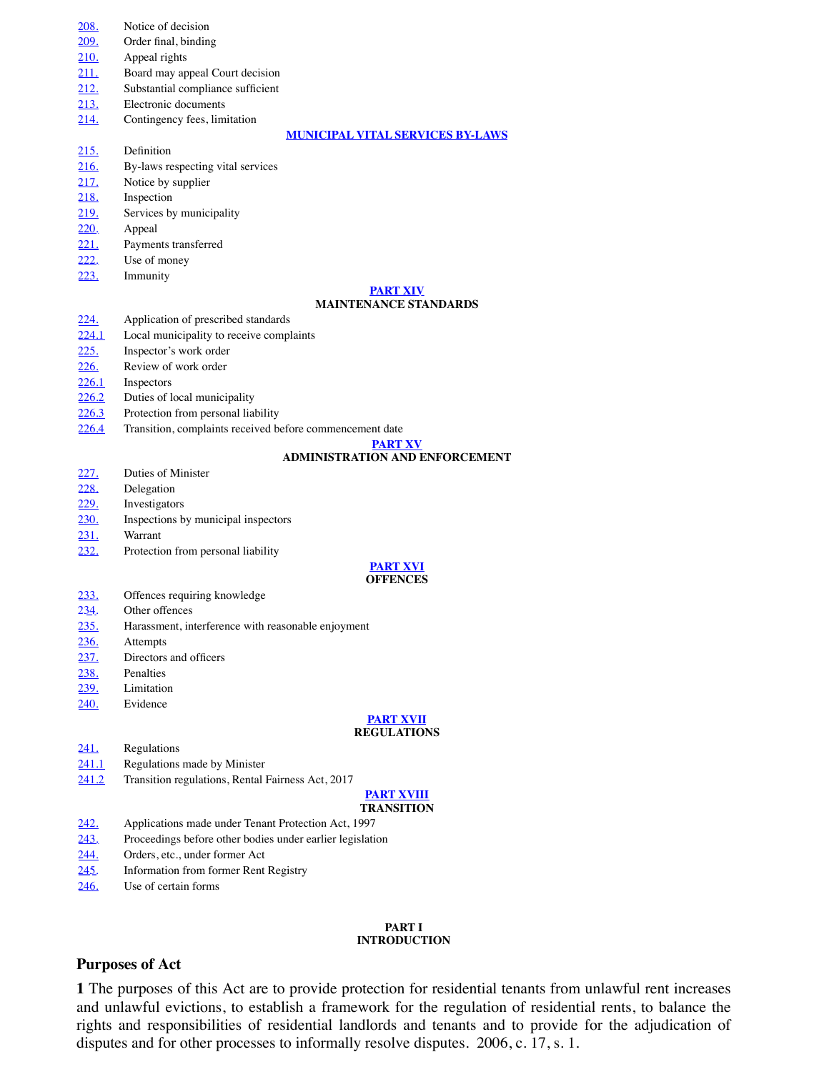208. Notice of decision
209. Order final, binding
210. Appeal rights
211. Board may appeal Court decision
212. Substantial compliance sufficient
213. Electronic documents
214. Contingency fees, limitation

**MUNICIPAL VITAL SERVICES BY-LAWS**

215. Definition
216. By-laws respecting vital services
217. Notice by supplier
218. Inspection
219. Services by municipality
220. Appeal
221. Payments transferred
222. Use of money
223. Immunity

**PART XIV**
**MAINTENANCE STANDARDS**

224. Application of prescribed standards
224.1 Local municipality to receive complaints
225. Inspector's work order
226. Review of work order
226.1 Inspectors
226.2 Duties of local municipality
226.3 Protection from personal liability
226.4 Transition, complaints received before commencement date

**PART XV**
**ADMINISTRATION AND ENFORCEMENT**

227. Duties of Minister
228. Delegation
229. Investigators
230. Inspections by municipal inspectors
231. Warrant
232. Protection from personal liability

**PART XVI**
**OFFENCES**

233. Offences requiring knowledge
234. Other offences
235. Harassment, interference with reasonable enjoyment
236. Attempts
237. Directors and officers
238. Penalties
239. Limitation
240. Evidence

**PART XVII**
**REGULATIONS**

241. Regulations
241.1 Regulations made by Minister
241.2 Transition regulations, Rental Fairness Act, 2017

**PART XVIII**
**TRANSITION**

242. Applications made under Tenant Protection Act, 1997
243. Proceedings before other bodies under earlier legislation
244. Orders, etc., under former Act
245. Information from former Rent Registry
246. Use of certain forms

**PART I**
**INTRODUCTION**

## Purposes of Act

**1** The purposes of this Act are to provide protection for residential tenants from unlawful rent increases and unlawful evictions, to establish a framework for the regulation of residential rents, to balance the rights and responsibilities of residential landlords and tenants and to provide for the adjudication of disputes and for other processes to informally resolve disputes. 2006, c. 17, s. 1.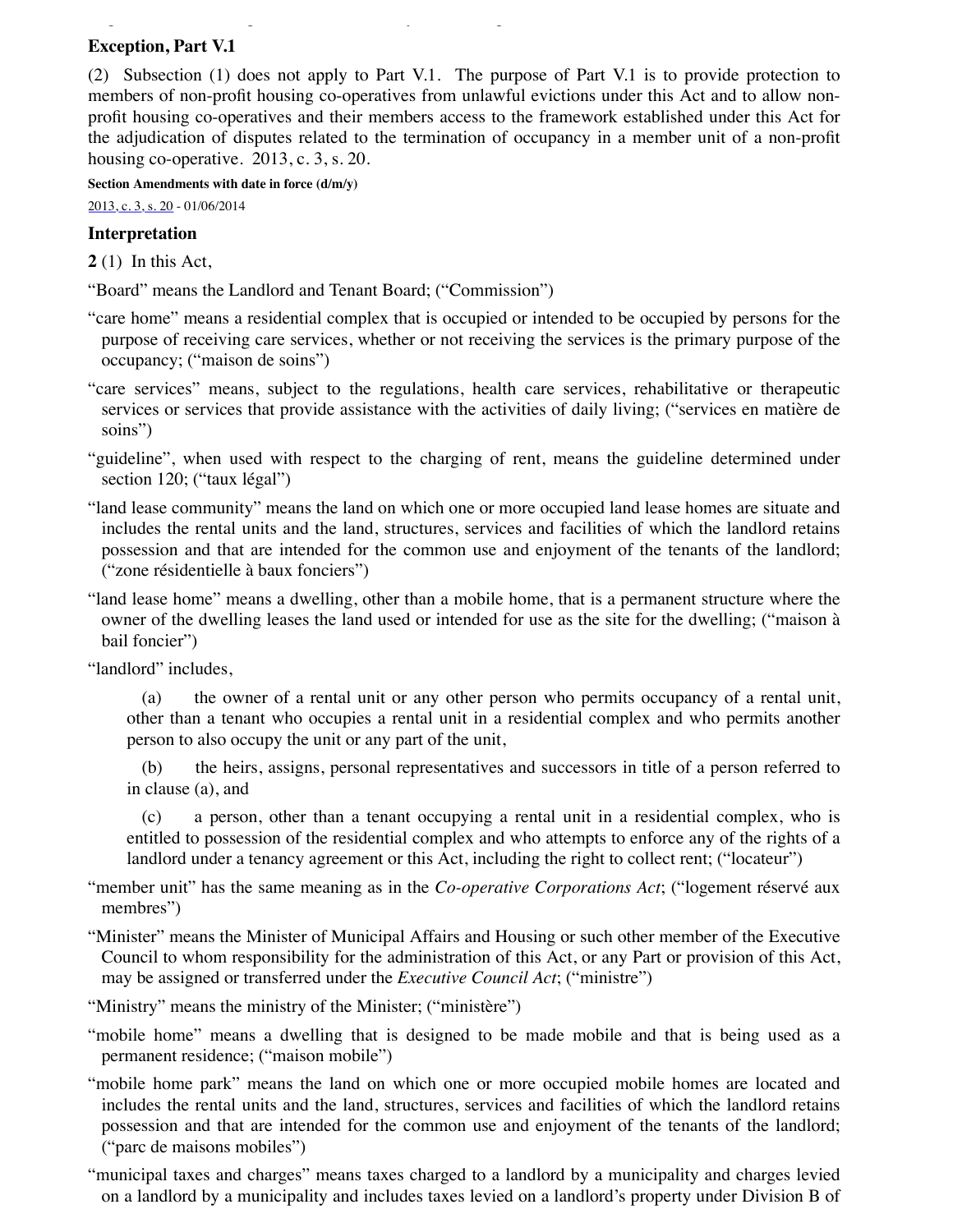**Exception, Part V.1**

(2) Subsection (1) does not apply to Part V.1. The purpose of Part V.1 is to provide protection to members of non-profit housing co-operatives from unlawful evictions under this Act and to allow non-profit housing co-operatives and their members access to the framework established under this Act for the adjudication of disputes related to the termination of occupancy in a member unit of a non-profit housing co-operative. 2013, c. 3, s. 20.

**Section Amendments with date in force (d/m/y)**

2013, c. 3, s. 20 - 01/06/2014

**Interpretation**

**2** (1) In this Act,

"Board" means the Landlord and Tenant Board; ("Commission")

"care home" means a residential complex that is occupied or intended to be occupied by persons for the purpose of receiving care services, whether or not receiving the services is the primary purpose of the occupancy; ("maison de soins")

"care services" means, subject to the regulations, health care services, rehabilitative or therapeutic services or services that provide assistance with the activities of daily living; ("services en matière de soins")

"guideline", when used with respect to the charging of rent, means the guideline determined under section 120; ("taux légal")

"land lease community" means the land on which one or more occupied land lease homes are situate and includes the rental units and the land, structures, services and facilities of which the landlord retains possession and that are intended for the common use and enjoyment of the tenants of the landlord; ("zone résidentielle à baux fonciers")

"land lease home" means a dwelling, other than a mobile home, that is a permanent structure where the owner of the dwelling leases the land used or intended for use as the site for the dwelling; ("maison à bail foncier")

"landlord" includes,

(a) the owner of a rental unit or any other person who permits occupancy of a rental unit, other than a tenant who occupies a rental unit in a residential complex and who permits another person to also occupy the unit or any part of the unit,

(b) the heirs, assigns, personal representatives and successors in title of a person referred to in clause (a), and

(c) a person, other than a tenant occupying a rental unit in a residential complex, who is entitled to possession of the residential complex and who attempts to enforce any of the rights of a landlord under a tenancy agreement or this Act, including the right to collect rent; ("locateur")

"member unit" has the same meaning as in the *Co-operative Corporations Act*; ("logement réservé aux membres")

"Minister" means the Minister of Municipal Affairs and Housing or such other member of the Executive Council to whom responsibility for the administration of this Act, or any Part or provision of this Act, may be assigned or transferred under the *Executive Council Act*; ("ministre")

"Ministry" means the ministry of the Minister; ("ministère")

"mobile home" means a dwelling that is designed to be made mobile and that is being used as a permanent residence; ("maison mobile")

"mobile home park" means the land on which one or more occupied mobile homes are located and includes the rental units and the land, structures, services and facilities of which the landlord retains possession and that are intended for the common use and enjoyment of the tenants of the landlord; ("parc de maisons mobiles")

"municipal taxes and charges" means taxes charged to a landlord by a municipality and charges levied on a landlord by a municipality and includes taxes levied on a landlord's property under Division B of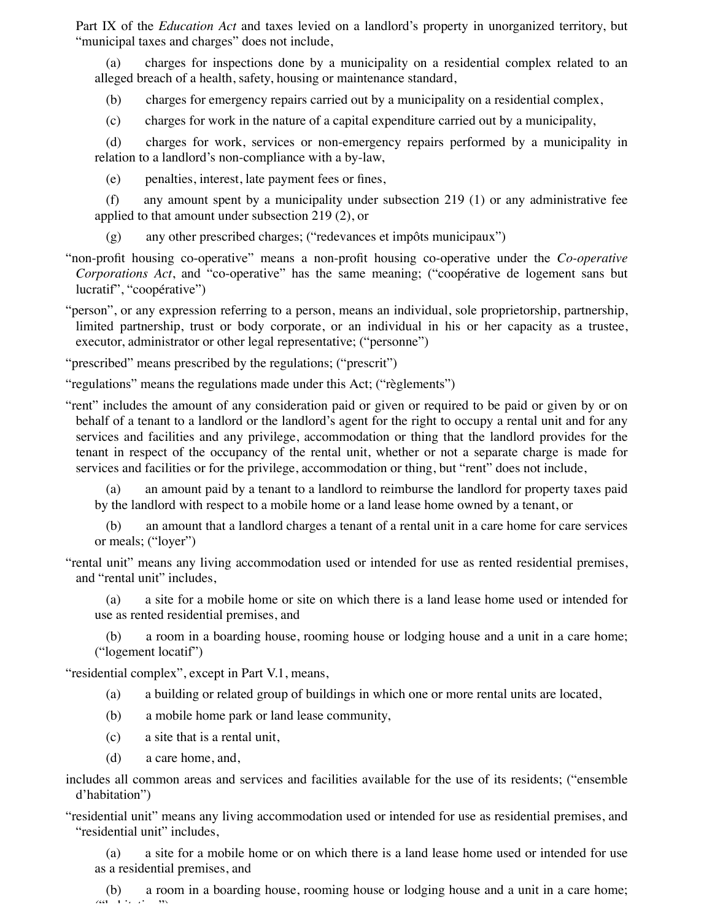Part IX of the *Education Act* and taxes levied on a landlord's property in unorganized territory, but "municipal taxes and charges" does not include,

(a) charges for inspections done by a municipality on a residential complex related to an alleged breach of a health, safety, housing or maintenance standard,

(b) charges for emergency repairs carried out by a municipality on a residential complex,

(c) charges for work in the nature of a capital expenditure carried out by a municipality,

(d) charges for work, services or non-emergency repairs performed by a municipality in relation to a landlord's non-compliance with a by-law,

(e) penalties, interest, late payment fees or fines,

(f) any amount spent by a municipality under subsection 219 (1) or any administrative fee applied to that amount under subsection 219 (2), or

(g) any other prescribed charges; ("redevances et impôts municipaux")

"non-profit housing co-operative" means a non-profit housing co-operative under the *Co-operative Corporations Act*, and "co-operative" has the same meaning; ("coopérative de logement sans but lucratif", "coopérative")

"person", or any expression referring to a person, means an individual, sole proprietorship, partnership, limited partnership, trust or body corporate, or an individual in his or her capacity as a trustee, executor, administrator or other legal representative; ("personne")

"prescribed" means prescribed by the regulations; ("prescrit")

"regulations" means the regulations made under this Act; ("règlements")

"rent" includes the amount of any consideration paid or given or required to be paid or given by or on behalf of a tenant to a landlord or the landlord's agent for the right to occupy a rental unit and for any services and facilities and any privilege, accommodation or thing that the landlord provides for the tenant in respect of the occupancy of the rental unit, whether or not a separate charge is made for services and facilities or for the privilege, accommodation or thing, but "rent" does not include,

(a) an amount paid by a tenant to a landlord to reimburse the landlord for property taxes paid by the landlord with respect to a mobile home or a land lease home owned by a tenant, or

(b) an amount that a landlord charges a tenant of a rental unit in a care home for care services or meals; ("loyer")

"rental unit" means any living accommodation used or intended for use as rented residential premises, and "rental unit" includes,

(a) a site for a mobile home or site on which there is a land lease home used or intended for use as rented residential premises, and

(b) a room in a boarding house, rooming house or lodging house and a unit in a care home; ("logement locatif")

"residential complex", except in Part V.1, means,

(a) a building or related group of buildings in which one or more rental units are located,

(b) a mobile home park or land lease community,

(c) a site that is a rental unit,

(d) a care home, and,

includes all common areas and services and facilities available for the use of its residents; ("ensemble d'habitation")

"residential unit" means any living accommodation used or intended for use as residential premises, and "residential unit" includes,

(a) a site for a mobile home or on which there is a land lease home used or intended for use as a residential premises, and

(b) a room in a boarding house, rooming house or lodging house and a unit in a care home; ("habitation")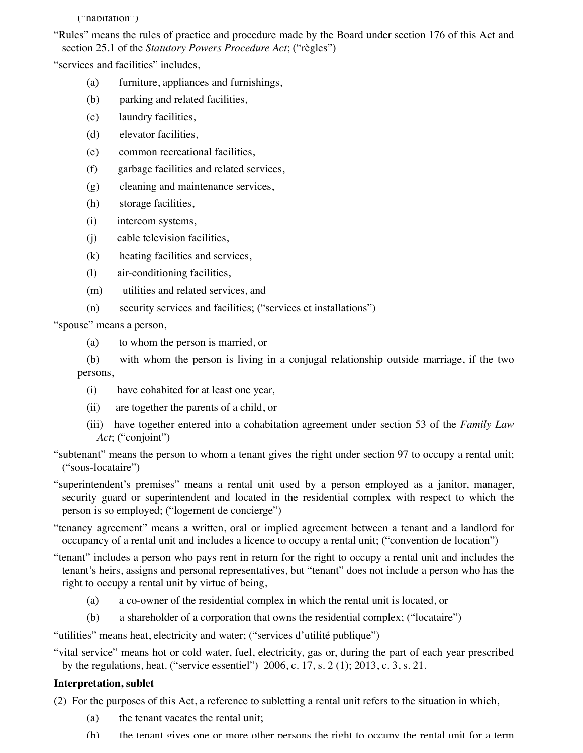("habitation")

"Rules" means the rules of practice and procedure made by the Board under section 176 of this Act and section 25.1 of the *Statutory Powers Procedure Act*; ("règles")

"services and facilities" includes,

(a) furniture, appliances and furnishings,

(b) parking and related facilities,

(c) laundry facilities,

(d) elevator facilities,

(e) common recreational facilities,

(f) garbage facilities and related services,

(g) cleaning and maintenance services,

(h) storage facilities,

(i) intercom systems,

(j) cable television facilities,

(k) heating facilities and services,

(l) air-conditioning facilities,

(m) utilities and related services, and

(n) security services and facilities; ("services et installations")

"spouse" means a person,

(a) to whom the person is married, or

(b) with whom the person is living in a conjugal relationship outside marriage, if the two persons,

(i) have cohabited for at least one year,

(ii) are together the parents of a child, or

(iii) have together entered into a cohabitation agreement under section 53 of the *Family Law Act*; ("conjoint")

"subtenant" means the person to whom a tenant gives the right under section 97 to occupy a rental unit; ("sous-locataire")

"superintendent's premises" means a rental unit used by a person employed as a janitor, manager, security guard or superintendent and located in the residential complex with respect to which the person is so employed; ("logement de concierge")

"tenancy agreement" means a written, oral or implied agreement between a tenant and a landlord for occupancy of a rental unit and includes a licence to occupy a rental unit; ("convention de location")

"tenant" includes a person who pays rent in return for the right to occupy a rental unit and includes the tenant's heirs, assigns and personal representatives, but "tenant" does not include a person who has the right to occupy a rental unit by virtue of being,

(a) a co-owner of the residential complex in which the rental unit is located, or

(b) a shareholder of a corporation that owns the residential complex; ("locataire")

"utilities" means heat, electricity and water; ("services d'utilité publique")

"vital service" means hot or cold water, fuel, electricity, gas or, during the part of each year prescribed by the regulations, heat. ("service essentiel") 2006, c. 17, s. 2 (1); 2013, c. 3, s. 21.

**Interpretation, sublet**

(2) For the purposes of this Act, a reference to subletting a rental unit refers to the situation in which,

(a) the tenant vacates the rental unit;

(b) the tenant gives one or more other persons the right to occupy the rental unit for a term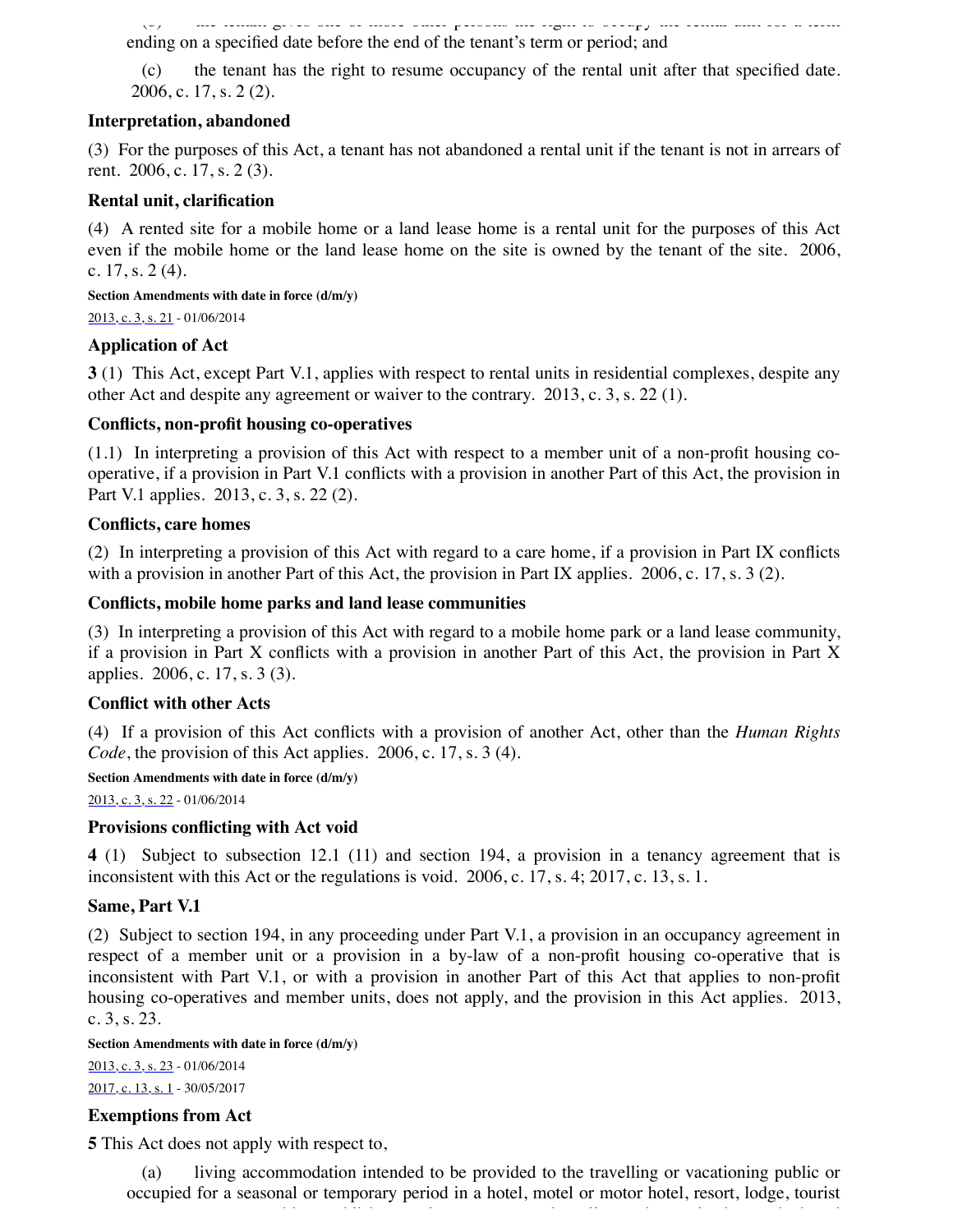ending on a specified date before the end of the tenant's term or period; and

(c) the tenant has the right to resume occupancy of the rental unit after that specified date. 2006, c. 17, s. 2 (2).

**Interpretation, abandoned**

(3) For the purposes of this Act, a tenant has not abandoned a rental unit if the tenant is not in arrears of rent. 2006, c. 17, s. 2 (3).

**Rental unit, clarification**

(4) A rented site for a mobile home or a land lease home is a rental unit for the purposes of this Act even if the mobile home or the land lease home on the site is owned by the tenant of the site. 2006, c. 17, s. 2 (4).

**Section Amendments with date in force (d/m/y)**

2013, c. 3, s. 21 - 01/06/2014

**Application of Act**

**3** (1) This Act, except Part V.1, applies with respect to rental units in residential complexes, despite any other Act and despite any agreement or waiver to the contrary. 2013, c. 3, s. 22 (1).

**Conflicts, non-profit housing co-operatives**

(1.1) In interpreting a provision of this Act with respect to a member unit of a non-profit housing co-operative, if a provision in Part V.1 conflicts with a provision in another Part of this Act, the provision in Part V.1 applies. 2013, c. 3, s. 22 (2).

**Conflicts, care homes**

(2) In interpreting a provision of this Act with regard to a care home, if a provision in Part IX conflicts with a provision in another Part of this Act, the provision in Part IX applies. 2006, c. 17, s. 3 (2).

**Conflicts, mobile home parks and land lease communities**

(3) In interpreting a provision of this Act with regard to a mobile home park or a land lease community, if a provision in Part X conflicts with a provision in another Part of this Act, the provision in Part X applies. 2006, c. 17, s. 3 (3).

**Conflict with other Acts**

(4) If a provision of this Act conflicts with a provision of another Act, other than the *Human Rights Code*, the provision of this Act applies. 2006, c. 17, s. 3 (4).

**Section Amendments with date in force (d/m/y)**

2013, c. 3, s. 22 - 01/06/2014

**Provisions conflicting with Act void**

**4** (1) Subject to subsection 12.1 (11) and section 194, a provision in a tenancy agreement that is inconsistent with this Act or the regulations is void. 2006, c. 17, s. 4; 2017, c. 13, s. 1.

**Same, Part V.1**

(2) Subject to section 194, in any proceeding under Part V.1, a provision in an occupancy agreement in respect of a member unit or a provision in a by-law of a non-profit housing co-operative that is inconsistent with Part V.1, or with a provision in another Part of this Act that applies to non-profit housing co-operatives and member units, does not apply, and the provision in this Act applies. 2013, c. 3, s. 23.

**Section Amendments with date in force (d/m/y)**

2013, c. 3, s. 23 - 01/06/2014

2017, c. 13, s. 1 - 30/05/2017

**Exemptions from Act**

**5** This Act does not apply with respect to,

(a) living accommodation intended to be provided to the travelling or vacationing public or occupied for a seasonal or temporary period in a hotel, motel or motor hotel, resort, lodge, tourist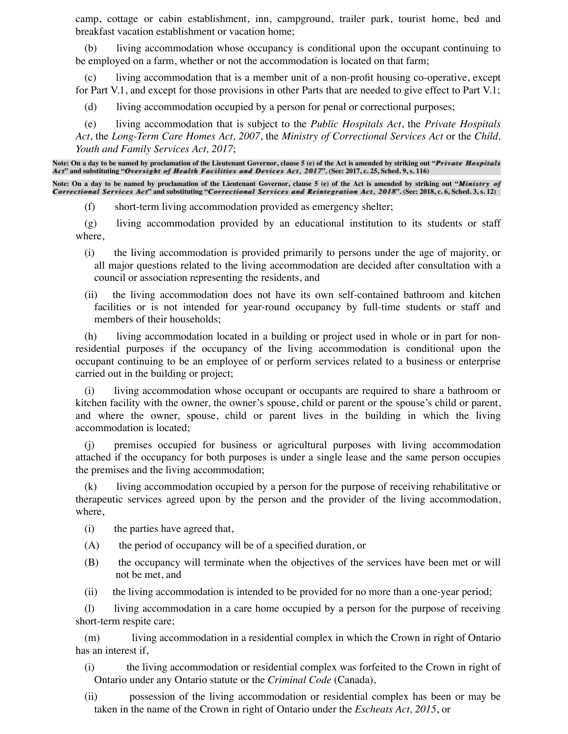camp, cottage or cabin establishment, inn, campground, trailer park, tourist home, bed and breakfast vacation establishment or vacation home;

(b) living accommodation whose occupancy is conditional upon the occupant continuing to be employed on a farm, whether or not the accommodation is located on that farm;

(c) living accommodation that is a member unit of a non-profit housing co-operative, except for Part V.1, and except for those provisions in other Parts that are needed to give effect to Part V.1;

(d) living accommodation occupied by a person for penal or correctional purposes;

(e) living accommodation that is subject to the *Public Hospitals Act*, the *Private Hospitals Act*, the *Long-Term Care Homes Act, 2007*, the *Ministry of Correctional Services Act* or the *Child, Youth and Family Services Act, 2017*;

**Note: On a day to be named by proclamation of the Lieutenant Governor, clause 5 (e) of the Act is amended by striking out "*Private Hospitals Act*" and substituting "*Oversight of Health Facilities and Devices Act, 2017*". (See: 2017, c. 25, Sched. 9, s. 116)**

**Note: On a day to be named by proclamation of the Lieutenant Governor, clause 5 (e) of the Act is amended by striking out "*Ministry of Correctional Services Act*" and substituting "*Correctional Services and Reintegration Act, 2018*". (See: 2018, c. 6, Sched. 3, s. 12)**

(f) short-term living accommodation provided as emergency shelter;

(g) living accommodation provided by an educational institution to its students or staff where,

(i) the living accommodation is provided primarily to persons under the age of majority, or all major questions related to the living accommodation are decided after consultation with a council or association representing the residents, and

(ii) the living accommodation does not have its own self-contained bathroom and kitchen facilities or is not intended for year-round occupancy by full-time students or staff and members of their households;

(h) living accommodation located in a building or project used in whole or in part for non-residential purposes if the occupancy of the living accommodation is conditional upon the occupant continuing to be an employee of or perform services related to a business or enterprise carried out in the building or project;

(i) living accommodation whose occupant or occupants are required to share a bathroom or kitchen facility with the owner, the owner's spouse, child or parent or the spouse's child or parent, and where the owner, spouse, child or parent lives in the building in which the living accommodation is located;

(j) premises occupied for business or agricultural purposes with living accommodation attached if the occupancy for both purposes is under a single lease and the same person occupies the premises and the living accommodation;

(k) living accommodation occupied by a person for the purpose of receiving rehabilitative or therapeutic services agreed upon by the person and the provider of the living accommodation, where,

(i) the parties have agreed that,

(A) the period of occupancy will be of a specified duration, or

(B) the occupancy will terminate when the objectives of the services have been met or will not be met, and

(ii) the living accommodation is intended to be provided for no more than a one-year period;

(l) living accommodation in a care home occupied by a person for the purpose of receiving short-term respite care;

(m) living accommodation in a residential complex in which the Crown in right of Ontario has an interest if,

(i) the living accommodation or residential complex was forfeited to the Crown in right of Ontario under any Ontario statute or the *Criminal Code* (Canada),

(ii) possession of the living accommodation or residential complex has been or may be taken in the name of the Crown in right of Ontario under the *Escheats Act, 2015*, or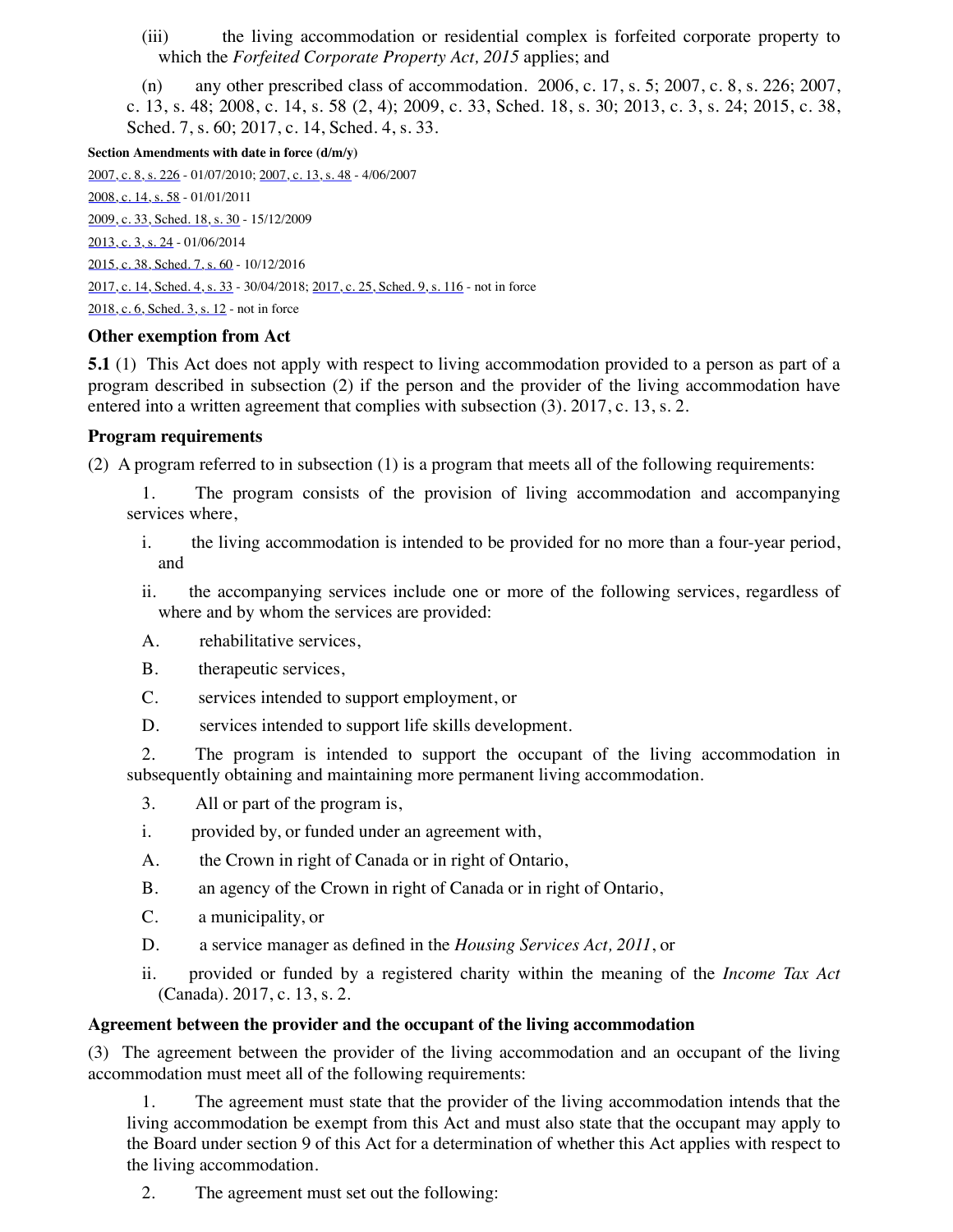(iii) the living accommodation or residential complex is forfeited corporate property to which the *Forfeited Corporate Property Act, 2015* applies; and

(n) any other prescribed class of accommodation. 2006, c. 17, s. 5; 2007, c. 8, s. 226; 2007, c. 13, s. 48; 2008, c. 14, s. 58 (2, 4); 2009, c. 33, Sched. 18, s. 30; 2013, c. 3, s. 24; 2015, c. 38, Sched. 7, s. 60; 2017, c. 14, Sched. 4, s. 33.

**Section Amendments with date in force (d/m/y)**

2007, c. 8, s. 226 - 01/07/2010; 2007, c. 13, s. 48 - 4/06/2007

2008, c. 14, s. 58 - 01/01/2011

2009, c. 33, Sched. 18, s. 30 - 15/12/2009

2013, c. 3, s. 24 - 01/06/2014

2015, c. 38, Sched. 7, s. 60 - 10/12/2016

2017, c. 14, Sched. 4, s. 33 - 30/04/2018; 2017, c. 25, Sched. 9, s. 116 - not in force

2018, c. 6, Sched. 3, s. 12 - not in force

### Other exemption from Act

**5.1** (1) This Act does not apply with respect to living accommodation provided to a person as part of a program described in subsection (2) if the person and the provider of the living accommodation have entered into a written agreement that complies with subsection (3). 2017, c. 13, s. 2.

### Program requirements

(2) A program referred to in subsection (1) is a program that meets all of the following requirements:

1. The program consists of the provision of living accommodation and accompanying services where,
   - i. the living accommodation is intended to be provided for no more than a four-year period, and
   - ii. the accompanying services include one or more of the following services, regardless of where and by whom the services are provided:
     - A. rehabilitative services,
     - B. therapeutic services,
     - C. services intended to support employment, or
     - D. services intended to support life skills development.
2. The program is intended to support the occupant of the living accommodation in subsequently obtaining and maintaining more permanent living accommodation.
3. All or part of the program is,
   - i. provided by, or funded under an agreement with,
     - A. the Crown in right of Canada or in right of Ontario,
     - B. an agency of the Crown in right of Canada or in right of Ontario,
     - C. a municipality, or
     - D. a service manager as defined in the *Housing Services Act, 2011*, or
   - ii. provided or funded by a registered charity within the meaning of the *Income Tax Act* (Canada). 2017, c. 13, s. 2.

### Agreement between the provider and the occupant of the living accommodation

(3) The agreement between the provider of the living accommodation and an occupant of the living accommodation must meet all of the following requirements:

1. The agreement must state that the provider of the living accommodation intends that the living accommodation be exempt from this Act and must also state that the occupant may apply to the Board under section 9 of this Act for a determination of whether this Act applies with respect to the living accommodation.
2. The agreement must set out the following: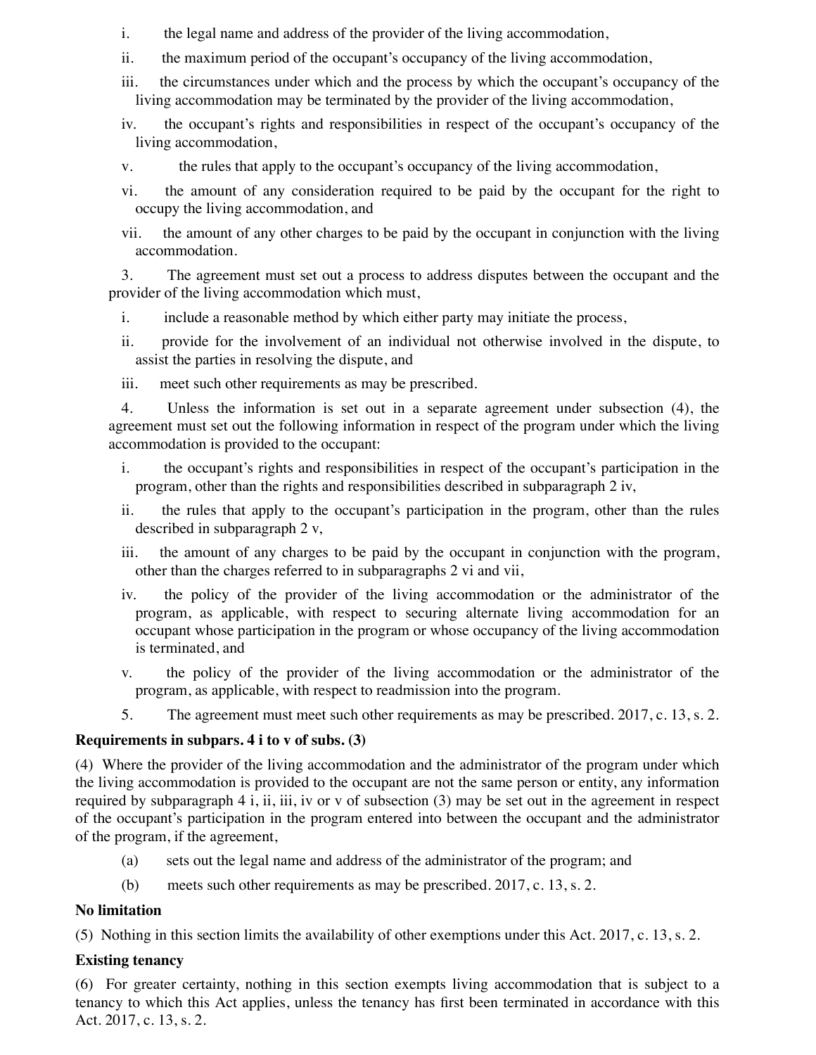i. the legal name and address of the provider of the living accommodation,

ii. the maximum period of the occupant's occupancy of the living accommodation,

iii. the circumstances under which and the process by which the occupant's occupancy of the living accommodation may be terminated by the provider of the living accommodation,

iv. the occupant's rights and responsibilities in respect of the occupant's occupancy of the living accommodation,

v. the rules that apply to the occupant's occupancy of the living accommodation,

vi. the amount of any consideration required to be paid by the occupant for the right to occupy the living accommodation, and

vii. the amount of any other charges to be paid by the occupant in conjunction with the living accommodation.

3. The agreement must set out a process to address disputes between the occupant and the provider of the living accommodation which must,

i. include a reasonable method by which either party may initiate the process,

ii. provide for the involvement of an individual not otherwise involved in the dispute, to assist the parties in resolving the dispute, and

iii. meet such other requirements as may be prescribed.

4. Unless the information is set out in a separate agreement under subsection (4), the agreement must set out the following information in respect of the program under which the living accommodation is provided to the occupant:

i. the occupant's rights and responsibilities in respect of the occupant's participation in the program, other than the rights and responsibilities described in subparagraph 2 iv,

ii. the rules that apply to the occupant's participation in the program, other than the rules described in subparagraph 2 v,

iii. the amount of any charges to be paid by the occupant in conjunction with the program, other than the charges referred to in subparagraphs 2 vi and vii,

iv. the policy of the provider of the living accommodation or the administrator of the program, as applicable, with respect to securing alternate living accommodation for an occupant whose participation in the program or whose occupancy of the living accommodation is terminated, and

v. the policy of the provider of the living accommodation or the administrator of the program, as applicable, with respect to readmission into the program.

5. The agreement must meet such other requirements as may be prescribed. 2017, c. 13, s. 2.

**Requirements in subpars. 4 i to v of subs. (3)**

(4) Where the provider of the living accommodation and the administrator of the program under which the living accommodation is provided to the occupant are not the same person or entity, any information required by subparagraph 4 i, ii, iii, iv or v of subsection (3) may be set out in the agreement in respect of the occupant's participation in the program entered into between the occupant and the administrator of the program, if the agreement,

(a) sets out the legal name and address of the administrator of the program; and

(b) meets such other requirements as may be prescribed. 2017, c. 13, s. 2.

**No limitation**

(5) Nothing in this section limits the availability of other exemptions under this Act. 2017, c. 13, s. 2.

**Existing tenancy**

(6) For greater certainty, nothing in this section exempts living accommodation that is subject to a tenancy to which this Act applies, unless the tenancy has first been terminated in accordance with this Act. 2017, c. 13, s. 2.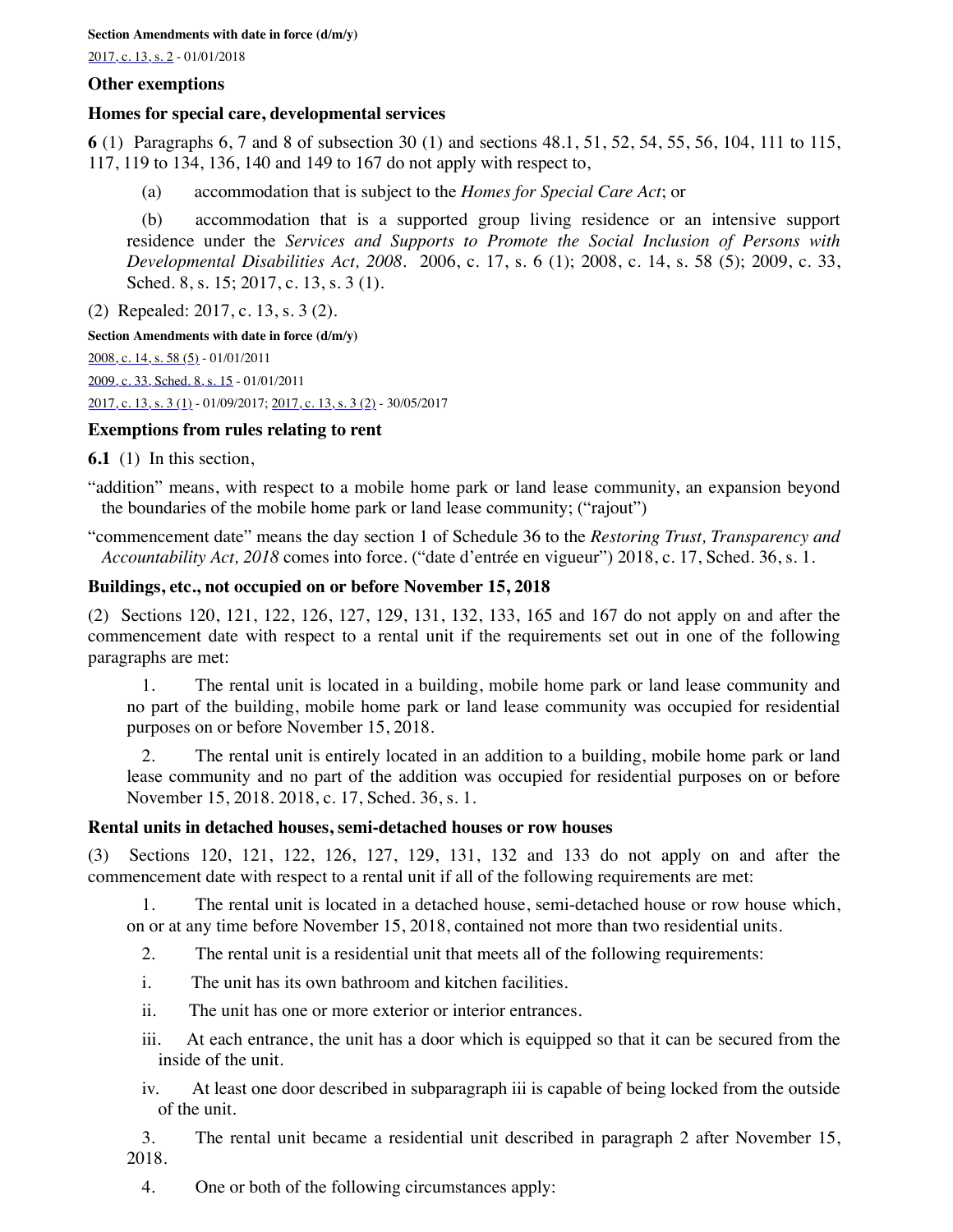**Section Amendments with date in force (d/m/y)**

2017, c. 13, s. 2 - 01/01/2018

### Other exemptions

### Homes for special care, developmental services

**6** (1) Paragraphs 6, 7 and 8 of subsection 30 (1) and sections 48.1, 51, 52, 54, 55, 56, 104, 111 to 115, 117, 119 to 134, 136, 140 and 149 to 167 do not apply with respect to,

(a) accommodation that is subject to the *Homes for Special Care Act*; or

(b) accommodation that is a supported group living residence or an intensive support residence under the *Services and Supports to Promote the Social Inclusion of Persons with Developmental Disabilities Act, 2008*. 2006, c. 17, s. 6 (1); 2008, c. 14, s. 58 (5); 2009, c. 33, Sched. 8, s. 15; 2017, c. 13, s. 3 (1).

(2) Repealed: 2017, c. 13, s. 3 (2).

**Section Amendments with date in force (d/m/y)**

2008, c. 14, s. 58 (5) - 01/01/2011

2009, c. 33, Sched. 8, s. 15 - 01/01/2011

2017, c. 13, s. 3 (1) - 01/09/2017; 2017, c. 13, s. 3 (2) - 30/05/2017

### Exemptions from rules relating to rent

**6.1** (1) In this section,

"addition" means, with respect to a mobile home park or land lease community, an expansion beyond the boundaries of the mobile home park or land lease community; ("rajout")

"commencement date" means the day section 1 of Schedule 36 to the *Restoring Trust, Transparency and Accountability Act, 2018* comes into force. ("date d'entrée en vigueur") 2018, c. 17, Sched. 36, s. 1.

### Buildings, etc., not occupied on or before November 15, 2018

(2) Sections 120, 121, 122, 126, 127, 129, 131, 132, 133, 165 and 167 do not apply on and after the commencement date with respect to a rental unit if the requirements set out in one of the following paragraphs are met:

1. The rental unit is located in a building, mobile home park or land lease community and no part of the building, mobile home park or land lease community was occupied for residential purposes on or before November 15, 2018.

2. The rental unit is entirely located in an addition to a building, mobile home park or land lease community and no part of the addition was occupied for residential purposes on or before November 15, 2018. 2018, c. 17, Sched. 36, s. 1.

### Rental units in detached houses, semi-detached houses or row houses

(3) Sections 120, 121, 122, 126, 127, 129, 131, 132 and 133 do not apply on and after the commencement date with respect to a rental unit if all of the following requirements are met:

1. The rental unit is located in a detached house, semi-detached house or row house which, on or at any time before November 15, 2018, contained not more than two residential units.

2. The rental unit is a residential unit that meets all of the following requirements:

   i. The unit has its own bathroom and kitchen facilities.

   ii. The unit has one or more exterior or interior entrances.

   iii. At each entrance, the unit has a door which is equipped so that it can be secured from the inside of the unit.

   iv. At least one door described in subparagraph iii is capable of being locked from the outside of the unit.

3. The rental unit became a residential unit described in paragraph 2 after November 15, 2018.

4. One or both of the following circumstances apply: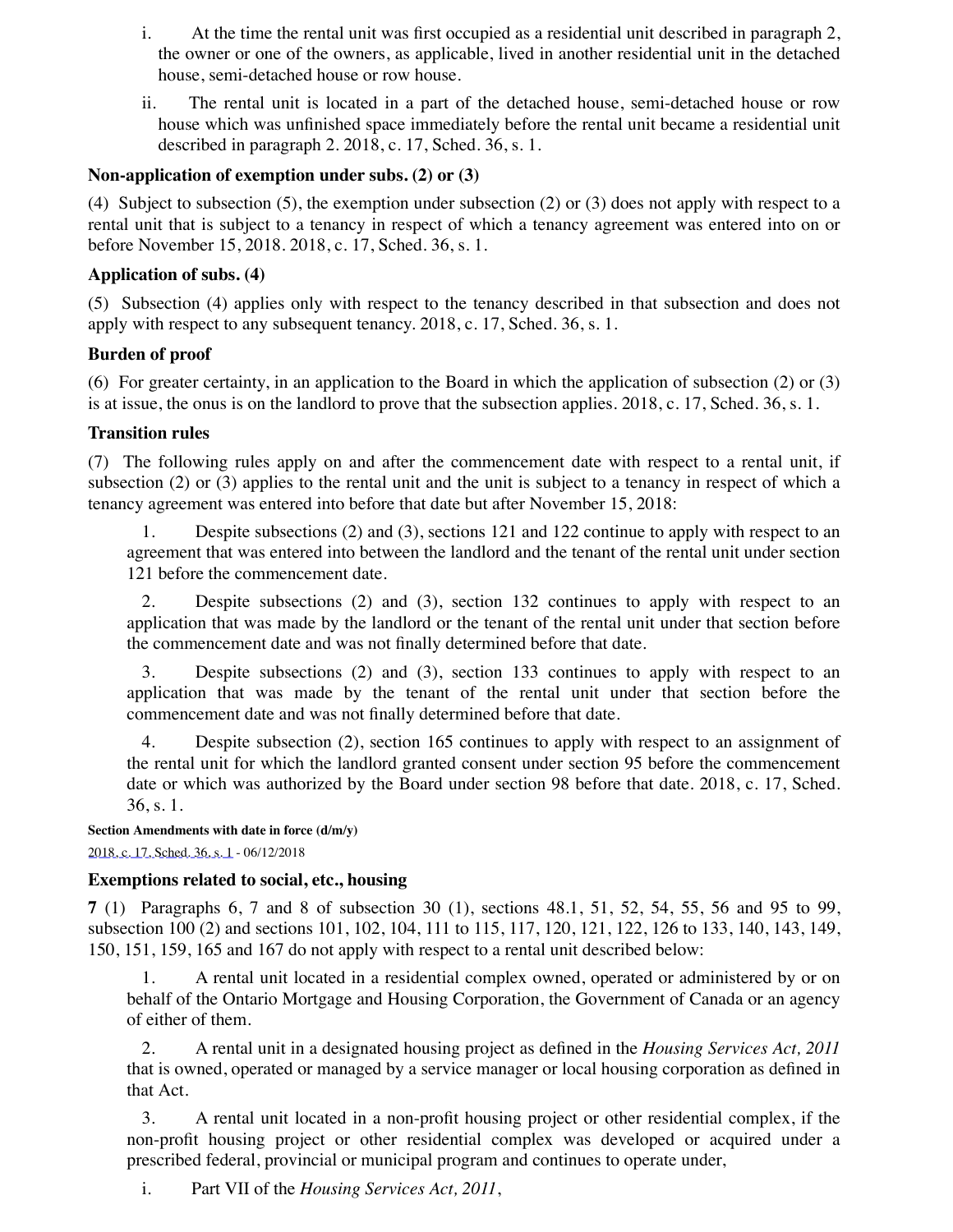i. At the time the rental unit was first occupied as a residential unit described in paragraph 2, the owner or one of the owners, as applicable, lived in another residential unit in the detached house, semi-detached house or row house.

ii. The rental unit is located in a part of the detached house, semi-detached house or row house which was unfinished space immediately before the rental unit became a residential unit described in paragraph 2. 2018, c. 17, Sched. 36, s. 1.

**Non-application of exemption under subs. (2) or (3)**

(4) Subject to subsection (5), the exemption under subsection (2) or (3) does not apply with respect to a rental unit that is subject to a tenancy in respect of which a tenancy agreement was entered into on or before November 15, 2018. 2018, c. 17, Sched. 36, s. 1.

**Application of subs. (4)**

(5) Subsection (4) applies only with respect to the tenancy described in that subsection and does not apply with respect to any subsequent tenancy. 2018, c. 17, Sched. 36, s. 1.

**Burden of proof**

(6) For greater certainty, in an application to the Board in which the application of subsection (2) or (3) is at issue, the onus is on the landlord to prove that the subsection applies. 2018, c. 17, Sched. 36, s. 1.

**Transition rules**

(7) The following rules apply on and after the commencement date with respect to a rental unit, if subsection (2) or (3) applies to the rental unit and the unit is subject to a tenancy in respect of which a tenancy agreement was entered into before that date but after November 15, 2018:

1. Despite subsections (2) and (3), sections 121 and 122 continue to apply with respect to an agreement that was entered into between the landlord and the tenant of the rental unit under section 121 before the commencement date.

2. Despite subsections (2) and (3), section 132 continues to apply with respect to an application that was made by the landlord or the tenant of the rental unit under that section before the commencement date and was not finally determined before that date.

3. Despite subsections (2) and (3), section 133 continues to apply with respect to an application that was made by the tenant of the rental unit under that section before the commencement date and was not finally determined before that date.

4. Despite subsection (2), section 165 continues to apply with respect to an assignment of the rental unit for which the landlord granted consent under section 95 before the commencement date or which was authorized by the Board under section 98 before that date. 2018, c. 17, Sched. 36, s. 1.

**Section Amendments with date in force (d/m/y)**

2018, c. 17, Sched. 36, s. 1 - 06/12/2018

**Exemptions related to social, etc., housing**

**7** (1) Paragraphs 6, 7 and 8 of subsection 30 (1), sections 48.1, 51, 52, 54, 55, 56 and 95 to 99, subsection 100 (2) and sections 101, 102, 104, 111 to 115, 117, 120, 121, 122, 126 to 133, 140, 143, 149, 150, 151, 159, 165 and 167 do not apply with respect to a rental unit described below:

1. A rental unit located in a residential complex owned, operated or administered by or on behalf of the Ontario Mortgage and Housing Corporation, the Government of Canada or an agency of either of them.

2. A rental unit in a designated housing project as defined in the *Housing Services Act, 2011* that is owned, operated or managed by a service manager or local housing corporation as defined in that Act.

3. A rental unit located in a non-profit housing project or other residential complex, if the non-profit housing project or other residential complex was developed or acquired under a prescribed federal, provincial or municipal program and continues to operate under,

i. Part VII of the *Housing Services Act, 2011*,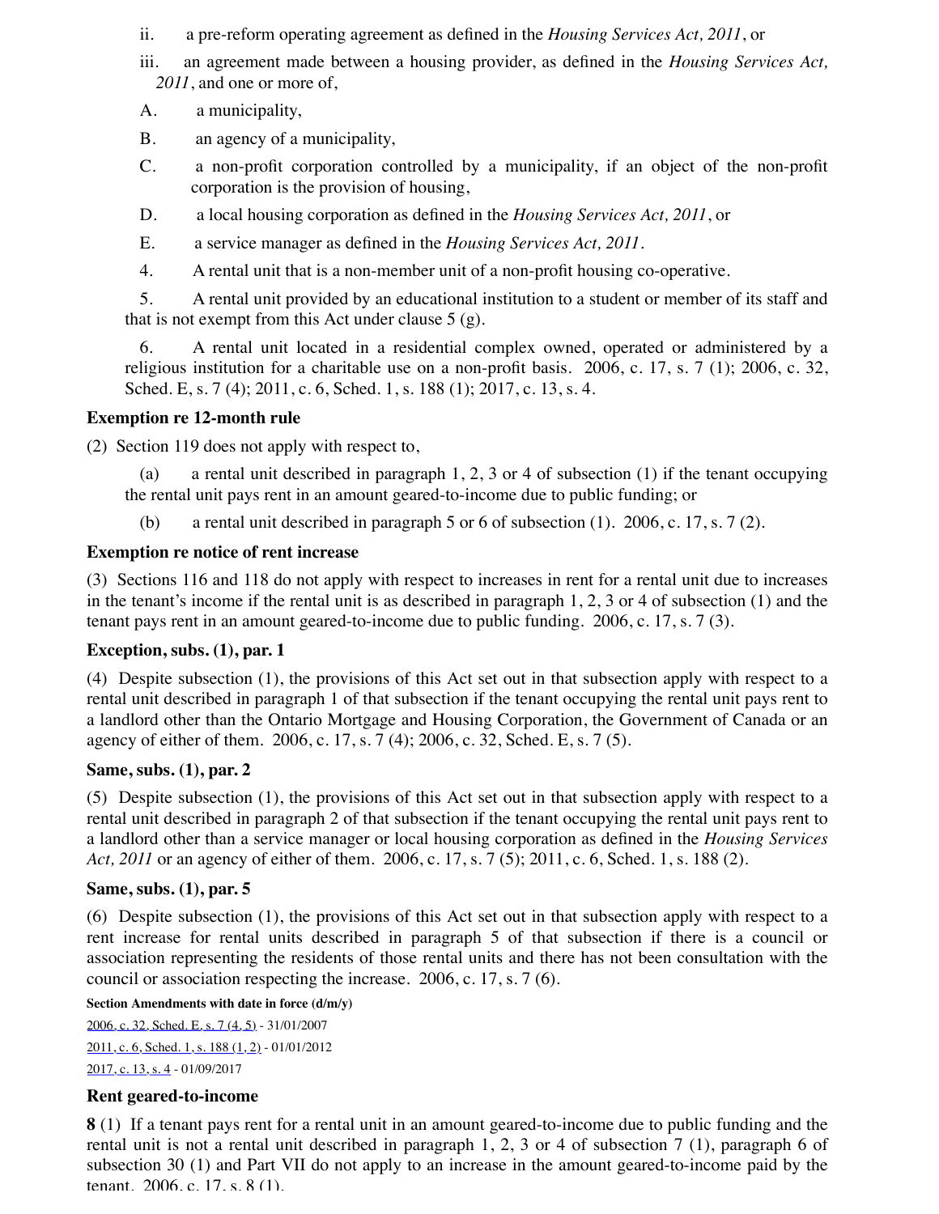ii. a pre-reform operating agreement as defined in the *Housing Services Act, 2011*, or

iii. an agreement made between a housing provider, as defined in the *Housing Services Act, 2011*, and one or more of,

A. a municipality,

B. an agency of a municipality,

C. a non-profit corporation controlled by a municipality, if an object of the non-profit corporation is the provision of housing,

D. a local housing corporation as defined in the *Housing Services Act, 2011*, or

E. a service manager as defined in the *Housing Services Act, 2011*.

4. A rental unit that is a non-member unit of a non-profit housing co-operative.

5. A rental unit provided by an educational institution to a student or member of its staff and that is not exempt from this Act under clause 5 (g).

6. A rental unit located in a residential complex owned, operated or administered by a religious institution for a charitable use on a non-profit basis. 2006, c. 17, s. 7 (1); 2006, c. 32, Sched. E, s. 7 (4); 2011, c. 6, Sched. 1, s. 188 (1); 2017, c. 13, s. 4.

**Exemption re 12-month rule**

(2) Section 119 does not apply with respect to,

(a) a rental unit described in paragraph 1, 2, 3 or 4 of subsection (1) if the tenant occupying the rental unit pays rent in an amount geared-to-income due to public funding; or

(b) a rental unit described in paragraph 5 or 6 of subsection (1). 2006, c. 17, s. 7 (2).

**Exemption re notice of rent increase**

(3) Sections 116 and 118 do not apply with respect to increases in rent for a rental unit due to increases in the tenant's income if the rental unit is as described in paragraph 1, 2, 3 or 4 of subsection (1) and the tenant pays rent in an amount geared-to-income due to public funding. 2006, c. 17, s. 7 (3).

**Exception, subs. (1), par. 1**

(4) Despite subsection (1), the provisions of this Act set out in that subsection apply with respect to a rental unit described in paragraph 1 of that subsection if the tenant occupying the rental unit pays rent to a landlord other than the Ontario Mortgage and Housing Corporation, the Government of Canada or an agency of either of them. 2006, c. 17, s. 7 (4); 2006, c. 32, Sched. E, s. 7 (5).

**Same, subs. (1), par. 2**

(5) Despite subsection (1), the provisions of this Act set out in that subsection apply with respect to a rental unit described in paragraph 2 of that subsection if the tenant occupying the rental unit pays rent to a landlord other than a service manager or local housing corporation as defined in the *Housing Services Act, 2011* or an agency of either of them. 2006, c. 17, s. 7 (5); 2011, c. 6, Sched. 1, s. 188 (2).

**Same, subs. (1), par. 5**

(6) Despite subsection (1), the provisions of this Act set out in that subsection apply with respect to a rent increase for rental units described in paragraph 5 of that subsection if there is a council or association representing the residents of those rental units and there has not been consultation with the council or association respecting the increase. 2006, c. 17, s. 7 (6).

**Section Amendments with date in force (d/m/y)**

2006, c. 32, Sched. E, s. 7 (4, 5) - 31/01/2007

2011, c. 6, Sched. 1, s. 188 (1, 2) - 01/01/2012

2017, c. 13, s. 4 - 01/09/2017

**Rent geared-to-income**

**8** (1) If a tenant pays rent for a rental unit in an amount geared-to-income due to public funding and the rental unit is not a rental unit described in paragraph 1, 2, 3 or 4 of subsection 7 (1), paragraph 6 of subsection 30 (1) and Part VII do not apply to an increase in the amount geared-to-income paid by the tenant. 2006, c. 17, s. 8 (1).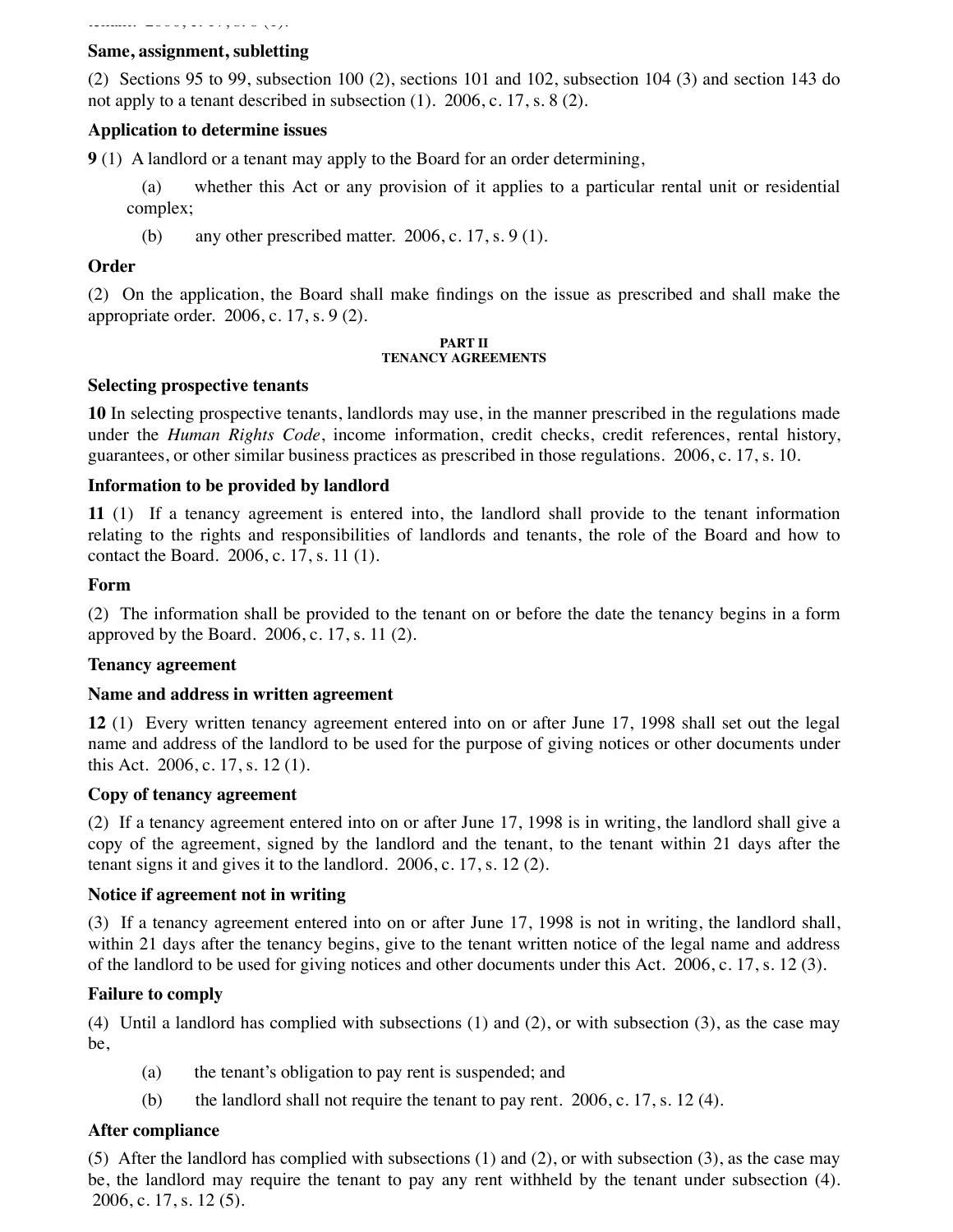**Same, assignment, subletting**

(2) Sections 95 to 99, subsection 100 (2), sections 101 and 102, subsection 104 (3) and section 143 do not apply to a tenant described in subsection (1). 2006, c. 17, s. 8 (2).

**Application to determine issues**

**9** (1) A landlord or a tenant may apply to the Board for an order determining,

(a) whether this Act or any provision of it applies to a particular rental unit or residential complex;

(b) any other prescribed matter. 2006, c. 17, s. 9 (1).

**Order**

(2) On the application, the Board shall make findings on the issue as prescribed and shall make the appropriate order. 2006, c. 17, s. 9 (2).

## PART II
## TENANCY AGREEMENTS

**Selecting prospective tenants**

**10** In selecting prospective tenants, landlords may use, in the manner prescribed in the regulations made under the *Human Rights Code*, income information, credit checks, credit references, rental history, guarantees, or other similar business practices as prescribed in those regulations. 2006, c. 17, s. 10.

**Information to be provided by landlord**

**11** (1) If a tenancy agreement is entered into, the landlord shall provide to the tenant information relating to the rights and responsibilities of landlords and tenants, the role of the Board and how to contact the Board. 2006, c. 17, s. 11 (1).

**Form**

(2) The information shall be provided to the tenant on or before the date the tenancy begins in a form approved by the Board. 2006, c. 17, s. 11 (2).

**Tenancy agreement**

**Name and address in written agreement**

**12** (1) Every written tenancy agreement entered into on or after June 17, 1998 shall set out the legal name and address of the landlord to be used for the purpose of giving notices or other documents under this Act. 2006, c. 17, s. 12 (1).

**Copy of tenancy agreement**

(2) If a tenancy agreement entered into on or after June 17, 1998 is in writing, the landlord shall give a copy of the agreement, signed by the landlord and the tenant, to the tenant within 21 days after the tenant signs it and gives it to the landlord. 2006, c. 17, s. 12 (2).

**Notice if agreement not in writing**

(3) If a tenancy agreement entered into on or after June 17, 1998 is not in writing, the landlord shall, within 21 days after the tenancy begins, give to the tenant written notice of the legal name and address of the landlord to be used for giving notices and other documents under this Act. 2006, c. 17, s. 12 (3).

**Failure to comply**

(4) Until a landlord has complied with subsections (1) and (2), or with subsection (3), as the case may be,

(a) the tenant's obligation to pay rent is suspended; and

(b) the landlord shall not require the tenant to pay rent. 2006, c. 17, s. 12 (4).

**After compliance**

(5) After the landlord has complied with subsections (1) and (2), or with subsection (3), as the case may be, the landlord may require the tenant to pay any rent withheld by the tenant under subsection (4). 2006, c. 17, s. 12 (5).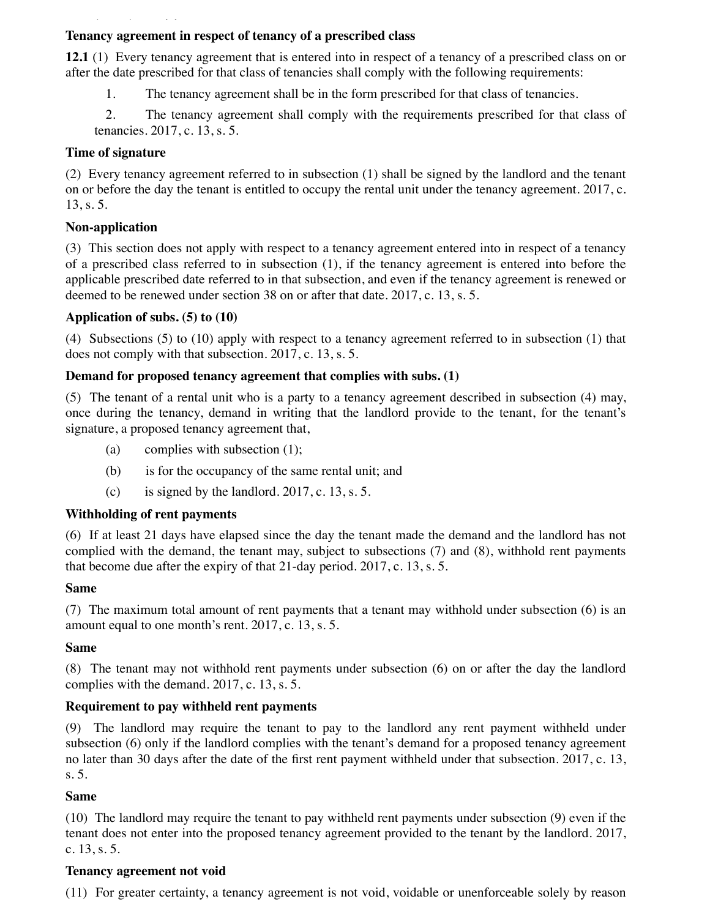**Tenancy agreement in respect of tenancy of a prescribed class**

**12.1** (1) Every tenancy agreement that is entered into in respect of a tenancy of a prescribed class on or after the date prescribed for that class of tenancies shall comply with the following requirements:

1. The tenancy agreement shall be in the form prescribed for that class of tenancies.

2. The tenancy agreement shall comply with the requirements prescribed for that class of tenancies. 2017, c. 13, s. 5.

**Time of signature**

(2) Every tenancy agreement referred to in subsection (1) shall be signed by the landlord and the tenant on or before the day the tenant is entitled to occupy the rental unit under the tenancy agreement. 2017, c. 13, s. 5.

**Non-application**

(3) This section does not apply with respect to a tenancy agreement entered into in respect of a tenancy of a prescribed class referred to in subsection (1), if the tenancy agreement is entered into before the applicable prescribed date referred to in that subsection, and even if the tenancy agreement is renewed or deemed to be renewed under section 38 on or after that date. 2017, c. 13, s. 5.

**Application of subs. (5) to (10)**

(4) Subsections (5) to (10) apply with respect to a tenancy agreement referred to in subsection (1) that does not comply with that subsection. 2017, c. 13, s. 5.

**Demand for proposed tenancy agreement that complies with subs. (1)**

(5) The tenant of a rental unit who is a party to a tenancy agreement described in subsection (4) may, once during the tenancy, demand in writing that the landlord provide to the tenant, for the tenant's signature, a proposed tenancy agreement that,

(a) complies with subsection (1);

(b) is for the occupancy of the same rental unit; and

(c) is signed by the landlord. 2017, c. 13, s. 5.

**Withholding of rent payments**

(6) If at least 21 days have elapsed since the day the tenant made the demand and the landlord has not complied with the demand, the tenant may, subject to subsections (7) and (8), withhold rent payments that become due after the expiry of that 21-day period. 2017, c. 13, s. 5.

**Same**

(7) The maximum total amount of rent payments that a tenant may withhold under subsection (6) is an amount equal to one month's rent. 2017, c. 13, s. 5.

**Same**

(8) The tenant may not withhold rent payments under subsection (6) on or after the day the landlord complies with the demand. 2017, c. 13, s. 5.

**Requirement to pay withheld rent payments**

(9) The landlord may require the tenant to pay to the landlord any rent payment withheld under subsection (6) only if the landlord complies with the tenant's demand for a proposed tenancy agreement no later than 30 days after the date of the first rent payment withheld under that subsection. 2017, c. 13, s. 5.

**Same**

(10) The landlord may require the tenant to pay withheld rent payments under subsection (9) even if the tenant does not enter into the proposed tenancy agreement provided to the tenant by the landlord. 2017, c. 13, s. 5.

**Tenancy agreement not void**

(11) For greater certainty, a tenancy agreement is not void, voidable or unenforceable solely by reason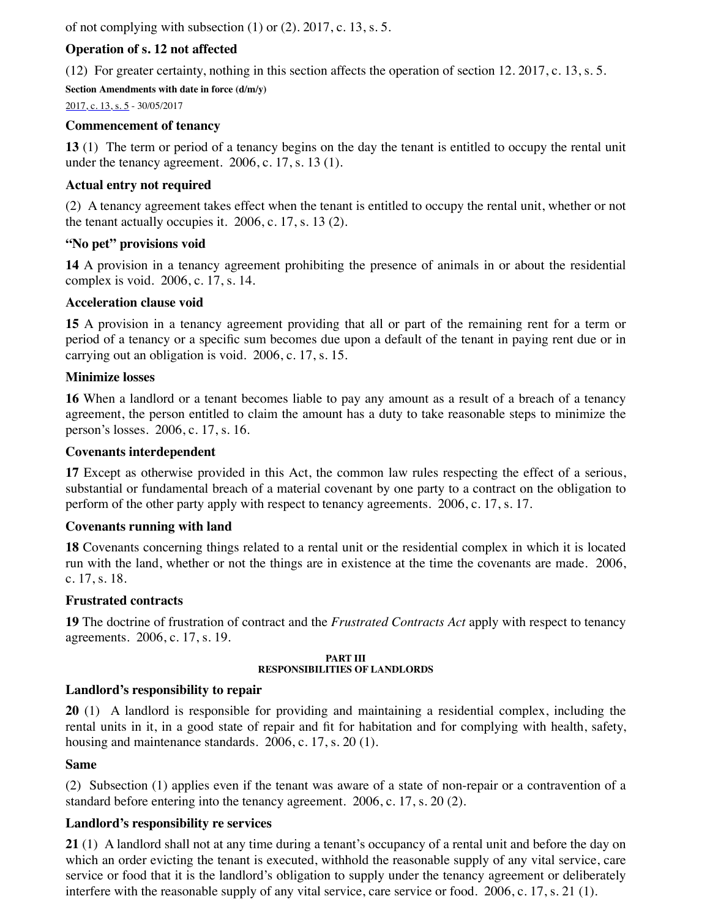of not complying with subsection (1) or (2). 2017, c. 13, s. 5.

### Operation of s. 12 not affected

(12) For greater certainty, nothing in this section affects the operation of section 12. 2017, c. 13, s. 5.

**Section Amendments with date in force (d/m/y)**

2017, c. 13, s. 5 - 30/05/2017

### Commencement of tenancy

**13** (1) The term or period of a tenancy begins on the day the tenant is entitled to occupy the rental unit under the tenancy agreement. 2006, c. 17, s. 13 (1).

### Actual entry not required

(2) A tenancy agreement takes effect when the tenant is entitled to occupy the rental unit, whether or not the tenant actually occupies it. 2006, c. 17, s. 13 (2).

### "No pet" provisions void

**14** A provision in a tenancy agreement prohibiting the presence of animals in or about the residential complex is void. 2006, c. 17, s. 14.

### Acceleration clause void

**15** A provision in a tenancy agreement providing that all or part of the remaining rent for a term or period of a tenancy or a specific sum becomes due upon a default of the tenant in paying rent due or in carrying out an obligation is void. 2006, c. 17, s. 15.

### Minimize losses

**16** When a landlord or a tenant becomes liable to pay any amount as a result of a breach of a tenancy agreement, the person entitled to claim the amount has a duty to take reasonable steps to minimize the person's losses. 2006, c. 17, s. 16.

### Covenants interdependent

**17** Except as otherwise provided in this Act, the common law rules respecting the effect of a serious, substantial or fundamental breach of a material covenant by one party to a contract on the obligation to perform of the other party apply with respect to tenancy agreements. 2006, c. 17, s. 17.

### Covenants running with land

**18** Covenants concerning things related to a rental unit or the residential complex in which it is located run with the land, whether or not the things are in existence at the time the covenants are made. 2006, c. 17, s. 18.

### Frustrated contracts

**19** The doctrine of frustration of contract and the *Frustrated Contracts Act* apply with respect to tenancy agreements. 2006, c. 17, s. 19.

## PART III
## RESPONSIBILITIES OF LANDLORDS

### Landlord's responsibility to repair

**20** (1) A landlord is responsible for providing and maintaining a residential complex, including the rental units in it, in a good state of repair and fit for habitation and for complying with health, safety, housing and maintenance standards. 2006, c. 17, s. 20 (1).

### Same

(2) Subsection (1) applies even if the tenant was aware of a state of non-repair or a contravention of a standard before entering into the tenancy agreement. 2006, c. 17, s. 20 (2).

### Landlord's responsibility re services

**21** (1) A landlord shall not at any time during a tenant's occupancy of a rental unit and before the day on which an order evicting the tenant is executed, withhold the reasonable supply of any vital service, care service or food that it is the landlord's obligation to supply under the tenancy agreement or deliberately interfere with the reasonable supply of any vital service, care service or food. 2006, c. 17, s. 21 (1).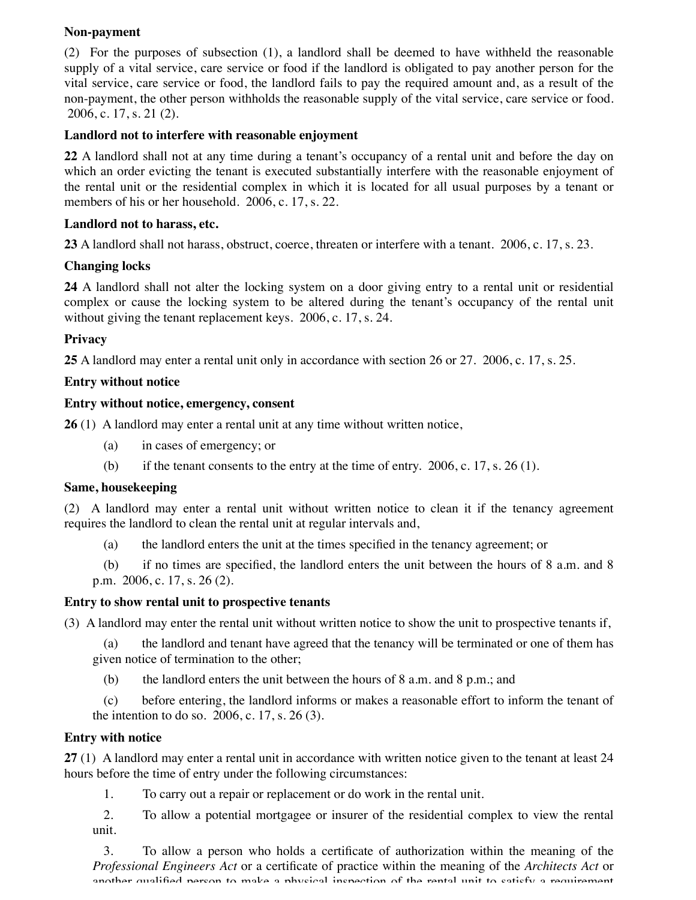**Non-payment**

(2) For the purposes of subsection (1), a landlord shall be deemed to have withheld the reasonable supply of a vital service, care service or food if the landlord is obligated to pay another person for the vital service, care service or food, the landlord fails to pay the required amount and, as a result of the non-payment, the other person withholds the reasonable supply of the vital service, care service or food. 2006, c. 17, s. 21 (2).

**Landlord not to interfere with reasonable enjoyment**

**22** A landlord shall not at any time during a tenant's occupancy of a rental unit and before the day on which an order evicting the tenant is executed substantially interfere with the reasonable enjoyment of the rental unit or the residential complex in which it is located for all usual purposes by a tenant or members of his or her household. 2006, c. 17, s. 22.

**Landlord not to harass, etc.**

**23** A landlord shall not harass, obstruct, coerce, threaten or interfere with a tenant. 2006, c. 17, s. 23.

**Changing locks**

**24** A landlord shall not alter the locking system on a door giving entry to a rental unit or residential complex or cause the locking system to be altered during the tenant's occupancy of the rental unit without giving the tenant replacement keys. 2006, c. 17, s. 24.

**Privacy**

**25** A landlord may enter a rental unit only in accordance with section 26 or 27. 2006, c. 17, s. 25.

**Entry without notice**

**Entry without notice, emergency, consent**

**26** (1) A landlord may enter a rental unit at any time without written notice,

(a) in cases of emergency; or

(b) if the tenant consents to the entry at the time of entry. 2006, c. 17, s. 26 (1).

**Same, housekeeping**

(2) A landlord may enter a rental unit without written notice to clean it if the tenancy agreement requires the landlord to clean the rental unit at regular intervals and,

(a) the landlord enters the unit at the times specified in the tenancy agreement; or

(b) if no times are specified, the landlord enters the unit between the hours of 8 a.m. and 8 p.m. 2006, c. 17, s. 26 (2).

**Entry to show rental unit to prospective tenants**

(3) A landlord may enter the rental unit without written notice to show the unit to prospective tenants if,

(a) the landlord and tenant have agreed that the tenancy will be terminated or one of them has given notice of termination to the other;

(b) the landlord enters the unit between the hours of 8 a.m. and 8 p.m.; and

(c) before entering, the landlord informs or makes a reasonable effort to inform the tenant of the intention to do so. 2006, c. 17, s. 26 (3).

**Entry with notice**

**27** (1) A landlord may enter a rental unit in accordance with written notice given to the tenant at least 24 hours before the time of entry under the following circumstances:

1. To carry out a repair or replacement or do work in the rental unit.

2. To allow a potential mortgagee or insurer of the residential complex to view the rental unit.

3. To allow a person who holds a certificate of authorization within the meaning of the *Professional Engineers Act* or a certificate of practice within the meaning of the *Architects Act* or another qualified person to make a physical inspection of the rental unit to satisfy a requirement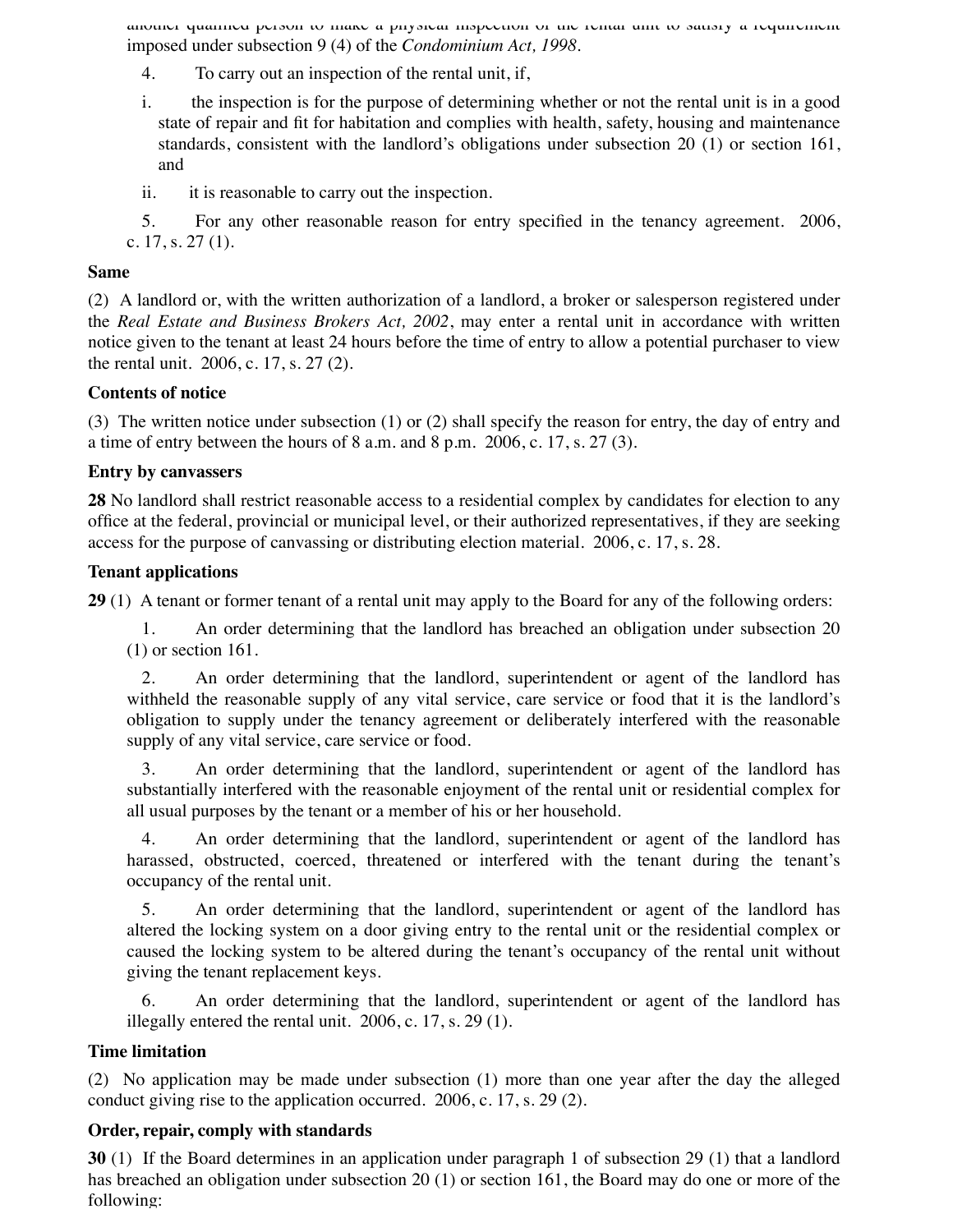another qualified person to make a physical inspection of the rental unit to satisfy a requirement imposed under subsection 9 (4) of the *Condominium Act, 1998*.

4. To carry out an inspection of the rental unit, if,

   i. the inspection is for the purpose of determining whether or not the rental unit is in a good state of repair and fit for habitation and complies with health, safety, housing and maintenance standards, consistent with the landlord's obligations under subsection 20 (1) or section 161, and

   ii. it is reasonable to carry out the inspection.

5. For any other reasonable reason for entry specified in the tenancy agreement. 2006, c. 17, s. 27 (1).

**Same**

(2) A landlord or, with the written authorization of a landlord, a broker or salesperson registered under the *Real Estate and Business Brokers Act, 2002*, may enter a rental unit in accordance with written notice given to the tenant at least 24 hours before the time of entry to allow a potential purchaser to view the rental unit. 2006, c. 17, s. 27 (2).

**Contents of notice**

(3) The written notice under subsection (1) or (2) shall specify the reason for entry, the day of entry and a time of entry between the hours of 8 a.m. and 8 p.m. 2006, c. 17, s. 27 (3).

**Entry by canvassers**

**28** No landlord shall restrict reasonable access to a residential complex by candidates for election to any office at the federal, provincial or municipal level, or their authorized representatives, if they are seeking access for the purpose of canvassing or distributing election material. 2006, c. 17, s. 28.

**Tenant applications**

**29** (1) A tenant or former tenant of a rental unit may apply to the Board for any of the following orders:

1. An order determining that the landlord has breached an obligation under subsection 20 (1) or section 161.

2. An order determining that the landlord, superintendent or agent of the landlord has withheld the reasonable supply of any vital service, care service or food that it is the landlord's obligation to supply under the tenancy agreement or deliberately interfered with the reasonable supply of any vital service, care service or food.

3. An order determining that the landlord, superintendent or agent of the landlord has substantially interfered with the reasonable enjoyment of the rental unit or residential complex for all usual purposes by the tenant or a member of his or her household.

4. An order determining that the landlord, superintendent or agent of the landlord has harassed, obstructed, coerced, threatened or interfered with the tenant during the tenant's occupancy of the rental unit.

5. An order determining that the landlord, superintendent or agent of the landlord has altered the locking system on a door giving entry to the rental unit or the residential complex or caused the locking system to be altered during the tenant's occupancy of the rental unit without giving the tenant replacement keys.

6. An order determining that the landlord, superintendent or agent of the landlord has illegally entered the rental unit. 2006, c. 17, s. 29 (1).

**Time limitation**

(2) No application may be made under subsection (1) more than one year after the day the alleged conduct giving rise to the application occurred. 2006, c. 17, s. 29 (2).

**Order, repair, comply with standards**

**30** (1) If the Board determines in an application under paragraph 1 of subsection 29 (1) that a landlord has breached an obligation under subsection 20 (1) or section 161, the Board may do one or more of the following: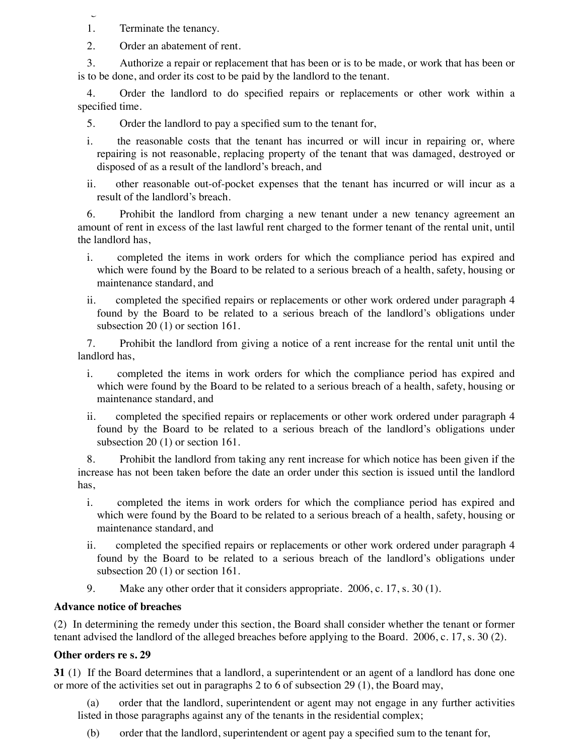1. Terminate the tenancy.

2. Order an abatement of rent.

3. Authorize a repair or replacement that has been or is to be made, or work that has been or is to be done, and order its cost to be paid by the landlord to the tenant.

4. Order the landlord to do specified repairs or replacements or other work within a specified time.

5. Order the landlord to pay a specified sum to the tenant for,

   i. the reasonable costs that the tenant has incurred or will incur in repairing or, where repairing is not reasonable, replacing property of the tenant that was damaged, destroyed or disposed of as a result of the landlord's breach, and

   ii. other reasonable out-of-pocket expenses that the tenant has incurred or will incur as a result of the landlord's breach.

6. Prohibit the landlord from charging a new tenant under a new tenancy agreement an amount of rent in excess of the last lawful rent charged to the former tenant of the rental unit, until the landlord has,

   i. completed the items in work orders for which the compliance period has expired and which were found by the Board to be related to a serious breach of a health, safety, housing or maintenance standard, and

   ii. completed the specified repairs or replacements or other work ordered under paragraph 4 found by the Board to be related to a serious breach of the landlord's obligations under subsection 20 (1) or section 161.

7. Prohibit the landlord from giving a notice of a rent increase for the rental unit until the landlord has,

   i. completed the items in work orders for which the compliance period has expired and which were found by the Board to be related to a serious breach of a health, safety, housing or maintenance standard, and

   ii. completed the specified repairs or replacements or other work ordered under paragraph 4 found by the Board to be related to a serious breach of the landlord's obligations under subsection 20 (1) or section 161.

8. Prohibit the landlord from taking any rent increase for which notice has been given if the increase has not been taken before the date an order under this section is issued until the landlord has,

   i. completed the items in work orders for which the compliance period has expired and which were found by the Board to be related to a serious breach of a health, safety, housing or maintenance standard, and

   ii. completed the specified repairs or replacements or other work ordered under paragraph 4 found by the Board to be related to a serious breach of the landlord's obligations under subsection 20 (1) or section 161.

9. Make any other order that it considers appropriate. 2006, c. 17, s. 30 (1).

**Advance notice of breaches**

(2) In determining the remedy under this section, the Board shall consider whether the tenant or former tenant advised the landlord of the alleged breaches before applying to the Board. 2006, c. 17, s. 30 (2).

**Other orders re s. 29**

**31** (1) If the Board determines that a landlord, a superintendent or an agent of a landlord has done one or more of the activities set out in paragraphs 2 to 6 of subsection 29 (1), the Board may,

(a) order that the landlord, superintendent or agent may not engage in any further activities listed in those paragraphs against any of the tenants in the residential complex;

(b) order that the landlord, superintendent or agent pay a specified sum to the tenant for,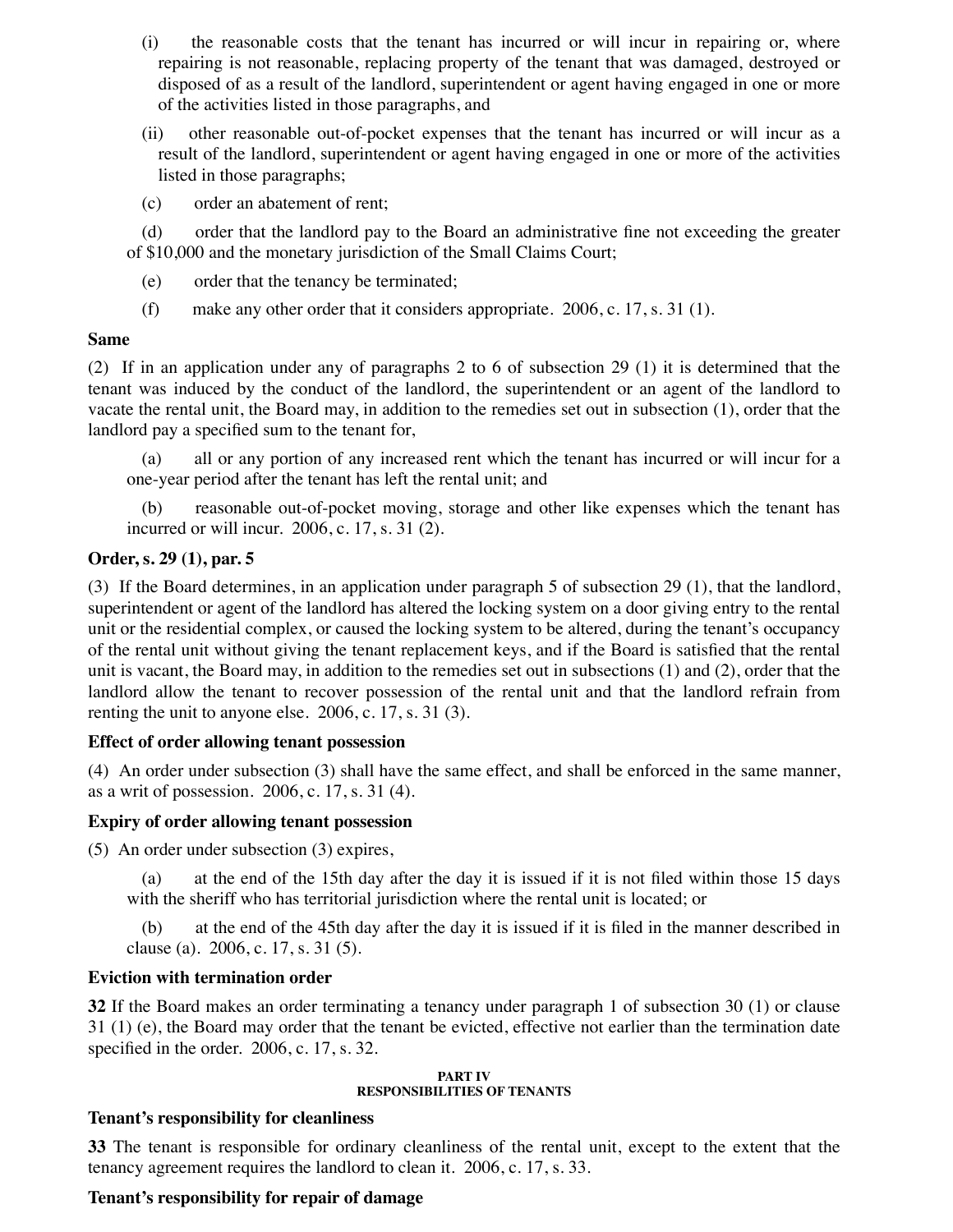(i) the reasonable costs that the tenant has incurred or will incur in repairing or, where repairing is not reasonable, replacing property of the tenant that was damaged, destroyed or disposed of as a result of the landlord, superintendent or agent having engaged in one or more of the activities listed in those paragraphs, and

(ii) other reasonable out-of-pocket expenses that the tenant has incurred or will incur as a result of the landlord, superintendent or agent having engaged in one or more of the activities listed in those paragraphs;

(c) order an abatement of rent;

(d) order that the landlord pay to the Board an administrative fine not exceeding the greater of $10,000 and the monetary jurisdiction of the Small Claims Court;

(e) order that the tenancy be terminated;

(f) make any other order that it considers appropriate. 2006, c. 17, s. 31 (1).

**Same**

(2) If in an application under any of paragraphs 2 to 6 of subsection 29 (1) it is determined that the tenant was induced by the conduct of the landlord, the superintendent or an agent of the landlord to vacate the rental unit, the Board may, in addition to the remedies set out in subsection (1), order that the landlord pay a specified sum to the tenant for,

(a) all or any portion of any increased rent which the tenant has incurred or will incur for a one-year period after the tenant has left the rental unit; and

(b) reasonable out-of-pocket moving, storage and other like expenses which the tenant has incurred or will incur. 2006, c. 17, s. 31 (2).

**Order, s. 29 (1), par. 5**

(3) If the Board determines, in an application under paragraph 5 of subsection 29 (1), that the landlord, superintendent or agent of the landlord has altered the locking system on a door giving entry to the rental unit or the residential complex, or caused the locking system to be altered, during the tenant's occupancy of the rental unit without giving the tenant replacement keys, and if the Board is satisfied that the rental unit is vacant, the Board may, in addition to the remedies set out in subsections (1) and (2), order that the landlord allow the tenant to recover possession of the rental unit and that the landlord refrain from renting the unit to anyone else. 2006, c. 17, s. 31 (3).

**Effect of order allowing tenant possession**

(4) An order under subsection (3) shall have the same effect, and shall be enforced in the same manner, as a writ of possession. 2006, c. 17, s. 31 (4).

**Expiry of order allowing tenant possession**

(5) An order under subsection (3) expires,

(a) at the end of the 15th day after the day it is issued if it is not filed within those 15 days with the sheriff who has territorial jurisdiction where the rental unit is located; or

(b) at the end of the 45th day after the day it is issued if it is filed in the manner described in clause (a). 2006, c. 17, s. 31 (5).

**Eviction with termination order**

**32** If the Board makes an order terminating a tenancy under paragraph 1 of subsection 30 (1) or clause 31 (1) (e), the Board may order that the tenant be evicted, effective not earlier than the termination date specified in the order. 2006, c. 17, s. 32.

## PART IV
## RESPONSIBILITIES OF TENANTS

**Tenant's responsibility for cleanliness**

**33** The tenant is responsible for ordinary cleanliness of the rental unit, except to the extent that the tenancy agreement requires the landlord to clean it. 2006, c. 17, s. 33.

**Tenant's responsibility for repair of damage**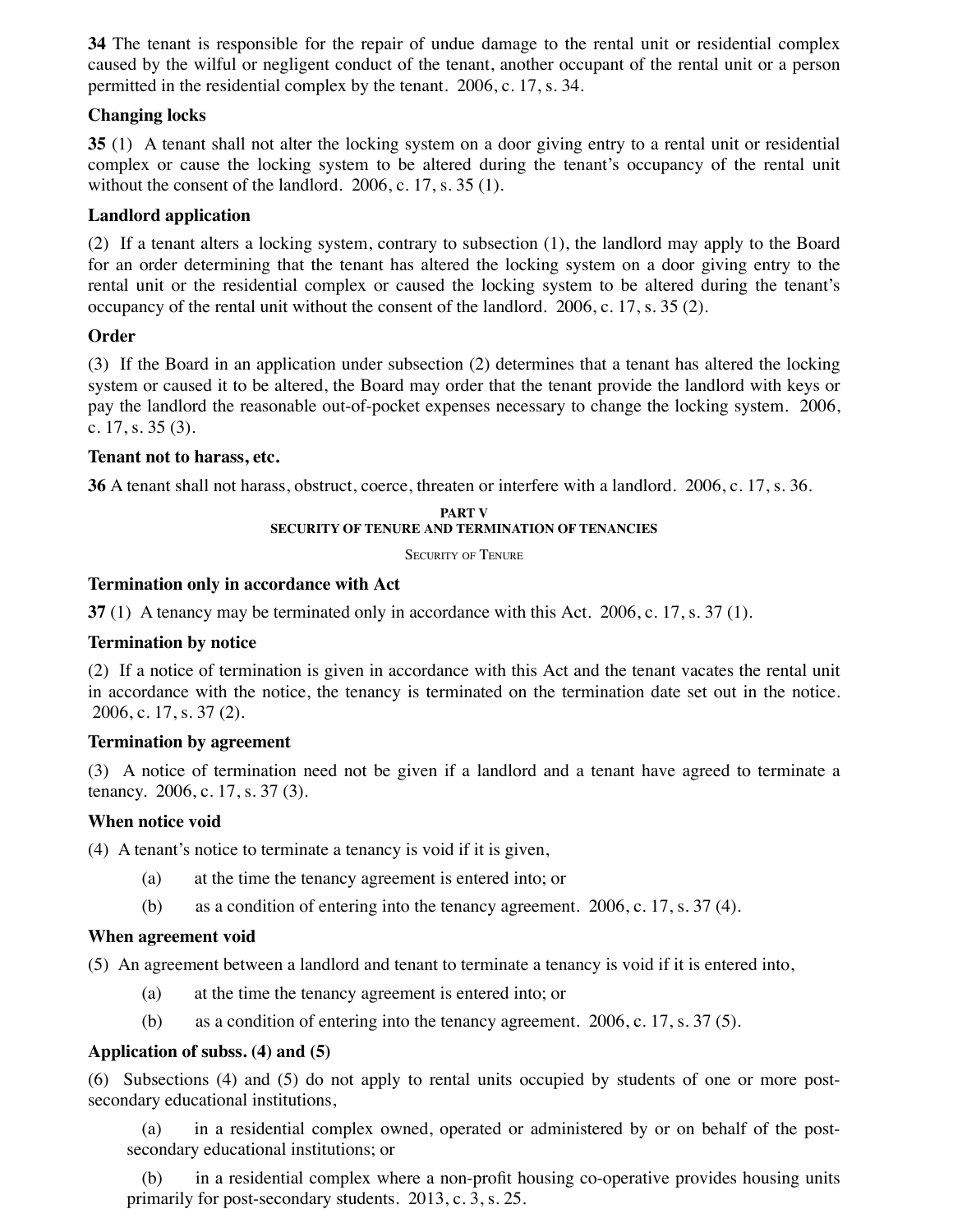**34** The tenant is responsible for the repair of undue damage to the rental unit or residential complex caused by the wilful or negligent conduct of the tenant, another occupant of the rental unit or a person permitted in the residential complex by the tenant. 2006, c. 17, s. 34.

**Changing locks**

**35** (1) A tenant shall not alter the locking system on a door giving entry to a rental unit or residential complex or cause the locking system to be altered during the tenant's occupancy of the rental unit without the consent of the landlord. 2006, c. 17, s. 35 (1).

**Landlord application**

(2) If a tenant alters a locking system, contrary to subsection (1), the landlord may apply to the Board for an order determining that the tenant has altered the locking system on a door giving entry to the rental unit or the residential complex or caused the locking system to be altered during the tenant's occupancy of the rental unit without the consent of the landlord. 2006, c. 17, s. 35 (2).

**Order**

(3) If the Board in an application under subsection (2) determines that a tenant has altered the locking system or caused it to be altered, the Board may order that the tenant provide the landlord with keys or pay the landlord the reasonable out-of-pocket expenses necessary to change the locking system. 2006, c. 17, s. 35 (3).

**Tenant not to harass, etc.**

**36** A tenant shall not harass, obstruct, coerce, threaten or interfere with a landlord. 2006, c. 17, s. 36.

## PART V
## SECURITY OF TENURE AND TERMINATION OF TENANCIES

### Security of Tenure

**Termination only in accordance with Act**

**37** (1) A tenancy may be terminated only in accordance with this Act. 2006, c. 17, s. 37 (1).

**Termination by notice**

(2) If a notice of termination is given in accordance with this Act and the tenant vacates the rental unit in accordance with the notice, the tenancy is terminated on the termination date set out in the notice. 2006, c. 17, s. 37 (2).

**Termination by agreement**

(3) A notice of termination need not be given if a landlord and a tenant have agreed to terminate a tenancy. 2006, c. 17, s. 37 (3).

**When notice void**

(4) A tenant's notice to terminate a tenancy is void if it is given,

(a) at the time the tenancy agreement is entered into; or

(b) as a condition of entering into the tenancy agreement. 2006, c. 17, s. 37 (4).

**When agreement void**

(5) An agreement between a landlord and tenant to terminate a tenancy is void if it is entered into,

(a) at the time the tenancy agreement is entered into; or

(b) as a condition of entering into the tenancy agreement. 2006, c. 17, s. 37 (5).

**Application of subss. (4) and (5)**

(6) Subsections (4) and (5) do not apply to rental units occupied by students of one or more post-secondary educational institutions,

(a) in a residential complex owned, operated or administered by or on behalf of the post-secondary educational institutions; or

(b) in a residential complex where a non-profit housing co-operative provides housing units primarily for post-secondary students. 2013, c. 3, s. 25.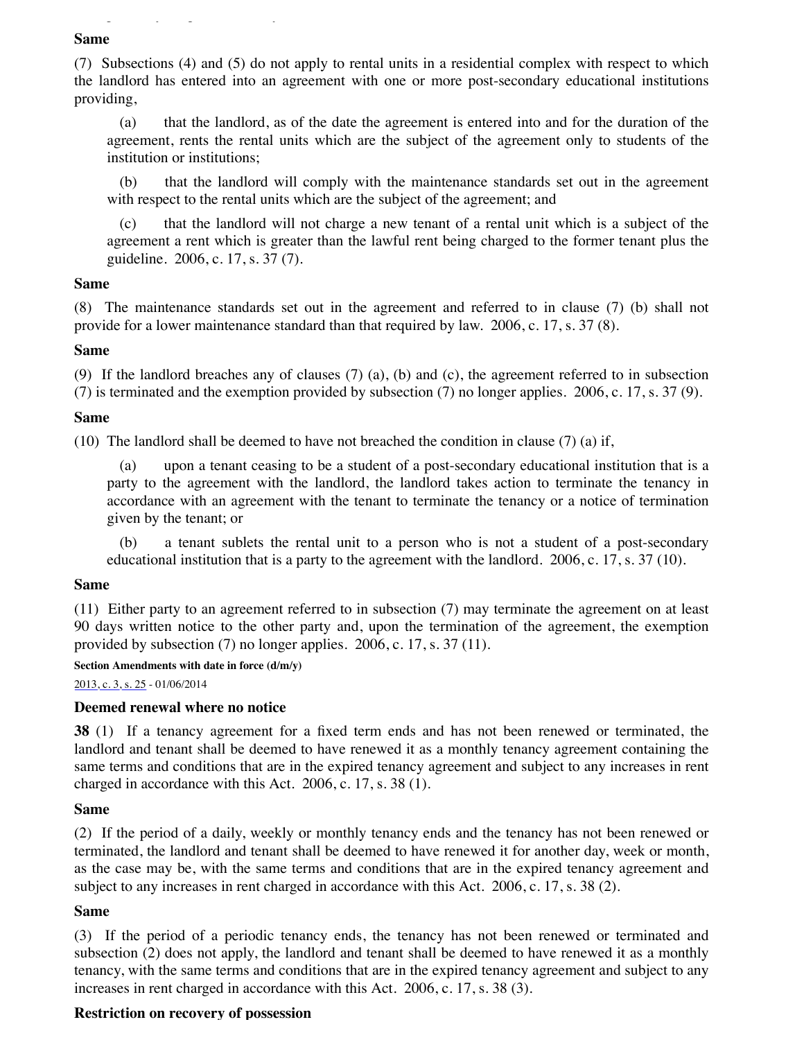**Same**

(7) Subsections (4) and (5) do not apply to rental units in a residential complex with respect to which the landlord has entered into an agreement with one or more post-secondary educational institutions providing,

(a) that the landlord, as of the date the agreement is entered into and for the duration of the agreement, rents the rental units which are the subject of the agreement only to students of the institution or institutions;

(b) that the landlord will comply with the maintenance standards set out in the agreement with respect to the rental units which are the subject of the agreement; and

(c) that the landlord will not charge a new tenant of a rental unit which is a subject of the agreement a rent which is greater than the lawful rent being charged to the former tenant plus the guideline. 2006, c. 17, s. 37 (7).

**Same**

(8) The maintenance standards set out in the agreement and referred to in clause (7) (b) shall not provide for a lower maintenance standard than that required by law. 2006, c. 17, s. 37 (8).

**Same**

(9) If the landlord breaches any of clauses (7) (a), (b) and (c), the agreement referred to in subsection (7) is terminated and the exemption provided by subsection (7) no longer applies. 2006, c. 17, s. 37 (9).

**Same**

(10) The landlord shall be deemed to have not breached the condition in clause (7) (a) if,

(a) upon a tenant ceasing to be a student of a post-secondary educational institution that is a party to the agreement with the landlord, the landlord takes action to terminate the tenancy in accordance with an agreement with the tenant to terminate the tenancy or a notice of termination given by the tenant; or

(b) a tenant sublets the rental unit to a person who is not a student of a post-secondary educational institution that is a party to the agreement with the landlord. 2006, c. 17, s. 37 (10).

**Same**

(11) Either party to an agreement referred to in subsection (7) may terminate the agreement on at least 90 days written notice to the other party and, upon the termination of the agreement, the exemption provided by subsection (7) no longer applies. 2006, c. 17, s. 37 (11).

**Section Amendments with date in force (d/m/y)**

2013, c. 3, s. 25 - 01/06/2014

**Deemed renewal where no notice**

**38** (1) If a tenancy agreement for a fixed term ends and has not been renewed or terminated, the landlord and tenant shall be deemed to have renewed it as a monthly tenancy agreement containing the same terms and conditions that are in the expired tenancy agreement and subject to any increases in rent charged in accordance with this Act. 2006, c. 17, s. 38 (1).

**Same**

(2) If the period of a daily, weekly or monthly tenancy ends and the tenancy has not been renewed or terminated, the landlord and tenant shall be deemed to have renewed it for another day, week or month, as the case may be, with the same terms and conditions that are in the expired tenancy agreement and subject to any increases in rent charged in accordance with this Act. 2006, c. 17, s. 38 (2).

**Same**

(3) If the period of a periodic tenancy ends, the tenancy has not been renewed or terminated and subsection (2) does not apply, the landlord and tenant shall be deemed to have renewed it as a monthly tenancy, with the same terms and conditions that are in the expired tenancy agreement and subject to any increases in rent charged in accordance with this Act. 2006, c. 17, s. 38 (3).

**Restriction on recovery of possession**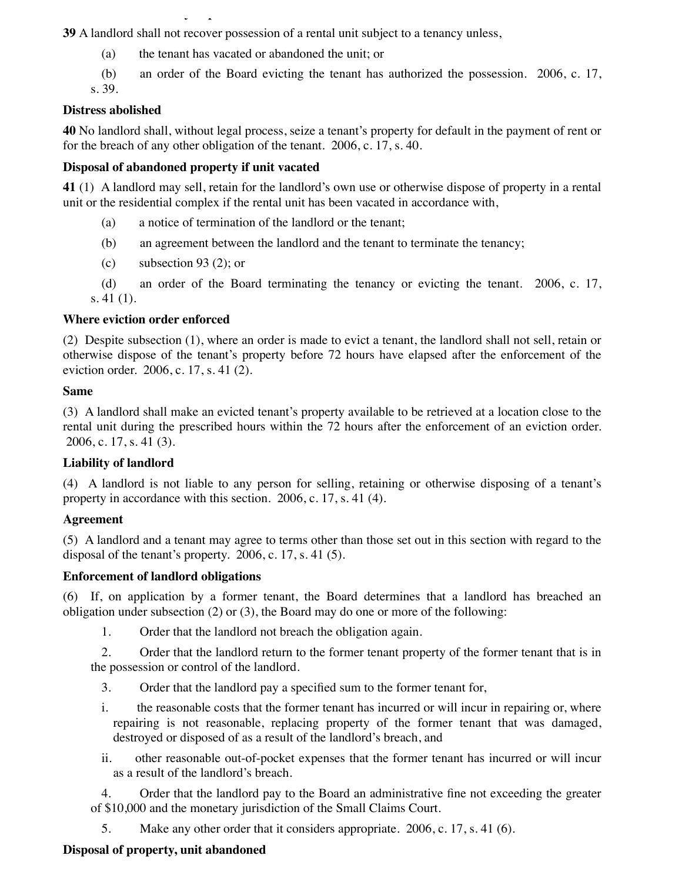**39** A landlord shall not recover possession of a rental unit subject to a tenancy unless,

(a) the tenant has vacated or abandoned the unit; or

(b) an order of the Board evicting the tenant has authorized the possession. 2006, c. 17, s. 39.

**Distress abolished**

**40** No landlord shall, without legal process, seize a tenant's property for default in the payment of rent or for the breach of any other obligation of the tenant. 2006, c. 17, s. 40.

**Disposal of abandoned property if unit vacated**

**41** (1) A landlord may sell, retain for the landlord's own use or otherwise dispose of property in a rental unit or the residential complex if the rental unit has been vacated in accordance with,

(a) a notice of termination of the landlord or the tenant;

(b) an agreement between the landlord and the tenant to terminate the tenancy;

(c) subsection 93 (2); or

(d) an order of the Board terminating the tenancy or evicting the tenant. 2006, c. 17, s. 41 (1).

**Where eviction order enforced**

(2) Despite subsection (1), where an order is made to evict a tenant, the landlord shall not sell, retain or otherwise dispose of the tenant's property before 72 hours have elapsed after the enforcement of the eviction order. 2006, c. 17, s. 41 (2).

**Same**

(3) A landlord shall make an evicted tenant's property available to be retrieved at a location close to the rental unit during the prescribed hours within the 72 hours after the enforcement of an eviction order. 2006, c. 17, s. 41 (3).

**Liability of landlord**

(4) A landlord is not liable to any person for selling, retaining or otherwise disposing of a tenant's property in accordance with this section. 2006, c. 17, s. 41 (4).

**Agreement**

(5) A landlord and a tenant may agree to terms other than those set out in this section with regard to the disposal of the tenant's property. 2006, c. 17, s. 41 (5).

**Enforcement of landlord obligations**

(6) If, on application by a former tenant, the Board determines that a landlord has breached an obligation under subsection (2) or (3), the Board may do one or more of the following:

1. Order that the landlord not breach the obligation again.

2. Order that the landlord return to the former tenant property of the former tenant that is in the possession or control of the landlord.

3. Order that the landlord pay a specified sum to the former tenant for,

   i. the reasonable costs that the former tenant has incurred or will incur in repairing or, where repairing is not reasonable, replacing property of the former tenant that was damaged, destroyed or disposed of as a result of the landlord's breach, and

   ii. other reasonable out-of-pocket expenses that the former tenant has incurred or will incur as a result of the landlord's breach.

4. Order that the landlord pay to the Board an administrative fine not exceeding the greater of $10,000 and the monetary jurisdiction of the Small Claims Court.

5. Make any other order that it considers appropriate. 2006, c. 17, s. 41 (6).

**Disposal of property, unit abandoned**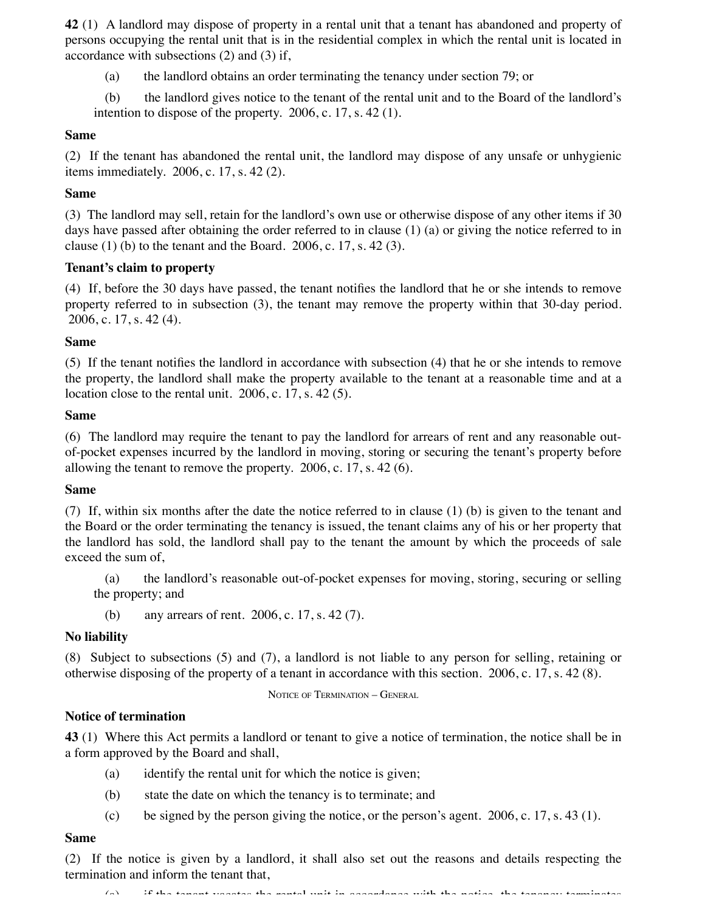**42** (1) A landlord may dispose of property in a rental unit that a tenant has abandoned and property of persons occupying the rental unit that is in the residential complex in which the rental unit is located in accordance with subsections (2) and (3) if,

(a) the landlord obtains an order terminating the tenancy under section 79; or

(b) the landlord gives notice to the tenant of the rental unit and to the Board of the landlord's intention to dispose of the property. 2006, c. 17, s. 42 (1).

**Same**

(2) If the tenant has abandoned the rental unit, the landlord may dispose of any unsafe or unhygienic items immediately. 2006, c. 17, s. 42 (2).

**Same**

(3) The landlord may sell, retain for the landlord's own use or otherwise dispose of any other items if 30 days have passed after obtaining the order referred to in clause (1) (a) or giving the notice referred to in clause (1) (b) to the tenant and the Board. 2006, c. 17, s. 42 (3).

**Tenant's claim to property**

(4) If, before the 30 days have passed, the tenant notifies the landlord that he or she intends to remove property referred to in subsection (3), the tenant may remove the property within that 30-day period. 2006, c. 17, s. 42 (4).

**Same**

(5) If the tenant notifies the landlord in accordance with subsection (4) that he or she intends to remove the property, the landlord shall make the property available to the tenant at a reasonable time and at a location close to the rental unit. 2006, c. 17, s. 42 (5).

**Same**

(6) The landlord may require the tenant to pay the landlord for arrears of rent and any reasonable out-of-pocket expenses incurred by the landlord in moving, storing or securing the tenant's property before allowing the tenant to remove the property. 2006, c. 17, s. 42 (6).

**Same**

(7) If, within six months after the date the notice referred to in clause (1) (b) is given to the tenant and the Board or the order terminating the tenancy is issued, the tenant claims any of his or her property that the landlord has sold, the landlord shall pay to the tenant the amount by which the proceeds of sale exceed the sum of,

(a) the landlord's reasonable out-of-pocket expenses for moving, storing, securing or selling the property; and

(b) any arrears of rent. 2006, c. 17, s. 42 (7).

**No liability**

(8) Subject to subsections (5) and (7), a landlord is not liable to any person for selling, retaining or otherwise disposing of the property of a tenant in accordance with this section. 2006, c. 17, s. 42 (8).

### Notice of Termination – General

**Notice of termination**

**43** (1) Where this Act permits a landlord or tenant to give a notice of termination, the notice shall be in a form approved by the Board and shall,

(a) identify the rental unit for which the notice is given;

(b) state the date on which the tenancy is to terminate; and

(c) be signed by the person giving the notice, or the person's agent. 2006, c. 17, s. 43 (1).

**Same**

(2) If the notice is given by a landlord, it shall also set out the reasons and details respecting the termination and inform the tenant that,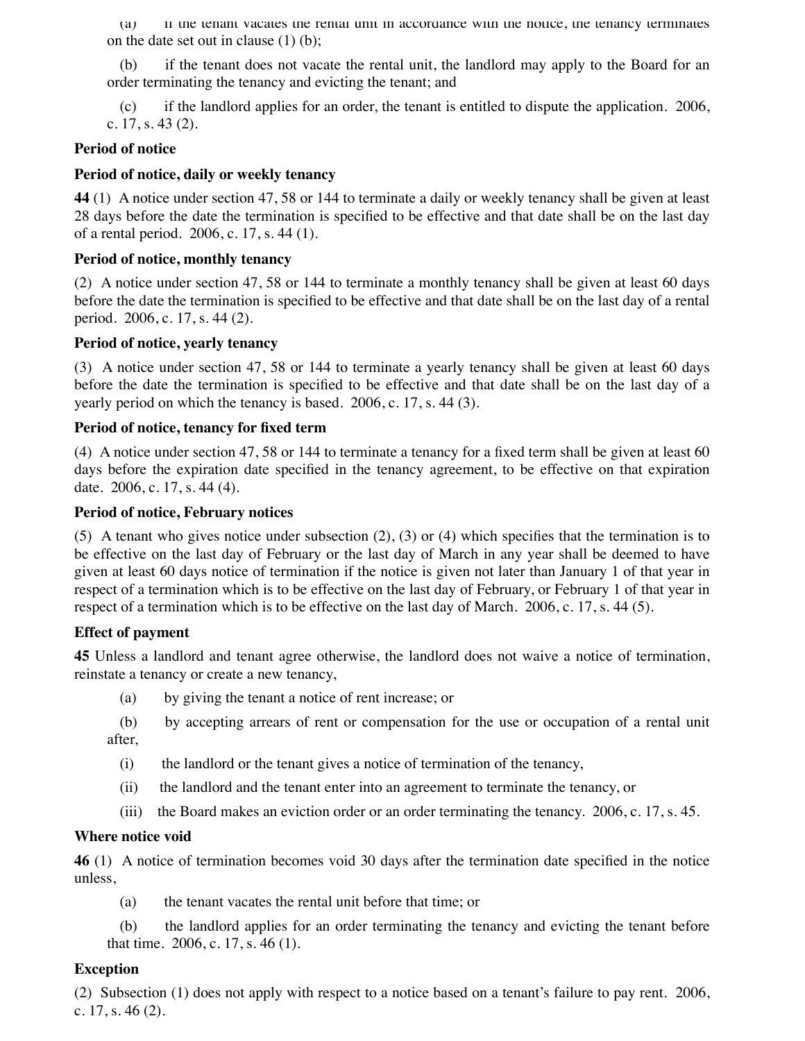(a) if the tenant vacates the rental unit in accordance with the notice, the tenancy terminates on the date set out in clause (1) (b);

(b) if the tenant does not vacate the rental unit, the landlord may apply to the Board for an order terminating the tenancy and evicting the tenant; and

(c) if the landlord applies for an order, the tenant is entitled to dispute the application. 2006, c. 17, s. 43 (2).

**Period of notice**

**Period of notice, daily or weekly tenancy**

**44** (1) A notice under section 47, 58 or 144 to terminate a daily or weekly tenancy shall be given at least 28 days before the date the termination is specified to be effective and that date shall be on the last day of a rental period. 2006, c. 17, s. 44 (1).

**Period of notice, monthly tenancy**

(2) A notice under section 47, 58 or 144 to terminate a monthly tenancy shall be given at least 60 days before the date the termination is specified to be effective and that date shall be on the last day of a rental period. 2006, c. 17, s. 44 (2).

**Period of notice, yearly tenancy**

(3) A notice under section 47, 58 or 144 to terminate a yearly tenancy shall be given at least 60 days before the date the termination is specified to be effective and that date shall be on the last day of a yearly period on which the tenancy is based. 2006, c. 17, s. 44 (3).

**Period of notice, tenancy for fixed term**

(4) A notice under section 47, 58 or 144 to terminate a tenancy for a fixed term shall be given at least 60 days before the expiration date specified in the tenancy agreement, to be effective on that expiration date. 2006, c. 17, s. 44 (4).

**Period of notice, February notices**

(5) A tenant who gives notice under subsection (2), (3) or (4) which specifies that the termination is to be effective on the last day of February or the last day of March in any year shall be deemed to have given at least 60 days notice of termination if the notice is given not later than January 1 of that year in respect of a termination which is to be effective on the last day of February, or February 1 of that year in respect of a termination which is to be effective on the last day of March. 2006, c. 17, s. 44 (5).

**Effect of payment**

**45** Unless a landlord and tenant agree otherwise, the landlord does not waive a notice of termination, reinstate a tenancy or create a new tenancy,

(a) by giving the tenant a notice of rent increase; or

(b) by accepting arrears of rent or compensation for the use or occupation of a rental unit after,

(i) the landlord or the tenant gives a notice of termination of the tenancy,

(ii) the landlord and the tenant enter into an agreement to terminate the tenancy, or

(iii) the Board makes an eviction order or an order terminating the tenancy. 2006, c. 17, s. 45.

**Where notice void**

**46** (1) A notice of termination becomes void 30 days after the termination date specified in the notice unless,

(a) the tenant vacates the rental unit before that time; or

(b) the landlord applies for an order terminating the tenancy and evicting the tenant before that time. 2006, c. 17, s. 46 (1).

**Exception**

(2) Subsection (1) does not apply with respect to a notice based on a tenant's failure to pay rent. 2006, c. 17, s. 46 (2).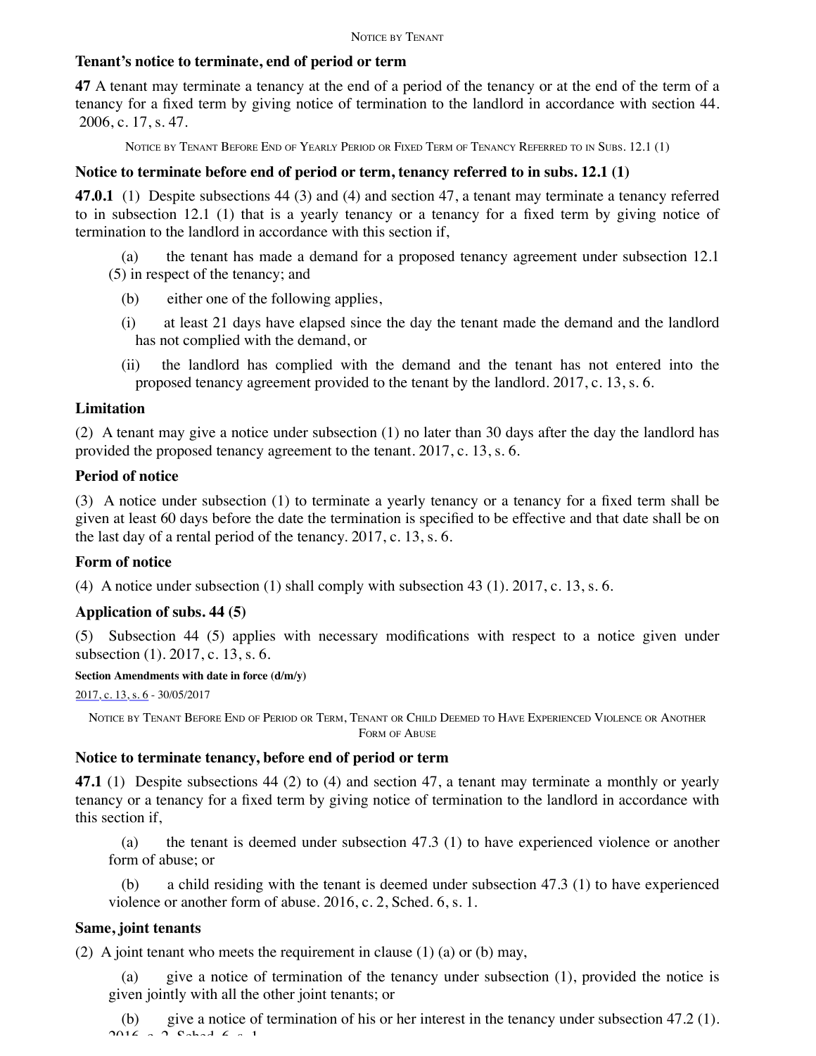Notice by Tenant

### Tenant's notice to terminate, end of period or term

**47** A tenant may terminate a tenancy at the end of a period of the tenancy or at the end of the term of a tenancy for a fixed term by giving notice of termination to the landlord in accordance with section 44. 2006, c. 17, s. 47.

Notice by Tenant Before End of Yearly Period or Fixed Term of Tenancy Referred to in Subs. 12.1 (1)

### Notice to terminate before end of period or term, tenancy referred to in subs. 12.1 (1)

**47.0.1** (1) Despite subsections 44 (3) and (4) and section 47, a tenant may terminate a tenancy referred to in subsection 12.1 (1) that is a yearly tenancy or a tenancy for a fixed term by giving notice of termination to the landlord in accordance with this section if,

(a) the tenant has made a demand for a proposed tenancy agreement under subsection 12.1 (5) in respect of the tenancy; and

(b) either one of the following applies,

(i) at least 21 days have elapsed since the day the tenant made the demand and the landlord has not complied with the demand, or

(ii) the landlord has complied with the demand and the tenant has not entered into the proposed tenancy agreement provided to the tenant by the landlord. 2017, c. 13, s. 6.

### Limitation

(2) A tenant may give a notice under subsection (1) no later than 30 days after the day the landlord has provided the proposed tenancy agreement to the tenant. 2017, c. 13, s. 6.

### Period of notice

(3) A notice under subsection (1) to terminate a yearly tenancy or a tenancy for a fixed term shall be given at least 60 days before the date the termination is specified to be effective and that date shall be on the last day of a rental period of the tenancy. 2017, c. 13, s. 6.

### Form of notice

(4) A notice under subsection (1) shall comply with subsection 43 (1). 2017, c. 13, s. 6.

### Application of subs. 44 (5)

(5) Subsection 44 (5) applies with necessary modifications with respect to a notice given under subsection (1). 2017, c. 13, s. 6.

**Section Amendments with date in force (d/m/y)**

2017, c. 13, s. 6 - 30/05/2017

Notice by Tenant Before End of Period or Term, Tenant or Child Deemed to Have Experienced Violence or Another Form of Abuse

### Notice to terminate tenancy, before end of period or term

**47.1** (1) Despite subsections 44 (2) to (4) and section 47, a tenant may terminate a monthly or yearly tenancy or a tenancy for a fixed term by giving notice of termination to the landlord in accordance with this section if,

(a) the tenant is deemed under subsection 47.3 (1) to have experienced violence or another form of abuse; or

(b) a child residing with the tenant is deemed under subsection 47.3 (1) to have experienced violence or another form of abuse. 2016, c. 2, Sched. 6, s. 1.

### Same, joint tenants

(2) A joint tenant who meets the requirement in clause (1) (a) or (b) may,

(a) give a notice of termination of the tenancy under subsection (1), provided the notice is given jointly with all the other joint tenants; or

(b) give a notice of termination of his or her interest in the tenancy under subsection 47.2 (1). 2016, c. 2, Sched. 6, s. 1.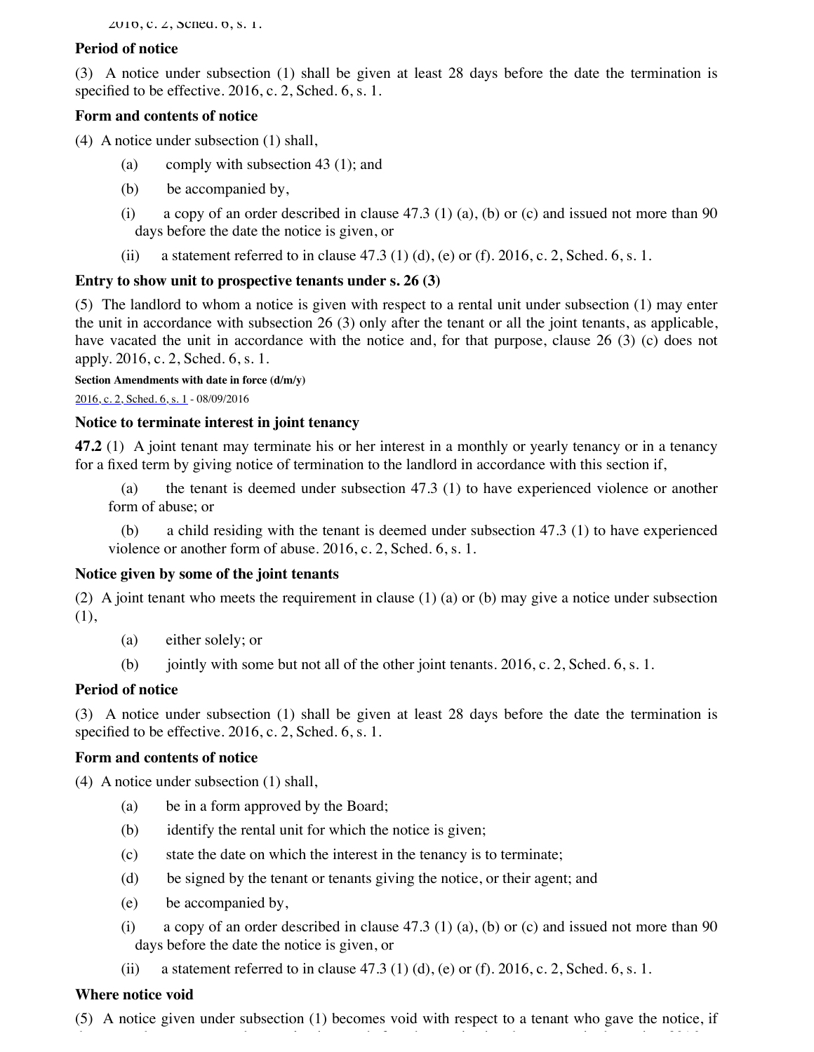2016, c. 2, Sched. 6, s. 1.

**Period of notice**

(3) A notice under subsection (1) shall be given at least 28 days before the date the termination is specified to be effective. 2016, c. 2, Sched. 6, s. 1.

**Form and contents of notice**

(4) A notice under subsection (1) shall,

(a) comply with subsection 43 (1); and

(b) be accompanied by,

(i) a copy of an order described in clause 47.3 (1) (a), (b) or (c) and issued not more than 90 days before the date the notice is given, or

(ii) a statement referred to in clause 47.3 (1) (d), (e) or (f). 2016, c. 2, Sched. 6, s. 1.

**Entry to show unit to prospective tenants under s. 26 (3)**

(5) The landlord to whom a notice is given with respect to a rental unit under subsection (1) may enter the unit in accordance with subsection 26 (3) only after the tenant or all the joint tenants, as applicable, have vacated the unit in accordance with the notice and, for that purpose, clause 26 (3) (c) does not apply. 2016, c. 2, Sched. 6, s. 1.

**Section Amendments with date in force (d/m/y)**

2016, c. 2, Sched. 6, s. 1 - 08/09/2016

**Notice to terminate interest in joint tenancy**

**47.2** (1) A joint tenant may terminate his or her interest in a monthly or yearly tenancy or in a tenancy for a fixed term by giving notice of termination to the landlord in accordance with this section if,

(a) the tenant is deemed under subsection 47.3 (1) to have experienced violence or another form of abuse; or

(b) a child residing with the tenant is deemed under subsection 47.3 (1) to have experienced violence or another form of abuse. 2016, c. 2, Sched. 6, s. 1.

**Notice given by some of the joint tenants**

(2) A joint tenant who meets the requirement in clause (1) (a) or (b) may give a notice under subsection (1),

(a) either solely; or

(b) jointly with some but not all of the other joint tenants. 2016, c. 2, Sched. 6, s. 1.

**Period of notice**

(3) A notice under subsection (1) shall be given at least 28 days before the date the termination is specified to be effective. 2016, c. 2, Sched. 6, s. 1.

**Form and contents of notice**

(4) A notice under subsection (1) shall,

(a) be in a form approved by the Board;

(b) identify the rental unit for which the notice is given;

(c) state the date on which the interest in the tenancy is to terminate;

(d) be signed by the tenant or tenants giving the notice, or their agent; and

(e) be accompanied by,

(i) a copy of an order described in clause 47.3 (1) (a), (b) or (c) and issued not more than 90 days before the date the notice is given, or

(ii) a statement referred to in clause 47.3 (1) (d), (e) or (f). 2016, c. 2, Sched. 6, s. 1.

**Where notice void**

(5) A notice given under subsection (1) becomes void with respect to a tenant who gave the notice, if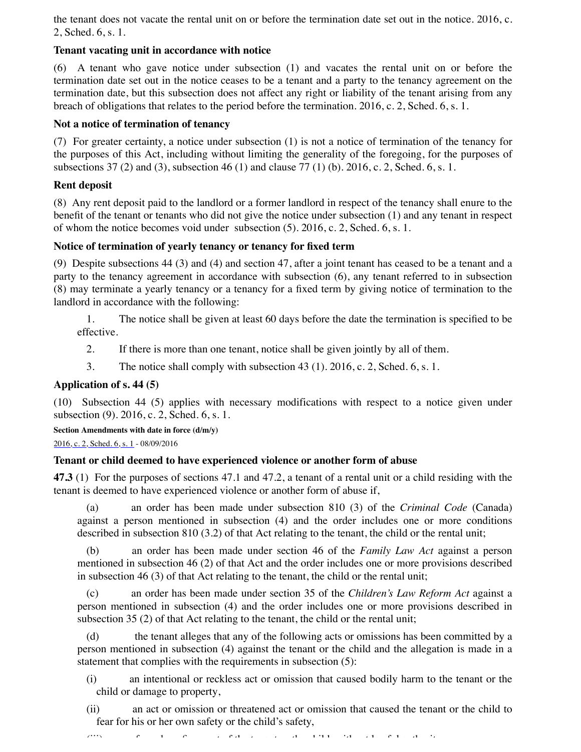the tenant does not vacate the rental unit on or before the termination date set out in the notice. 2016, c. 2, Sched. 6, s. 1.

**Tenant vacating unit in accordance with notice**

(6) A tenant who gave notice under subsection (1) and vacates the rental unit on or before the termination date set out in the notice ceases to be a tenant and a party to the tenancy agreement on the termination date, but this subsection does not affect any right or liability of the tenant arising from any breach of obligations that relates to the period before the termination. 2016, c. 2, Sched. 6, s. 1.

**Not a notice of termination of tenancy**

(7) For greater certainty, a notice under subsection (1) is not a notice of termination of the tenancy for the purposes of this Act, including without limiting the generality of the foregoing, for the purposes of subsections 37 (2) and (3), subsection 46 (1) and clause 77 (1) (b). 2016, c. 2, Sched. 6, s. 1.

**Rent deposit**

(8) Any rent deposit paid to the landlord or a former landlord in respect of the tenancy shall enure to the benefit of the tenant or tenants who did not give the notice under subsection (1) and any tenant in respect of whom the notice becomes void under subsection (5). 2016, c. 2, Sched. 6, s. 1.

**Notice of termination of yearly tenancy or tenancy for fixed term**

(9) Despite subsections 44 (3) and (4) and section 47, after a joint tenant has ceased to be a tenant and a party to the tenancy agreement in accordance with subsection (6), any tenant referred to in subsection (8) may terminate a yearly tenancy or a tenancy for a fixed term by giving notice of termination to the landlord in accordance with the following:

1. The notice shall be given at least 60 days before the date the termination is specified to be effective.
2. If there is more than one tenant, notice shall be given jointly by all of them.
3. The notice shall comply with subsection 43 (1). 2016, c. 2, Sched. 6, s. 1.

**Application of s. 44 (5)**

(10) Subsection 44 (5) applies with necessary modifications with respect to a notice given under subsection (9). 2016, c. 2, Sched. 6, s. 1.

**Section Amendments with date in force (d/m/y)**

2016, c. 2, Sched. 6, s. 1 - 08/09/2016

**Tenant or child deemed to have experienced violence or another form of abuse**

**47.3** (1) For the purposes of sections 47.1 and 47.2, a tenant of a rental unit or a child residing with the tenant is deemed to have experienced violence or another form of abuse if,

(a) an order has been made under subsection 810 (3) of the *Criminal Code* (Canada) against a person mentioned in subsection (4) and the order includes one or more conditions described in subsection 810 (3.2) of that Act relating to the tenant, the child or the rental unit;

(b) an order has been made under section 46 of the *Family Law Act* against a person mentioned in subsection 46 (2) of that Act and the order includes one or more provisions described in subsection 46 (3) of that Act relating to the tenant, the child or the rental unit;

(c) an order has been made under section 35 of the *Children's Law Reform Act* against a person mentioned in subsection (4) and the order includes one or more provisions described in subsection 35 (2) of that Act relating to the tenant, the child or the rental unit;

(d) the tenant alleges that any of the following acts or omissions has been committed by a person mentioned in subsection (4) against the tenant or the child and the allegation is made in a statement that complies with the requirements in subsection (5):

(i) an intentional or reckless act or omission that caused bodily harm to the tenant or the child or damage to property,

(ii) an act or omission or threatened act or omission that caused the tenant or the child to fear for his or her own safety or the child's safety,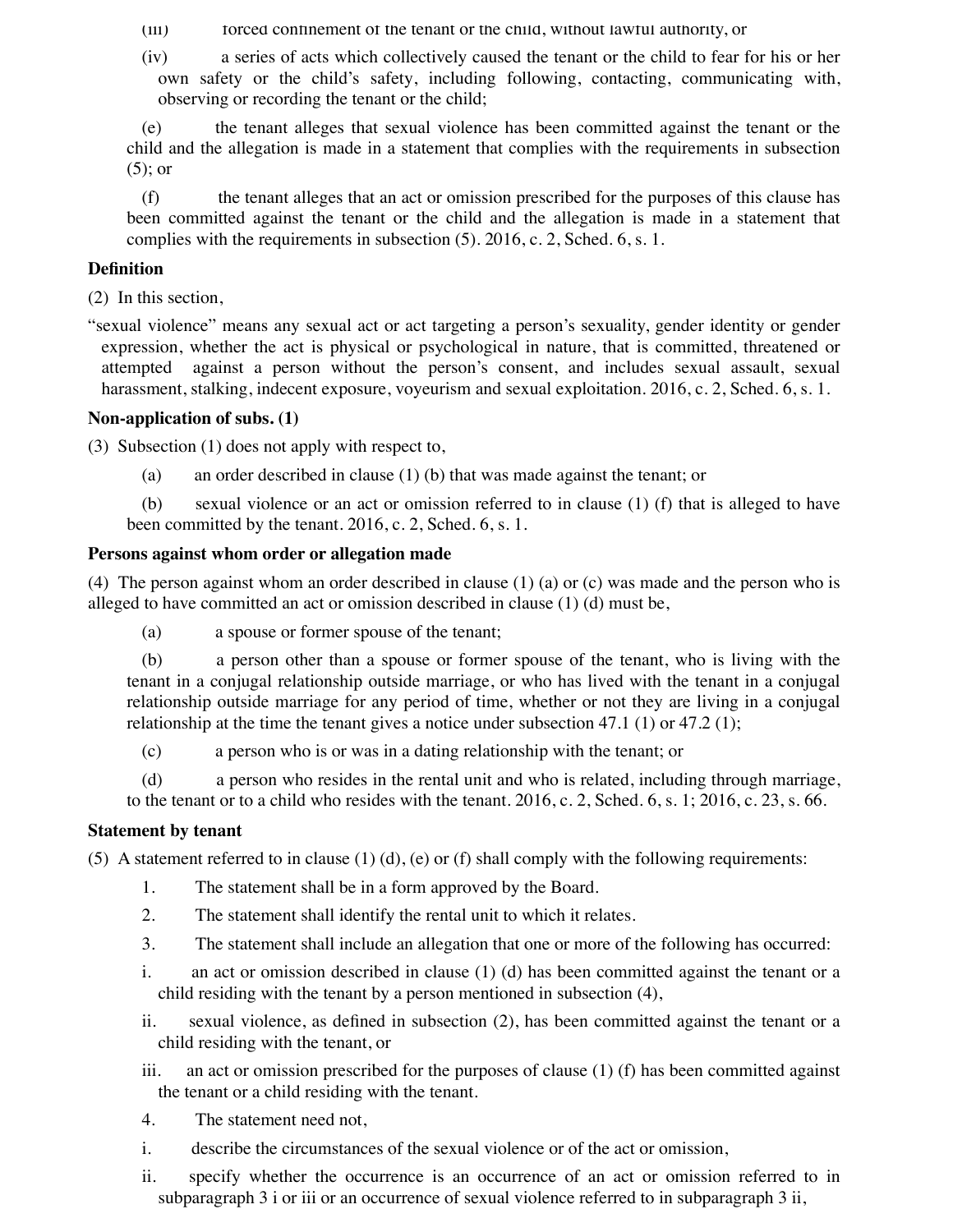(iii) forced confinement of the tenant or the child, without lawful authority, or

(iv) a series of acts which collectively caused the tenant or the child to fear for his or her own safety or the child's safety, including following, contacting, communicating with, observing or recording the tenant or the child;

(e) the tenant alleges that sexual violence has been committed against the tenant or the child and the allegation is made in a statement that complies with the requirements in subsection (5); or

(f) the tenant alleges that an act or omission prescribed for the purposes of this clause has been committed against the tenant or the child and the allegation is made in a statement that complies with the requirements in subsection (5). 2016, c. 2, Sched. 6, s. 1.

**Definition**

(2) In this section,

"sexual violence" means any sexual act or act targeting a person's sexuality, gender identity or gender expression, whether the act is physical or psychological in nature, that is committed, threatened or attempted against a person without the person's consent, and includes sexual assault, sexual harassment, stalking, indecent exposure, voyeurism and sexual exploitation. 2016, c. 2, Sched. 6, s. 1.

**Non-application of subs. (1)**

(3) Subsection (1) does not apply with respect to,

(a) an order described in clause (1) (b) that was made against the tenant; or

(b) sexual violence or an act or omission referred to in clause (1) (f) that is alleged to have been committed by the tenant. 2016, c. 2, Sched. 6, s. 1.

**Persons against whom order or allegation made**

(4) The person against whom an order described in clause (1) (a) or (c) was made and the person who is alleged to have committed an act or omission described in clause (1) (d) must be,

(a) a spouse or former spouse of the tenant;

(b) a person other than a spouse or former spouse of the tenant, who is living with the tenant in a conjugal relationship outside marriage, or who has lived with the tenant in a conjugal relationship outside marriage for any period of time, whether or not they are living in a conjugal relationship at the time the tenant gives a notice under subsection 47.1 (1) or 47.2 (1);

(c) a person who is or was in a dating relationship with the tenant; or

(d) a person who resides in the rental unit and who is related, including through marriage, to the tenant or to a child who resides with the tenant. 2016, c. 2, Sched. 6, s. 1; 2016, c. 23, s. 66.

**Statement by tenant**

(5) A statement referred to in clause (1) (d), (e) or (f) shall comply with the following requirements:

1. The statement shall be in a form approved by the Board.
2. The statement shall identify the rental unit to which it relates.
3. The statement shall include an allegation that one or more of the following has occurred:

i. an act or omission described in clause (1) (d) has been committed against the tenant or a child residing with the tenant by a person mentioned in subsection (4),

ii. sexual violence, as defined in subsection (2), has been committed against the tenant or a child residing with the tenant, or

iii. an act or omission prescribed for the purposes of clause (1) (f) has been committed against the tenant or a child residing with the tenant.

4. The statement need not,

i. describe the circumstances of the sexual violence or of the act or omission,

ii. specify whether the occurrence is an occurrence of an act or omission referred to in subparagraph 3 i or iii or an occurrence of sexual violence referred to in subparagraph 3 ii,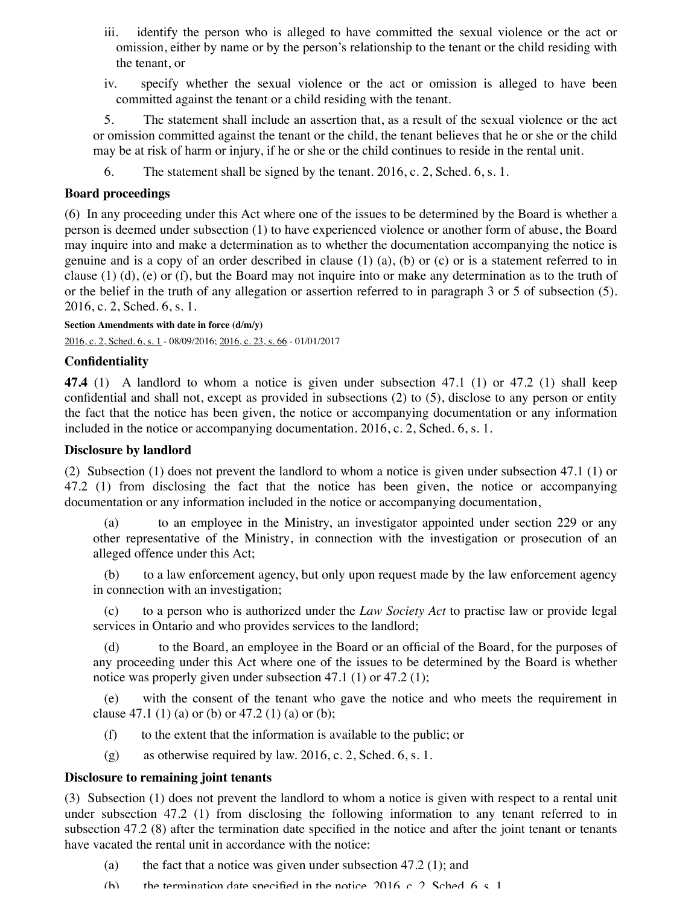iii. identify the person who is alleged to have committed the sexual violence or the act or omission, either by name or by the person's relationship to the tenant or the child residing with the tenant, or

iv. specify whether the sexual violence or the act or omission is alleged to have been committed against the tenant or a child residing with the tenant.

5. The statement shall include an assertion that, as a result of the sexual violence or the act or omission committed against the tenant or the child, the tenant believes that he or she or the child may be at risk of harm or injury, if he or she or the child continues to reside in the rental unit.

6. The statement shall be signed by the tenant. 2016, c. 2, Sched. 6, s. 1.

**Board proceedings**

(6) In any proceeding under this Act where one of the issues to be determined by the Board is whether a person is deemed under subsection (1) to have experienced violence or another form of abuse, the Board may inquire into and make a determination as to whether the documentation accompanying the notice is genuine and is a copy of an order described in clause (1) (a), (b) or (c) or is a statement referred to in clause (1) (d), (e) or (f), but the Board may not inquire into or make any determination as to the truth of or the belief in the truth of any allegation or assertion referred to in paragraph 3 or 5 of subsection (5). 2016, c. 2, Sched. 6, s. 1.

**Section Amendments with date in force (d/m/y)**

2016, c. 2, Sched. 6, s. 1 - 08/09/2016; 2016, c. 23, s. 66 - 01/01/2017

**Confidentiality**

**47.4** (1) A landlord to whom a notice is given under subsection 47.1 (1) or 47.2 (1) shall keep confidential and shall not, except as provided in subsections (2) to (5), disclose to any person or entity the fact that the notice has been given, the notice or accompanying documentation or any information included in the notice or accompanying documentation. 2016, c. 2, Sched. 6, s. 1.

**Disclosure by landlord**

(2) Subsection (1) does not prevent the landlord to whom a notice is given under subsection 47.1 (1) or 47.2 (1) from disclosing the fact that the notice has been given, the notice or accompanying documentation or any information included in the notice or accompanying documentation,

(a) to an employee in the Ministry, an investigator appointed under section 229 or any other representative of the Ministry, in connection with the investigation or prosecution of an alleged offence under this Act;

(b) to a law enforcement agency, but only upon request made by the law enforcement agency in connection with an investigation;

(c) to a person who is authorized under the *Law Society Act* to practise law or provide legal services in Ontario and who provides services to the landlord;

(d) to the Board, an employee in the Board or an official of the Board, for the purposes of any proceeding under this Act where one of the issues to be determined by the Board is whether notice was properly given under subsection 47.1 (1) or 47.2 (1);

(e) with the consent of the tenant who gave the notice and who meets the requirement in clause 47.1 (1) (a) or (b) or 47.2 (1) (a) or (b);

(f) to the extent that the information is available to the public; or

(g) as otherwise required by law. 2016, c. 2, Sched. 6, s. 1.

**Disclosure to remaining joint tenants**

(3) Subsection (1) does not prevent the landlord to whom a notice is given with respect to a rental unit under subsection 47.2 (1) from disclosing the following information to any tenant referred to in subsection 47.2 (8) after the termination date specified in the notice and after the joint tenant or tenants have vacated the rental unit in accordance with the notice:

(a) the fact that a notice was given under subsection 47.2 (1); and

(b) the termination date specified in the notice. 2016, c. 2, Sched. 6, s. 1.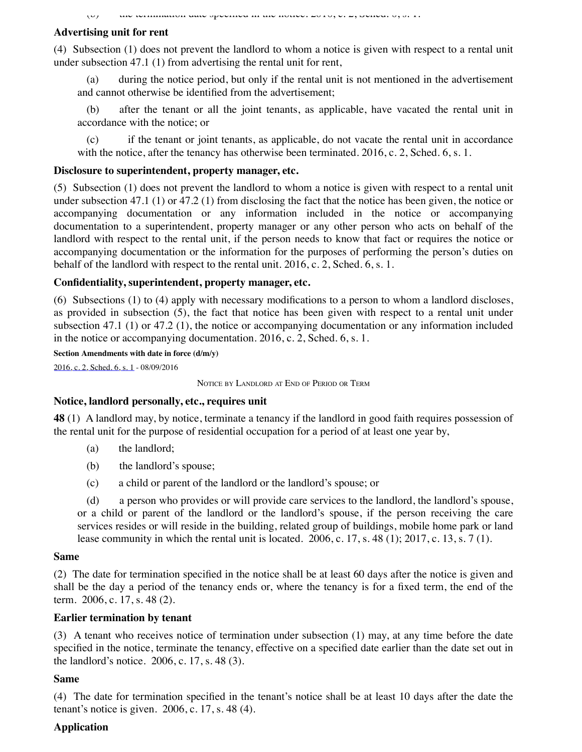**Advertising unit for rent**

(4) Subsection (1) does not prevent the landlord to whom a notice is given with respect to a rental unit under subsection 47.1 (1) from advertising the rental unit for rent,

(a) during the notice period, but only if the rental unit is not mentioned in the advertisement and cannot otherwise be identified from the advertisement;

(b) after the tenant or all the joint tenants, as applicable, have vacated the rental unit in accordance with the notice; or

(c) if the tenant or joint tenants, as applicable, do not vacate the rental unit in accordance with the notice, after the tenancy has otherwise been terminated. 2016, c. 2, Sched. 6, s. 1.

**Disclosure to superintendent, property manager, etc.**

(5) Subsection (1) does not prevent the landlord to whom a notice is given with respect to a rental unit under subsection 47.1 (1) or 47.2 (1) from disclosing the fact that the notice has been given, the notice or accompanying documentation or any information included in the notice or accompanying documentation to a superintendent, property manager or any other person who acts on behalf of the landlord with respect to the rental unit, if the person needs to know that fact or requires the notice or accompanying documentation or the information for the purposes of performing the person's duties on behalf of the landlord with respect to the rental unit. 2016, c. 2, Sched. 6, s. 1.

**Confidentiality, superintendent, property manager, etc.**

(6) Subsections (1) to (4) apply with necessary modifications to a person to whom a landlord discloses, as provided in subsection (5), the fact that notice has been given with respect to a rental unit under subsection 47.1 (1) or 47.2 (1), the notice or accompanying documentation or any information included in the notice or accompanying documentation. 2016, c. 2, Sched. 6, s. 1.

**Section Amendments with date in force (d/m/y)**

2016, c. 2, Sched. 6, s. 1 - 08/09/2016

NOTICE BY LANDLORD AT END OF PERIOD OR TERM

**Notice, landlord personally, etc., requires unit**

**48** (1) A landlord may, by notice, terminate a tenancy if the landlord in good faith requires possession of the rental unit for the purpose of residential occupation for a period of at least one year by,

(a) the landlord;

(b) the landlord's spouse;

(c) a child or parent of the landlord or the landlord's spouse; or

(d) a person who provides or will provide care services to the landlord, the landlord's spouse, or a child or parent of the landlord or the landlord's spouse, if the person receiving the care services resides or will reside in the building, related group of buildings, mobile home park or land lease community in which the rental unit is located. 2006, c. 17, s. 48 (1); 2017, c. 13, s. 7 (1).

**Same**

(2) The date for termination specified in the notice shall be at least 60 days after the notice is given and shall be the day a period of the tenancy ends or, where the tenancy is for a fixed term, the end of the term. 2006, c. 17, s. 48 (2).

**Earlier termination by tenant**

(3) A tenant who receives notice of termination under subsection (1) may, at any time before the date specified in the notice, terminate the tenancy, effective on a specified date earlier than the date set out in the landlord's notice. 2006, c. 17, s. 48 (3).

**Same**

(4) The date for termination specified in the tenant's notice shall be at least 10 days after the date the tenant's notice is given. 2006, c. 17, s. 48 (4).

**Application**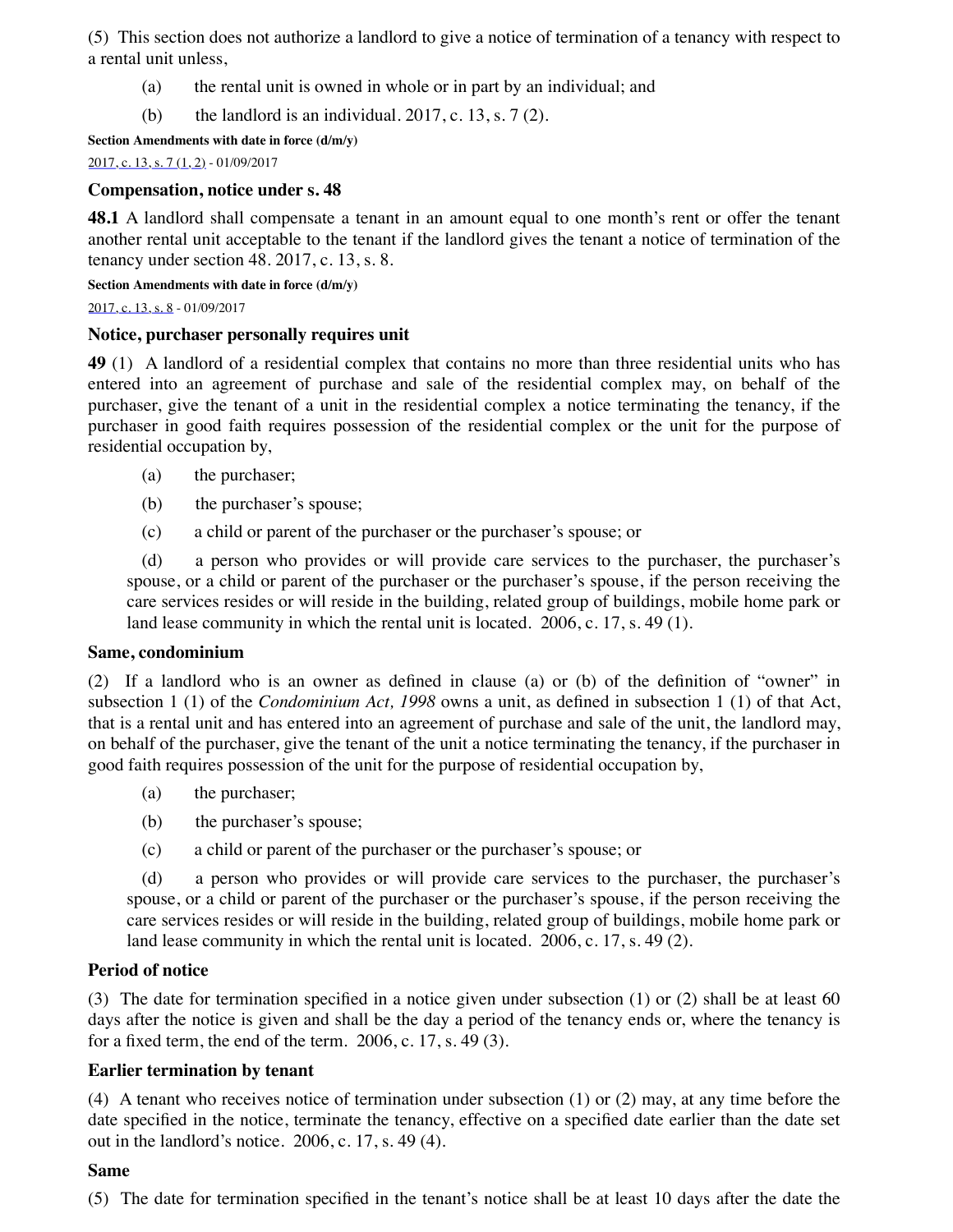(5) This section does not authorize a landlord to give a notice of termination of a tenancy with respect to a rental unit unless,

(a) the rental unit is owned in whole or in part by an individual; and

(b) the landlord is an individual. 2017, c. 13, s. 7 (2).

**Section Amendments with date in force (d/m/y)**

2017, c. 13, s. 7 (1, 2) - 01/09/2017

### Compensation, notice under s. 48

**48.1** A landlord shall compensate a tenant in an amount equal to one month's rent or offer the tenant another rental unit acceptable to the tenant if the landlord gives the tenant a notice of termination of the tenancy under section 48. 2017, c. 13, s. 8.

**Section Amendments with date in force (d/m/y)**

2017, c. 13, s. 8 - 01/09/2017

### Notice, purchaser personally requires unit

**49** (1) A landlord of a residential complex that contains no more than three residential units who has entered into an agreement of purchase and sale of the residential complex may, on behalf of the purchaser, give the tenant of a unit in the residential complex a notice terminating the tenancy, if the purchaser in good faith requires possession of the residential complex or the unit for the purpose of residential occupation by,

(a) the purchaser;

(b) the purchaser's spouse;

(c) a child or parent of the purchaser or the purchaser's spouse; or

(d) a person who provides or will provide care services to the purchaser, the purchaser's spouse, or a child or parent of the purchaser or the purchaser's spouse, if the person receiving the care services resides or will reside in the building, related group of buildings, mobile home park or land lease community in which the rental unit is located. 2006, c. 17, s. 49 (1).

### Same, condominium

(2) If a landlord who is an owner as defined in clause (a) or (b) of the definition of "owner" in subsection 1 (1) of the *Condominium Act, 1998* owns a unit, as defined in subsection 1 (1) of that Act, that is a rental unit and has entered into an agreement of purchase and sale of the unit, the landlord may, on behalf of the purchaser, give the tenant of the unit a notice terminating the tenancy, if the purchaser in good faith requires possession of the unit for the purpose of residential occupation by,

(a) the purchaser;

(b) the purchaser's spouse;

(c) a child or parent of the purchaser or the purchaser's spouse; or

(d) a person who provides or will provide care services to the purchaser, the purchaser's spouse, or a child or parent of the purchaser or the purchaser's spouse, if the person receiving the care services resides or will reside in the building, related group of buildings, mobile home park or land lease community in which the rental unit is located. 2006, c. 17, s. 49 (2).

### Period of notice

(3) The date for termination specified in a notice given under subsection (1) or (2) shall be at least 60 days after the notice is given and shall be the day a period of the tenancy ends or, where the tenancy is for a fixed term, the end of the term. 2006, c. 17, s. 49 (3).

### Earlier termination by tenant

(4) A tenant who receives notice of termination under subsection (1) or (2) may, at any time before the date specified in the notice, terminate the tenancy, effective on a specified date earlier than the date set out in the landlord's notice. 2006, c. 17, s. 49 (4).

### Same

(5) The date for termination specified in the tenant's notice shall be at least 10 days after the date the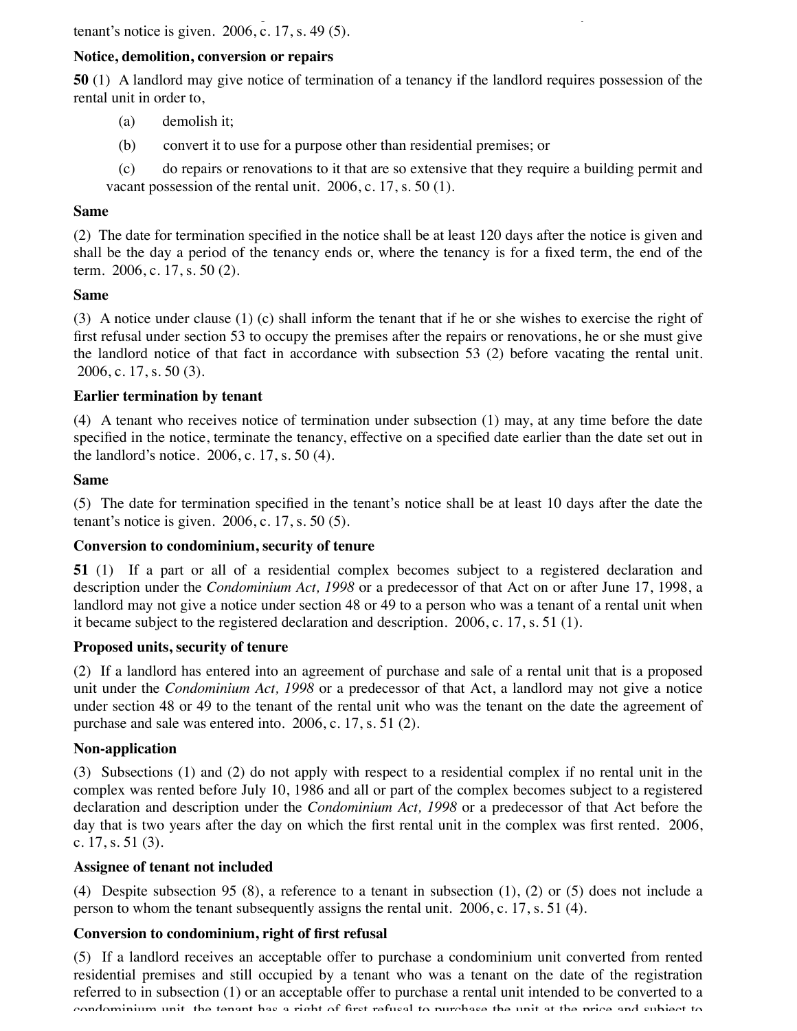tenant's notice is given. 2006, c. 17, s. 49 (5).

**Notice, demolition, conversion or repairs**

**50** (1) A landlord may give notice of termination of a tenancy if the landlord requires possession of the rental unit in order to,

(a) demolish it;

(b) convert it to use for a purpose other than residential premises; or

(c) do repairs or renovations to it that are so extensive that they require a building permit and vacant possession of the rental unit. 2006, c. 17, s. 50 (1).

**Same**

(2) The date for termination specified in the notice shall be at least 120 days after the notice is given and shall be the day a period of the tenancy ends or, where the tenancy is for a fixed term, the end of the term. 2006, c. 17, s. 50 (2).

**Same**

(3) A notice under clause (1) (c) shall inform the tenant that if he or she wishes to exercise the right of first refusal under section 53 to occupy the premises after the repairs or renovations, he or she must give the landlord notice of that fact in accordance with subsection 53 (2) before vacating the rental unit. 2006, c. 17, s. 50 (3).

**Earlier termination by tenant**

(4) A tenant who receives notice of termination under subsection (1) may, at any time before the date specified in the notice, terminate the tenancy, effective on a specified date earlier than the date set out in the landlord's notice. 2006, c. 17, s. 50 (4).

**Same**

(5) The date for termination specified in the tenant's notice shall be at least 10 days after the date the tenant's notice is given. 2006, c. 17, s. 50 (5).

**Conversion to condominium, security of tenure**

**51** (1) If a part or all of a residential complex becomes subject to a registered declaration and description under the *Condominium Act, 1998* or a predecessor of that Act on or after June 17, 1998, a landlord may not give a notice under section 48 or 49 to a person who was a tenant of a rental unit when it became subject to the registered declaration and description. 2006, c. 17, s. 51 (1).

**Proposed units, security of tenure**

(2) If a landlord has entered into an agreement of purchase and sale of a rental unit that is a proposed unit under the *Condominium Act, 1998* or a predecessor of that Act, a landlord may not give a notice under section 48 or 49 to the tenant of the rental unit who was the tenant on the date the agreement of purchase and sale was entered into. 2006, c. 17, s. 51 (2).

**Non-application**

(3) Subsections (1) and (2) do not apply with respect to a residential complex if no rental unit in the complex was rented before July 10, 1986 and all or part of the complex becomes subject to a registered declaration and description under the *Condominium Act, 1998* or a predecessor of that Act before the day that is two years after the day on which the first rental unit in the complex was first rented. 2006, c. 17, s. 51 (3).

**Assignee of tenant not included**

(4) Despite subsection 95 (8), a reference to a tenant in subsection (1), (2) or (5) does not include a person to whom the tenant subsequently assigns the rental unit. 2006, c. 17, s. 51 (4).

**Conversion to condominium, right of first refusal**

(5) If a landlord receives an acceptable offer to purchase a condominium unit converted from rented residential premises and still occupied by a tenant who was a tenant on the date of the registration referred to in subsection (1) or an acceptable offer to purchase a rental unit intended to be converted to a condominium unit, the tenant has a right of first refusal to purchase the unit at the price and subject to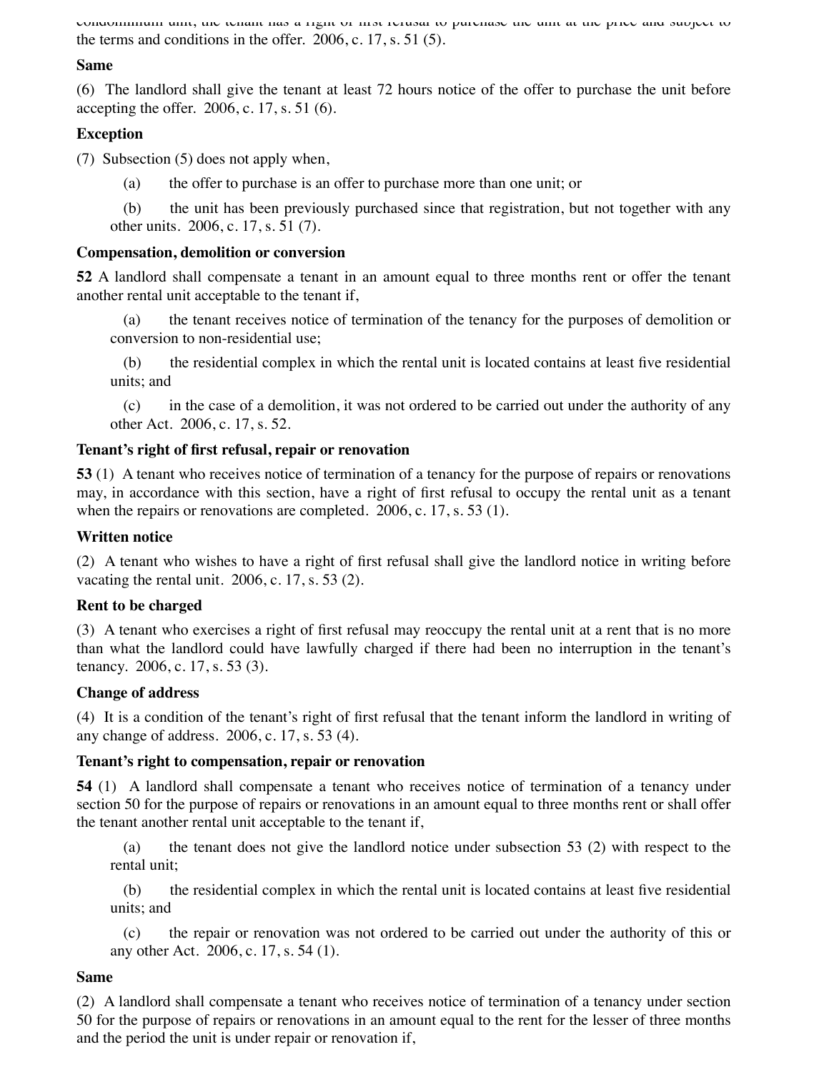condominium unit, the tenant has a right of first refusal to purchase the unit at the price and subject to the terms and conditions in the offer. 2006, c. 17, s. 51 (5).

**Same**

(6) The landlord shall give the tenant at least 72 hours notice of the offer to purchase the unit before accepting the offer. 2006, c. 17, s. 51 (6).

**Exception**

(7) Subsection (5) does not apply when,

(a) the offer to purchase is an offer to purchase more than one unit; or

(b) the unit has been previously purchased since that registration, but not together with any other units. 2006, c. 17, s. 51 (7).

**Compensation, demolition or conversion**

**52** A landlord shall compensate a tenant in an amount equal to three months rent or offer the tenant another rental unit acceptable to the tenant if,

(a) the tenant receives notice of termination of the tenancy for the purposes of demolition or conversion to non-residential use;

(b) the residential complex in which the rental unit is located contains at least five residential units; and

(c) in the case of a demolition, it was not ordered to be carried out under the authority of any other Act. 2006, c. 17, s. 52.

**Tenant's right of first refusal, repair or renovation**

**53** (1) A tenant who receives notice of termination of a tenancy for the purpose of repairs or renovations may, in accordance with this section, have a right of first refusal to occupy the rental unit as a tenant when the repairs or renovations are completed. 2006, c. 17, s. 53 (1).

**Written notice**

(2) A tenant who wishes to have a right of first refusal shall give the landlord notice in writing before vacating the rental unit. 2006, c. 17, s. 53 (2).

**Rent to be charged**

(3) A tenant who exercises a right of first refusal may reoccupy the rental unit at a rent that is no more than what the landlord could have lawfully charged if there had been no interruption in the tenant's tenancy. 2006, c. 17, s. 53 (3).

**Change of address**

(4) It is a condition of the tenant's right of first refusal that the tenant inform the landlord in writing of any change of address. 2006, c. 17, s. 53 (4).

**Tenant's right to compensation, repair or renovation**

**54** (1) A landlord shall compensate a tenant who receives notice of termination of a tenancy under section 50 for the purpose of repairs or renovations in an amount equal to three months rent or shall offer the tenant another rental unit acceptable to the tenant if,

(a) the tenant does not give the landlord notice under subsection 53 (2) with respect to the rental unit;

(b) the residential complex in which the rental unit is located contains at least five residential units; and

(c) the repair or renovation was not ordered to be carried out under the authority of this or any other Act. 2006, c. 17, s. 54 (1).

**Same**

(2) A landlord shall compensate a tenant who receives notice of termination of a tenancy under section 50 for the purpose of repairs or renovations in an amount equal to the rent for the lesser of three months and the period the unit is under repair or renovation if,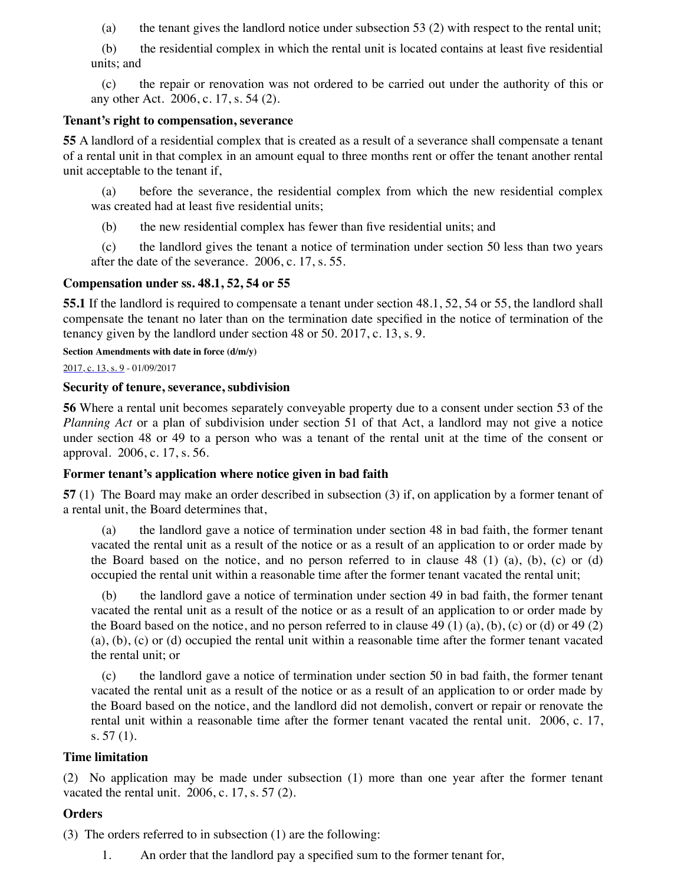(a) the tenant gives the landlord notice under subsection 53 (2) with respect to the rental unit;

(b) the residential complex in which the rental unit is located contains at least five residential units; and

(c) the repair or renovation was not ordered to be carried out under the authority of this or any other Act. 2006, c. 17, s. 54 (2).

**Tenant's right to compensation, severance**

**55** A landlord of a residential complex that is created as a result of a severance shall compensate a tenant of a rental unit in that complex in an amount equal to three months rent or offer the tenant another rental unit acceptable to the tenant if,

(a) before the severance, the residential complex from which the new residential complex was created had at least five residential units;

(b) the new residential complex has fewer than five residential units; and

(c) the landlord gives the tenant a notice of termination under section 50 less than two years after the date of the severance. 2006, c. 17, s. 55.

**Compensation under ss. 48.1, 52, 54 or 55**

**55.1** If the landlord is required to compensate a tenant under section 48.1, 52, 54 or 55, the landlord shall compensate the tenant no later than on the termination date specified in the notice of termination of the tenancy given by the landlord under section 48 or 50. 2017, c. 13, s. 9.

**Section Amendments with date in force (d/m/y)**

2017, c. 13, s. 9 - 01/09/2017

**Security of tenure, severance, subdivision**

**56** Where a rental unit becomes separately conveyable property due to a consent under section 53 of the *Planning Act* or a plan of subdivision under section 51 of that Act, a landlord may not give a notice under section 48 or 49 to a person who was a tenant of the rental unit at the time of the consent or approval. 2006, c. 17, s. 56.

**Former tenant's application where notice given in bad faith**

**57** (1) The Board may make an order described in subsection (3) if, on application by a former tenant of a rental unit, the Board determines that,

(a) the landlord gave a notice of termination under section 48 in bad faith, the former tenant vacated the rental unit as a result of the notice or as a result of an application to or order made by the Board based on the notice, and no person referred to in clause 48 (1) (a), (b), (c) or (d) occupied the rental unit within a reasonable time after the former tenant vacated the rental unit;

(b) the landlord gave a notice of termination under section 49 in bad faith, the former tenant vacated the rental unit as a result of the notice or as a result of an application to or order made by the Board based on the notice, and no person referred to in clause 49 (1) (a), (b), (c) or (d) or 49 (2) (a), (b), (c) or (d) occupied the rental unit within a reasonable time after the former tenant vacated the rental unit; or

(c) the landlord gave a notice of termination under section 50 in bad faith, the former tenant vacated the rental unit as a result of the notice or as a result of an application to or order made by the Board based on the notice, and the landlord did not demolish, convert or repair or renovate the rental unit within a reasonable time after the former tenant vacated the rental unit. 2006, c. 17, s. 57 (1).

**Time limitation**

(2) No application may be made under subsection (1) more than one year after the former tenant vacated the rental unit. 2006, c. 17, s. 57 (2).

**Orders**

(3) The orders referred to in subsection (1) are the following:

1. An order that the landlord pay a specified sum to the former tenant for,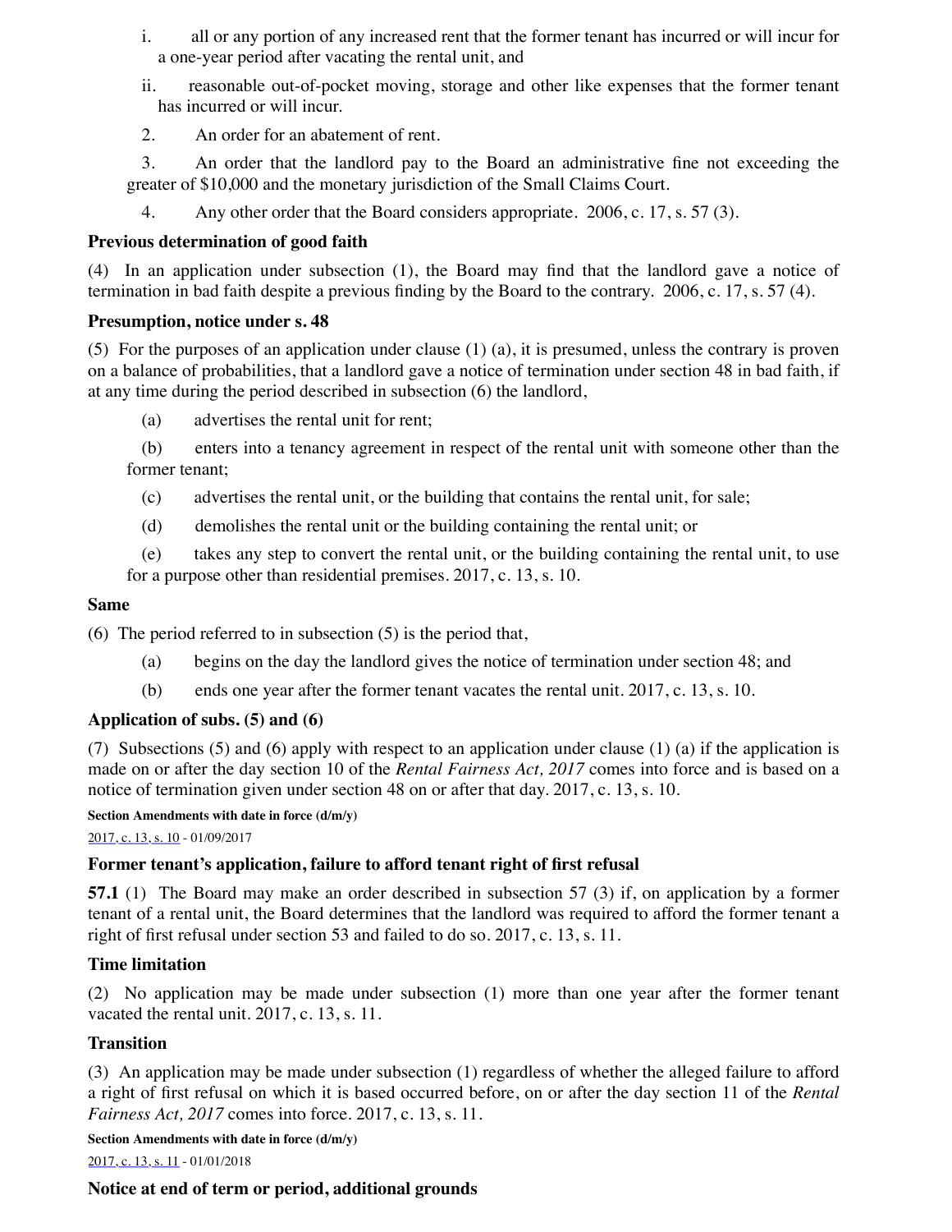i. all or any portion of any increased rent that the former tenant has incurred or will incur for a one-year period after vacating the rental unit, and

ii. reasonable out-of-pocket moving, storage and other like expenses that the former tenant has incurred or will incur.

2. An order for an abatement of rent.

3. An order that the landlord pay to the Board an administrative fine not exceeding the greater of $10,000 and the monetary jurisdiction of the Small Claims Court.

4. Any other order that the Board considers appropriate. 2006, c. 17, s. 57 (3).

**Previous determination of good faith**

(4) In an application under subsection (1), the Board may find that the landlord gave a notice of termination in bad faith despite a previous finding by the Board to the contrary. 2006, c. 17, s. 57 (4).

**Presumption, notice under s. 48**

(5) For the purposes of an application under clause (1) (a), it is presumed, unless the contrary is proven on a balance of probabilities, that a landlord gave a notice of termination under section 48 in bad faith, if at any time during the period described in subsection (6) the landlord,

(a) advertises the rental unit for rent;

(b) enters into a tenancy agreement in respect of the rental unit with someone other than the former tenant;

(c) advertises the rental unit, or the building that contains the rental unit, for sale;

(d) demolishes the rental unit or the building containing the rental unit; or

(e) takes any step to convert the rental unit, or the building containing the rental unit, to use for a purpose other than residential premises. 2017, c. 13, s. 10.

**Same**

(6) The period referred to in subsection (5) is the period that,

(a) begins on the day the landlord gives the notice of termination under section 48; and

(b) ends one year after the former tenant vacates the rental unit. 2017, c. 13, s. 10.

**Application of subs. (5) and (6)**

(7) Subsections (5) and (6) apply with respect to an application under clause (1) (a) if the application is made on or after the day section 10 of the *Rental Fairness Act, 2017* comes into force and is based on a notice of termination given under section 48 on or after that day. 2017, c. 13, s. 10.

**Section Amendments with date in force (d/m/y)**

2017, c. 13, s. 10 - 01/09/2017

**Former tenant's application, failure to afford tenant right of first refusal**

**57.1** (1) The Board may make an order described in subsection 57 (3) if, on application by a former tenant of a rental unit, the Board determines that the landlord was required to afford the former tenant a right of first refusal under section 53 and failed to do so. 2017, c. 13, s. 11.

**Time limitation**

(2) No application may be made under subsection (1) more than one year after the former tenant vacated the rental unit. 2017, c. 13, s. 11.

**Transition**

(3) An application may be made under subsection (1) regardless of whether the alleged failure to afford a right of first refusal on which it is based occurred before, on or after the day section 11 of the *Rental Fairness Act, 2017* comes into force. 2017, c. 13, s. 11.

**Section Amendments with date in force (d/m/y)**

2017, c. 13, s. 11 - 01/01/2018

**Notice at end of term or period, additional grounds**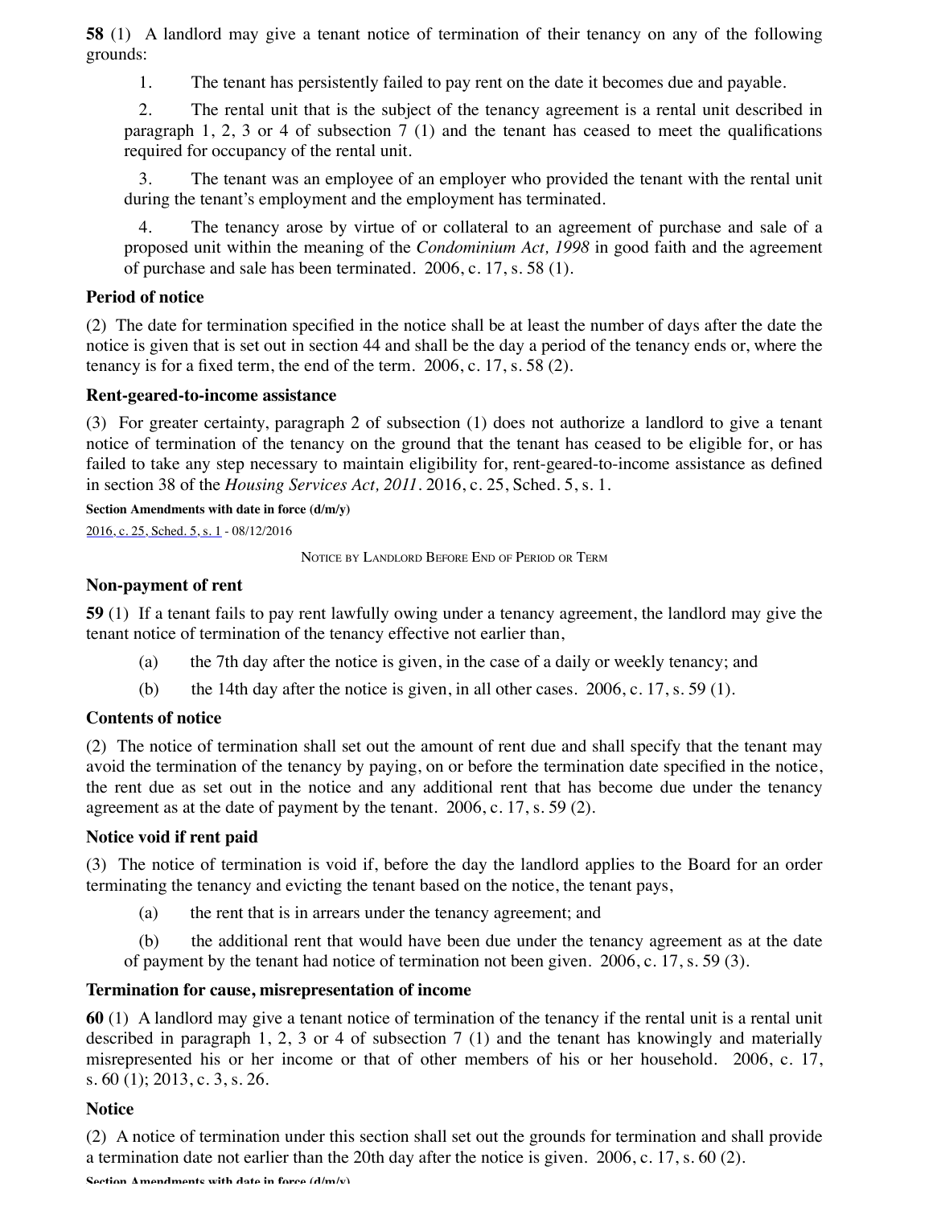**58** (1) A landlord may give a tenant notice of termination of their tenancy on any of the following grounds:

1. The tenant has persistently failed to pay rent on the date it becomes due and payable.

2. The rental unit that is the subject of the tenancy agreement is a rental unit described in paragraph 1, 2, 3 or 4 of subsection 7 (1) and the tenant has ceased to meet the qualifications required for occupancy of the rental unit.

3. The tenant was an employee of an employer who provided the tenant with the rental unit during the tenant's employment and the employment has terminated.

4. The tenancy arose by virtue of or collateral to an agreement of purchase and sale of a proposed unit within the meaning of the *Condominium Act, 1998* in good faith and the agreement of purchase and sale has been terminated. 2006, c. 17, s. 58 (1).

**Period of notice**

(2) The date for termination specified in the notice shall be at least the number of days after the date the notice is given that is set out in section 44 and shall be the day a period of the tenancy ends or, where the tenancy is for a fixed term, the end of the term. 2006, c. 17, s. 58 (2).

**Rent-geared-to-income assistance**

(3) For greater certainty, paragraph 2 of subsection (1) does not authorize a landlord to give a tenant notice of termination of the tenancy on the ground that the tenant has ceased to be eligible for, or has failed to take any step necessary to maintain eligibility for, rent-geared-to-income assistance as defined in section 38 of the *Housing Services Act, 2011*. 2016, c. 25, Sched. 5, s. 1.

**Section Amendments with date in force (d/m/y)**

2016, c. 25, Sched. 5, s. 1 - 08/12/2016

NOTICE BY LANDLORD BEFORE END OF PERIOD OR TERM

**Non-payment of rent**

**59** (1) If a tenant fails to pay rent lawfully owing under a tenancy agreement, the landlord may give the tenant notice of termination of the tenancy effective not earlier than,

(a) the 7th day after the notice is given, in the case of a daily or weekly tenancy; and

(b) the 14th day after the notice is given, in all other cases. 2006, c. 17, s. 59 (1).

**Contents of notice**

(2) The notice of termination shall set out the amount of rent due and shall specify that the tenant may avoid the termination of the tenancy by paying, on or before the termination date specified in the notice, the rent due as set out in the notice and any additional rent that has become due under the tenancy agreement as at the date of payment by the tenant. 2006, c. 17, s. 59 (2).

**Notice void if rent paid**

(3) The notice of termination is void if, before the day the landlord applies to the Board for an order terminating the tenancy and evicting the tenant based on the notice, the tenant pays,

(a) the rent that is in arrears under the tenancy agreement; and

(b) the additional rent that would have been due under the tenancy agreement as at the date of payment by the tenant had notice of termination not been given. 2006, c. 17, s. 59 (3).

**Termination for cause, misrepresentation of income**

**60** (1) A landlord may give a tenant notice of termination of the tenancy if the rental unit is a rental unit described in paragraph 1, 2, 3 or 4 of subsection 7 (1) and the tenant has knowingly and materially misrepresented his or her income or that of other members of his or her household. 2006, c. 17, s. 60 (1); 2013, c. 3, s. 26.

**Notice**

(2) A notice of termination under this section shall set out the grounds for termination and shall provide a termination date not earlier than the 20th day after the notice is given. 2006, c. 17, s. 60 (2).

**Section Amendments with date in force (d/m/y)**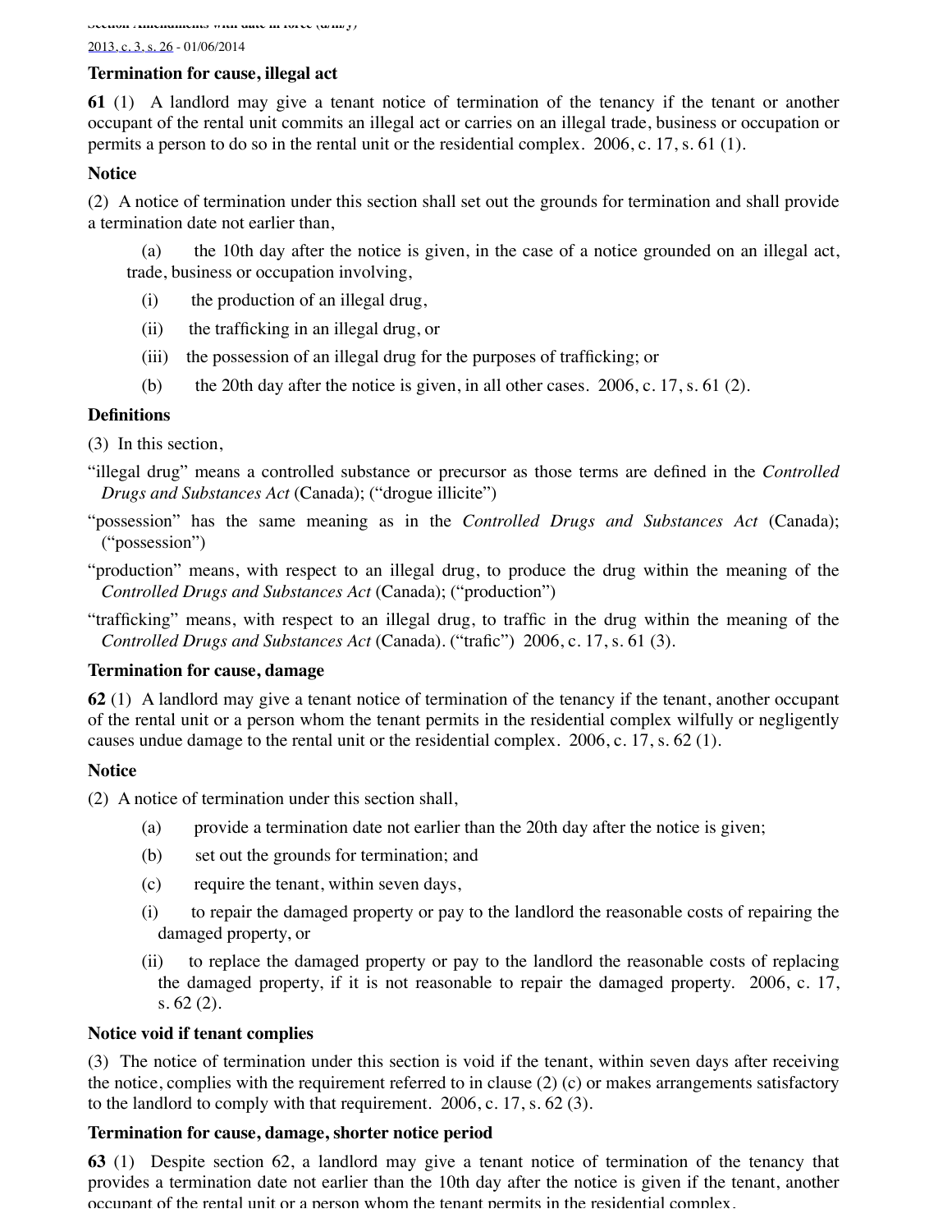Section Amendments with date in force (d/m/y)

2013, c. 3, s. 26 - 01/06/2014

**Termination for cause, illegal act**

**61** (1) A landlord may give a tenant notice of termination of the tenancy if the tenant or another occupant of the rental unit commits an illegal act or carries on an illegal trade, business or occupation or permits a person to do so in the rental unit or the residential complex. 2006, c. 17, s. 61 (1).

**Notice**

(2) A notice of termination under this section shall set out the grounds for termination and shall provide a termination date not earlier than,

(a) the 10th day after the notice is given, in the case of a notice grounded on an illegal act, trade, business or occupation involving,

(i) the production of an illegal drug,

(ii) the trafficking in an illegal drug, or

(iii) the possession of an illegal drug for the purposes of trafficking; or

(b) the 20th day after the notice is given, in all other cases. 2006, c. 17, s. 61 (2).

**Definitions**

(3) In this section,

"illegal drug" means a controlled substance or precursor as those terms are defined in the *Controlled Drugs and Substances Act* (Canada); ("drogue illicite")

"possession" has the same meaning as in the *Controlled Drugs and Substances Act* (Canada); ("possession")

"production" means, with respect to an illegal drug, to produce the drug within the meaning of the *Controlled Drugs and Substances Act* (Canada); ("production")

"trafficking" means, with respect to an illegal drug, to traffic in the drug within the meaning of the *Controlled Drugs and Substances Act* (Canada). ("trafic") 2006, c. 17, s. 61 (3).

**Termination for cause, damage**

**62** (1) A landlord may give a tenant notice of termination of the tenancy if the tenant, another occupant of the rental unit or a person whom the tenant permits in the residential complex wilfully or negligently causes undue damage to the rental unit or the residential complex. 2006, c. 17, s. 62 (1).

**Notice**

(2) A notice of termination under this section shall,

(a) provide a termination date not earlier than the 20th day after the notice is given;

(b) set out the grounds for termination; and

(c) require the tenant, within seven days,

(i) to repair the damaged property or pay to the landlord the reasonable costs of repairing the damaged property, or

(ii) to replace the damaged property or pay to the landlord the reasonable costs of replacing the damaged property, if it is not reasonable to repair the damaged property. 2006, c. 17, s. 62 (2).

**Notice void if tenant complies**

(3) The notice of termination under this section is void if the tenant, within seven days after receiving the notice, complies with the requirement referred to in clause (2) (c) or makes arrangements satisfactory to the landlord to comply with that requirement. 2006, c. 17, s. 62 (3).

**Termination for cause, damage, shorter notice period**

**63** (1) Despite section 62, a landlord may give a tenant notice of termination of the tenancy that provides a termination date not earlier than the 10th day after the notice is given if the tenant, another occupant of the rental unit or a person whom the tenant permits in the residential complex,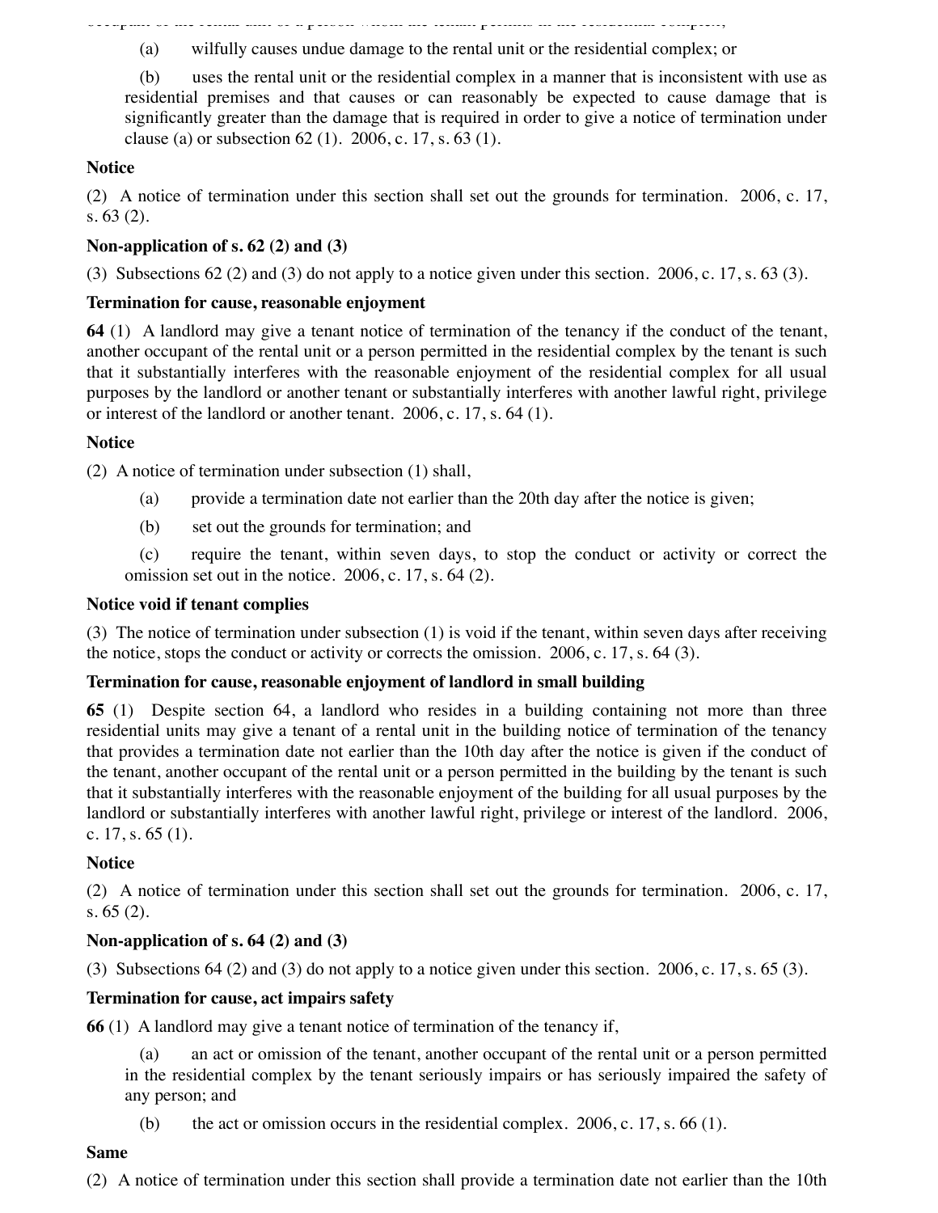(a) wilfully causes undue damage to the rental unit or the residential complex; or

(b) uses the rental unit or the residential complex in a manner that is inconsistent with use as residential premises and that causes or can reasonably be expected to cause damage that is significantly greater than the damage that is required in order to give a notice of termination under clause (a) or subsection 62 (1). 2006, c. 17, s. 63 (1).

**Notice**

(2) A notice of termination under this section shall set out the grounds for termination. 2006, c. 17, s. 63 (2).

**Non-application of s. 62 (2) and (3)**

(3) Subsections 62 (2) and (3) do not apply to a notice given under this section. 2006, c. 17, s. 63 (3).

**Termination for cause, reasonable enjoyment**

**64** (1) A landlord may give a tenant notice of termination of the tenancy if the conduct of the tenant, another occupant of the rental unit or a person permitted in the residential complex by the tenant is such that it substantially interferes with the reasonable enjoyment of the residential complex for all usual purposes by the landlord or another tenant or substantially interferes with another lawful right, privilege or interest of the landlord or another tenant. 2006, c. 17, s. 64 (1).

**Notice**

(2) A notice of termination under subsection (1) shall,

(a) provide a termination date not earlier than the 20th day after the notice is given;

(b) set out the grounds for termination; and

(c) require the tenant, within seven days, to stop the conduct or activity or correct the omission set out in the notice. 2006, c. 17, s. 64 (2).

**Notice void if tenant complies**

(3) The notice of termination under subsection (1) is void if the tenant, within seven days after receiving the notice, stops the conduct or activity or corrects the omission. 2006, c. 17, s. 64 (3).

**Termination for cause, reasonable enjoyment of landlord in small building**

**65** (1) Despite section 64, a landlord who resides in a building containing not more than three residential units may give a tenant of a rental unit in the building notice of termination of the tenancy that provides a termination date not earlier than the 10th day after the notice is given if the conduct of the tenant, another occupant of the rental unit or a person permitted in the building by the tenant is such that it substantially interferes with the reasonable enjoyment of the building for all usual purposes by the landlord or substantially interferes with another lawful right, privilege or interest of the landlord. 2006, c. 17, s. 65 (1).

**Notice**

(2) A notice of termination under this section shall set out the grounds for termination. 2006, c. 17, s. 65 (2).

**Non-application of s. 64 (2) and (3)**

(3) Subsections 64 (2) and (3) do not apply to a notice given under this section. 2006, c. 17, s. 65 (3).

**Termination for cause, act impairs safety**

**66** (1) A landlord may give a tenant notice of termination of the tenancy if,

(a) an act or omission of the tenant, another occupant of the rental unit or a person permitted in the residential complex by the tenant seriously impairs or has seriously impaired the safety of any person; and

(b) the act or omission occurs in the residential complex. 2006, c. 17, s. 66 (1).

**Same**

(2) A notice of termination under this section shall provide a termination date not earlier than the 10th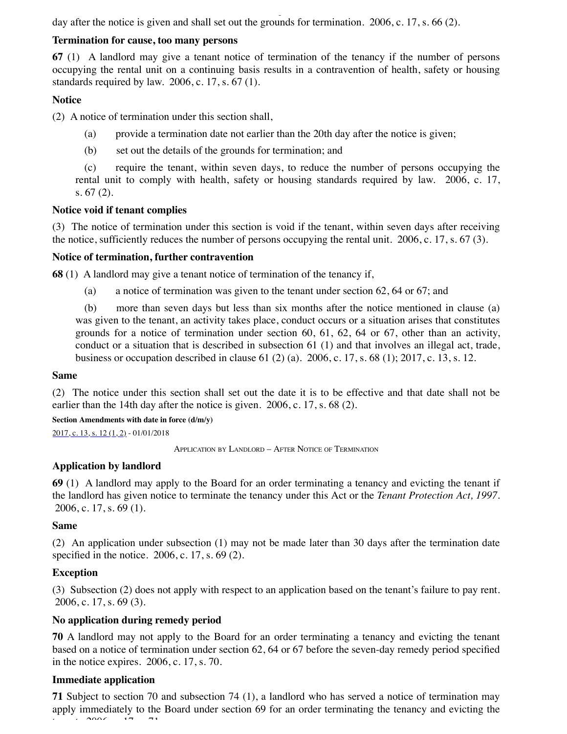day after the notice is given and shall set out the grounds for termination. 2006, c. 17, s. 66 (2).

**Termination for cause, too many persons**

**67** (1) A landlord may give a tenant notice of termination of the tenancy if the number of persons occupying the rental unit on a continuing basis results in a contravention of health, safety or housing standards required by law. 2006, c. 17, s. 67 (1).

**Notice**

(2) A notice of termination under this section shall,

(a) provide a termination date not earlier than the 20th day after the notice is given;

(b) set out the details of the grounds for termination; and

(c) require the tenant, within seven days, to reduce the number of persons occupying the rental unit to comply with health, safety or housing standards required by law. 2006, c. 17, s. 67 (2).

**Notice void if tenant complies**

(3) The notice of termination under this section is void if the tenant, within seven days after receiving the notice, sufficiently reduces the number of persons occupying the rental unit. 2006, c. 17, s. 67 (3).

**Notice of termination, further contravention**

**68** (1) A landlord may give a tenant notice of termination of the tenancy if,

(a) a notice of termination was given to the tenant under section 62, 64 or 67; and

(b) more than seven days but less than six months after the notice mentioned in clause (a) was given to the tenant, an activity takes place, conduct occurs or a situation arises that constitutes grounds for a notice of termination under section 60, 61, 62, 64 or 67, other than an activity, conduct or a situation that is described in subsection 61 (1) and that involves an illegal act, trade, business or occupation described in clause 61 (2) (a). 2006, c. 17, s. 68 (1); 2017, c. 13, s. 12.

**Same**

(2) The notice under this section shall set out the date it is to be effective and that date shall not be earlier than the 14th day after the notice is given. 2006, c. 17, s. 68 (2).

**Section Amendments with date in force (d/m/y)**

2017, c. 13, s. 12 (1, 2) - 01/01/2018

Application by Landlord – After Notice of Termination

**Application by landlord**

**69** (1) A landlord may apply to the Board for an order terminating a tenancy and evicting the tenant if the landlord has given notice to terminate the tenancy under this Act or the *Tenant Protection Act, 1997*. 2006, c. 17, s. 69 (1).

**Same**

(2) An application under subsection (1) may not be made later than 30 days after the termination date specified in the notice. 2006, c. 17, s. 69 (2).

**Exception**

(3) Subsection (2) does not apply with respect to an application based on the tenant's failure to pay rent. 2006, c. 17, s. 69 (3).

**No application during remedy period**

**70** A landlord may not apply to the Board for an order terminating a tenancy and evicting the tenant based on a notice of termination under section 62, 64 or 67 before the seven-day remedy period specified in the notice expires. 2006, c. 17, s. 70.

**Immediate application**

**71** Subject to section 70 and subsection 74 (1), a landlord who has served a notice of termination may apply immediately to the Board under section 69 for an order terminating the tenancy and evicting the tenant. 2006, c. 17, s. 71.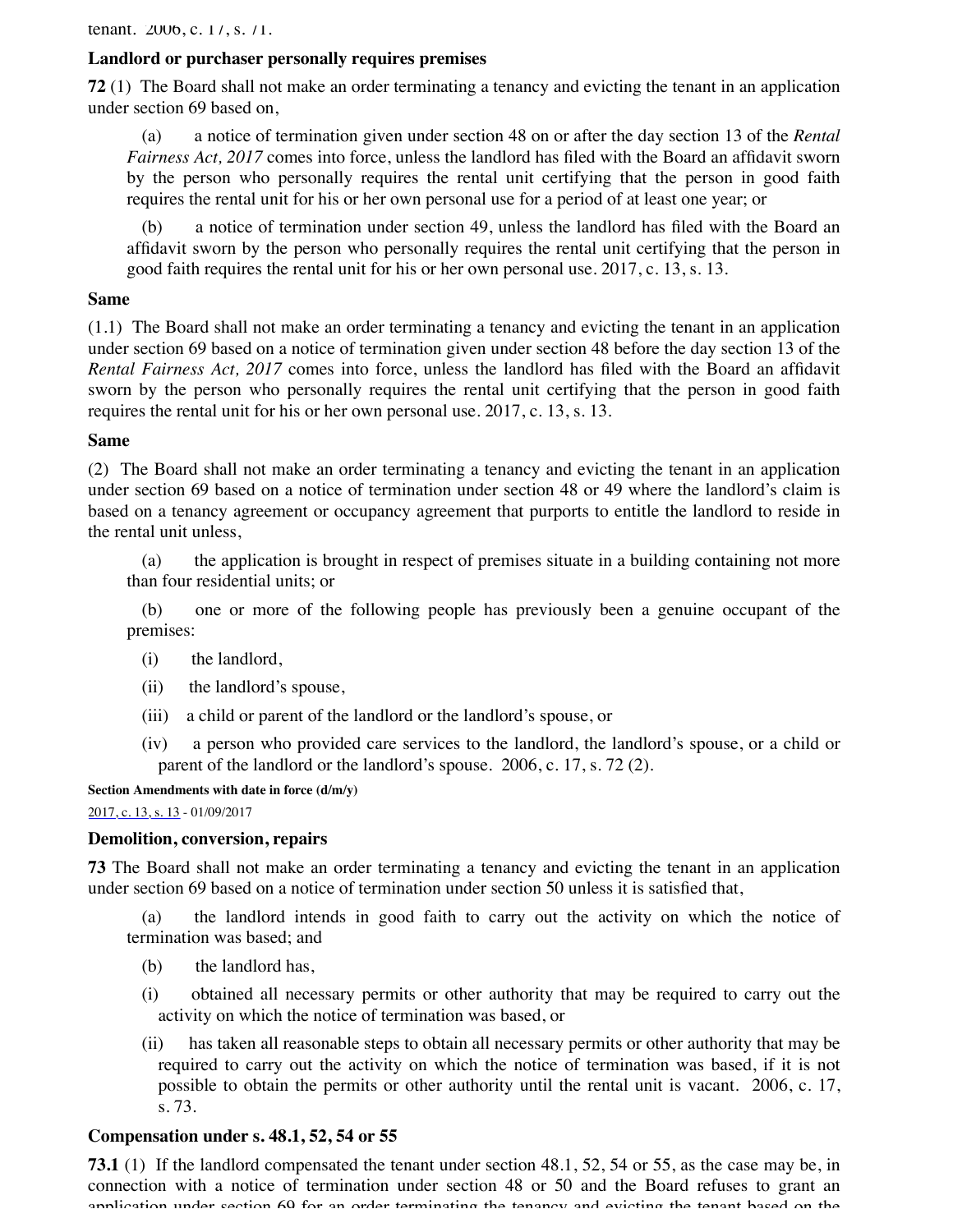tenant. 2006, c. 17, s. 71.

**Landlord or purchaser personally requires premises**

**72** (1) The Board shall not make an order terminating a tenancy and evicting the tenant in an application under section 69 based on,

(a) a notice of termination given under section 48 on or after the day section 13 of the *Rental Fairness Act, 2017* comes into force, unless the landlord has filed with the Board an affidavit sworn by the person who personally requires the rental unit certifying that the person in good faith requires the rental unit for his or her own personal use for a period of at least one year; or

(b) a notice of termination under section 49, unless the landlord has filed with the Board an affidavit sworn by the person who personally requires the rental unit certifying that the person in good faith requires the rental unit for his or her own personal use. 2017, c. 13, s. 13.

**Same**

(1.1) The Board shall not make an order terminating a tenancy and evicting the tenant in an application under section 69 based on a notice of termination given under section 48 before the day section 13 of the *Rental Fairness Act, 2017* comes into force, unless the landlord has filed with the Board an affidavit sworn by the person who personally requires the rental unit certifying that the person in good faith requires the rental unit for his or her own personal use. 2017, c. 13, s. 13.

**Same**

(2) The Board shall not make an order terminating a tenancy and evicting the tenant in an application under section 69 based on a notice of termination under section 48 or 49 where the landlord's claim is based on a tenancy agreement or occupancy agreement that purports to entitle the landlord to reside in the rental unit unless,

(a) the application is brought in respect of premises situate in a building containing not more than four residential units; or

(b) one or more of the following people has previously been a genuine occupant of the premises:

(i) the landlord,

(ii) the landlord's spouse,

(iii) a child or parent of the landlord or the landlord's spouse, or

(iv) a person who provided care services to the landlord, the landlord's spouse, or a child or parent of the landlord or the landlord's spouse. 2006, c. 17, s. 72 (2).

**Section Amendments with date in force (d/m/y)**

2017, c. 13, s. 13 - 01/09/2017

**Demolition, conversion, repairs**

**73** The Board shall not make an order terminating a tenancy and evicting the tenant in an application under section 69 based on a notice of termination under section 50 unless it is satisfied that,

(a) the landlord intends in good faith to carry out the activity on which the notice of termination was based; and

(b) the landlord has,

(i) obtained all necessary permits or other authority that may be required to carry out the activity on which the notice of termination was based, or

(ii) has taken all reasonable steps to obtain all necessary permits or other authority that may be required to carry out the activity on which the notice of termination was based, if it is not possible to obtain the permits or other authority until the rental unit is vacant. 2006, c. 17, s. 73.

**Compensation under s. 48.1, 52, 54 or 55**

**73.1** (1) If the landlord compensated the tenant under section 48.1, 52, 54 or 55, as the case may be, in connection with a notice of termination under section 48 or 50 and the Board refuses to grant an application under section 69 for an order terminating the tenancy and evicting the tenant based on the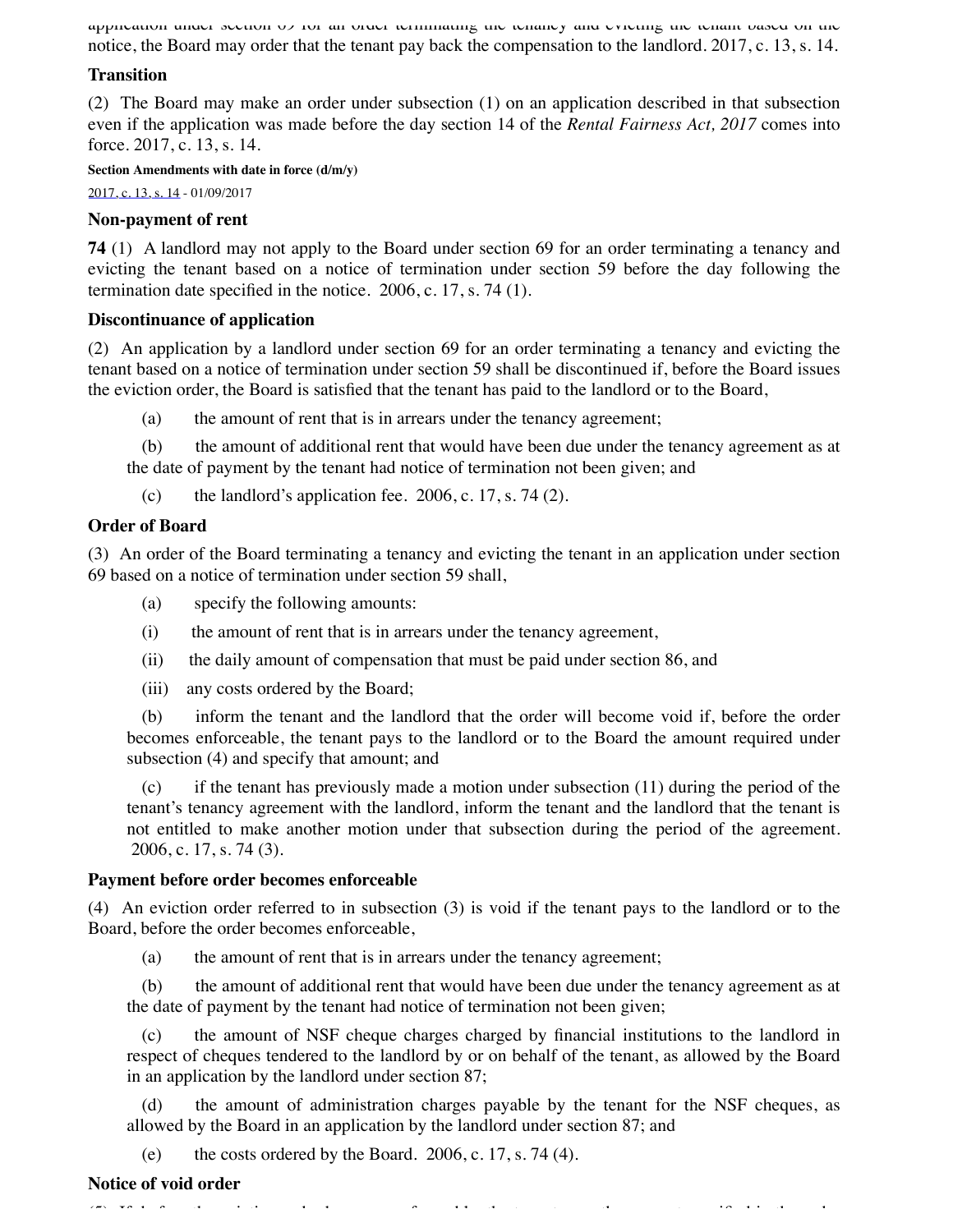application under section 69 for an order terminating the tenancy and evicting the tenant based on the notice, the Board may order that the tenant pay back the compensation to the landlord. 2017, c. 13, s. 14.

**Transition**

(2) The Board may make an order under subsection (1) on an application described in that subsection even if the application was made before the day section 14 of the *Rental Fairness Act, 2017* comes into force. 2017, c. 13, s. 14.

**Section Amendments with date in force (d/m/y)**

2017, c. 13, s. 14 - 01/09/2017

**Non-payment of rent**

**74** (1) A landlord may not apply to the Board under section 69 for an order terminating a tenancy and evicting the tenant based on a notice of termination under section 59 before the day following the termination date specified in the notice. 2006, c. 17, s. 74 (1).

**Discontinuance of application**

(2) An application by a landlord under section 69 for an order terminating a tenancy and evicting the tenant based on a notice of termination under section 59 shall be discontinued if, before the Board issues the eviction order, the Board is satisfied that the tenant has paid to the landlord or to the Board,

(a) the amount of rent that is in arrears under the tenancy agreement;

(b) the amount of additional rent that would have been due under the tenancy agreement as at the date of payment by the tenant had notice of termination not been given; and

(c) the landlord's application fee. 2006, c. 17, s. 74 (2).

**Order of Board**

(3) An order of the Board terminating a tenancy and evicting the tenant in an application under section 69 based on a notice of termination under section 59 shall,

(a) specify the following amounts:

(i) the amount of rent that is in arrears under the tenancy agreement,

(ii) the daily amount of compensation that must be paid under section 86, and

(iii) any costs ordered by the Board;

(b) inform the tenant and the landlord that the order will become void if, before the order becomes enforceable, the tenant pays to the landlord or to the Board the amount required under subsection (4) and specify that amount; and

(c) if the tenant has previously made a motion under subsection (11) during the period of the tenant's tenancy agreement with the landlord, inform the tenant and the landlord that the tenant is not entitled to make another motion under that subsection during the period of the agreement. 2006, c. 17, s. 74 (3).

**Payment before order becomes enforceable**

(4) An eviction order referred to in subsection (3) is void if the tenant pays to the landlord or to the Board, before the order becomes enforceable,

(a) the amount of rent that is in arrears under the tenancy agreement;

(b) the amount of additional rent that would have been due under the tenancy agreement as at the date of payment by the tenant had notice of termination not been given;

(c) the amount of NSF cheque charges charged by financial institutions to the landlord in respect of cheques tendered to the landlord by or on behalf of the tenant, as allowed by the Board in an application by the landlord under section 87;

(d) the amount of administration charges payable by the tenant for the NSF cheques, as allowed by the Board in an application by the landlord under section 87; and

(e) the costs ordered by the Board. 2006, c. 17, s. 74 (4).

**Notice of void order**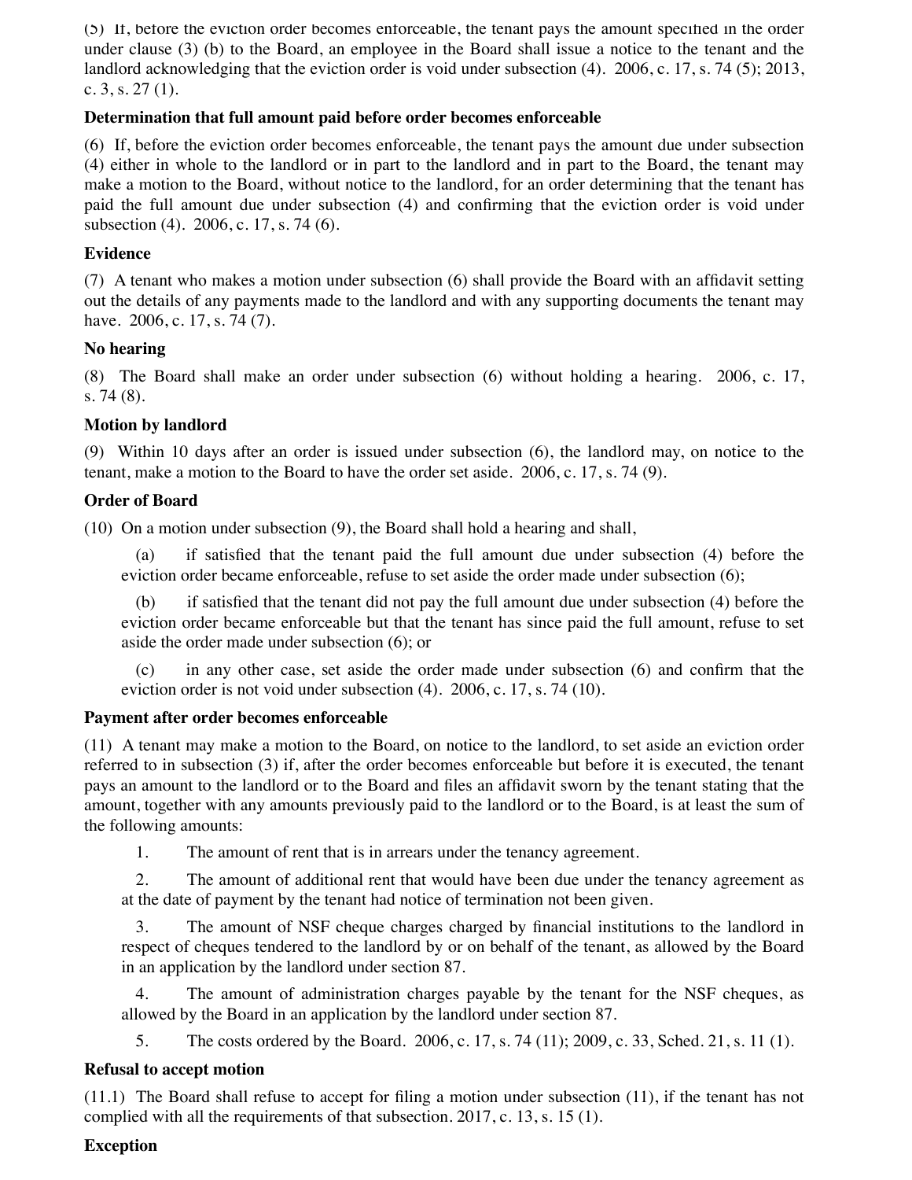(5) If, before the eviction order becomes enforceable, the tenant pays the amount specified in the order under clause (3) (b) to the Board, an employee in the Board shall issue a notice to the tenant and the landlord acknowledging that the eviction order is void under subsection (4). 2006, c. 17, s. 74 (5); 2013, c. 3, s. 27 (1).

**Determination that full amount paid before order becomes enforceable**

(6) If, before the eviction order becomes enforceable, the tenant pays the amount due under subsection (4) either in whole to the landlord or in part to the landlord and in part to the Board, the tenant may make a motion to the Board, without notice to the landlord, for an order determining that the tenant has paid the full amount due under subsection (4) and confirming that the eviction order is void under subsection (4). 2006, c. 17, s. 74 (6).

**Evidence**

(7) A tenant who makes a motion under subsection (6) shall provide the Board with an affidavit setting out the details of any payments made to the landlord and with any supporting documents the tenant may have. 2006, c. 17, s. 74 (7).

**No hearing**

(8) The Board shall make an order under subsection (6) without holding a hearing. 2006, c. 17, s. 74 (8).

**Motion by landlord**

(9) Within 10 days after an order is issued under subsection (6), the landlord may, on notice to the tenant, make a motion to the Board to have the order set aside. 2006, c. 17, s. 74 (9).

**Order of Board**

(10) On a motion under subsection (9), the Board shall hold a hearing and shall,

(a) if satisfied that the tenant paid the full amount due under subsection (4) before the eviction order became enforceable, refuse to set aside the order made under subsection (6);

(b) if satisfied that the tenant did not pay the full amount due under subsection (4) before the eviction order became enforceable but that the tenant has since paid the full amount, refuse to set aside the order made under subsection (6); or

(c) in any other case, set aside the order made under subsection (6) and confirm that the eviction order is not void under subsection (4). 2006, c. 17, s. 74 (10).

**Payment after order becomes enforceable**

(11) A tenant may make a motion to the Board, on notice to the landlord, to set aside an eviction order referred to in subsection (3) if, after the order becomes enforceable but before it is executed, the tenant pays an amount to the landlord or to the Board and files an affidavit sworn by the tenant stating that the amount, together with any amounts previously paid to the landlord or to the Board, is at least the sum of the following amounts:

1. The amount of rent that is in arrears under the tenancy agreement.

2. The amount of additional rent that would have been due under the tenancy agreement as at the date of payment by the tenant had notice of termination not been given.

3. The amount of NSF cheque charges charged by financial institutions to the landlord in respect of cheques tendered to the landlord by or on behalf of the tenant, as allowed by the Board in an application by the landlord under section 87.

4. The amount of administration charges payable by the tenant for the NSF cheques, as allowed by the Board in an application by the landlord under section 87.

5. The costs ordered by the Board. 2006, c. 17, s. 74 (11); 2009, c. 33, Sched. 21, s. 11 (1).

**Refusal to accept motion**

(11.1) The Board shall refuse to accept for filing a motion under subsection (11), if the tenant has not complied with all the requirements of that subsection. 2017, c. 13, s. 15 (1).

**Exception**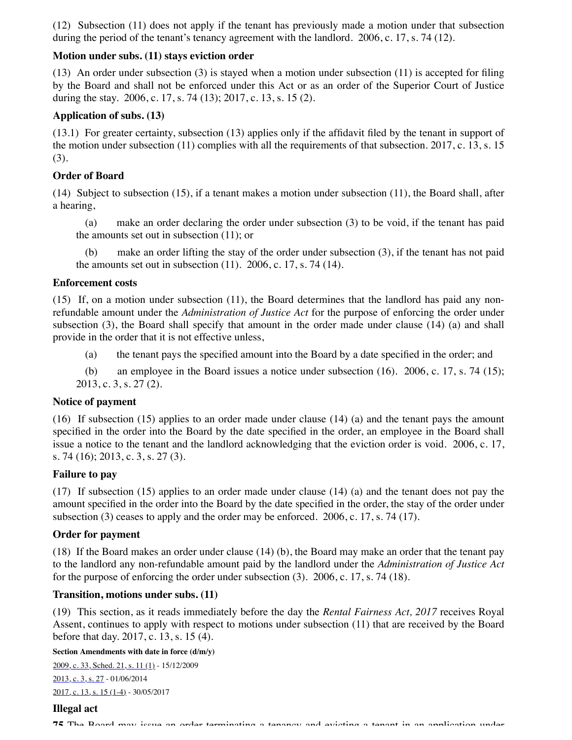(12) Subsection (11) does not apply if the tenant has previously made a motion under that subsection during the period of the tenant's tenancy agreement with the landlord. 2006, c. 17, s. 74 (12).

**Motion under subs. (11) stays eviction order**

(13) An order under subsection (3) is stayed when a motion under subsection (11) is accepted for filing by the Board and shall not be enforced under this Act or as an order of the Superior Court of Justice during the stay. 2006, c. 17, s. 74 (13); 2017, c. 13, s. 15 (2).

**Application of subs. (13)**

(13.1) For greater certainty, subsection (13) applies only if the affidavit filed by the tenant in support of the motion under subsection (11) complies with all the requirements of that subsection. 2017, c. 13, s. 15 (3).

**Order of Board**

(14) Subject to subsection (15), if a tenant makes a motion under subsection (11), the Board shall, after a hearing,

(a) make an order declaring the order under subsection (3) to be void, if the tenant has paid the amounts set out in subsection (11); or

(b) make an order lifting the stay of the order under subsection (3), if the tenant has not paid the amounts set out in subsection (11). 2006, c. 17, s. 74 (14).

**Enforcement costs**

(15) If, on a motion under subsection (11), the Board determines that the landlord has paid any non-refundable amount under the *Administration of Justice Act* for the purpose of enforcing the order under subsection (3), the Board shall specify that amount in the order made under clause (14) (a) and shall provide in the order that it is not effective unless,

(a) the tenant pays the specified amount into the Board by a date specified in the order; and

(b) an employee in the Board issues a notice under subsection (16). 2006, c. 17, s. 74 (15); 2013, c. 3, s. 27 (2).

**Notice of payment**

(16) If subsection (15) applies to an order made under clause (14) (a) and the tenant pays the amount specified in the order into the Board by the date specified in the order, an employee in the Board shall issue a notice to the tenant and the landlord acknowledging that the eviction order is void. 2006, c. 17, s. 74 (16); 2013, c. 3, s. 27 (3).

**Failure to pay**

(17) If subsection (15) applies to an order made under clause (14) (a) and the tenant does not pay the amount specified in the order into the Board by the date specified in the order, the stay of the order under subsection (3) ceases to apply and the order may be enforced. 2006, c. 17, s. 74 (17).

**Order for payment**

(18) If the Board makes an order under clause (14) (b), the Board may make an order that the tenant pay to the landlord any non-refundable amount paid by the landlord under the *Administration of Justice Act* for the purpose of enforcing the order under subsection (3). 2006, c. 17, s. 74 (18).

**Transition, motions under subs. (11)**

(19) This section, as it reads immediately before the day the *Rental Fairness Act, 2017* receives Royal Assent, continues to apply with respect to motions under subsection (11) that are received by the Board before that day. 2017, c. 13, s. 15 (4).

**Section Amendments with date in force (d/m/y)**

2009, c. 33, Sched. 21, s. 11 (1) - 15/12/2009

2013, c. 3, s. 27 - 01/06/2014

2017, c. 13, s. 15 (1-4) - 30/05/2017

**Illegal act**

**75** The Board may issue an order terminating a tenancy and evicting a tenant in an application under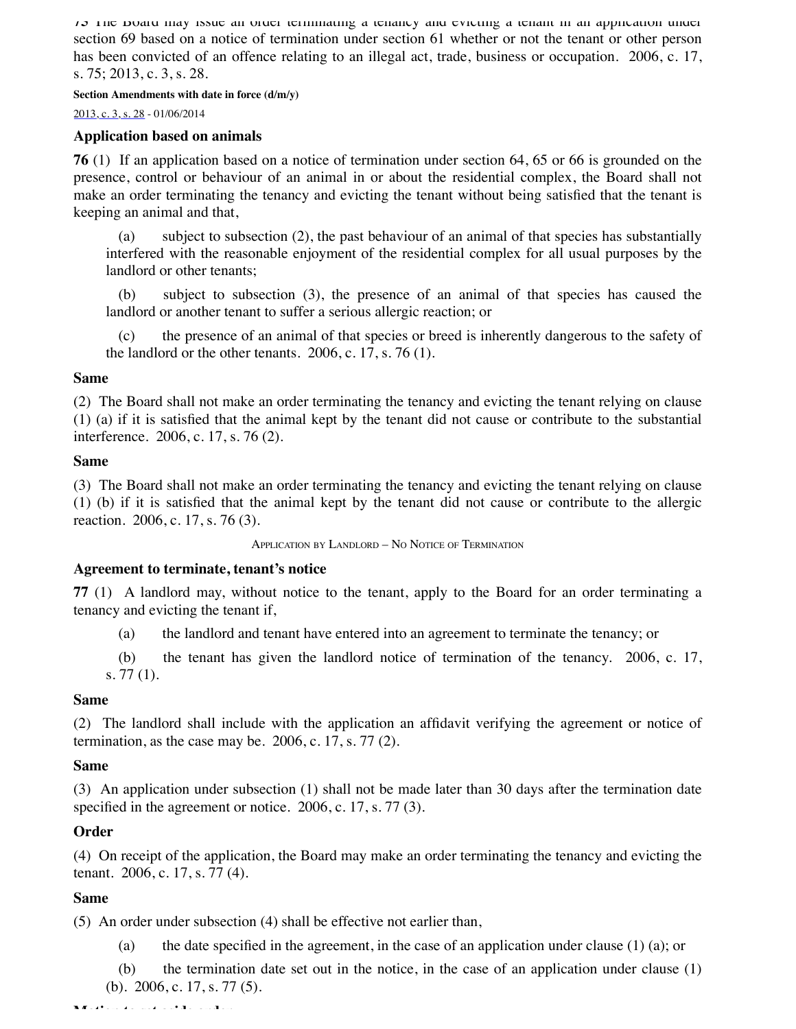75 The Board may issue an order terminating a tenancy and evicting a tenant in an application under section 69 based on a notice of termination under section 61 whether or not the tenant or other person has been convicted of an offence relating to an illegal act, trade, business or occupation. 2006, c. 17, s. 75; 2013, c. 3, s. 28.

**Section Amendments with date in force (d/m/y)**

2013, c. 3, s. 28 - 01/06/2014

### Application based on animals

**76** (1) If an application based on a notice of termination under section 64, 65 or 66 is grounded on the presence, control or behaviour of an animal in or about the residential complex, the Board shall not make an order terminating the tenancy and evicting the tenant without being satisfied that the tenant is keeping an animal and that,

(a) subject to subsection (2), the past behaviour of an animal of that species has substantially interfered with the reasonable enjoyment of the residential complex for all usual purposes by the landlord or other tenants;

(b) subject to subsection (3), the presence of an animal of that species has caused the landlord or another tenant to suffer a serious allergic reaction; or

(c) the presence of an animal of that species or breed is inherently dangerous to the safety of the landlord or the other tenants. 2006, c. 17, s. 76 (1).

### Same

(2) The Board shall not make an order terminating the tenancy and evicting the tenant relying on clause (1) (a) if it is satisfied that the animal kept by the tenant did not cause or contribute to the substantial interference. 2006, c. 17, s. 76 (2).

### Same

(3) The Board shall not make an order terminating the tenancy and evicting the tenant relying on clause (1) (b) if it is satisfied that the animal kept by the tenant did not cause or contribute to the allergic reaction. 2006, c. 17, s. 76 (3).

Application by Landlord – No Notice of Termination

### Agreement to terminate, tenant's notice

**77** (1) A landlord may, without notice to the tenant, apply to the Board for an order terminating a tenancy and evicting the tenant if,

(a) the landlord and tenant have entered into an agreement to terminate the tenancy; or

(b) the tenant has given the landlord notice of termination of the tenancy. 2006, c. 17, s. 77 (1).

### Same

(2) The landlord shall include with the application an affidavit verifying the agreement or notice of termination, as the case may be. 2006, c. 17, s. 77 (2).

### Same

(3) An application under subsection (1) shall not be made later than 30 days after the termination date specified in the agreement or notice. 2006, c. 17, s. 77 (3).

### Order

(4) On receipt of the application, the Board may make an order terminating the tenancy and evicting the tenant. 2006, c. 17, s. 77 (4).

### Same

(5) An order under subsection (4) shall be effective not earlier than,

(a) the date specified in the agreement, in the case of an application under clause (1) (a); or

(b) the termination date set out in the notice, in the case of an application under clause (1) (b). 2006, c. 17, s. 77 (5).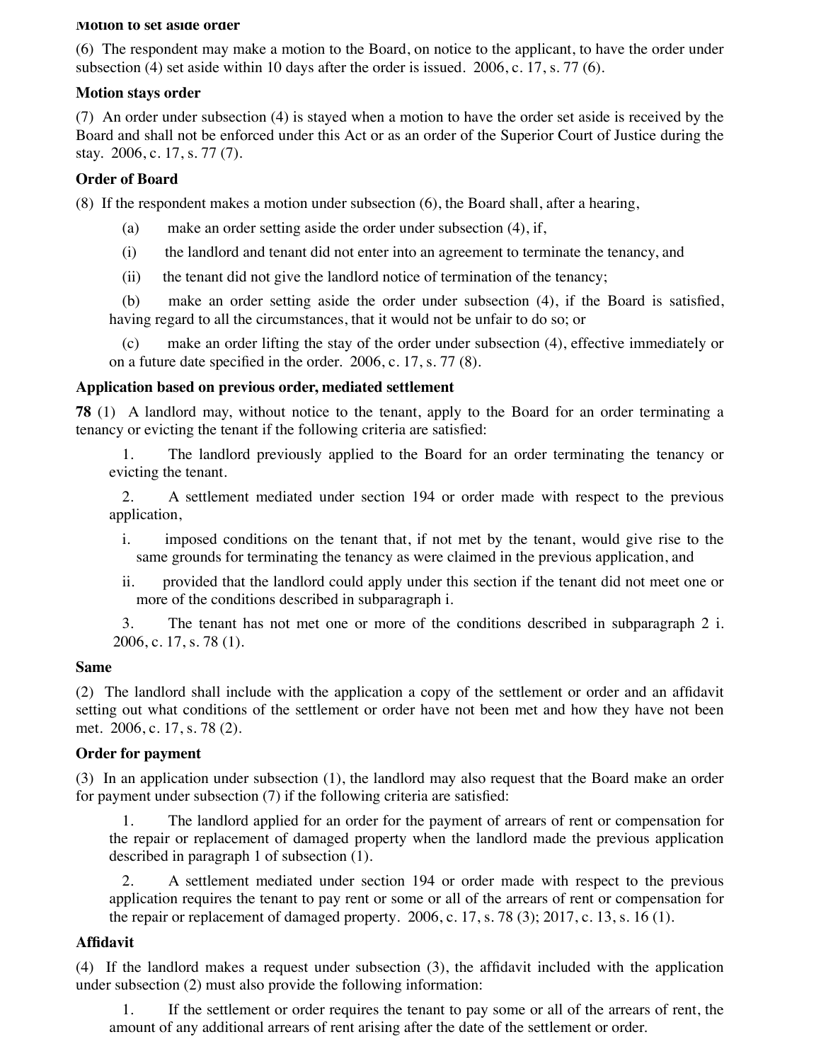**Motion to set aside order**

(6) The respondent may make a motion to the Board, on notice to the applicant, to have the order under subsection (4) set aside within 10 days after the order is issued. 2006, c. 17, s. 77 (6).

**Motion stays order**

(7) An order under subsection (4) is stayed when a motion to have the order set aside is received by the Board and shall not be enforced under this Act or as an order of the Superior Court of Justice during the stay. 2006, c. 17, s. 77 (7).

**Order of Board**

(8) If the respondent makes a motion under subsection (6), the Board shall, after a hearing,

(a) make an order setting aside the order under subsection (4), if,

(i) the landlord and tenant did not enter into an agreement to terminate the tenancy, and

(ii) the tenant did not give the landlord notice of termination of the tenancy;

(b) make an order setting aside the order under subsection (4), if the Board is satisfied, having regard to all the circumstances, that it would not be unfair to do so; or

(c) make an order lifting the stay of the order under subsection (4), effective immediately or on a future date specified in the order. 2006, c. 17, s. 77 (8).

**Application based on previous order, mediated settlement**

**78** (1) A landlord may, without notice to the tenant, apply to the Board for an order terminating a tenancy or evicting the tenant if the following criteria are satisfied:

1. The landlord previously applied to the Board for an order terminating the tenancy or evicting the tenant.

2. A settlement mediated under section 194 or order made with respect to the previous application,

i. imposed conditions on the tenant that, if not met by the tenant, would give rise to the same grounds for terminating the tenancy as were claimed in the previous application, and

ii. provided that the landlord could apply under this section if the tenant did not meet one or more of the conditions described in subparagraph i.

3. The tenant has not met one or more of the conditions described in subparagraph 2 i. 2006, c. 17, s. 78 (1).

**Same**

(2) The landlord shall include with the application a copy of the settlement or order and an affidavit setting out what conditions of the settlement or order have not been met and how they have not been met. 2006, c. 17, s. 78 (2).

**Order for payment**

(3) In an application under subsection (1), the landlord may also request that the Board make an order for payment under subsection (7) if the following criteria are satisfied:

1. The landlord applied for an order for the payment of arrears of rent or compensation for the repair or replacement of damaged property when the landlord made the previous application described in paragraph 1 of subsection (1).

2. A settlement mediated under section 194 or order made with respect to the previous application requires the tenant to pay rent or some or all of the arrears of rent or compensation for the repair or replacement of damaged property. 2006, c. 17, s. 78 (3); 2017, c. 13, s. 16 (1).

**Affidavit**

(4) If the landlord makes a request under subsection (3), the affidavit included with the application under subsection (2) must also provide the following information:

1. If the settlement or order requires the tenant to pay some or all of the arrears of rent, the amount of any additional arrears of rent arising after the date of the settlement or order.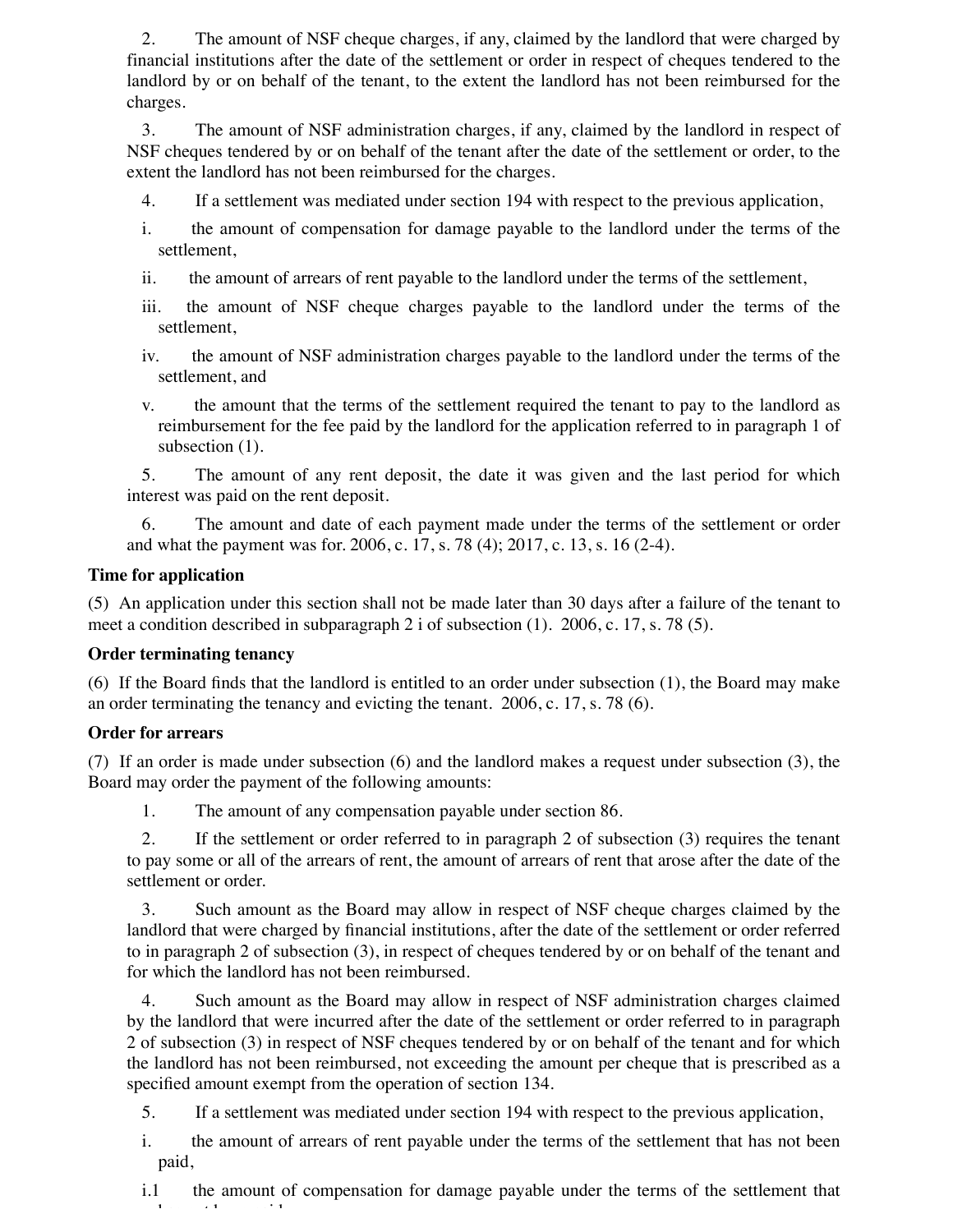2. The amount of NSF cheque charges, if any, claimed by the landlord that were charged by financial institutions after the date of the settlement or order in respect of cheques tendered to the landlord by or on behalf of the tenant, to the extent the landlord has not been reimbursed for the charges.

3. The amount of NSF administration charges, if any, claimed by the landlord in respect of NSF cheques tendered by or on behalf of the tenant after the date of the settlement or order, to the extent the landlord has not been reimbursed for the charges.

4. If a settlement was mediated under section 194 with respect to the previous application,

i. the amount of compensation for damage payable to the landlord under the terms of the settlement,

ii. the amount of arrears of rent payable to the landlord under the terms of the settlement,

iii. the amount of NSF cheque charges payable to the landlord under the terms of the settlement,

iv. the amount of NSF administration charges payable to the landlord under the terms of the settlement, and

v. the amount that the terms of the settlement required the tenant to pay to the landlord as reimbursement for the fee paid by the landlord for the application referred to in paragraph 1 of subsection (1).

5. The amount of any rent deposit, the date it was given and the last period for which interest was paid on the rent deposit.

6. The amount and date of each payment made under the terms of the settlement or order and what the payment was for. 2006, c. 17, s. 78 (4); 2017, c. 13, s. 16 (2-4).

**Time for application**

(5) An application under this section shall not be made later than 30 days after a failure of the tenant to meet a condition described in subparagraph 2 i of subsection (1). 2006, c. 17, s. 78 (5).

**Order terminating tenancy**

(6) If the Board finds that the landlord is entitled to an order under subsection (1), the Board may make an order terminating the tenancy and evicting the tenant. 2006, c. 17, s. 78 (6).

**Order for arrears**

(7) If an order is made under subsection (6) and the landlord makes a request under subsection (3), the Board may order the payment of the following amounts:

1. The amount of any compensation payable under section 86.

2. If the settlement or order referred to in paragraph 2 of subsection (3) requires the tenant to pay some or all of the arrears of rent, the amount of arrears of rent that arose after the date of the settlement or order.

3. Such amount as the Board may allow in respect of NSF cheque charges claimed by the landlord that were charged by financial institutions, after the date of the settlement or order referred to in paragraph 2 of subsection (3), in respect of cheques tendered by or on behalf of the tenant and for which the landlord has not been reimbursed.

4. Such amount as the Board may allow in respect of NSF administration charges claimed by the landlord that were incurred after the date of the settlement or order referred to in paragraph 2 of subsection (3) in respect of NSF cheques tendered by or on behalf of the tenant and for which the landlord has not been reimbursed, not exceeding the amount per cheque that is prescribed as a specified amount exempt from the operation of section 134.

5. If a settlement was mediated under section 194 with respect to the previous application,

i. the amount of arrears of rent payable under the terms of the settlement that has not been paid,

i.1 the amount of compensation for damage payable under the terms of the settlement that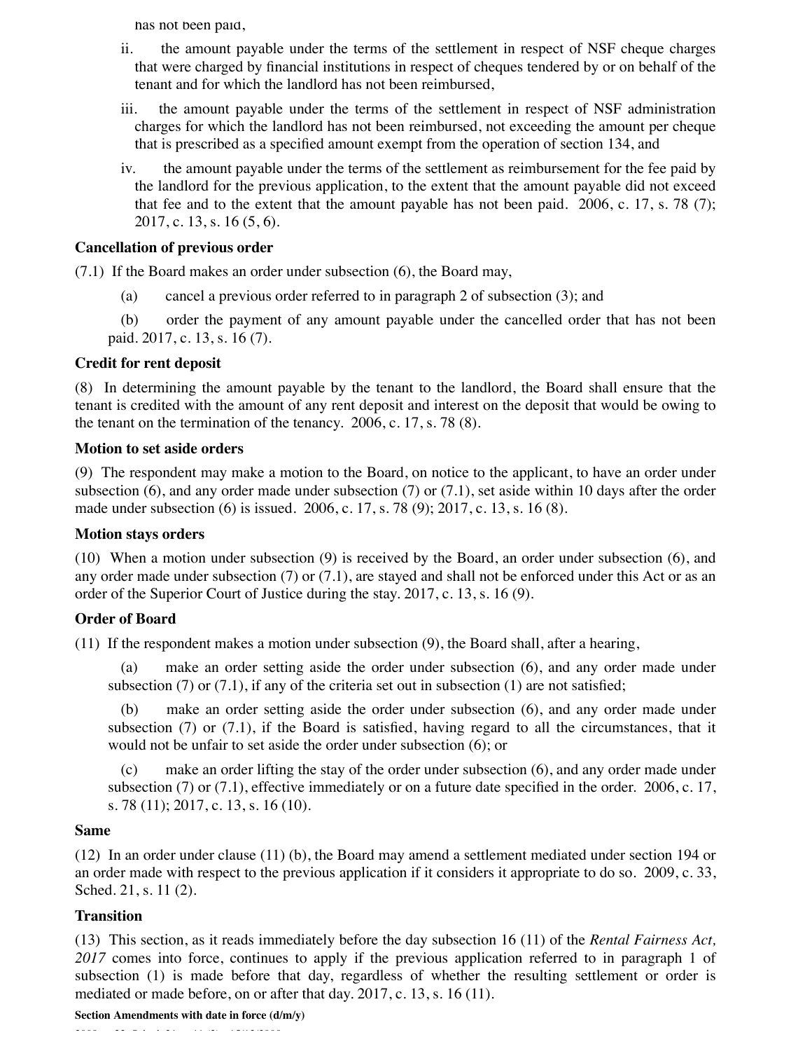has not been paid,

ii. the amount payable under the terms of the settlement in respect of NSF cheque charges that were charged by financial institutions in respect of cheques tendered by or on behalf of the tenant and for which the landlord has not been reimbursed,

iii. the amount payable under the terms of the settlement in respect of NSF administration charges for which the landlord has not been reimbursed, not exceeding the amount per cheque that is prescribed as a specified amount exempt from the operation of section 134, and

iv. the amount payable under the terms of the settlement as reimbursement for the fee paid by the landlord for the previous application, to the extent that the amount payable did not exceed that fee and to the extent that the amount payable has not been paid. 2006, c. 17, s. 78 (7); 2017, c. 13, s. 16 (5, 6).

**Cancellation of previous order**

(7.1) If the Board makes an order under subsection (6), the Board may,

(a) cancel a previous order referred to in paragraph 2 of subsection (3); and

(b) order the payment of any amount payable under the cancelled order that has not been paid. 2017, c. 13, s. 16 (7).

**Credit for rent deposit**

(8) In determining the amount payable by the tenant to the landlord, the Board shall ensure that the tenant is credited with the amount of any rent deposit and interest on the deposit that would be owing to the tenant on the termination of the tenancy. 2006, c. 17, s. 78 (8).

**Motion to set aside orders**

(9) The respondent may make a motion to the Board, on notice to the applicant, to have an order under subsection (6), and any order made under subsection (7) or (7.1), set aside within 10 days after the order made under subsection (6) is issued. 2006, c. 17, s. 78 (9); 2017, c. 13, s. 16 (8).

**Motion stays orders**

(10) When a motion under subsection (9) is received by the Board, an order under subsection (6), and any order made under subsection (7) or (7.1), are stayed and shall not be enforced under this Act or as an order of the Superior Court of Justice during the stay. 2017, c. 13, s. 16 (9).

**Order of Board**

(11) If the respondent makes a motion under subsection (9), the Board shall, after a hearing,

(a) make an order setting aside the order under subsection (6), and any order made under subsection (7) or (7.1), if any of the criteria set out in subsection (1) are not satisfied;

(b) make an order setting aside the order under subsection (6), and any order made under subsection (7) or (7.1), if the Board is satisfied, having regard to all the circumstances, that it would not be unfair to set aside the order under subsection (6); or

(c) make an order lifting the stay of the order under subsection (6), and any order made under subsection (7) or (7.1), effective immediately or on a future date specified in the order. 2006, c. 17, s. 78 (11); 2017, c. 13, s. 16 (10).

**Same**

(12) In an order under clause (11) (b), the Board may amend a settlement mediated under section 194 or an order made with respect to the previous application if it considers it appropriate to do so. 2009, c. 33, Sched. 21, s. 11 (2).

**Transition**

(13) This section, as it reads immediately before the day subsection 16 (11) of the *Rental Fairness Act, 2017* comes into force, continues to apply if the previous application referred to in paragraph 1 of subsection (1) is made before that day, regardless of whether the resulting settlement or order is mediated or made before, on or after that day. 2017, c. 13, s. 16 (11).

**Section Amendments with date in force (d/m/y)**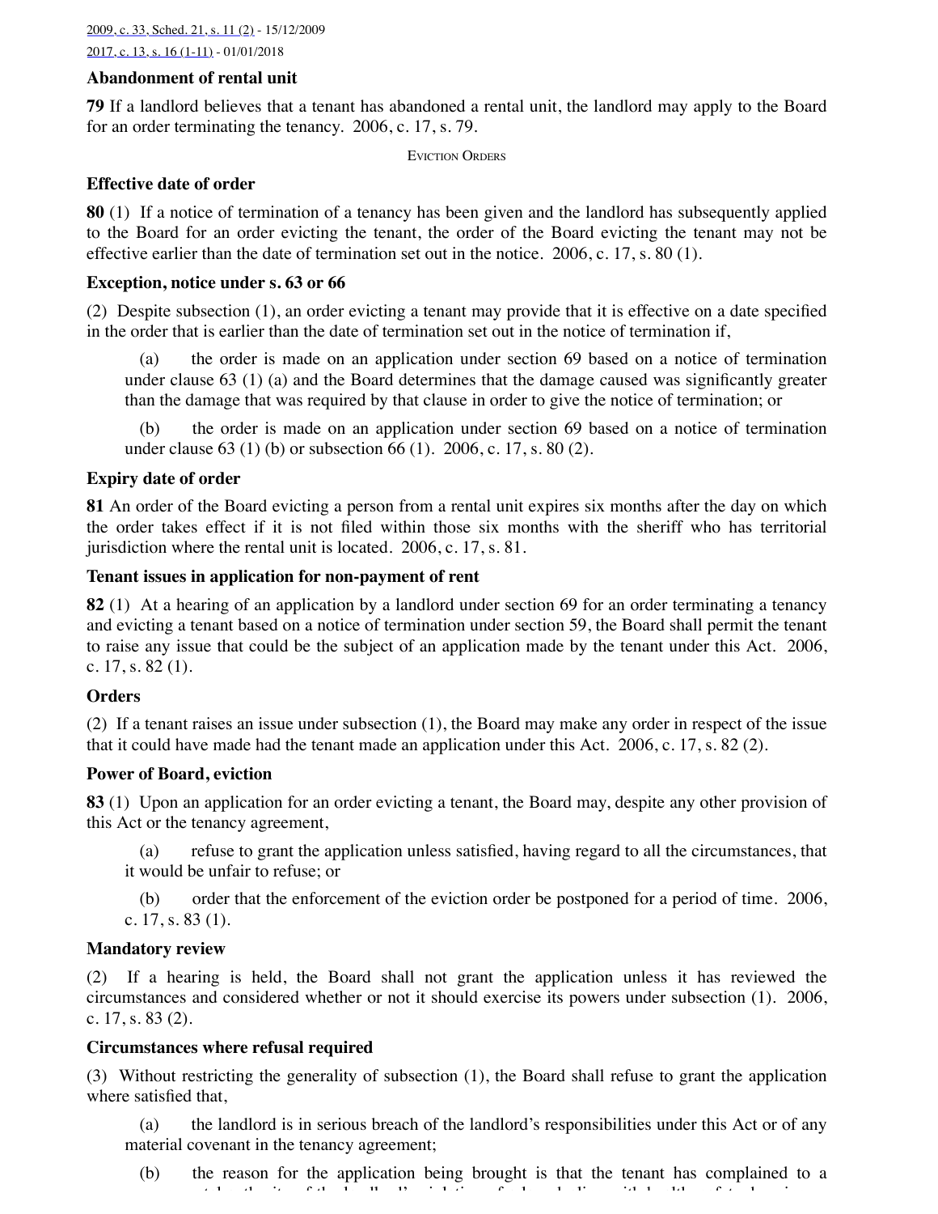2009, c. 33, Sched. 21, s. 11 (2) - 15/12/2009

2017, c. 13, s. 16 (1-11) - 01/01/2018

**Abandonment of rental unit**

**79** If a landlord believes that a tenant has abandoned a rental unit, the landlord may apply to the Board for an order terminating the tenancy. 2006, c. 17, s. 79.

EVICTION ORDERS

**Effective date of order**

**80** (1) If a notice of termination of a tenancy has been given and the landlord has subsequently applied to the Board for an order evicting the tenant, the order of the Board evicting the tenant may not be effective earlier than the date of termination set out in the notice. 2006, c. 17, s. 80 (1).

**Exception, notice under s. 63 or 66**

(2) Despite subsection (1), an order evicting a tenant may provide that it is effective on a date specified in the order that is earlier than the date of termination set out in the notice of termination if,

(a) the order is made on an application under section 69 based on a notice of termination under clause 63 (1) (a) and the Board determines that the damage caused was significantly greater than the damage that was required by that clause in order to give the notice of termination; or

(b) the order is made on an application under section 69 based on a notice of termination under clause 63 (1) (b) or subsection 66 (1). 2006, c. 17, s. 80 (2).

**Expiry date of order**

**81** An order of the Board evicting a person from a rental unit expires six months after the day on which the order takes effect if it is not filed within those six months with the sheriff who has territorial jurisdiction where the rental unit is located. 2006, c. 17, s. 81.

**Tenant issues in application for non-payment of rent**

**82** (1) At a hearing of an application by a landlord under section 69 for an order terminating a tenancy and evicting a tenant based on a notice of termination under section 59, the Board shall permit the tenant to raise any issue that could be the subject of an application made by the tenant under this Act. 2006, c. 17, s. 82 (1).

**Orders**

(2) If a tenant raises an issue under subsection (1), the Board may make any order in respect of the issue that it could have made had the tenant made an application under this Act. 2006, c. 17, s. 82 (2).

**Power of Board, eviction**

**83** (1) Upon an application for an order evicting a tenant, the Board may, despite any other provision of this Act or the tenancy agreement,

(a) refuse to grant the application unless satisfied, having regard to all the circumstances, that it would be unfair to refuse; or

(b) order that the enforcement of the eviction order be postponed for a period of time. 2006, c. 17, s. 83 (1).

**Mandatory review**

(2) If a hearing is held, the Board shall not grant the application unless it has reviewed the circumstances and considered whether or not it should exercise its powers under subsection (1). 2006, c. 17, s. 83 (2).

**Circumstances where refusal required**

(3) Without restricting the generality of subsection (1), the Board shall refuse to grant the application where satisfied that,

(a) the landlord is in serious breach of the landlord's responsibilities under this Act or of any material covenant in the tenancy agreement;

(b) the reason for the application being brought is that the tenant has complained to a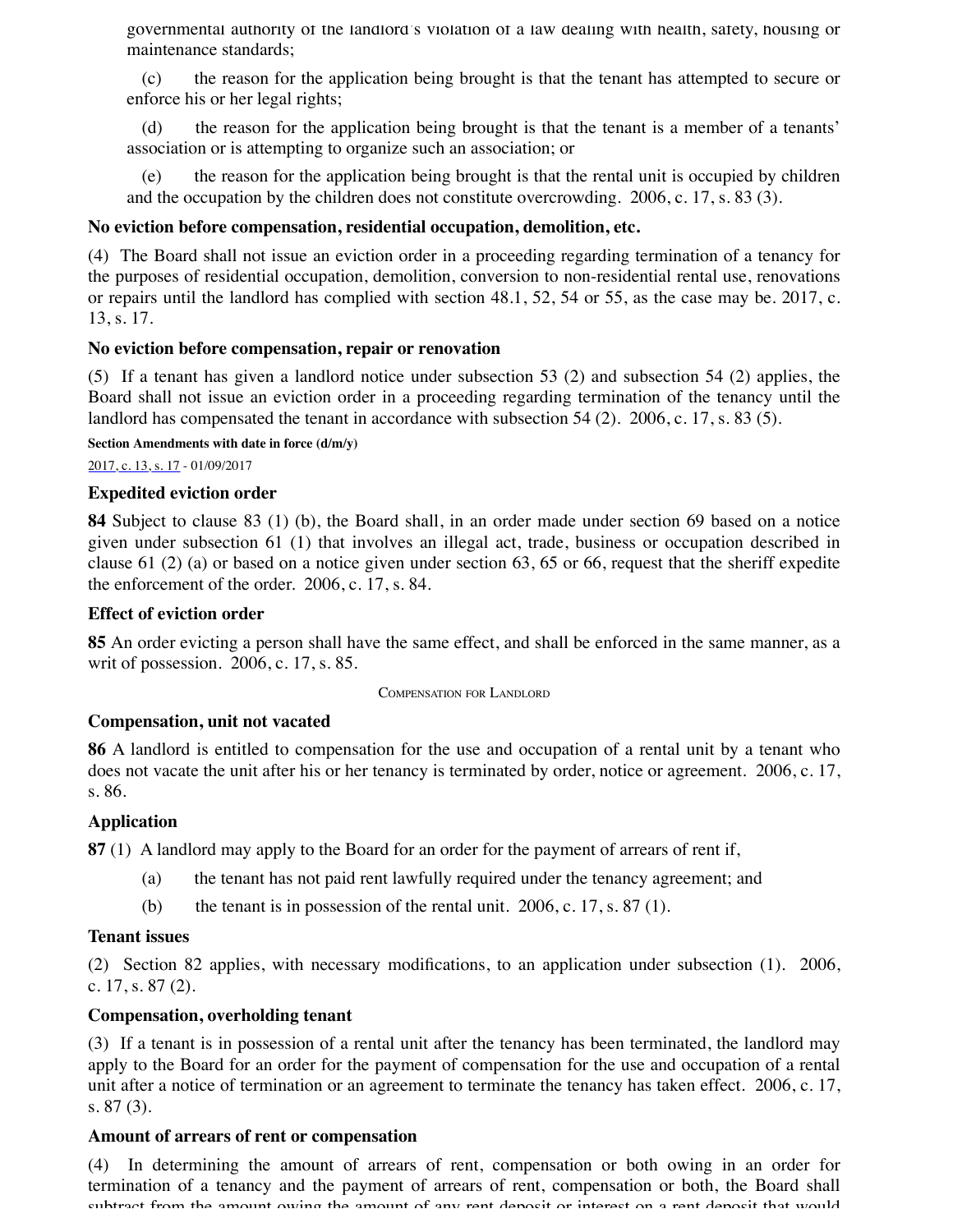governmental authority of the landlord's violation of a law dealing with health, safety, housing or maintenance standards;

(c) the reason for the application being brought is that the tenant has attempted to secure or enforce his or her legal rights;

(d) the reason for the application being brought is that the tenant is a member of a tenants' association or is attempting to organize such an association; or

(e) the reason for the application being brought is that the rental unit is occupied by children and the occupation by the children does not constitute overcrowding. 2006, c. 17, s. 83 (3).

**No eviction before compensation, residential occupation, demolition, etc.**

(4) The Board shall not issue an eviction order in a proceeding regarding termination of a tenancy for the purposes of residential occupation, demolition, conversion to non-residential rental use, renovations or repairs until the landlord has complied with section 48.1, 52, 54 or 55, as the case may be. 2017, c. 13, s. 17.

**No eviction before compensation, repair or renovation**

(5) If a tenant has given a landlord notice under subsection 53 (2) and subsection 54 (2) applies, the Board shall not issue an eviction order in a proceeding regarding termination of the tenancy until the landlord has compensated the tenant in accordance with subsection 54 (2). 2006, c. 17, s. 83 (5).

**Section Amendments with date in force (d/m/y)**

2017, c. 13, s. 17 - 01/09/2017

**Expedited eviction order**

**84** Subject to clause 83 (1) (b), the Board shall, in an order made under section 69 based on a notice given under subsection 61 (1) that involves an illegal act, trade, business or occupation described in clause 61 (2) (a) or based on a notice given under section 63, 65 or 66, request that the sheriff expedite the enforcement of the order. 2006, c. 17, s. 84.

**Effect of eviction order**

**85** An order evicting a person shall have the same effect, and shall be enforced in the same manner, as a writ of possession. 2006, c. 17, s. 85.

COMPENSATION FOR LANDLORD

**Compensation, unit not vacated**

**86** A landlord is entitled to compensation for the use and occupation of a rental unit by a tenant who does not vacate the unit after his or her tenancy is terminated by order, notice or agreement. 2006, c. 17, s. 86.

**Application**

**87** (1) A landlord may apply to the Board for an order for the payment of arrears of rent if,

(a) the tenant has not paid rent lawfully required under the tenancy agreement; and

(b) the tenant is in possession of the rental unit. 2006, c. 17, s. 87 (1).

**Tenant issues**

(2) Section 82 applies, with necessary modifications, to an application under subsection (1). 2006, c. 17, s. 87 (2).

**Compensation, overholding tenant**

(3) If a tenant is in possession of a rental unit after the tenancy has been terminated, the landlord may apply to the Board for an order for the payment of compensation for the use and occupation of a rental unit after a notice of termination or an agreement to terminate the tenancy has taken effect. 2006, c. 17, s. 87 (3).

**Amount of arrears of rent or compensation**

(4) In determining the amount of arrears of rent, compensation or both owing in an order for termination of a tenancy and the payment of arrears of rent, compensation or both, the Board shall subtract from the amount owing the amount of any rent deposit or interest on a rent deposit that would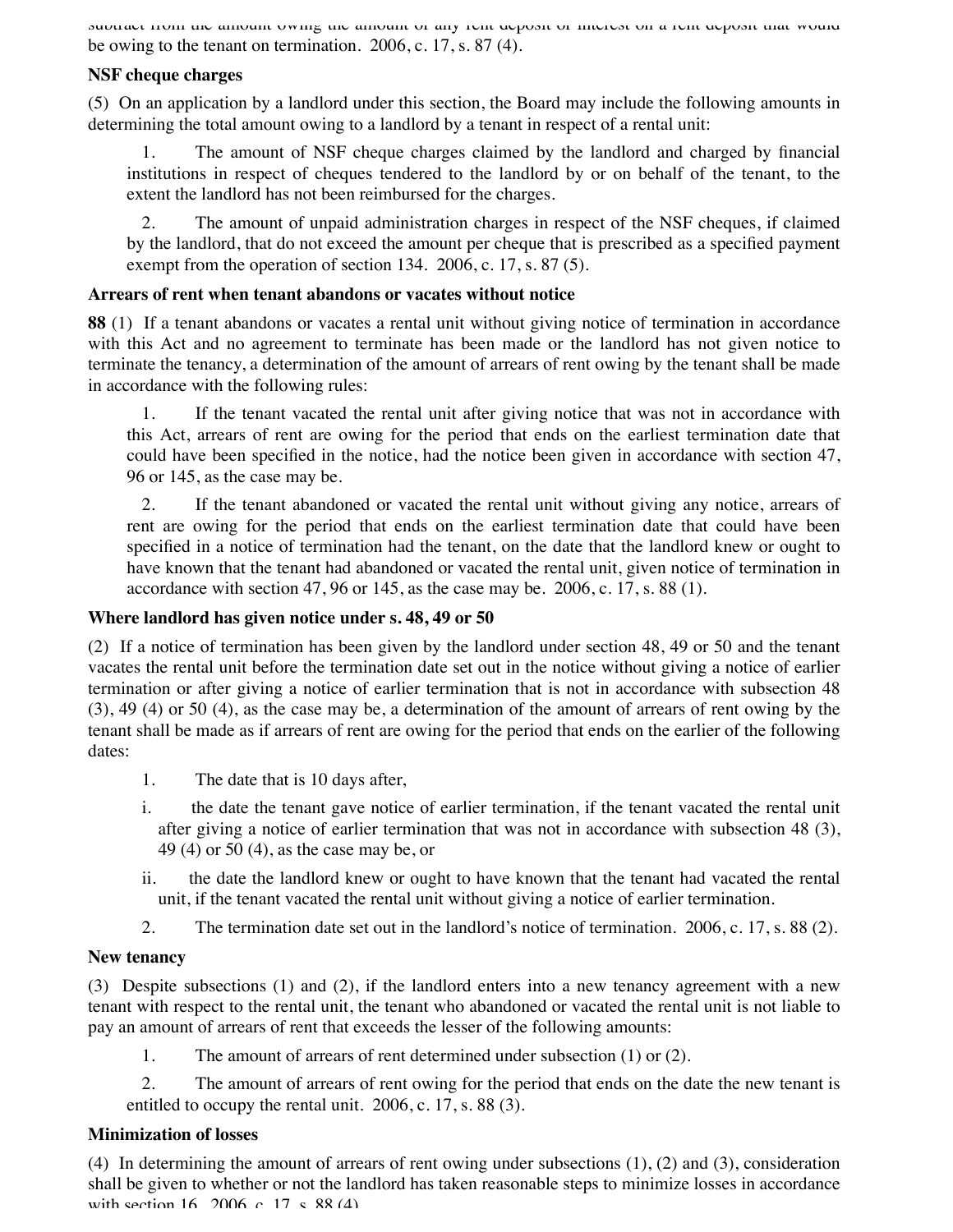subtract from the amount owing the amount of any rent deposit or interest on a rent deposit that would be owing to the tenant on termination. 2006, c. 17, s. 87 (4).

**NSF cheque charges**

(5) On an application by a landlord under this section, the Board may include the following amounts in determining the total amount owing to a landlord by a tenant in respect of a rental unit:

1. The amount of NSF cheque charges claimed by the landlord and charged by financial institutions in respect of cheques tendered to the landlord by or on behalf of the tenant, to the extent the landlord has not been reimbursed for the charges.

2. The amount of unpaid administration charges in respect of the NSF cheques, if claimed by the landlord, that do not exceed the amount per cheque that is prescribed as a specified payment exempt from the operation of section 134. 2006, c. 17, s. 87 (5).

**Arrears of rent when tenant abandons or vacates without notice**

**88** (1) If a tenant abandons or vacates a rental unit without giving notice of termination in accordance with this Act and no agreement to terminate has been made or the landlord has not given notice to terminate the tenancy, a determination of the amount of arrears of rent owing by the tenant shall be made in accordance with the following rules:

1. If the tenant vacated the rental unit after giving notice that was not in accordance with this Act, arrears of rent are owing for the period that ends on the earliest termination date that could have been specified in the notice, had the notice been given in accordance with section 47, 96 or 145, as the case may be.

2. If the tenant abandoned or vacated the rental unit without giving any notice, arrears of rent are owing for the period that ends on the earliest termination date that could have been specified in a notice of termination had the tenant, on the date that the landlord knew or ought to have known that the tenant had abandoned or vacated the rental unit, given notice of termination in accordance with section 47, 96 or 145, as the case may be. 2006, c. 17, s. 88 (1).

**Where landlord has given notice under s. 48, 49 or 50**

(2) If a notice of termination has been given by the landlord under section 48, 49 or 50 and the tenant vacates the rental unit before the termination date set out in the notice without giving a notice of earlier termination or after giving a notice of earlier termination that is not in accordance with subsection 48 (3), 49 (4) or 50 (4), as the case may be, a determination of the amount of arrears of rent owing by the tenant shall be made as if arrears of rent are owing for the period that ends on the earlier of the following dates:

1. The date that is 10 days after,

   i. the date the tenant gave notice of earlier termination, if the tenant vacated the rental unit after giving a notice of earlier termination that was not in accordance with subsection 48 (3), 49 (4) or 50 (4), as the case may be, or

   ii. the date the landlord knew or ought to have known that the tenant had vacated the rental unit, if the tenant vacated the rental unit without giving a notice of earlier termination.

2. The termination date set out in the landlord's notice of termination. 2006, c. 17, s. 88 (2).

**New tenancy**

(3) Despite subsections (1) and (2), if the landlord enters into a new tenancy agreement with a new tenant with respect to the rental unit, the tenant who abandoned or vacated the rental unit is not liable to pay an amount of arrears of rent that exceeds the lesser of the following amounts:

1. The amount of arrears of rent determined under subsection (1) or (2).

2. The amount of arrears of rent owing for the period that ends on the date the new tenant is entitled to occupy the rental unit. 2006, c. 17, s. 88 (3).

**Minimization of losses**

(4) In determining the amount of arrears of rent owing under subsections (1), (2) and (3), consideration shall be given to whether or not the landlord has taken reasonable steps to minimize losses in accordance with section 16. 2006, c. 17, s. 88 (4).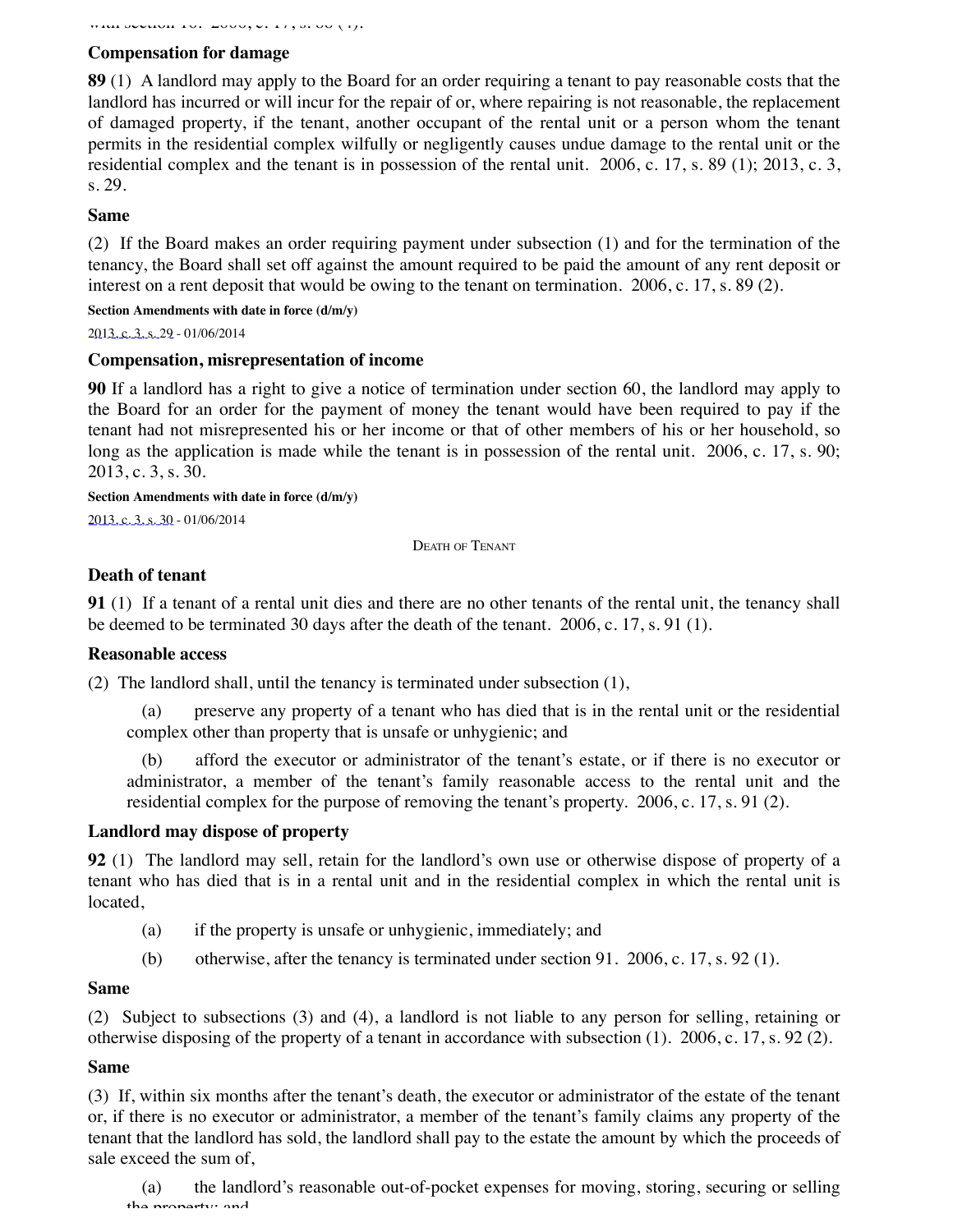**Compensation for damage**

**89** (1) A landlord may apply to the Board for an order requiring a tenant to pay reasonable costs that the landlord has incurred or will incur for the repair of or, where repairing is not reasonable, the replacement of damaged property, if the tenant, another occupant of the rental unit or a person whom the tenant permits in the residential complex wilfully or negligently causes undue damage to the rental unit or the residential complex and the tenant is in possession of the rental unit. 2006, c. 17, s. 89 (1); 2013, c. 3, s. 29.

**Same**

(2) If the Board makes an order requiring payment under subsection (1) and for the termination of the tenancy, the Board shall set off against the amount required to be paid the amount of any rent deposit or interest on a rent deposit that would be owing to the tenant on termination. 2006, c. 17, s. 89 (2).

**Section Amendments with date in force (d/m/y)**

2013, c. 3, s. 29 - 01/06/2014

**Compensation, misrepresentation of income**

**90** If a landlord has a right to give a notice of termination under section 60, the landlord may apply to the Board for an order for the payment of money the tenant would have been required to pay if the tenant had not misrepresented his or her income or that of other members of his or her household, so long as the application is made while the tenant is in possession of the rental unit. 2006, c. 17, s. 90; 2013, c. 3, s. 30.

**Section Amendments with date in force (d/m/y)**

2013, c. 3, s. 30 - 01/06/2014

DEATH OF TENANT

**Death of tenant**

**91** (1) If a tenant of a rental unit dies and there are no other tenants of the rental unit, the tenancy shall be deemed to be terminated 30 days after the death of the tenant. 2006, c. 17, s. 91 (1).

**Reasonable access**

(2) The landlord shall, until the tenancy is terminated under subsection (1),

(a) preserve any property of a tenant who has died that is in the rental unit or the residential complex other than property that is unsafe or unhygienic; and

(b) afford the executor or administrator of the tenant's estate, or if there is no executor or administrator, a member of the tenant's family reasonable access to the rental unit and the residential complex for the purpose of removing the tenant's property. 2006, c. 17, s. 91 (2).

**Landlord may dispose of property**

**92** (1) The landlord may sell, retain for the landlord's own use or otherwise dispose of property of a tenant who has died that is in a rental unit and in the residential complex in which the rental unit is located,

(a) if the property is unsafe or unhygienic, immediately; and

(b) otherwise, after the tenancy is terminated under section 91. 2006, c. 17, s. 92 (1).

**Same**

(2) Subject to subsections (3) and (4), a landlord is not liable to any person for selling, retaining or otherwise disposing of the property of a tenant in accordance with subsection (1). 2006, c. 17, s. 92 (2).

**Same**

(3) If, within six months after the tenant's death, the executor or administrator of the estate of the tenant or, if there is no executor or administrator, a member of the tenant's family claims any property of the tenant that the landlord has sold, the landlord shall pay to the estate the amount by which the proceeds of sale exceed the sum of,

(a) the landlord's reasonable out-of-pocket expenses for moving, storing, securing or selling the property; and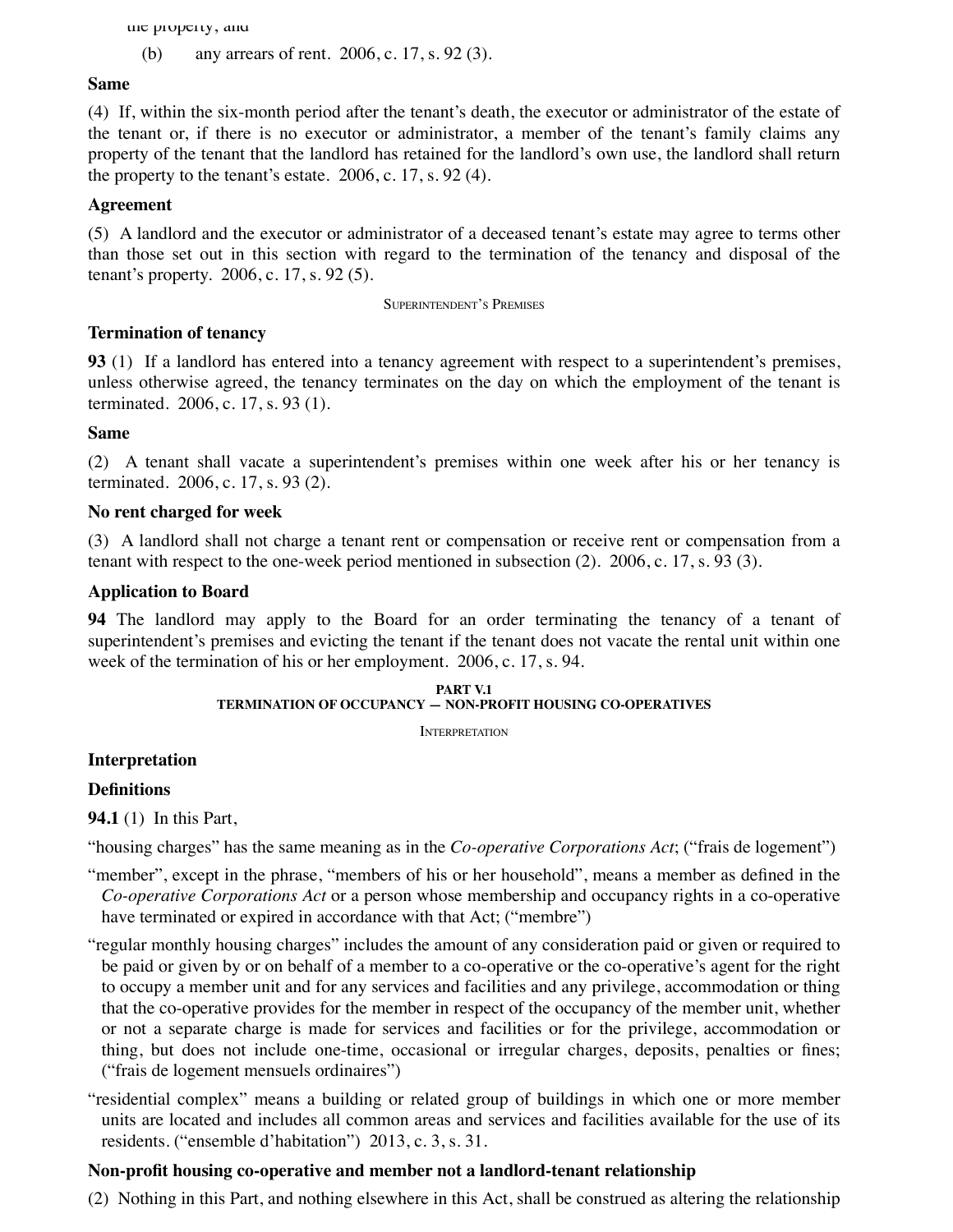the property, and

(b) any arrears of rent. 2006, c. 17, s. 92 (3).

**Same**

(4) If, within the six-month period after the tenant's death, the executor or administrator of the estate of the tenant or, if there is no executor or administrator, a member of the tenant's family claims any property of the tenant that the landlord has retained for the landlord's own use, the landlord shall return the property to the tenant's estate. 2006, c. 17, s. 92 (4).

**Agreement**

(5) A landlord and the executor or administrator of a deceased tenant's estate may agree to terms other than those set out in this section with regard to the termination of the tenancy and disposal of the tenant's property. 2006, c. 17, s. 92 (5).

Superintendent's Premises

**Termination of tenancy**

**93** (1) If a landlord has entered into a tenancy agreement with respect to a superintendent's premises, unless otherwise agreed, the tenancy terminates on the day on which the employment of the tenant is terminated. 2006, c. 17, s. 93 (1).

**Same**

(2) A tenant shall vacate a superintendent's premises within one week after his or her tenancy is terminated. 2006, c. 17, s. 93 (2).

**No rent charged for week**

(3) A landlord shall not charge a tenant rent or compensation or receive rent or compensation from a tenant with respect to the one-week period mentioned in subsection (2). 2006, c. 17, s. 93 (3).

**Application to Board**

**94** The landlord may apply to the Board for an order terminating the tenancy of a tenant of superintendent's premises and evicting the tenant if the tenant does not vacate the rental unit within one week of the termination of his or her employment. 2006, c. 17, s. 94.

## PART V.1
## TERMINATION OF OCCUPANCY — NON-PROFIT HOUSING CO-OPERATIVES

Interpretation

**Interpretation**

**Definitions**

**94.1** (1) In this Part,

"housing charges" has the same meaning as in the *Co-operative Corporations Act*; ("frais de logement")

"member", except in the phrase, "members of his or her household", means a member as defined in the *Co-operative Corporations Act* or a person whose membership and occupancy rights in a co-operative have terminated or expired in accordance with that Act; ("membre")

"regular monthly housing charges" includes the amount of any consideration paid or given or required to be paid or given by or on behalf of a member to a co-operative or the co-operative's agent for the right to occupy a member unit and for any services and facilities and any privilege, accommodation or thing that the co-operative provides for the member in respect of the occupancy of the member unit, whether or not a separate charge is made for services and facilities or for the privilege, accommodation or thing, but does not include one-time, occasional or irregular charges, deposits, penalties or fines; ("frais de logement mensuels ordinaires")

"residential complex" means a building or related group of buildings in which one or more member units are located and includes all common areas and services and facilities available for the use of its residents. ("ensemble d'habitation") 2013, c. 3, s. 31.

**Non-profit housing co-operative and member not a landlord-tenant relationship**

(2) Nothing in this Part, and nothing elsewhere in this Act, shall be construed as altering the relationship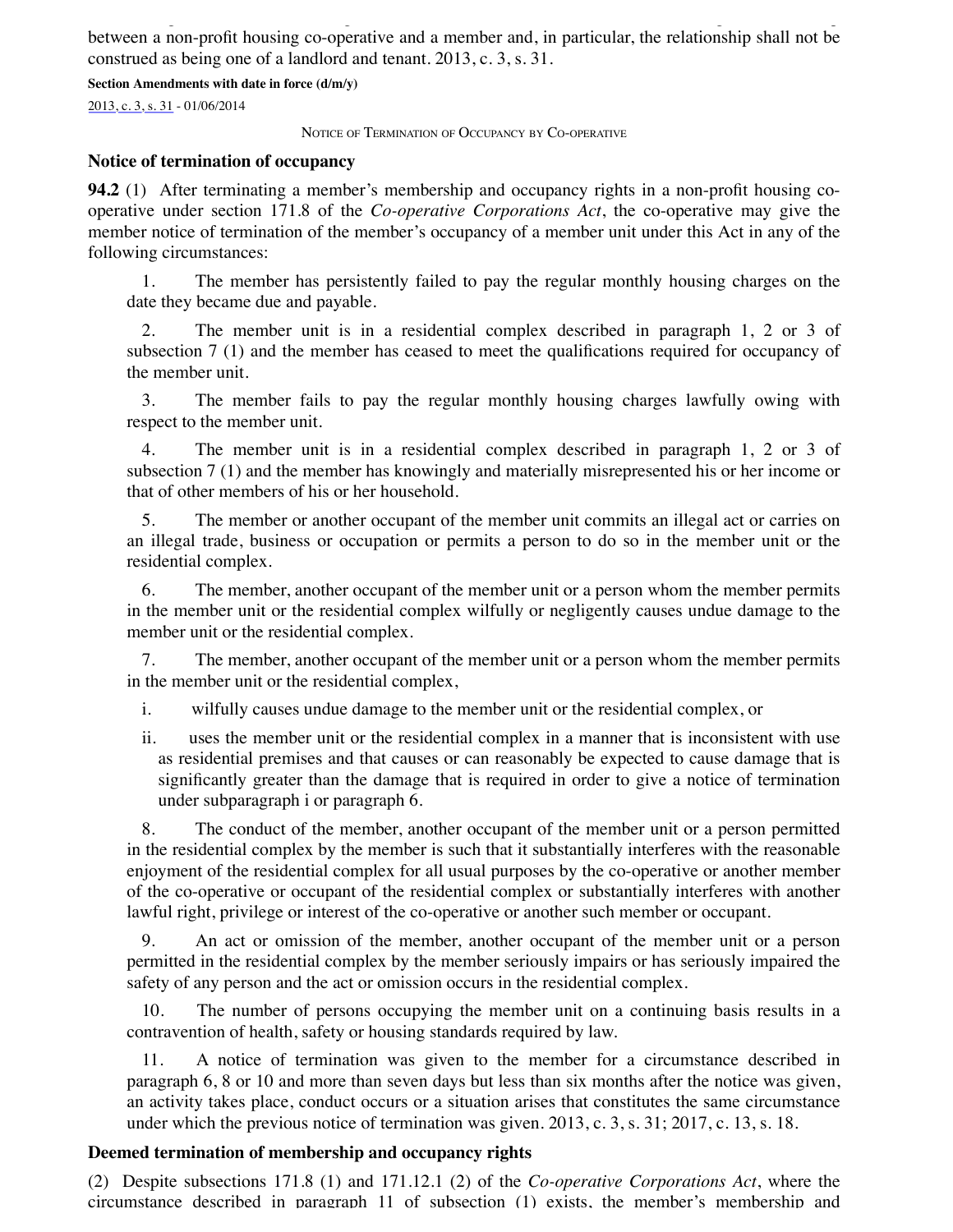between a non-profit housing co-operative and a member and, in particular, the relationship shall not be construed as being one of a landlord and tenant. 2013, c. 3, s. 31.

**Section Amendments with date in force (d/m/y)**

2013, c. 3, s. 31 - 01/06/2014

NOTICE OF TERMINATION OF OCCUPANCY BY CO-OPERATIVE

**Notice of termination of occupancy**

**94.2** (1) After terminating a member's membership and occupancy rights in a non-profit housing co-operative under section 171.8 of the *Co-operative Corporations Act*, the co-operative may give the member notice of termination of the member's occupancy of a member unit under this Act in any of the following circumstances:

1. The member has persistently failed to pay the regular monthly housing charges on the date they became due and payable.

2. The member unit is in a residential complex described in paragraph 1, 2 or 3 of subsection 7 (1) and the member has ceased to meet the qualifications required for occupancy of the member unit.

3. The member fails to pay the regular monthly housing charges lawfully owing with respect to the member unit.

4. The member unit is in a residential complex described in paragraph 1, 2 or 3 of subsection 7 (1) and the member has knowingly and materially misrepresented his or her income or that of other members of his or her household.

5. The member or another occupant of the member unit commits an illegal act or carries on an illegal trade, business or occupation or permits a person to do so in the member unit or the residential complex.

6. The member, another occupant of the member unit or a person whom the member permits in the member unit or the residential complex wilfully or negligently causes undue damage to the member unit or the residential complex.

7. The member, another occupant of the member unit or a person whom the member permits in the member unit or the residential complex,

   i. wilfully causes undue damage to the member unit or the residential complex, or

   ii. uses the member unit or the residential complex in a manner that is inconsistent with use as residential premises and that causes or can reasonably be expected to cause damage that is significantly greater than the damage that is required in order to give a notice of termination under subparagraph i or paragraph 6.

8. The conduct of the member, another occupant of the member unit or a person permitted in the residential complex by the member is such that it substantially interferes with the reasonable enjoyment of the residential complex for all usual purposes by the co-operative or another member of the co-operative or occupant of the residential complex or substantially interferes with another lawful right, privilege or interest of the co-operative or another such member or occupant.

9. An act or omission of the member, another occupant of the member unit or a person permitted in the residential complex by the member seriously impairs or has seriously impaired the safety of any person and the act or omission occurs in the residential complex.

10. The number of persons occupying the member unit on a continuing basis results in a contravention of health, safety or housing standards required by law.

11. A notice of termination was given to the member for a circumstance described in paragraph 6, 8 or 10 and more than seven days but less than six months after the notice was given, an activity takes place, conduct occurs or a situation arises that constitutes the same circumstance under which the previous notice of termination was given. 2013, c. 3, s. 31; 2017, c. 13, s. 18.

**Deemed termination of membership and occupancy rights**

(2) Despite subsections 171.8 (1) and 171.12.1 (2) of the *Co-operative Corporations Act*, where the circumstance described in paragraph 11 of subsection (1) exists, the member's membership and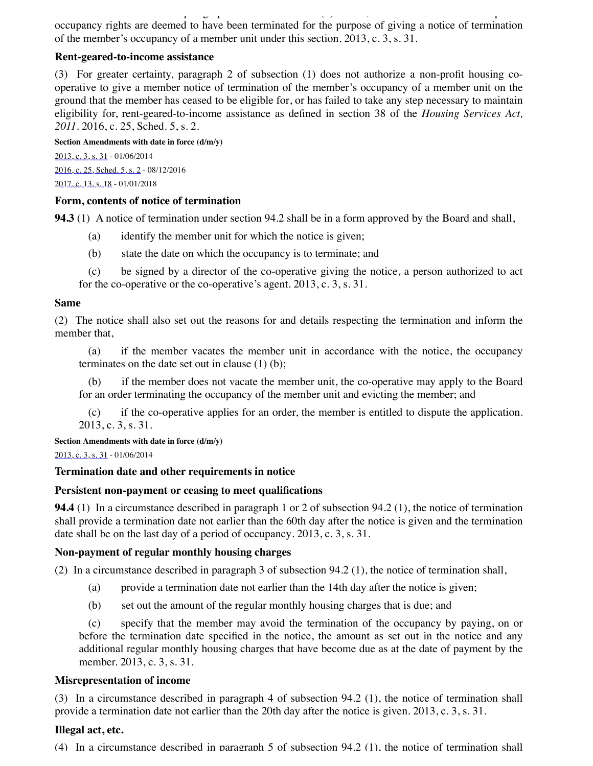occupancy rights are deemed to have been terminated for the purpose of giving a notice of termination of the member's occupancy of a member unit under this section. 2013, c. 3, s. 31.

**Rent-geared-to-income assistance**

(3) For greater certainty, paragraph 2 of subsection (1) does not authorize a non-profit housing co-operative to give a member notice of termination of the member's occupancy of a member unit on the ground that the member has ceased to be eligible for, or has failed to take any step necessary to maintain eligibility for, rent-geared-to-income assistance as defined in section 38 of the *Housing Services Act, 2011*. 2016, c. 25, Sched. 5, s. 2.

**Section Amendments with date in force (d/m/y)**

2013, c. 3, s. 31 - 01/06/2014

2016, c. 25, Sched. 5, s. 2 - 08/12/2016

2017, c. 13, s. 18 - 01/01/2018

**Form, contents of notice of termination**

**94.3** (1) A notice of termination under section 94.2 shall be in a form approved by the Board and shall,

(a) identify the member unit for which the notice is given;

(b) state the date on which the occupancy is to terminate; and

(c) be signed by a director of the co-operative giving the notice, a person authorized to act for the co-operative or the co-operative's agent. 2013, c. 3, s. 31.

**Same**

(2) The notice shall also set out the reasons for and details respecting the termination and inform the member that,

(a) if the member vacates the member unit in accordance with the notice, the occupancy terminates on the date set out in clause (1) (b);

(b) if the member does not vacate the member unit, the co-operative may apply to the Board for an order terminating the occupancy of the member unit and evicting the member; and

(c) if the co-operative applies for an order, the member is entitled to dispute the application. 2013, c. 3, s. 31.

**Section Amendments with date in force (d/m/y)**

2013, c. 3, s. 31 - 01/06/2014

**Termination date and other requirements in notice**

**Persistent non-payment or ceasing to meet qualifications**

**94.4** (1) In a circumstance described in paragraph 1 or 2 of subsection 94.2 (1), the notice of termination shall provide a termination date not earlier than the 60th day after the notice is given and the termination date shall be on the last day of a period of occupancy. 2013, c. 3, s. 31.

**Non-payment of regular monthly housing charges**

(2) In a circumstance described in paragraph 3 of subsection 94.2 (1), the notice of termination shall,

(a) provide a termination date not earlier than the 14th day after the notice is given;

(b) set out the amount of the regular monthly housing charges that is due; and

(c) specify that the member may avoid the termination of the occupancy by paying, on or before the termination date specified in the notice, the amount as set out in the notice and any additional regular monthly housing charges that have become due as at the date of payment by the member. 2013, c. 3, s. 31.

**Misrepresentation of income**

(3) In a circumstance described in paragraph 4 of subsection 94.2 (1), the notice of termination shall provide a termination date not earlier than the 20th day after the notice is given. 2013, c. 3, s. 31.

**Illegal act, etc.**

(4) In a circumstance described in paragraph 5 of subsection 94.2 (1), the notice of termination shall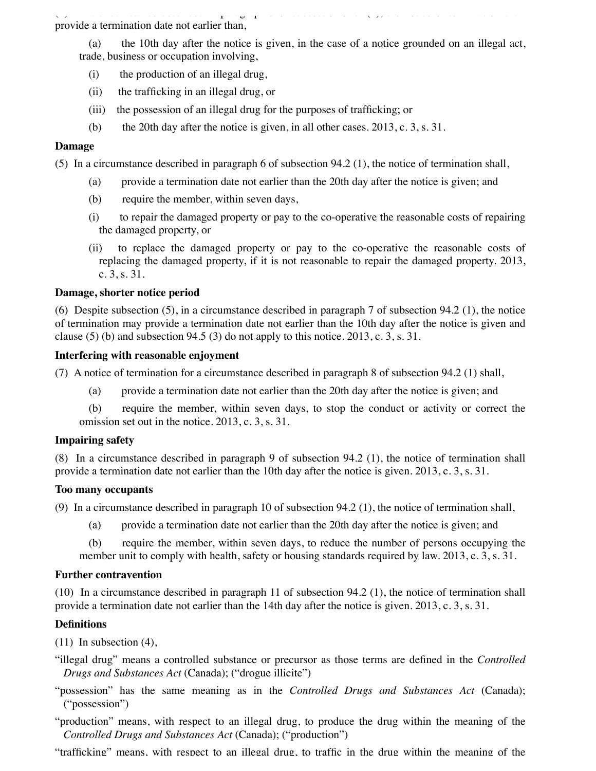provide a termination date not earlier than,

(a) the 10th day after the notice is given, in the case of a notice grounded on an illegal act, trade, business or occupation involving,

(i) the production of an illegal drug,

(ii) the trafficking in an illegal drug, or

(iii) the possession of an illegal drug for the purposes of trafficking; or

(b) the 20th day after the notice is given, in all other cases. 2013, c. 3, s. 31.

**Damage**

(5) In a circumstance described in paragraph 6 of subsection 94.2 (1), the notice of termination shall,

(a) provide a termination date not earlier than the 20th day after the notice is given; and

(b) require the member, within seven days,

(i) to repair the damaged property or pay to the co-operative the reasonable costs of repairing the damaged property, or

(ii) to replace the damaged property or pay to the co-operative the reasonable costs of replacing the damaged property, if it is not reasonable to repair the damaged property. 2013, c. 3, s. 31.

**Damage, shorter notice period**

(6) Despite subsection (5), in a circumstance described in paragraph 7 of subsection 94.2 (1), the notice of termination may provide a termination date not earlier than the 10th day after the notice is given and clause (5) (b) and subsection 94.5 (3) do not apply to this notice. 2013, c. 3, s. 31.

**Interfering with reasonable enjoyment**

(7) A notice of termination for a circumstance described in paragraph 8 of subsection 94.2 (1) shall,

(a) provide a termination date not earlier than the 20th day after the notice is given; and

(b) require the member, within seven days, to stop the conduct or activity or correct the omission set out in the notice. 2013, c. 3, s. 31.

**Impairing safety**

(8) In a circumstance described in paragraph 9 of subsection 94.2 (1), the notice of termination shall provide a termination date not earlier than the 10th day after the notice is given. 2013, c. 3, s. 31.

**Too many occupants**

(9) In a circumstance described in paragraph 10 of subsection 94.2 (1), the notice of termination shall,

(a) provide a termination date not earlier than the 20th day after the notice is given; and

(b) require the member, within seven days, to reduce the number of persons occupying the member unit to comply with health, safety or housing standards required by law. 2013, c. 3, s. 31.

**Further contravention**

(10) In a circumstance described in paragraph 11 of subsection 94.2 (1), the notice of termination shall provide a termination date not earlier than the 14th day after the notice is given. 2013, c. 3, s. 31.

**Definitions**

(11) In subsection (4),

"illegal drug" means a controlled substance or precursor as those terms are defined in the *Controlled Drugs and Substances Act* (Canada); ("drogue illicite")

"possession" has the same meaning as in the *Controlled Drugs and Substances Act* (Canada); ("possession")

"production" means, with respect to an illegal drug, to produce the drug within the meaning of the *Controlled Drugs and Substances Act* (Canada); ("production")

"trafficking" means, with respect to an illegal drug, to traffic in the drug within the meaning of the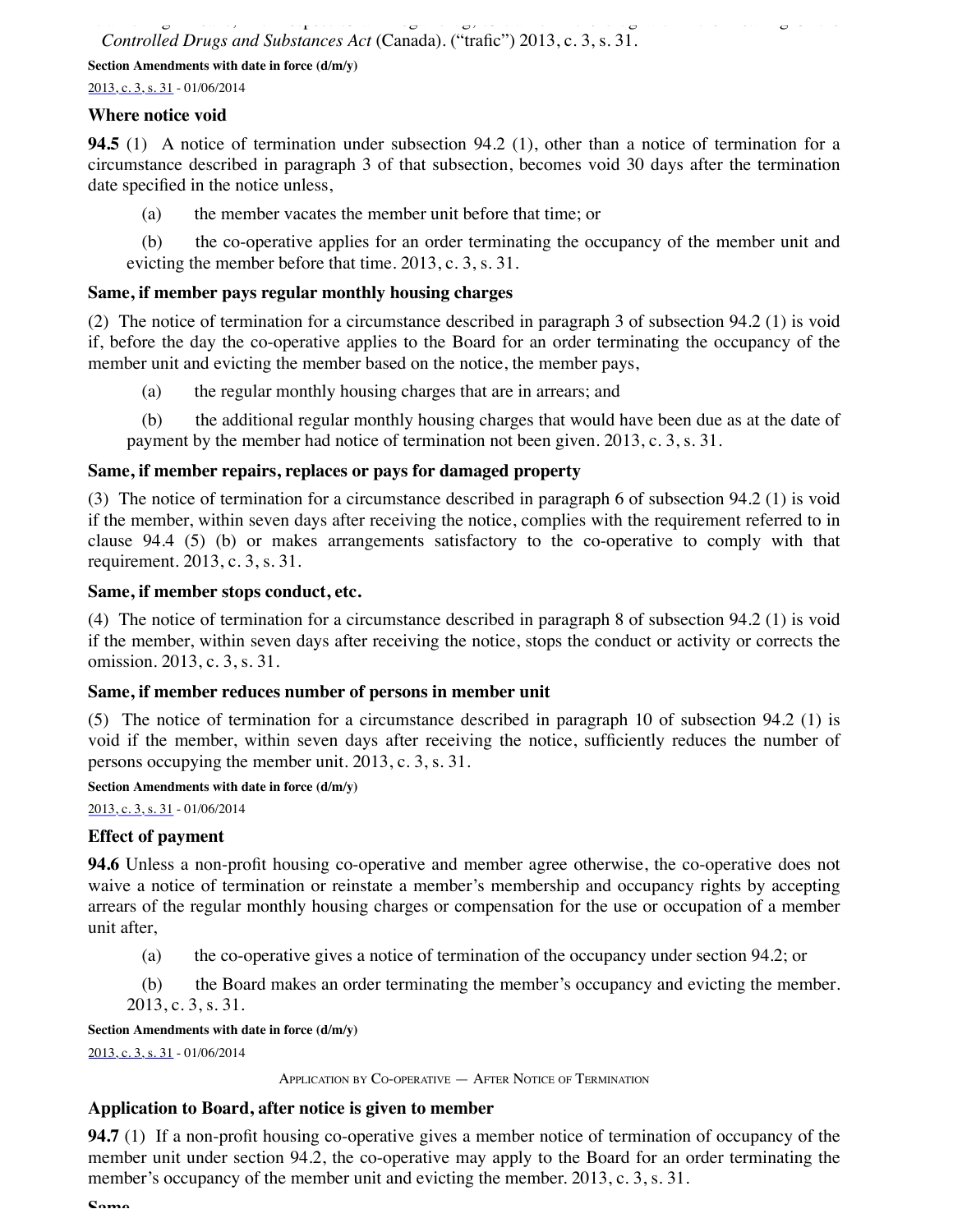*Controlled Drugs and Substances Act* (Canada). (“trafic”) 2013, c. 3, s. 31.

**Section Amendments with date in force (d/m/y)**

2013, c. 3, s. 31 - 01/06/2014

### Where notice void

**94.5** (1) A notice of termination under subsection 94.2 (1), other than a notice of termination for a circumstance described in paragraph 3 of that subsection, becomes void 30 days after the termination date specified in the notice unless,

(a) the member vacates the member unit before that time; or

(b) the co-operative applies for an order terminating the occupancy of the member unit and evicting the member before that time. 2013, c. 3, s. 31.

### Same, if member pays regular monthly housing charges

(2) The notice of termination for a circumstance described in paragraph 3 of subsection 94.2 (1) is void if, before the day the co-operative applies to the Board for an order terminating the occupancy of the member unit and evicting the member based on the notice, the member pays,

(a) the regular monthly housing charges that are in arrears; and

(b) the additional regular monthly housing charges that would have been due as at the date of payment by the member had notice of termination not been given. 2013, c. 3, s. 31.

### Same, if member repairs, replaces or pays for damaged property

(3) The notice of termination for a circumstance described in paragraph 6 of subsection 94.2 (1) is void if the member, within seven days after receiving the notice, complies with the requirement referred to in clause 94.4 (5) (b) or makes arrangements satisfactory to the co-operative to comply with that requirement. 2013, c. 3, s. 31.

### Same, if member stops conduct, etc.

(4) The notice of termination for a circumstance described in paragraph 8 of subsection 94.2 (1) is void if the member, within seven days after receiving the notice, stops the conduct or activity or corrects the omission. 2013, c. 3, s. 31.

### Same, if member reduces number of persons in member unit

(5) The notice of termination for a circumstance described in paragraph 10 of subsection 94.2 (1) is void if the member, within seven days after receiving the notice, sufficiently reduces the number of persons occupying the member unit. 2013, c. 3, s. 31.

**Section Amendments with date in force (d/m/y)**

2013, c. 3, s. 31 - 01/06/2014

### Effect of payment

**94.6** Unless a non-profit housing co-operative and member agree otherwise, the co-operative does not waive a notice of termination or reinstate a member’s membership and occupancy rights by accepting arrears of the regular monthly housing charges or compensation for the use or occupation of a member unit after,

(a) the co-operative gives a notice of termination of the occupancy under section 94.2; or

(b) the Board makes an order terminating the member’s occupancy and evicting the member. 2013, c. 3, s. 31.

**Section Amendments with date in force (d/m/y)**

2013, c. 3, s. 31 - 01/06/2014

Application by Co-operative — After Notice of Termination

### Application to Board, after notice is given to member

**94.7** (1) If a non-profit housing co-operative gives a member notice of termination of occupancy of the member unit under section 94.2, the co-operative may apply to the Board for an order terminating the member’s occupancy of the member unit and evicting the member. 2013, c. 3, s. 31.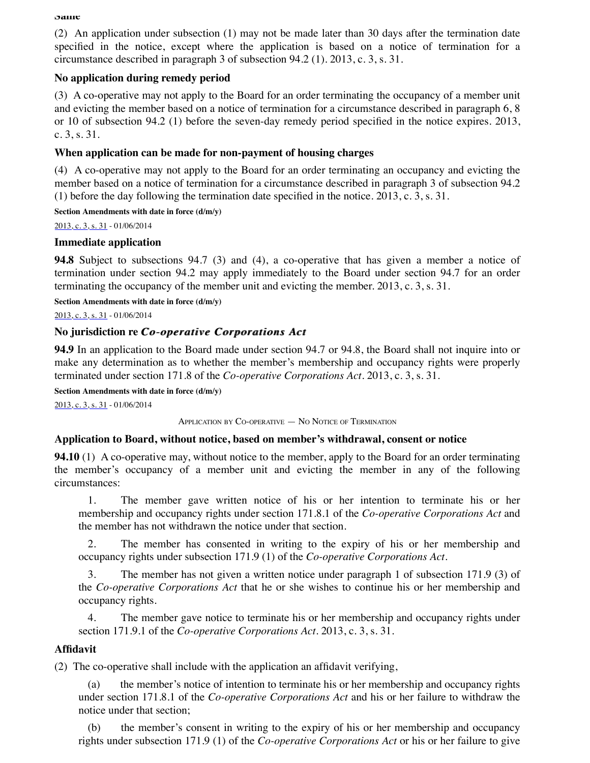**Same**

(2) An application under subsection (1) may not be made later than 30 days after the termination date specified in the notice, except where the application is based on a notice of termination for a circumstance described in paragraph 3 of subsection 94.2 (1). 2013, c. 3, s. 31.

**No application during remedy period**

(3) A co-operative may not apply to the Board for an order terminating the occupancy of a member unit and evicting the member based on a notice of termination for a circumstance described in paragraph 6, 8 or 10 of subsection 94.2 (1) before the seven-day remedy period specified in the notice expires. 2013, c. 3, s. 31.

**When application can be made for non-payment of housing charges**

(4) A co-operative may not apply to the Board for an order terminating an occupancy and evicting the member based on a notice of termination for a circumstance described in paragraph 3 of subsection 94.2 (1) before the day following the termination date specified in the notice. 2013, c. 3, s. 31.

**Section Amendments with date in force (d/m/y)**

2013, c. 3, s. 31 - 01/06/2014

**Immediate application**

**94.8** Subject to subsections 94.7 (3) and (4), a co-operative that has given a member a notice of termination under section 94.2 may apply immediately to the Board under section 94.7 for an order terminating the occupancy of the member unit and evicting the member. 2013, c. 3, s. 31.

**Section Amendments with date in force (d/m/y)**

2013, c. 3, s. 31 - 01/06/2014

**No jurisdiction re *Co-operative Corporations Act***

**94.9** In an application to the Board made under section 94.7 or 94.8, the Board shall not inquire into or make any determination as to whether the member's membership and occupancy rights were properly terminated under section 171.8 of the *Co-operative Corporations Act*. 2013, c. 3, s. 31.

**Section Amendments with date in force (d/m/y)**

2013, c. 3, s. 31 - 01/06/2014

APPLICATION BY CO-OPERATIVE — NO NOTICE OF TERMINATION

**Application to Board, without notice, based on member's withdrawal, consent or notice**

**94.10** (1) A co-operative may, without notice to the member, apply to the Board for an order terminating the member's occupancy of a member unit and evicting the member in any of the following circumstances:

1. The member gave written notice of his or her intention to terminate his or her membership and occupancy rights under section 171.8.1 of the *Co-operative Corporations Act* and the member has not withdrawn the notice under that section.
2. The member has consented in writing to the expiry of his or her membership and occupancy rights under subsection 171.9 (1) of the *Co-operative Corporations Act*.
3. The member has not given a written notice under paragraph 1 of subsection 171.9 (3) of the *Co-operative Corporations Act* that he or she wishes to continue his or her membership and occupancy rights.
4. The member gave notice to terminate his or her membership and occupancy rights under section 171.9.1 of the *Co-operative Corporations Act*. 2013, c. 3, s. 31.

**Affidavit**

(2) The co-operative shall include with the application an affidavit verifying,

(a) the member's notice of intention to terminate his or her membership and occupancy rights under section 171.8.1 of the *Co-operative Corporations Act* and his or her failure to withdraw the notice under that section;

(b) the member's consent in writing to the expiry of his or her membership and occupancy rights under subsection 171.9 (1) of the *Co-operative Corporations Act* or his or her failure to give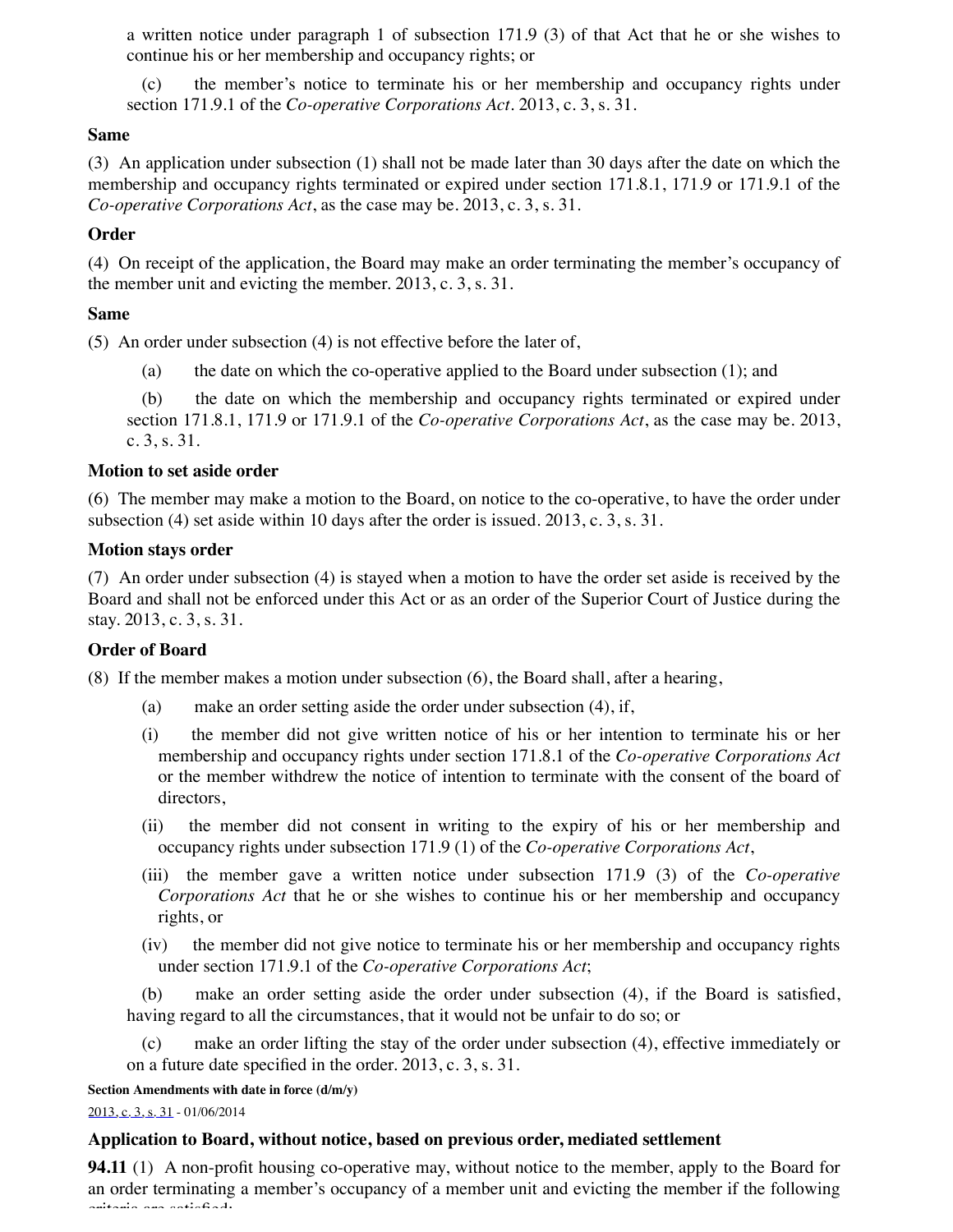a written notice under paragraph 1 of subsection 171.9 (3) of that Act that he or she wishes to continue his or her membership and occupancy rights; or

(c) the member's notice to terminate his or her membership and occupancy rights under section 171.9.1 of the *Co-operative Corporations Act*. 2013, c. 3, s. 31.

**Same**

(3) An application under subsection (1) shall not be made later than 30 days after the date on which the membership and occupancy rights terminated or expired under section 171.8.1, 171.9 or 171.9.1 of the *Co-operative Corporations Act*, as the case may be. 2013, c. 3, s. 31.

**Order**

(4) On receipt of the application, the Board may make an order terminating the member's occupancy of the member unit and evicting the member. 2013, c. 3, s. 31.

**Same**

(5) An order under subsection (4) is not effective before the later of,

(a) the date on which the co-operative applied to the Board under subsection (1); and

(b) the date on which the membership and occupancy rights terminated or expired under section 171.8.1, 171.9 or 171.9.1 of the *Co-operative Corporations Act*, as the case may be. 2013, c. 3, s. 31.

**Motion to set aside order**

(6) The member may make a motion to the Board, on notice to the co-operative, to have the order under subsection (4) set aside within 10 days after the order is issued. 2013, c. 3, s. 31.

**Motion stays order**

(7) An order under subsection (4) is stayed when a motion to have the order set aside is received by the Board and shall not be enforced under this Act or as an order of the Superior Court of Justice during the stay. 2013, c. 3, s. 31.

**Order of Board**

(8) If the member makes a motion under subsection (6), the Board shall, after a hearing,

(a) make an order setting aside the order under subsection (4), if,

(i) the member did not give written notice of his or her intention to terminate his or her membership and occupancy rights under section 171.8.1 of the *Co-operative Corporations Act* or the member withdrew the notice of intention to terminate with the consent of the board of directors,

(ii) the member did not consent in writing to the expiry of his or her membership and occupancy rights under subsection 171.9 (1) of the *Co-operative Corporations Act*,

(iii) the member gave a written notice under subsection 171.9 (3) of the *Co-operative Corporations Act* that he or she wishes to continue his or her membership and occupancy rights, or

(iv) the member did not give notice to terminate his or her membership and occupancy rights under section 171.9.1 of the *Co-operative Corporations Act*;

(b) make an order setting aside the order under subsection (4), if the Board is satisfied, having regard to all the circumstances, that it would not be unfair to do so; or

(c) make an order lifting the stay of the order under subsection (4), effective immediately or on a future date specified in the order. 2013, c. 3, s. 31.

**Section Amendments with date in force (d/m/y)**

2013, c. 3, s. 31 - 01/06/2014

**Application to Board, without notice, based on previous order, mediated settlement**

**94.11** (1) A non-profit housing co-operative may, without notice to the member, apply to the Board for an order terminating a member's occupancy of a member unit and evicting the member if the following criteria are satisfied: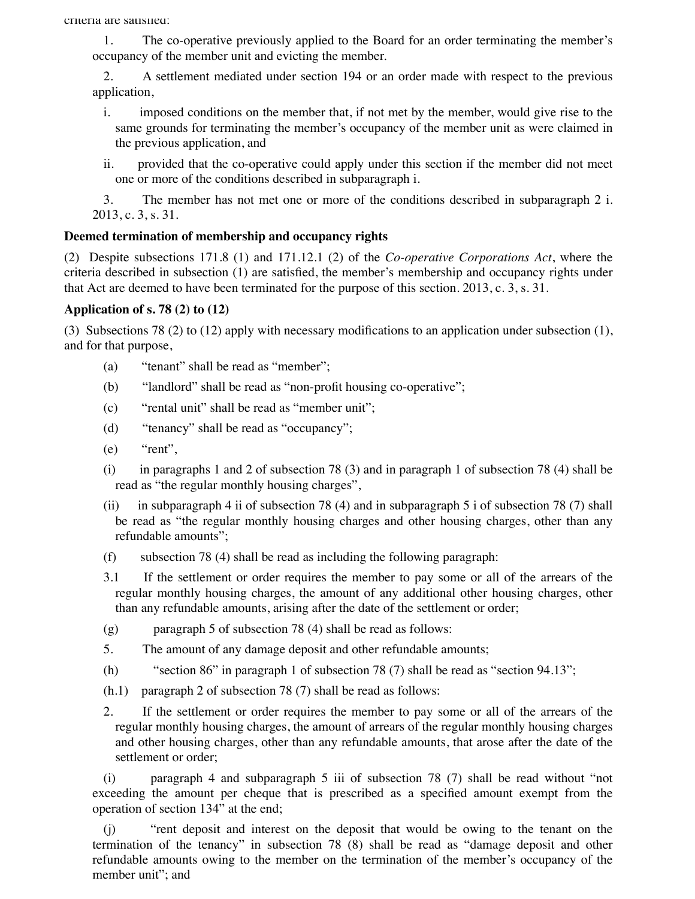criteria are satisfied:

1. The co-operative previously applied to the Board for an order terminating the member's occupancy of the member unit and evicting the member.

2. A settlement mediated under section 194 or an order made with respect to the previous application,

   i. imposed conditions on the member that, if not met by the member, would give rise to the same grounds for terminating the member's occupancy of the member unit as were claimed in the previous application, and

   ii. provided that the co-operative could apply under this section if the member did not meet one or more of the conditions described in subparagraph i.

3. The member has not met one or more of the conditions described in subparagraph 2 i. 2013, c. 3, s. 31.

**Deemed termination of membership and occupancy rights**

(2) Despite subsections 171.8 (1) and 171.12.1 (2) of the *Co-operative Corporations Act*, where the criteria described in subsection (1) are satisfied, the member's membership and occupancy rights under that Act are deemed to have been terminated for the purpose of this section. 2013, c. 3, s. 31.

**Application of s. 78 (2) to (12)**

(3) Subsections 78 (2) to (12) apply with necessary modifications to an application under subsection (1), and for that purpose,

(a) "tenant" shall be read as "member";

(b) "landlord" shall be read as "non-profit housing co-operative";

(c) "rental unit" shall be read as "member unit";

(d) "tenancy" shall be read as "occupancy";

(e) "rent",

(i) in paragraphs 1 and 2 of subsection 78 (3) and in paragraph 1 of subsection 78 (4) shall be read as "the regular monthly housing charges",

(ii) in subparagraph 4 ii of subsection 78 (4) and in subparagraph 5 i of subsection 78 (7) shall be read as "the regular monthly housing charges and other housing charges, other than any refundable amounts";

(f) subsection 78 (4) shall be read as including the following paragraph:

3.1 If the settlement or order requires the member to pay some or all of the arrears of the regular monthly housing charges, the amount of any additional other housing charges, other than any refundable amounts, arising after the date of the settlement or order;

(g) paragraph 5 of subsection 78 (4) shall be read as follows:

5. The amount of any damage deposit and other refundable amounts;

(h) "section 86" in paragraph 1 of subsection 78 (7) shall be read as "section 94.13";

(h.1) paragraph 2 of subsection 78 (7) shall be read as follows:

2. If the settlement or order requires the member to pay some or all of the arrears of the regular monthly housing charges, the amount of arrears of the regular monthly housing charges and other housing charges, other than any refundable amounts, that arose after the date of the settlement or order;

(i) paragraph 4 and subparagraph 5 iii of subsection 78 (7) shall be read without "not exceeding the amount per cheque that is prescribed as a specified amount exempt from the operation of section 134" at the end;

(j) "rent deposit and interest on the deposit that would be owing to the tenant on the termination of the tenancy" in subsection 78 (8) shall be read as "damage deposit and other refundable amounts owing to the member on the termination of the member's occupancy of the member unit"; and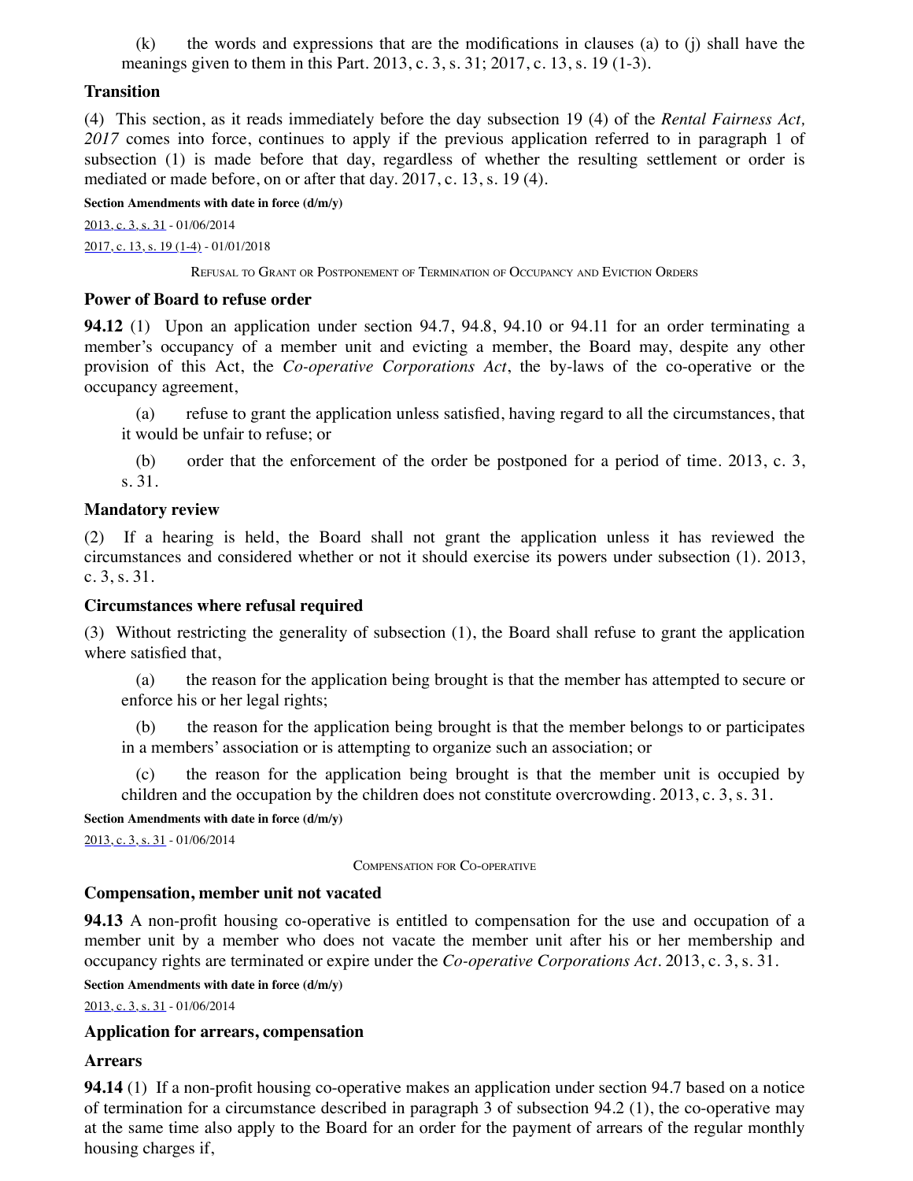(k) the words and expressions that are the modifications in clauses (a) to (j) shall have the meanings given to them in this Part. 2013, c. 3, s. 31; 2017, c. 13, s. 19 (1-3).

### Transition

(4) This section, as it reads immediately before the day subsection 19 (4) of the *Rental Fairness Act, 2017* comes into force, continues to apply if the previous application referred to in paragraph 1 of subsection (1) is made before that day, regardless of whether the resulting settlement or order is mediated or made before, on or after that day. 2017, c. 13, s. 19 (4).

**Section Amendments with date in force (d/m/y)**

2013, c. 3, s. 31 - 01/06/2014

2017, c. 13, s. 19 (1-4) - 01/01/2018

REFUSAL TO GRANT OR POSTPONEMENT OF TERMINATION OF OCCUPANCY AND EVICTION ORDERS

### Power of Board to refuse order

**94.12** (1) Upon an application under section 94.7, 94.8, 94.10 or 94.11 for an order terminating a member's occupancy of a member unit and evicting a member, the Board may, despite any other provision of this Act, the *Co-operative Corporations Act*, the by-laws of the co-operative or the occupancy agreement,

(a) refuse to grant the application unless satisfied, having regard to all the circumstances, that it would be unfair to refuse; or

(b) order that the enforcement of the order be postponed for a period of time. 2013, c. 3, s. 31.

### Mandatory review

(2) If a hearing is held, the Board shall not grant the application unless it has reviewed the circumstances and considered whether or not it should exercise its powers under subsection (1). 2013, c. 3, s. 31.

### Circumstances where refusal required

(3) Without restricting the generality of subsection (1), the Board shall refuse to grant the application where satisfied that,

(a) the reason for the application being brought is that the member has attempted to secure or enforce his or her legal rights;

(b) the reason for the application being brought is that the member belongs to or participates in a members' association or is attempting to organize such an association; or

(c) the reason for the application being brought is that the member unit is occupied by children and the occupation by the children does not constitute overcrowding. 2013, c. 3, s. 31.

**Section Amendments with date in force (d/m/y)**

2013, c. 3, s. 31 - 01/06/2014

COMPENSATION FOR CO-OPERATIVE

### Compensation, member unit not vacated

**94.13** A non-profit housing co-operative is entitled to compensation for the use and occupation of a member unit by a member who does not vacate the member unit after his or her membership and occupancy rights are terminated or expire under the *Co-operative Corporations Act*. 2013, c. 3, s. 31.

**Section Amendments with date in force (d/m/y)**

2013, c. 3, s. 31 - 01/06/2014

### Application for arrears, compensation

### Arrears

**94.14** (1) If a non-profit housing co-operative makes an application under section 94.7 based on a notice of termination for a circumstance described in paragraph 3 of subsection 94.2 (1), the co-operative may at the same time also apply to the Board for an order for the payment of arrears of the regular monthly housing charges if,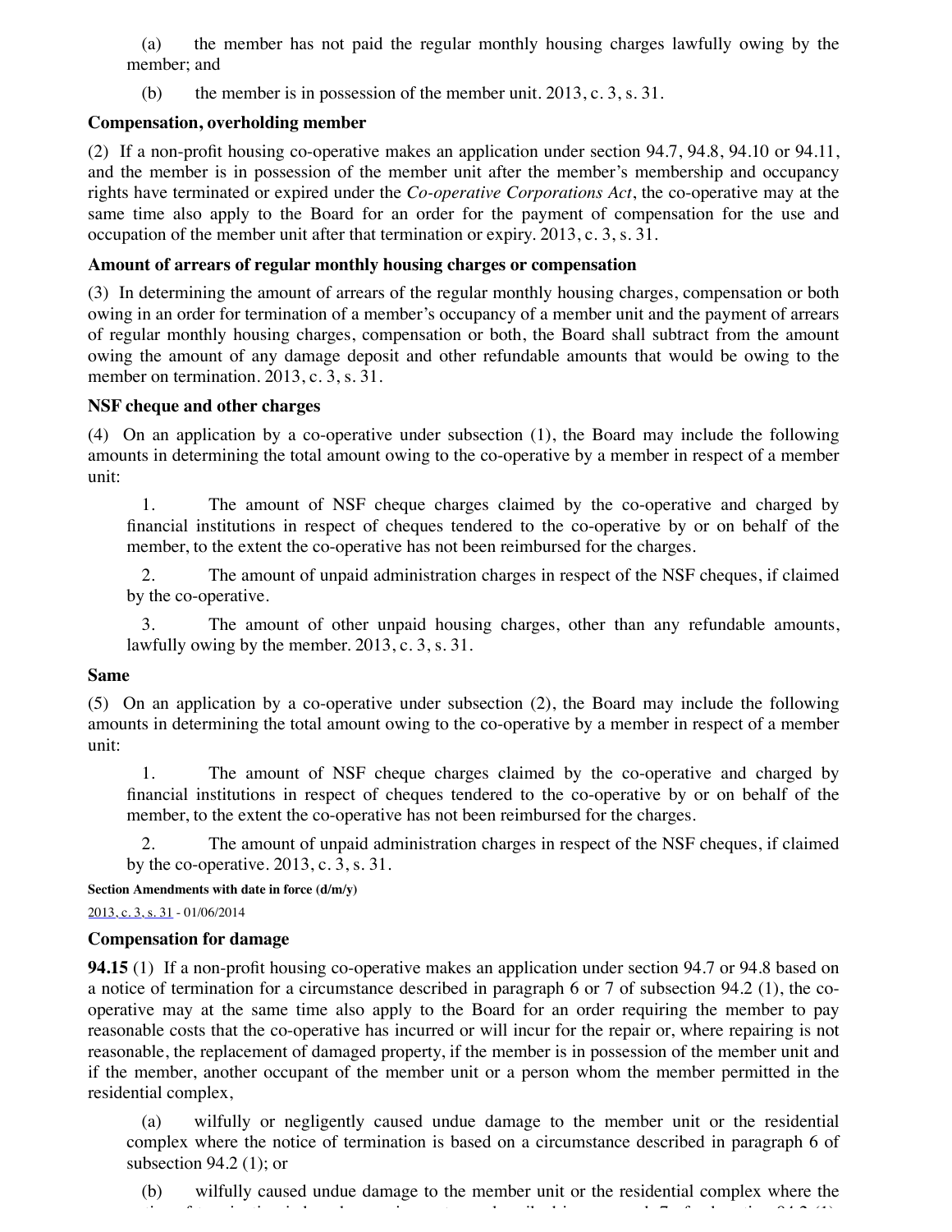(a) the member has not paid the regular monthly housing charges lawfully owing by the member; and

(b) the member is in possession of the member unit. 2013, c. 3, s. 31.

**Compensation, overholding member**

(2) If a non-profit housing co-operative makes an application under section 94.7, 94.8, 94.10 or 94.11, and the member is in possession of the member unit after the member's membership and occupancy rights have terminated or expired under the *Co-operative Corporations Act*, the co-operative may at the same time also apply to the Board for an order for the payment of compensation for the use and occupation of the member unit after that termination or expiry. 2013, c. 3, s. 31.

**Amount of arrears of regular monthly housing charges or compensation**

(3) In determining the amount of arrears of the regular monthly housing charges, compensation or both owing in an order for termination of a member's occupancy of a member unit and the payment of arrears of regular monthly housing charges, compensation or both, the Board shall subtract from the amount owing the amount of any damage deposit and other refundable amounts that would be owing to the member on termination. 2013, c. 3, s. 31.

**NSF cheque and other charges**

(4) On an application by a co-operative under subsection (1), the Board may include the following amounts in determining the total amount owing to the co-operative by a member in respect of a member unit:

1. The amount of NSF cheque charges claimed by the co-operative and charged by financial institutions in respect of cheques tendered to the co-operative by or on behalf of the member, to the extent the co-operative has not been reimbursed for the charges.

2. The amount of unpaid administration charges in respect of the NSF cheques, if claimed by the co-operative.

3. The amount of other unpaid housing charges, other than any refundable amounts, lawfully owing by the member. 2013, c. 3, s. 31.

**Same**

(5) On an application by a co-operative under subsection (2), the Board may include the following amounts in determining the total amount owing to the co-operative by a member in respect of a member unit:

1. The amount of NSF cheque charges claimed by the co-operative and charged by financial institutions in respect of cheques tendered to the co-operative by or on behalf of the member, to the extent the co-operative has not been reimbursed for the charges.

2. The amount of unpaid administration charges in respect of the NSF cheques, if claimed by the co-operative. 2013, c. 3, s. 31.

**Section Amendments with date in force (d/m/y)**

2013, c. 3, s. 31 - 01/06/2014

**Compensation for damage**

**94.15** (1) If a non-profit housing co-operative makes an application under section 94.7 or 94.8 based on a notice of termination for a circumstance described in paragraph 6 or 7 of subsection 94.2 (1), the co-operative may at the same time also apply to the Board for an order requiring the member to pay reasonable costs that the co-operative has incurred or will incur for the repair or, where repairing is not reasonable, the replacement of damaged property, if the member is in possession of the member unit and if the member, another occupant of the member unit or a person whom the member permitted in the residential complex,

(a) wilfully or negligently caused undue damage to the member unit or the residential complex where the notice of termination is based on a circumstance described in paragraph 6 of subsection 94.2 (1); or

(b) wilfully caused undue damage to the member unit or the residential complex where the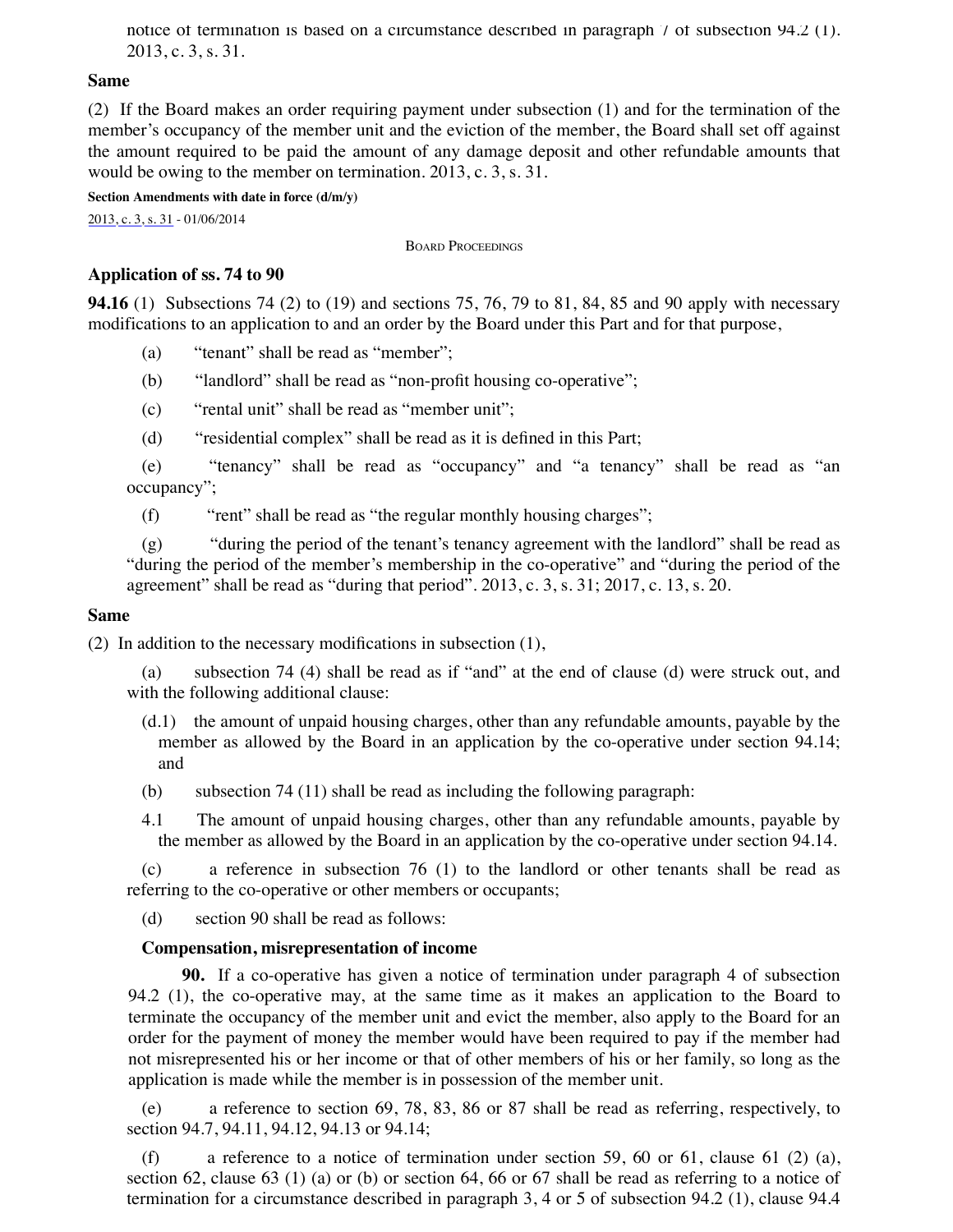notice of termination is based on a circumstance described in paragraph 7 of subsection 94.2 (1). 2013, c. 3, s. 31.

**Same**

(2) If the Board makes an order requiring payment under subsection (1) and for the termination of the member's occupancy of the member unit and the eviction of the member, the Board shall set off against the amount required to be paid the amount of any damage deposit and other refundable amounts that would be owing to the member on termination. 2013, c. 3, s. 31.

**Section Amendments with date in force (d/m/y)**

2013, c. 3, s. 31 - 01/06/2014

BOARD PROCEEDINGS

**Application of ss. 74 to 90**

**94.16** (1) Subsections 74 (2) to (19) and sections 75, 76, 79 to 81, 84, 85 and 90 apply with necessary modifications to an application to and an order by the Board under this Part and for that purpose,

(a) "tenant" shall be read as "member";

(b) "landlord" shall be read as "non-profit housing co-operative";

(c) "rental unit" shall be read as "member unit";

(d) "residential complex" shall be read as it is defined in this Part;

(e) "tenancy" shall be read as "occupancy" and "a tenancy" shall be read as "an occupancy";

(f) "rent" shall be read as "the regular monthly housing charges";

(g) "during the period of the tenant's tenancy agreement with the landlord" shall be read as "during the period of the member's membership in the co-operative" and "during the period of the agreement" shall be read as "during that period". 2013, c. 3, s. 31; 2017, c. 13, s. 20.

**Same**

(2) In addition to the necessary modifications in subsection (1),

(a) subsection 74 (4) shall be read as if "and" at the end of clause (d) were struck out, and with the following additional clause:

(d.1) the amount of unpaid housing charges, other than any refundable amounts, payable by the member as allowed by the Board in an application by the co-operative under section 94.14; and

(b) subsection 74 (11) shall be read as including the following paragraph:

4.1 The amount of unpaid housing charges, other than any refundable amounts, payable by the member as allowed by the Board in an application by the co-operative under section 94.14.

(c) a reference in subsection 76 (1) to the landlord or other tenants shall be read as referring to the co-operative or other members or occupants;

(d) section 90 shall be read as follows:

**Compensation, misrepresentation of income**

**90.** If a co-operative has given a notice of termination under paragraph 4 of subsection 94.2 (1), the co-operative may, at the same time as it makes an application to the Board to terminate the occupancy of the member unit and evict the member, also apply to the Board for an order for the payment of money the member would have been required to pay if the member had not misrepresented his or her income or that of other members of his or her family, so long as the application is made while the member is in possession of the member unit.

(e) a reference to section 69, 78, 83, 86 or 87 shall be read as referring, respectively, to section 94.7, 94.11, 94.12, 94.13 or 94.14;

(f) a reference to a notice of termination under section 59, 60 or 61, clause 61 (2) (a), section 62, clause 63 (1) (a) or (b) or section 64, 66 or 67 shall be read as referring to a notice of termination for a circumstance described in paragraph 3, 4 or 5 of subsection 94.2 (1), clause 94.4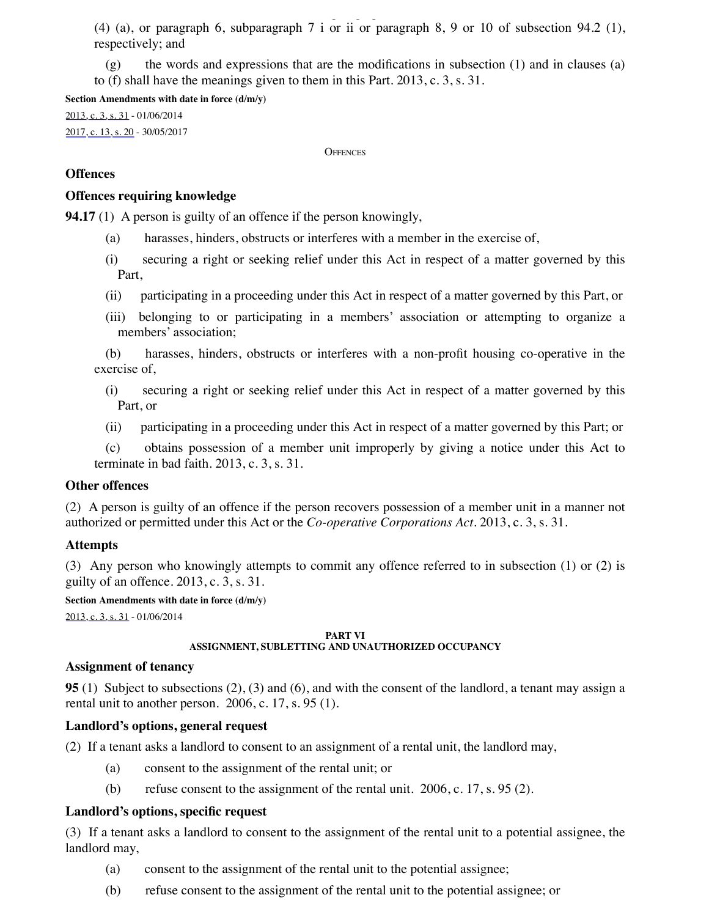(4) (a), or paragraph 6, subparagraph 7 i or ii or paragraph 8, 9 or 10 of subsection 94.2 (1), respectively; and

(g) the words and expressions that are the modifications in subsection (1) and in clauses (a) to (f) shall have the meanings given to them in this Part. 2013, c. 3, s. 31.

**Section Amendments with date in force (d/m/y)**

2013, c. 3, s. 31 - 01/06/2014

2017, c. 13, s. 20 - 30/05/2017

OFFENCES

### Offences

### Offences requiring knowledge

**94.17** (1) A person is guilty of an offence if the person knowingly,

(a) harasses, hinders, obstructs or interferes with a member in the exercise of,

(i) securing a right or seeking relief under this Act in respect of a matter governed by this Part,

(ii) participating in a proceeding under this Act in respect of a matter governed by this Part, or

(iii) belonging to or participating in a members' association or attempting to organize a members' association;

(b) harasses, hinders, obstructs or interferes with a non-profit housing co-operative in the exercise of,

(i) securing a right or seeking relief under this Act in respect of a matter governed by this Part, or

(ii) participating in a proceeding under this Act in respect of a matter governed by this Part; or

(c) obtains possession of a member unit improperly by giving a notice under this Act to terminate in bad faith. 2013, c. 3, s. 31.

### Other offences

(2) A person is guilty of an offence if the person recovers possession of a member unit in a manner not authorized or permitted under this Act or the *Co-operative Corporations Act*. 2013, c. 3, s. 31.

### Attempts

(3) Any person who knowingly attempts to commit any offence referred to in subsection (1) or (2) is guilty of an offence. 2013, c. 3, s. 31.

**Section Amendments with date in force (d/m/y)**

2013, c. 3, s. 31 - 01/06/2014

## PART VI
## ASSIGNMENT, SUBLETTING AND UNAUTHORIZED OCCUPANCY

### Assignment of tenancy

**95** (1) Subject to subsections (2), (3) and (6), and with the consent of the landlord, a tenant may assign a rental unit to another person. 2006, c. 17, s. 95 (1).

### Landlord's options, general request

(2) If a tenant asks a landlord to consent to an assignment of a rental unit, the landlord may,

(a) consent to the assignment of the rental unit; or

(b) refuse consent to the assignment of the rental unit. 2006, c. 17, s. 95 (2).

### Landlord's options, specific request

(3) If a tenant asks a landlord to consent to the assignment of the rental unit to a potential assignee, the landlord may,

(a) consent to the assignment of the rental unit to the potential assignee;

(b) refuse consent to the assignment of the rental unit to the potential assignee; or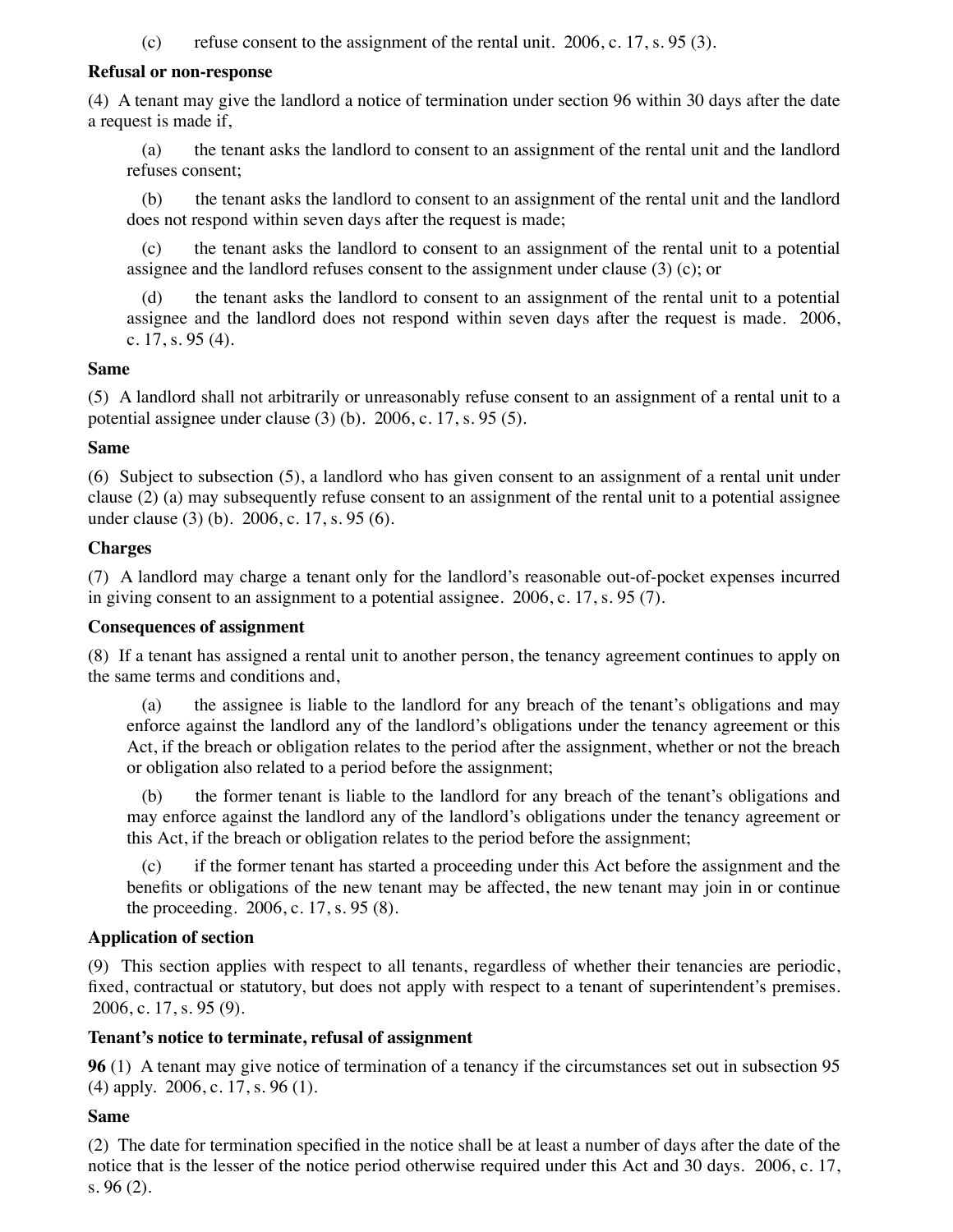(c) refuse consent to the assignment of the rental unit. 2006, c. 17, s. 95 (3).

**Refusal or non-response**

(4) A tenant may give the landlord a notice of termination under section 96 within 30 days after the date a request is made if,

(a) the tenant asks the landlord to consent to an assignment of the rental unit and the landlord refuses consent;

(b) the tenant asks the landlord to consent to an assignment of the rental unit and the landlord does not respond within seven days after the request is made;

(c) the tenant asks the landlord to consent to an assignment of the rental unit to a potential assignee and the landlord refuses consent to the assignment under clause (3) (c); or

(d) the tenant asks the landlord to consent to an assignment of the rental unit to a potential assignee and the landlord does not respond within seven days after the request is made. 2006, c. 17, s. 95 (4).

**Same**

(5) A landlord shall not arbitrarily or unreasonably refuse consent to an assignment of a rental unit to a potential assignee under clause (3) (b). 2006, c. 17, s. 95 (5).

**Same**

(6) Subject to subsection (5), a landlord who has given consent to an assignment of a rental unit under clause (2) (a) may subsequently refuse consent to an assignment of the rental unit to a potential assignee under clause (3) (b). 2006, c. 17, s. 95 (6).

**Charges**

(7) A landlord may charge a tenant only for the landlord's reasonable out-of-pocket expenses incurred in giving consent to an assignment to a potential assignee. 2006, c. 17, s. 95 (7).

**Consequences of assignment**

(8) If a tenant has assigned a rental unit to another person, the tenancy agreement continues to apply on the same terms and conditions and,

(a) the assignee is liable to the landlord for any breach of the tenant's obligations and may enforce against the landlord any of the landlord's obligations under the tenancy agreement or this Act, if the breach or obligation relates to the period after the assignment, whether or not the breach or obligation also related to a period before the assignment;

(b) the former tenant is liable to the landlord for any breach of the tenant's obligations and may enforce against the landlord any of the landlord's obligations under the tenancy agreement or this Act, if the breach or obligation relates to the period before the assignment;

(c) if the former tenant has started a proceeding under this Act before the assignment and the benefits or obligations of the new tenant may be affected, the new tenant may join in or continue the proceeding. 2006, c. 17, s. 95 (8).

**Application of section**

(9) This section applies with respect to all tenants, regardless of whether their tenancies are periodic, fixed, contractual or statutory, but does not apply with respect to a tenant of superintendent's premises. 2006, c. 17, s. 95 (9).

**Tenant's notice to terminate, refusal of assignment**

**96** (1) A tenant may give notice of termination of a tenancy if the circumstances set out in subsection 95 (4) apply. 2006, c. 17, s. 96 (1).

**Same**

(2) The date for termination specified in the notice shall be at least a number of days after the date of the notice that is the lesser of the notice period otherwise required under this Act and 30 days. 2006, c. 17, s. 96 (2).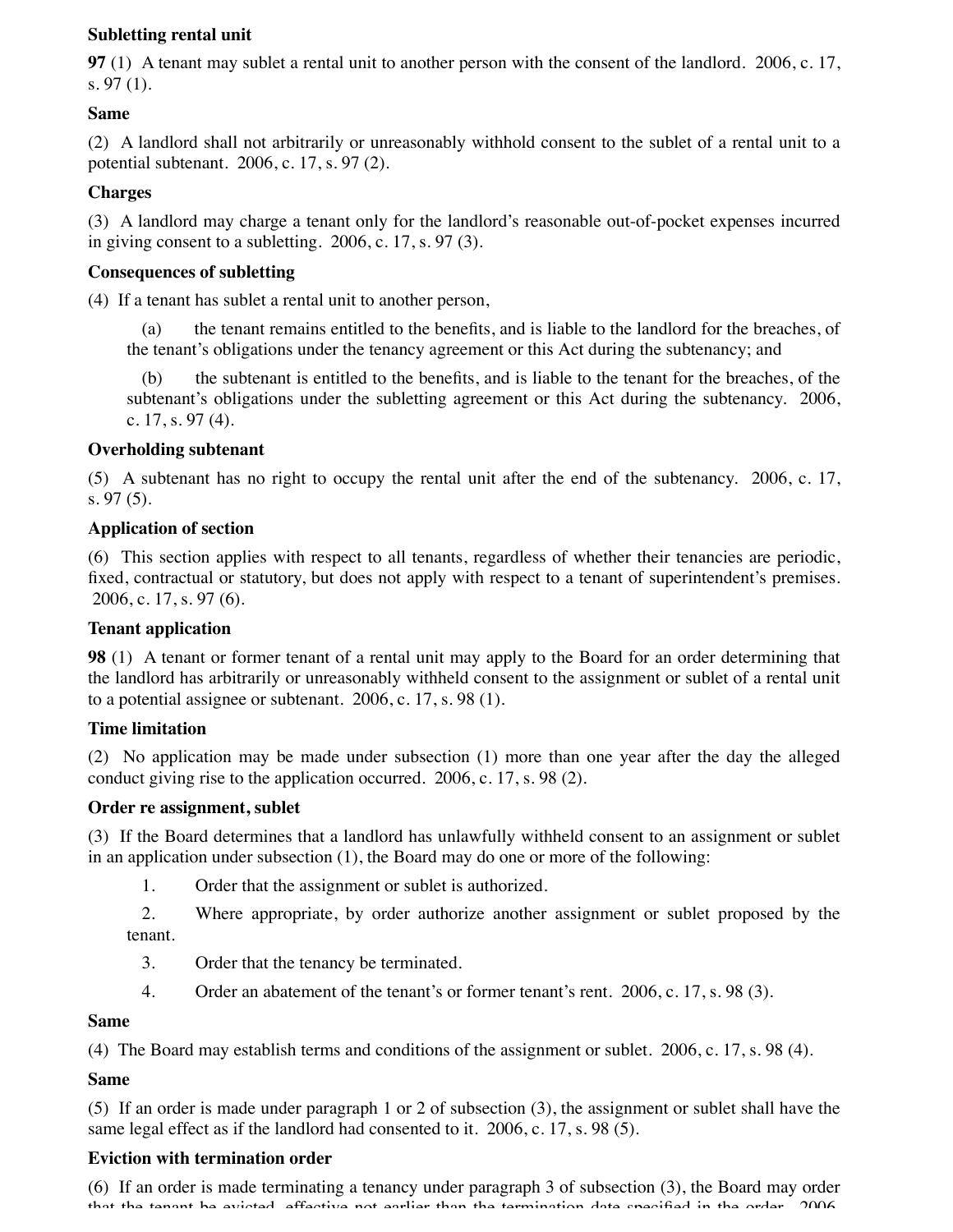**Subletting rental unit**

**97** (1) A tenant may sublet a rental unit to another person with the consent of the landlord. 2006, c. 17, s. 97 (1).

**Same**

(2) A landlord shall not arbitrarily or unreasonably withhold consent to the sublet of a rental unit to a potential subtenant. 2006, c. 17, s. 97 (2).

**Charges**

(3) A landlord may charge a tenant only for the landlord's reasonable out-of-pocket expenses incurred in giving consent to a subletting. 2006, c. 17, s. 97 (3).

**Consequences of subletting**

(4) If a tenant has sublet a rental unit to another person,

(a) the tenant remains entitled to the benefits, and is liable to the landlord for the breaches, of the tenant's obligations under the tenancy agreement or this Act during the subtenancy; and

(b) the subtenant is entitled to the benefits, and is liable to the tenant for the breaches, of the subtenant's obligations under the subletting agreement or this Act during the subtenancy. 2006, c. 17, s. 97 (4).

**Overholding subtenant**

(5) A subtenant has no right to occupy the rental unit after the end of the subtenancy. 2006, c. 17, s. 97 (5).

**Application of section**

(6) This section applies with respect to all tenants, regardless of whether their tenancies are periodic, fixed, contractual or statutory, but does not apply with respect to a tenant of superintendent's premises. 2006, c. 17, s. 97 (6).

**Tenant application**

**98** (1) A tenant or former tenant of a rental unit may apply to the Board for an order determining that the landlord has arbitrarily or unreasonably withheld consent to the assignment or sublet of a rental unit to a potential assignee or subtenant. 2006, c. 17, s. 98 (1).

**Time limitation**

(2) No application may be made under subsection (1) more than one year after the day the alleged conduct giving rise to the application occurred. 2006, c. 17, s. 98 (2).

**Order re assignment, sublet**

(3) If the Board determines that a landlord has unlawfully withheld consent to an assignment or sublet in an application under subsection (1), the Board may do one or more of the following:

1. Order that the assignment or sublet is authorized.

2. Where appropriate, by order authorize another assignment or sublet proposed by the tenant.

3. Order that the tenancy be terminated.

4. Order an abatement of the tenant's or former tenant's rent. 2006, c. 17, s. 98 (3).

**Same**

(4) The Board may establish terms and conditions of the assignment or sublet. 2006, c. 17, s. 98 (4).

**Same**

(5) If an order is made under paragraph 1 or 2 of subsection (3), the assignment or sublet shall have the same legal effect as if the landlord had consented to it. 2006, c. 17, s. 98 (5).

**Eviction with termination order**

(6) If an order is made terminating a tenancy under paragraph 3 of subsection (3), the Board may order that the tenant be evicted, effective not earlier than the termination date specified in the order. 2006,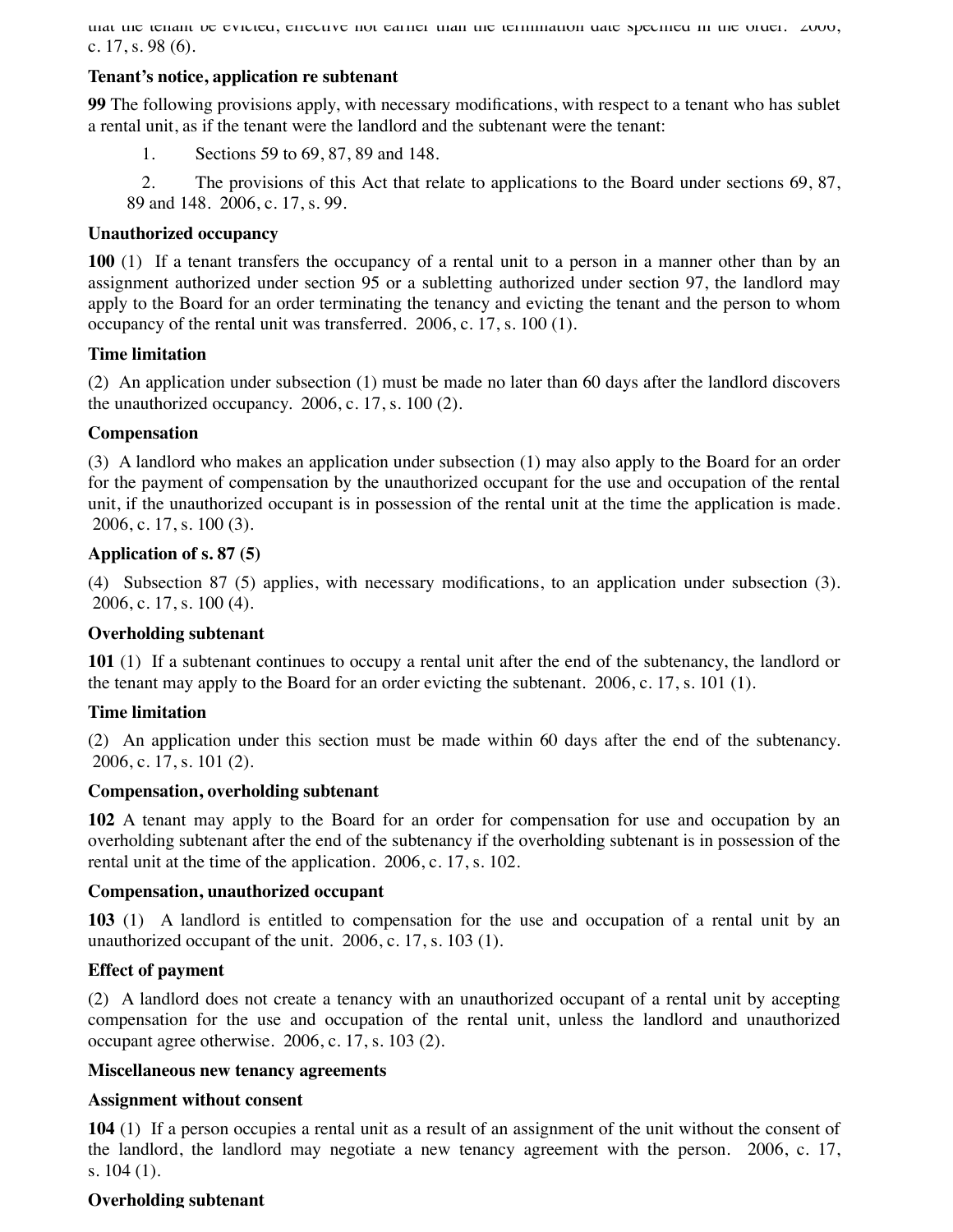that the tenant be evicted, effective not earlier than the termination date specified in the order. 2006, c. 17, s. 98 (6).

**Tenant's notice, application re subtenant**

**99** The following provisions apply, with necessary modifications, with respect to a tenant who has sublet a rental unit, as if the tenant were the landlord and the subtenant were the tenant:

1. Sections 59 to 69, 87, 89 and 148.
2. The provisions of this Act that relate to applications to the Board under sections 69, 87, 89 and 148. 2006, c. 17, s. 99.

**Unauthorized occupancy**

**100** (1) If a tenant transfers the occupancy of a rental unit to a person in a manner other than by an assignment authorized under section 95 or a subletting authorized under section 97, the landlord may apply to the Board for an order terminating the tenancy and evicting the tenant and the person to whom occupancy of the rental unit was transferred. 2006, c. 17, s. 100 (1).

**Time limitation**

(2) An application under subsection (1) must be made no later than 60 days after the landlord discovers the unauthorized occupancy. 2006, c. 17, s. 100 (2).

**Compensation**

(3) A landlord who makes an application under subsection (1) may also apply to the Board for an order for the payment of compensation by the unauthorized occupant for the use and occupation of the rental unit, if the unauthorized occupant is in possession of the rental unit at the time the application is made. 2006, c. 17, s. 100 (3).

**Application of s. 87 (5)**

(4) Subsection 87 (5) applies, with necessary modifications, to an application under subsection (3). 2006, c. 17, s. 100 (4).

**Overholding subtenant**

**101** (1) If a subtenant continues to occupy a rental unit after the end of the subtenancy, the landlord or the tenant may apply to the Board for an order evicting the subtenant. 2006, c. 17, s. 101 (1).

**Time limitation**

(2) An application under this section must be made within 60 days after the end of the subtenancy. 2006, c. 17, s. 101 (2).

**Compensation, overholding subtenant**

**102** A tenant may apply to the Board for an order for compensation for use and occupation by an overholding subtenant after the end of the subtenancy if the overholding subtenant is in possession of the rental unit at the time of the application. 2006, c. 17, s. 102.

**Compensation, unauthorized occupant**

**103** (1) A landlord is entitled to compensation for the use and occupation of a rental unit by an unauthorized occupant of the unit. 2006, c. 17, s. 103 (1).

**Effect of payment**

(2) A landlord does not create a tenancy with an unauthorized occupant of a rental unit by accepting compensation for the use and occupation of the rental unit, unless the landlord and unauthorized occupant agree otherwise. 2006, c. 17, s. 103 (2).

**Miscellaneous new tenancy agreements**

**Assignment without consent**

**104** (1) If a person occupies a rental unit as a result of an assignment of the unit without the consent of the landlord, the landlord may negotiate a new tenancy agreement with the person. 2006, c. 17, s. 104 (1).

**Overholding subtenant**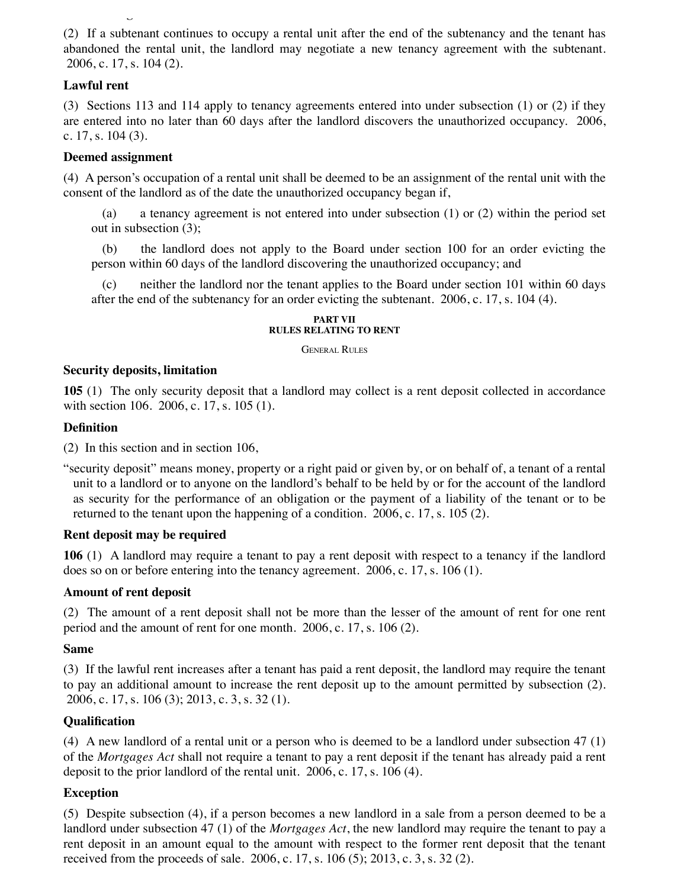(2) If a subtenant continues to occupy a rental unit after the end of the subtenancy and the tenant has abandoned the rental unit, the landlord may negotiate a new tenancy agreement with the subtenant. 2006, c. 17, s. 104 (2).

**Lawful rent**

(3) Sections 113 and 114 apply to tenancy agreements entered into under subsection (1) or (2) if they are entered into no later than 60 days after the landlord discovers the unauthorized occupancy. 2006, c. 17, s. 104 (3).

**Deemed assignment**

(4) A person's occupation of a rental unit shall be deemed to be an assignment of the rental unit with the consent of the landlord as of the date the unauthorized occupancy began if,

(a) a tenancy agreement is not entered into under subsection (1) or (2) within the period set out in subsection (3);

(b) the landlord does not apply to the Board under section 100 for an order evicting the person within 60 days of the landlord discovering the unauthorized occupancy; and

(c) neither the landlord nor the tenant applies to the Board under section 101 within 60 days after the end of the subtenancy for an order evicting the subtenant. 2006, c. 17, s. 104 (4).

## PART VII
## RULES RELATING TO RENT

### General Rules

**Security deposits, limitation**

**105** (1) The only security deposit that a landlord may collect is a rent deposit collected in accordance with section 106. 2006, c. 17, s. 105 (1).

**Definition**

(2) In this section and in section 106,

"security deposit" means money, property or a right paid or given by, or on behalf of, a tenant of a rental unit to a landlord or to anyone on the landlord's behalf to be held by or for the account of the landlord as security for the performance of an obligation or the payment of a liability of the tenant or to be returned to the tenant upon the happening of a condition. 2006, c. 17, s. 105 (2).

**Rent deposit may be required**

**106** (1) A landlord may require a tenant to pay a rent deposit with respect to a tenancy if the landlord does so on or before entering into the tenancy agreement. 2006, c. 17, s. 106 (1).

**Amount of rent deposit**

(2) The amount of a rent deposit shall not be more than the lesser of the amount of rent for one rent period and the amount of rent for one month. 2006, c. 17, s. 106 (2).

**Same**

(3) If the lawful rent increases after a tenant has paid a rent deposit, the landlord may require the tenant to pay an additional amount to increase the rent deposit up to the amount permitted by subsection (2). 2006, c. 17, s. 106 (3); 2013, c. 3, s. 32 (1).

**Qualification**

(4) A new landlord of a rental unit or a person who is deemed to be a landlord under subsection 47 (1) of the *Mortgages Act* shall not require a tenant to pay a rent deposit if the tenant has already paid a rent deposit to the prior landlord of the rental unit. 2006, c. 17, s. 106 (4).

**Exception**

(5) Despite subsection (4), if a person becomes a new landlord in a sale from a person deemed to be a landlord under subsection 47 (1) of the *Mortgages Act*, the new landlord may require the tenant to pay a rent deposit in an amount equal to the amount with respect to the former rent deposit that the tenant received from the proceeds of sale. 2006, c. 17, s. 106 (5); 2013, c. 3, s. 32 (2).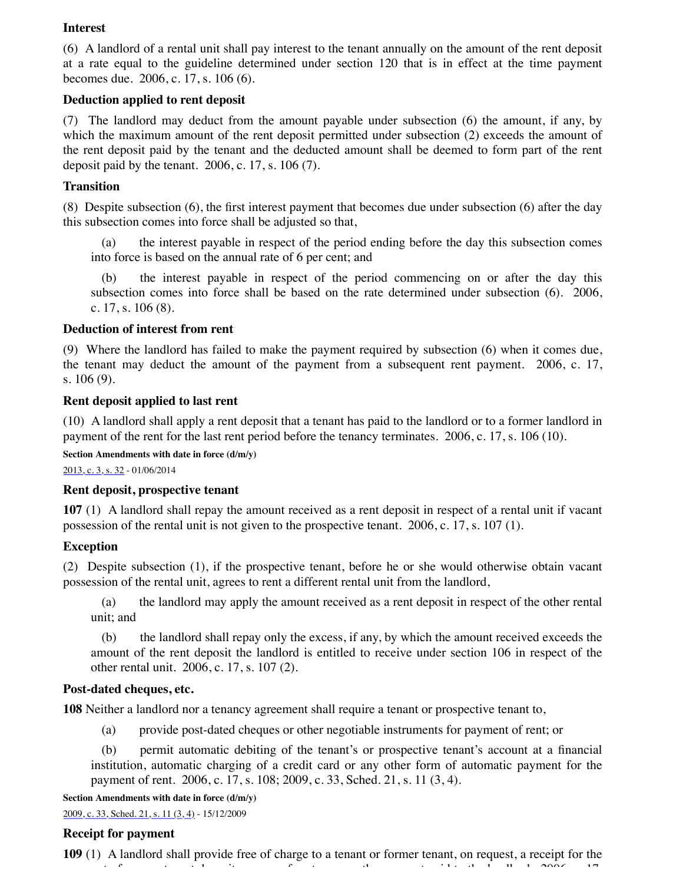**Interest**

(6) A landlord of a rental unit shall pay interest to the tenant annually on the amount of the rent deposit at a rate equal to the guideline determined under section 120 that is in effect at the time payment becomes due. 2006, c. 17, s. 106 (6).

**Deduction applied to rent deposit**

(7) The landlord may deduct from the amount payable under subsection (6) the amount, if any, by which the maximum amount of the rent deposit permitted under subsection (2) exceeds the amount of the rent deposit paid by the tenant and the deducted amount shall be deemed to form part of the rent deposit paid by the tenant. 2006, c. 17, s. 106 (7).

**Transition**

(8) Despite subsection (6), the first interest payment that becomes due under subsection (6) after the day this subsection comes into force shall be adjusted so that,

(a) the interest payable in respect of the period ending before the day this subsection comes into force is based on the annual rate of 6 per cent; and

(b) the interest payable in respect of the period commencing on or after the day this subsection comes into force shall be based on the rate determined under subsection (6). 2006, c. 17, s. 106 (8).

**Deduction of interest from rent**

(9) Where the landlord has failed to make the payment required by subsection (6) when it comes due, the tenant may deduct the amount of the payment from a subsequent rent payment. 2006, c. 17, s. 106 (9).

**Rent deposit applied to last rent**

(10) A landlord shall apply a rent deposit that a tenant has paid to the landlord or to a former landlord in payment of the rent for the last rent period before the tenancy terminates. 2006, c. 17, s. 106 (10).

**Section Amendments with date in force (d/m/y)**

2013, c. 3, s. 32 - 01/06/2014

**Rent deposit, prospective tenant**

**107** (1) A landlord shall repay the amount received as a rent deposit in respect of a rental unit if vacant possession of the rental unit is not given to the prospective tenant. 2006, c. 17, s. 107 (1).

**Exception**

(2) Despite subsection (1), if the prospective tenant, before he or she would otherwise obtain vacant possession of the rental unit, agrees to rent a different rental unit from the landlord,

(a) the landlord may apply the amount received as a rent deposit in respect of the other rental unit; and

(b) the landlord shall repay only the excess, if any, by which the amount received exceeds the amount of the rent deposit the landlord is entitled to receive under section 106 in respect of the other rental unit. 2006, c. 17, s. 107 (2).

**Post-dated cheques, etc.**

**108** Neither a landlord nor a tenancy agreement shall require a tenant or prospective tenant to,

(a) provide post-dated cheques or other negotiable instruments for payment of rent; or

(b) permit automatic debiting of the tenant's or prospective tenant's account at a financial institution, automatic charging of a credit card or any other form of automatic payment for the payment of rent. 2006, c. 17, s. 108; 2009, c. 33, Sched. 21, s. 11 (3, 4).

**Section Amendments with date in force (d/m/y)**

2009, c. 33, Sched. 21, s. 11 (3, 4) - 15/12/2009

**Receipt for payment**

**109** (1) A landlord shall provide free of charge to a tenant or former tenant, on request, a receipt for the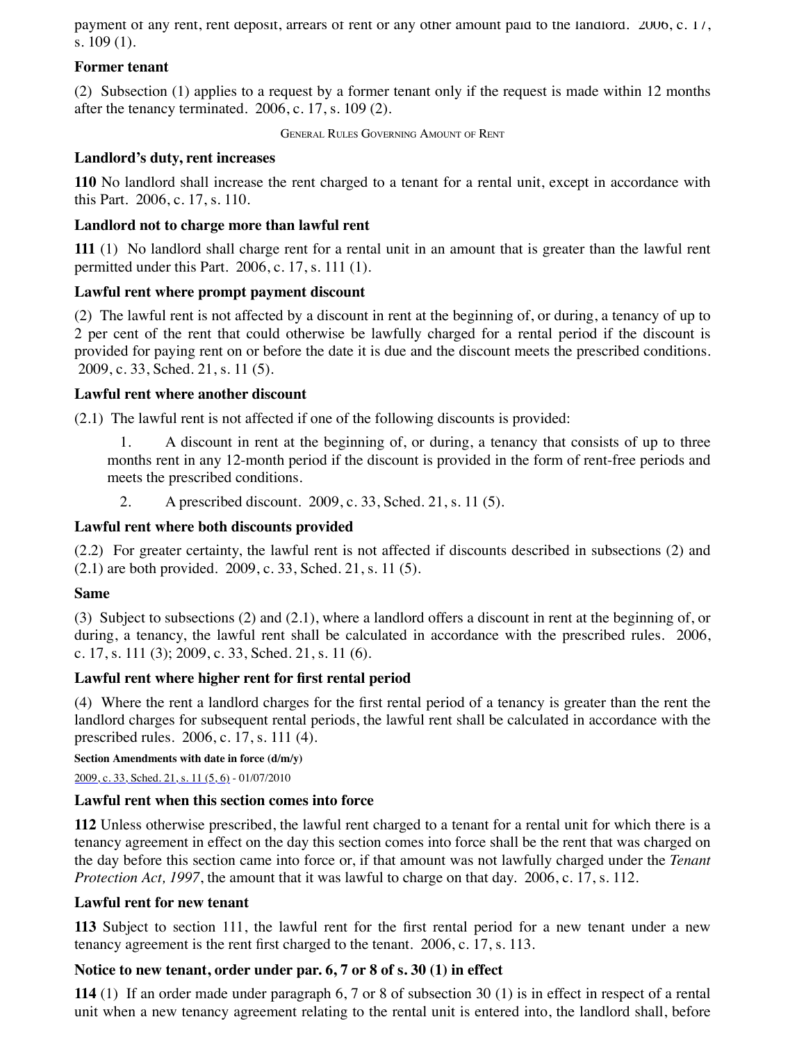payment of any rent, rent deposit, arrears of rent or any other amount paid to the landlord.  2006, c. 17, s. 109 (1).

**Former tenant**

(2)  Subsection (1) applies to a request by a former tenant only if the request is made within 12 months after the tenancy terminated.  2006, c. 17, s. 109 (2).

General Rules Governing Amount of Rent

**Landlord's duty, rent increases**

**110** No landlord shall increase the rent charged to a tenant for a rental unit, except in accordance with this Part.  2006, c. 17, s. 110.

**Landlord not to charge more than lawful rent**

**111** (1)  No landlord shall charge rent for a rental unit in an amount that is greater than the lawful rent permitted under this Part.  2006, c. 17, s. 111 (1).

**Lawful rent where prompt payment discount**

(2)  The lawful rent is not affected by a discount in rent at the beginning of, or during, a tenancy of up to 2 per cent of the rent that could otherwise be lawfully charged for a rental period if the discount is provided for paying rent on or before the date it is due and the discount meets the prescribed conditions.  2009, c. 33, Sched. 21, s. 11 (5).

**Lawful rent where another discount**

(2.1)  The lawful rent is not affected if one of the following discounts is provided:

1. A discount in rent at the beginning of, or during, a tenancy that consists of up to three months rent in any 12-month period if the discount is provided in the form of rent-free periods and meets the prescribed conditions.
2. A prescribed discount.  2009, c. 33, Sched. 21, s. 11 (5).

**Lawful rent where both discounts provided**

(2.2)  For greater certainty, the lawful rent is not affected if discounts described in subsections (2) and (2.1) are both provided.  2009, c. 33, Sched. 21, s. 11 (5).

**Same**

(3)  Subject to subsections (2) and (2.1), where a landlord offers a discount in rent at the beginning of, or during, a tenancy, the lawful rent shall be calculated in accordance with the prescribed rules.  2006, c. 17, s. 111 (3); 2009, c. 33, Sched. 21, s. 11 (6).

**Lawful rent where higher rent for first rental period**

(4)  Where the rent a landlord charges for the first rental period of a tenancy is greater than the rent the landlord charges for subsequent rental periods, the lawful rent shall be calculated in accordance with the prescribed rules.  2006, c. 17, s. 111 (4).

**Section Amendments with date in force (d/m/y)**

2009, c. 33, Sched. 21, s. 11 (5, 6) - 01/07/2010

**Lawful rent when this section comes into force**

**112** Unless otherwise prescribed, the lawful rent charged to a tenant for a rental unit for which there is a tenancy agreement in effect on the day this section comes into force shall be the rent that was charged on the day before this section came into force or, if that amount was not lawfully charged under the *Tenant Protection Act, 1997*, the amount that it was lawful to charge on that day.  2006, c. 17, s. 112.

**Lawful rent for new tenant**

**113** Subject to section 111, the lawful rent for the first rental period for a new tenant under a new tenancy agreement is the rent first charged to the tenant.  2006, c. 17, s. 113.

**Notice to new tenant, order under par. 6, 7 or 8 of s. 30 (1) in effect**

**114** (1)  If an order made under paragraph 6, 7 or 8 of subsection 30 (1) is in effect in respect of a rental unit when a new tenancy agreement relating to the rental unit is entered into, the landlord shall, before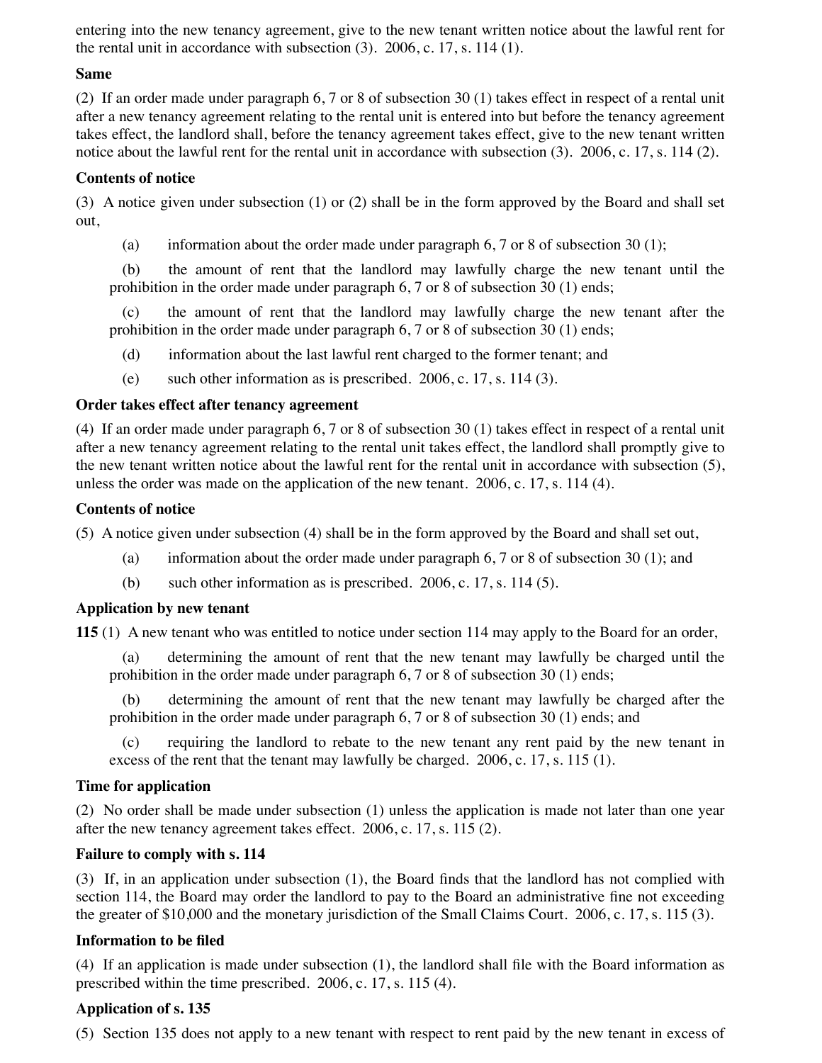entering into the new tenancy agreement, give to the new tenant written notice about the lawful rent for the rental unit in accordance with subsection (3). 2006, c. 17, s. 114 (1).

**Same**

(2) If an order made under paragraph 6, 7 or 8 of subsection 30 (1) takes effect in respect of a rental unit after a new tenancy agreement relating to the rental unit is entered into but before the tenancy agreement takes effect, the landlord shall, before the tenancy agreement takes effect, give to the new tenant written notice about the lawful rent for the rental unit in accordance with subsection (3). 2006, c. 17, s. 114 (2).

**Contents of notice**

(3) A notice given under subsection (1) or (2) shall be in the form approved by the Board and shall set out,

(a) information about the order made under paragraph 6, 7 or 8 of subsection 30 (1);

(b) the amount of rent that the landlord may lawfully charge the new tenant until the prohibition in the order made under paragraph 6, 7 or 8 of subsection 30 (1) ends;

(c) the amount of rent that the landlord may lawfully charge the new tenant after the prohibition in the order made under paragraph 6, 7 or 8 of subsection 30 (1) ends;

(d) information about the last lawful rent charged to the former tenant; and

(e) such other information as is prescribed. 2006, c. 17, s. 114 (3).

**Order takes effect after tenancy agreement**

(4) If an order made under paragraph 6, 7 or 8 of subsection 30 (1) takes effect in respect of a rental unit after a new tenancy agreement relating to the rental unit takes effect, the landlord shall promptly give to the new tenant written notice about the lawful rent for the rental unit in accordance with subsection (5), unless the order was made on the application of the new tenant. 2006, c. 17, s. 114 (4).

**Contents of notice**

(5) A notice given under subsection (4) shall be in the form approved by the Board and shall set out,

(a) information about the order made under paragraph 6, 7 or 8 of subsection 30 (1); and

(b) such other information as is prescribed. 2006, c. 17, s. 114 (5).

**Application by new tenant**

**115** (1) A new tenant who was entitled to notice under section 114 may apply to the Board for an order,

(a) determining the amount of rent that the new tenant may lawfully be charged until the prohibition in the order made under paragraph 6, 7 or 8 of subsection 30 (1) ends;

(b) determining the amount of rent that the new tenant may lawfully be charged after the prohibition in the order made under paragraph 6, 7 or 8 of subsection 30 (1) ends; and

(c) requiring the landlord to rebate to the new tenant any rent paid by the new tenant in excess of the rent that the tenant may lawfully be charged. 2006, c. 17, s. 115 (1).

**Time for application**

(2) No order shall be made under subsection (1) unless the application is made not later than one year after the new tenancy agreement takes effect. 2006, c. 17, s. 115 (2).

**Failure to comply with s. 114**

(3) If, in an application under subsection (1), the Board finds that the landlord has not complied with section 114, the Board may order the landlord to pay to the Board an administrative fine not exceeding the greater of $10,000 and the monetary jurisdiction of the Small Claims Court. 2006, c. 17, s. 115 (3).

**Information to be filed**

(4) If an application is made under subsection (1), the landlord shall file with the Board information as prescribed within the time prescribed. 2006, c. 17, s. 115 (4).

**Application of s. 135**

(5) Section 135 does not apply to a new tenant with respect to rent paid by the new tenant in excess of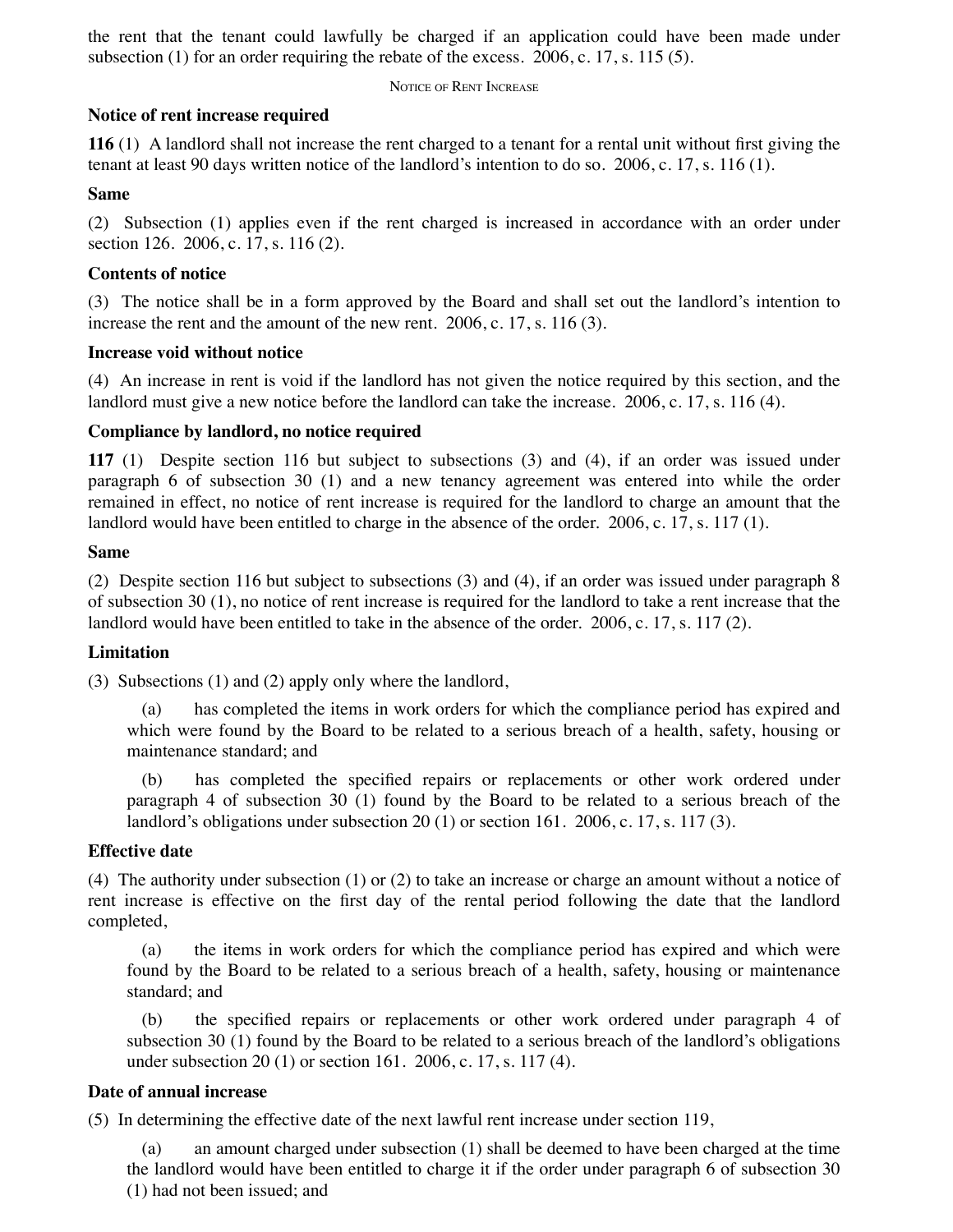the rent that the tenant could lawfully be charged if an application could have been made under subsection (1) for an order requiring the rebate of the excess. 2006, c. 17, s. 115 (5).

NOTICE OF RENT INCREASE

**Notice of rent increase required**

**116** (1) A landlord shall not increase the rent charged to a tenant for a rental unit without first giving the tenant at least 90 days written notice of the landlord's intention to do so. 2006, c. 17, s. 116 (1).

**Same**

(2) Subsection (1) applies even if the rent charged is increased in accordance with an order under section 126. 2006, c. 17, s. 116 (2).

**Contents of notice**

(3) The notice shall be in a form approved by the Board and shall set out the landlord's intention to increase the rent and the amount of the new rent. 2006, c. 17, s. 116 (3).

**Increase void without notice**

(4) An increase in rent is void if the landlord has not given the notice required by this section, and the landlord must give a new notice before the landlord can take the increase. 2006, c. 17, s. 116 (4).

**Compliance by landlord, no notice required**

**117** (1) Despite section 116 but subject to subsections (3) and (4), if an order was issued under paragraph 6 of subsection 30 (1) and a new tenancy agreement was entered into while the order remained in effect, no notice of rent increase is required for the landlord to charge an amount that the landlord would have been entitled to charge in the absence of the order. 2006, c. 17, s. 117 (1).

**Same**

(2) Despite section 116 but subject to subsections (3) and (4), if an order was issued under paragraph 8 of subsection 30 (1), no notice of rent increase is required for the landlord to take a rent increase that the landlord would have been entitled to take in the absence of the order. 2006, c. 17, s. 117 (2).

**Limitation**

(3) Subsections (1) and (2) apply only where the landlord,

(a) has completed the items in work orders for which the compliance period has expired and which were found by the Board to be related to a serious breach of a health, safety, housing or maintenance standard; and

(b) has completed the specified repairs or replacements or other work ordered under paragraph 4 of subsection 30 (1) found by the Board to be related to a serious breach of the landlord's obligations under subsection 20 (1) or section 161. 2006, c. 17, s. 117 (3).

**Effective date**

(4) The authority under subsection (1) or (2) to take an increase or charge an amount without a notice of rent increase is effective on the first day of the rental period following the date that the landlord completed,

(a) the items in work orders for which the compliance period has expired and which were found by the Board to be related to a serious breach of a health, safety, housing or maintenance standard; and

(b) the specified repairs or replacements or other work ordered under paragraph 4 of subsection 30 (1) found by the Board to be related to a serious breach of the landlord's obligations under subsection 20 (1) or section 161. 2006, c. 17, s. 117 (4).

**Date of annual increase**

(5) In determining the effective date of the next lawful rent increase under section 119,

(a) an amount charged under subsection (1) shall be deemed to have been charged at the time the landlord would have been entitled to charge it if the order under paragraph 6 of subsection 30 (1) had not been issued; and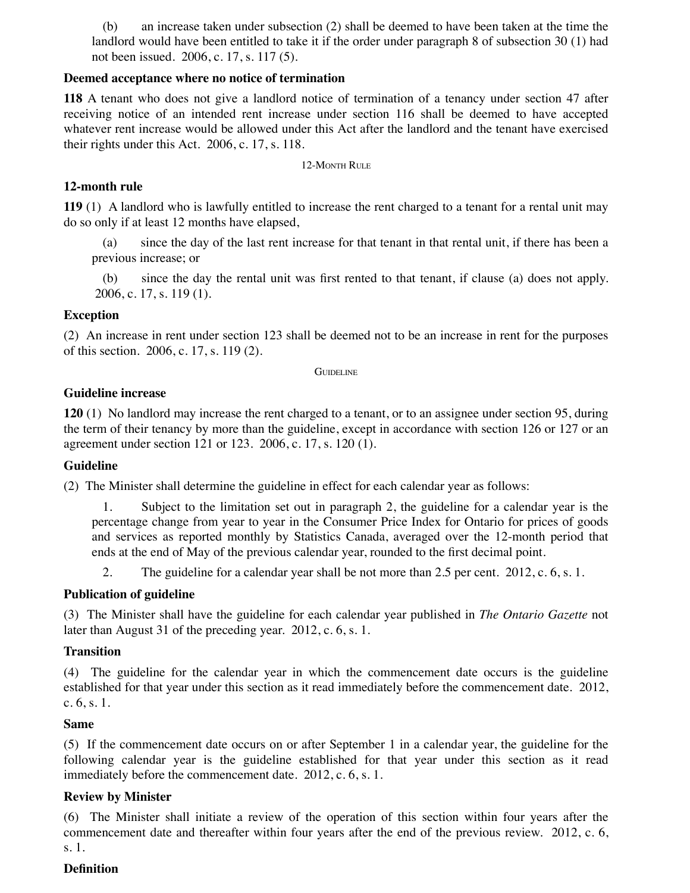(b) an increase taken under subsection (2) shall be deemed to have been taken at the time the landlord would have been entitled to take it if the order under paragraph 8 of subsection 30 (1) had not been issued. 2006, c. 17, s. 117 (5).

**Deemed acceptance where no notice of termination**

**118** A tenant who does not give a landlord notice of termination of a tenancy under section 47 after receiving notice of an intended rent increase under section 116 shall be deemed to have accepted whatever rent increase would be allowed under this Act after the landlord and the tenant have exercised their rights under this Act. 2006, c. 17, s. 118.

12-Month Rule

**12-month rule**

**119** (1) A landlord who is lawfully entitled to increase the rent charged to a tenant for a rental unit may do so only if at least 12 months have elapsed,

(a) since the day of the last rent increase for that tenant in that rental unit, if there has been a previous increase; or

(b) since the day the rental unit was first rented to that tenant, if clause (a) does not apply. 2006, c. 17, s. 119 (1).

**Exception**

(2) An increase in rent under section 123 shall be deemed not to be an increase in rent for the purposes of this section. 2006, c. 17, s. 119 (2).

Guideline

**Guideline increase**

**120** (1) No landlord may increase the rent charged to a tenant, or to an assignee under section 95, during the term of their tenancy by more than the guideline, except in accordance with section 126 or 127 or an agreement under section 121 or 123. 2006, c. 17, s. 120 (1).

**Guideline**

(2) The Minister shall determine the guideline in effect for each calendar year as follows:

1. Subject to the limitation set out in paragraph 2, the guideline for a calendar year is the percentage change from year to year in the Consumer Price Index for Ontario for prices of goods and services as reported monthly by Statistics Canada, averaged over the 12-month period that ends at the end of May of the previous calendar year, rounded to the first decimal point.

2. The guideline for a calendar year shall be not more than 2.5 per cent. 2012, c. 6, s. 1.

**Publication of guideline**

(3) The Minister shall have the guideline for each calendar year published in *The Ontario Gazette* not later than August 31 of the preceding year. 2012, c. 6, s. 1.

**Transition**

(4) The guideline for the calendar year in which the commencement date occurs is the guideline established for that year under this section as it read immediately before the commencement date. 2012, c. 6, s. 1.

**Same**

(5) If the commencement date occurs on or after September 1 in a calendar year, the guideline for the following calendar year is the guideline established for that year under this section as it read immediately before the commencement date. 2012, c. 6, s. 1.

**Review by Minister**

(6) The Minister shall initiate a review of the operation of this section within four years after the commencement date and thereafter within four years after the end of the previous review. 2012, c. 6, s. 1.

**Definition**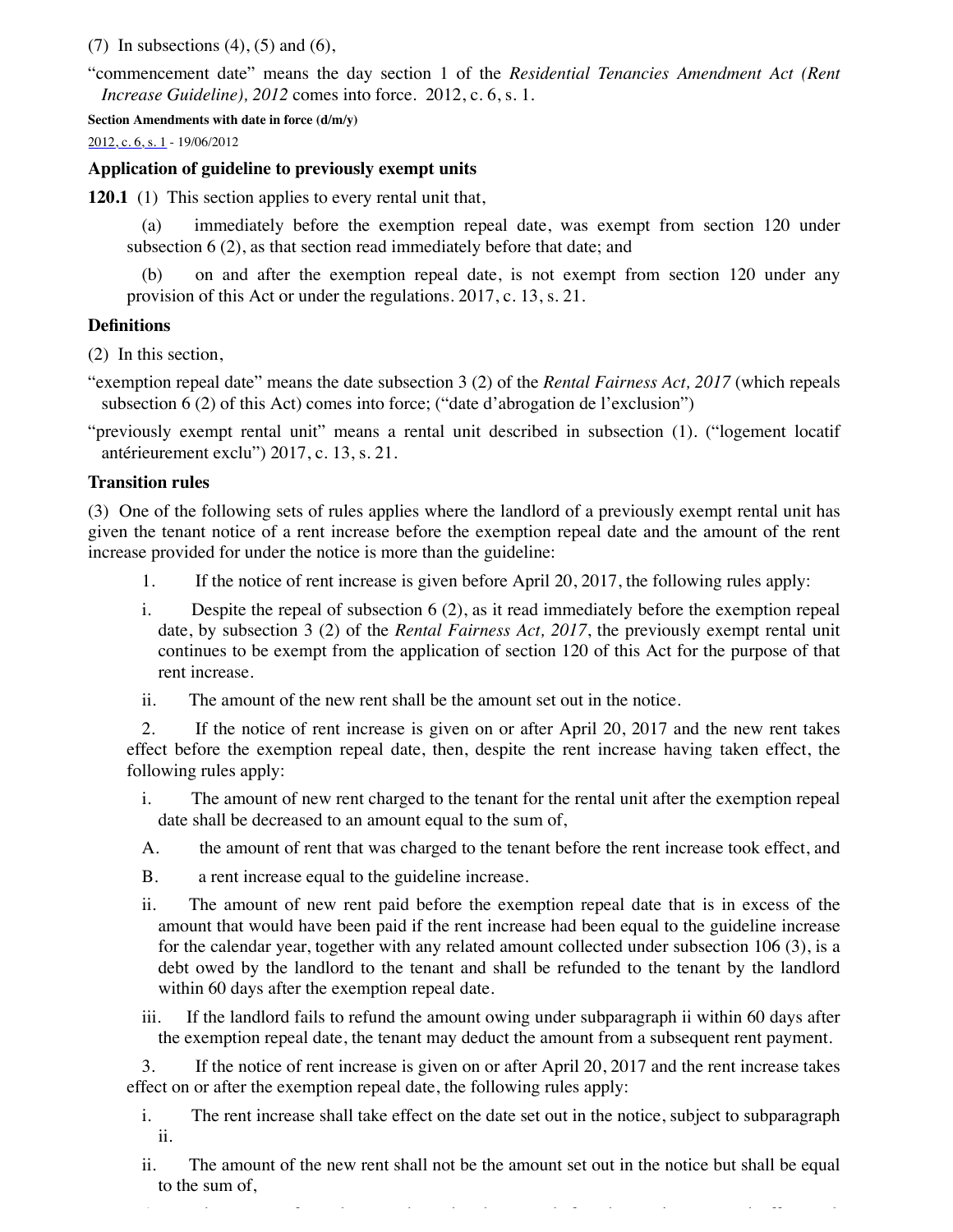(7) In subsections (4), (5) and (6),

"commencement date" means the day section 1 of the *Residential Tenancies Amendment Act (Rent Increase Guideline), 2012* comes into force. 2012, c. 6, s. 1.

**Section Amendments with date in force (d/m/y)**

2012, c. 6, s. 1 - 19/06/2012

### Application of guideline to previously exempt units

**120.1** (1) This section applies to every rental unit that,

(a) immediately before the exemption repeal date, was exempt from section 120 under subsection 6 (2), as that section read immediately before that date; and

(b) on and after the exemption repeal date, is not exempt from section 120 under any provision of this Act or under the regulations. 2017, c. 13, s. 21.

### Definitions

(2) In this section,

"exemption repeal date" means the date subsection 3 (2) of the *Rental Fairness Act, 2017* (which repeals subsection 6 (2) of this Act) comes into force; ("date d'abrogation de l'exclusion")

"previously exempt rental unit" means a rental unit described in subsection (1). ("logement locatif antérieurement exclu") 2017, c. 13, s. 21.

### Transition rules

(3) One of the following sets of rules applies where the landlord of a previously exempt rental unit has given the tenant notice of a rent increase before the exemption repeal date and the amount of the rent increase provided for under the notice is more than the guideline:

1. If the notice of rent increase is given before April 20, 2017, the following rules apply:

   i. Despite the repeal of subsection 6 (2), as it read immediately before the exemption repeal date, by subsection 3 (2) of the *Rental Fairness Act, 2017*, the previously exempt rental unit continues to be exempt from the application of section 120 of this Act for the purpose of that rent increase.

   ii. The amount of the new rent shall be the amount set out in the notice.

2. If the notice of rent increase is given on or after April 20, 2017 and the new rent takes effect before the exemption repeal date, then, despite the rent increase having taken effect, the following rules apply:

   i. The amount of new rent charged to the tenant for the rental unit after the exemption repeal date shall be decreased to an amount equal to the sum of,

   A. the amount of rent that was charged to the tenant before the rent increase took effect, and

   B. a rent increase equal to the guideline increase.

   ii. The amount of new rent paid before the exemption repeal date that is in excess of the amount that would have been paid if the rent increase had been equal to the guideline increase for the calendar year, together with any related amount collected under subsection 106 (3), is a debt owed by the landlord to the tenant and shall be refunded to the tenant by the landlord within 60 days after the exemption repeal date.

   iii. If the landlord fails to refund the amount owing under subparagraph ii within 60 days after the exemption repeal date, the tenant may deduct the amount from a subsequent rent payment.

3. If the notice of rent increase is given on or after April 20, 2017 and the rent increase takes effect on or after the exemption repeal date, the following rules apply:

   i. The rent increase shall take effect on the date set out in the notice, subject to subparagraph ii.

   ii. The amount of the new rent shall not be the amount set out in the notice but shall be equal to the sum of,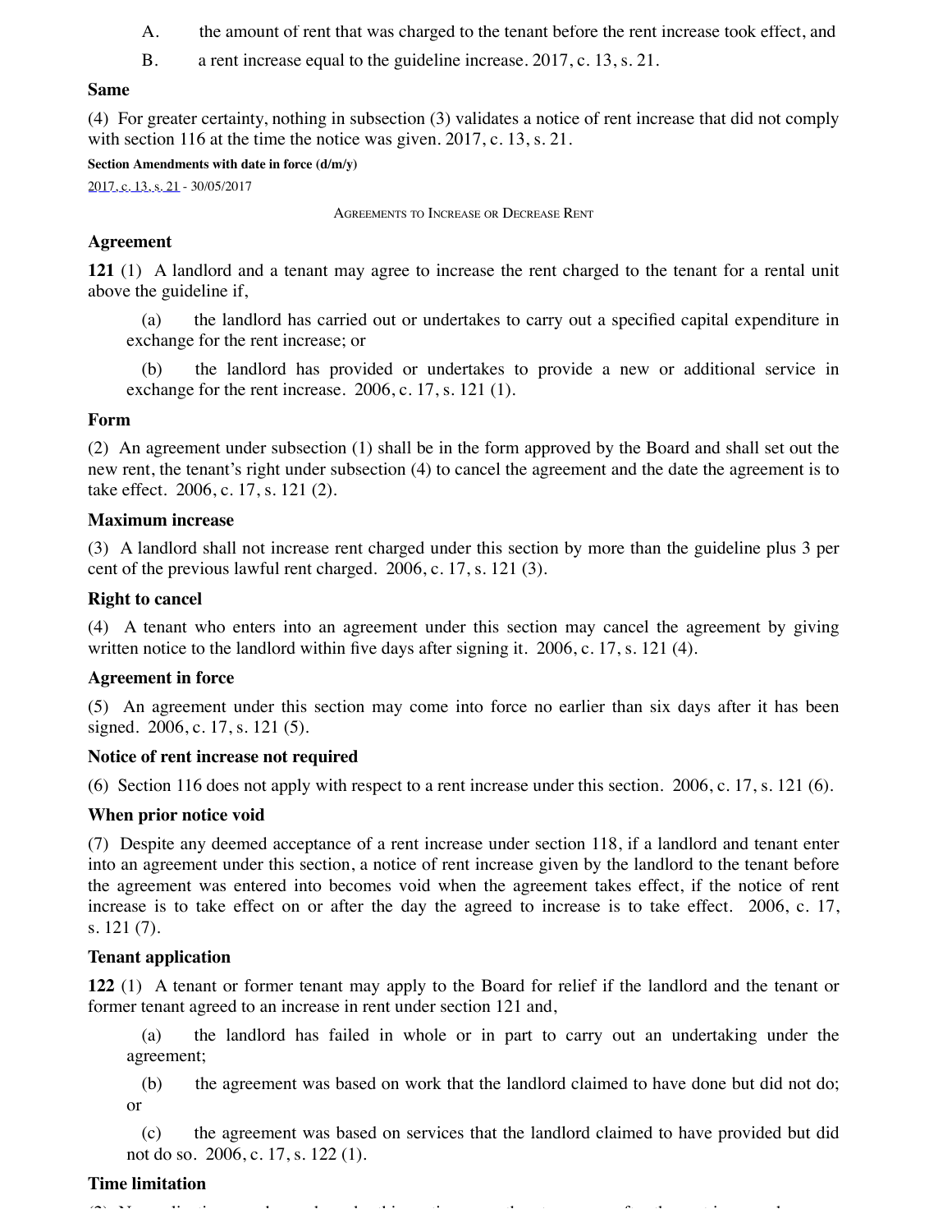A. the amount of rent that was charged to the tenant before the rent increase took effect, and

B. a rent increase equal to the guideline increase. 2017, c. 13, s. 21.

**Same**

(4) For greater certainty, nothing in subsection (3) validates a notice of rent increase that did not comply with section 116 at the time the notice was given. 2017, c. 13, s. 21.

**Section Amendments with date in force (d/m/y)**

2017, c. 13, s. 21 - 30/05/2017

AGREEMENTS TO INCREASE OR DECREASE RENT

**Agreement**

**121** (1) A landlord and a tenant may agree to increase the rent charged to the tenant for a rental unit above the guideline if,

(a) the landlord has carried out or undertakes to carry out a specified capital expenditure in exchange for the rent increase; or

(b) the landlord has provided or undertakes to provide a new or additional service in exchange for the rent increase. 2006, c. 17, s. 121 (1).

**Form**

(2) An agreement under subsection (1) shall be in the form approved by the Board and shall set out the new rent, the tenant's right under subsection (4) to cancel the agreement and the date the agreement is to take effect. 2006, c. 17, s. 121 (2).

**Maximum increase**

(3) A landlord shall not increase rent charged under this section by more than the guideline plus 3 per cent of the previous lawful rent charged. 2006, c. 17, s. 121 (3).

**Right to cancel**

(4) A tenant who enters into an agreement under this section may cancel the agreement by giving written notice to the landlord within five days after signing it. 2006, c. 17, s. 121 (4).

**Agreement in force**

(5) An agreement under this section may come into force no earlier than six days after it has been signed. 2006, c. 17, s. 121 (5).

**Notice of rent increase not required**

(6) Section 116 does not apply with respect to a rent increase under this section. 2006, c. 17, s. 121 (6).

**When prior notice void**

(7) Despite any deemed acceptance of a rent increase under section 118, if a landlord and tenant enter into an agreement under this section, a notice of rent increase given by the landlord to the tenant before the agreement was entered into becomes void when the agreement takes effect, if the notice of rent increase is to take effect on or after the day the agreed to increase is to take effect. 2006, c. 17, s. 121 (7).

**Tenant application**

**122** (1) A tenant or former tenant may apply to the Board for relief if the landlord and the tenant or former tenant agreed to an increase in rent under section 121 and,

(a) the landlord has failed in whole or in part to carry out an undertaking under the agreement;

(b) the agreement was based on work that the landlord claimed to have done but did not do; or

(c) the agreement was based on services that the landlord claimed to have provided but did not do so. 2006, c. 17, s. 122 (1).

**Time limitation**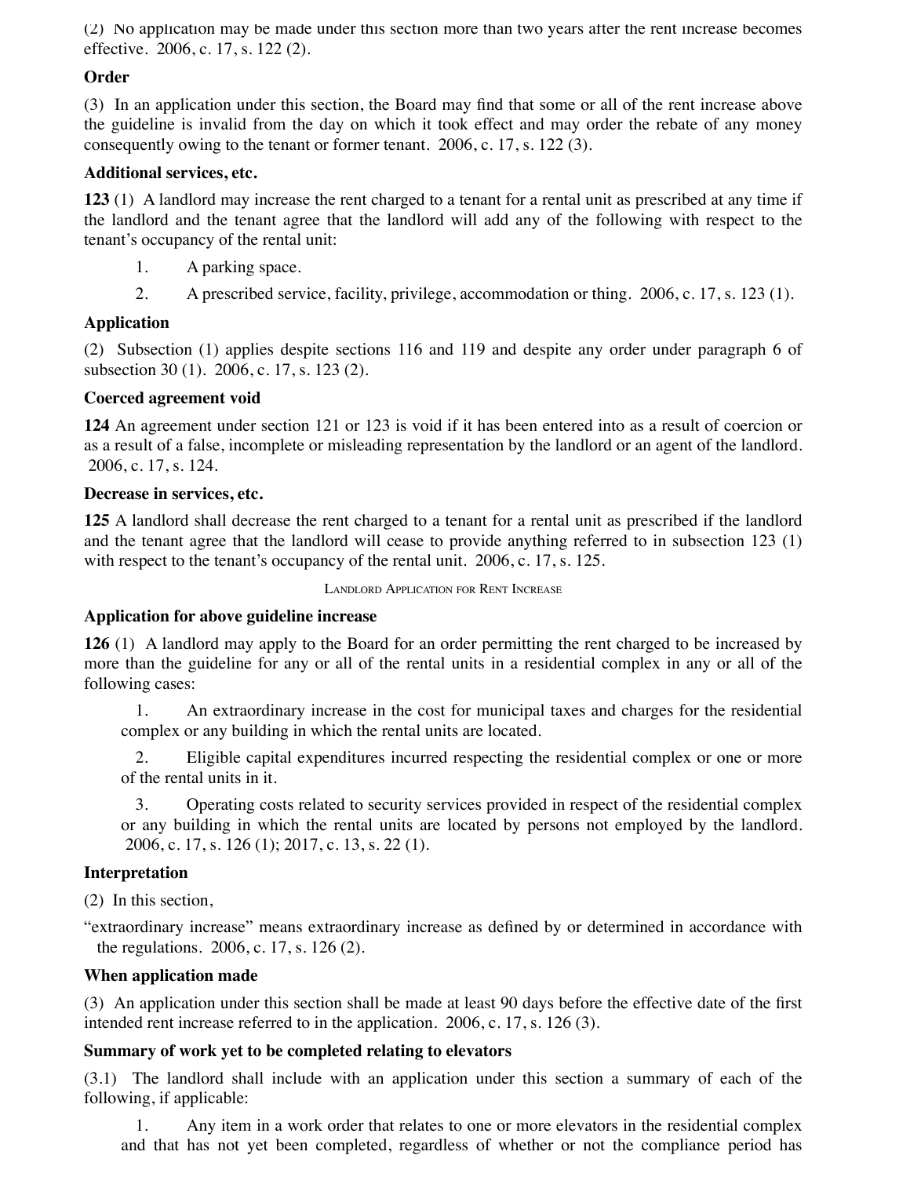(2) No application may be made under this section more than two years after the rent increase becomes effective. 2006, c. 17, s. 122 (2).

**Order**

(3) In an application under this section, the Board may find that some or all of the rent increase above the guideline is invalid from the day on which it took effect and may order the rebate of any money consequently owing to the tenant or former tenant. 2006, c. 17, s. 122 (3).

**Additional services, etc.**

**123** (1) A landlord may increase the rent charged to a tenant for a rental unit as prescribed at any time if the landlord and the tenant agree that the landlord will add any of the following with respect to the tenant's occupancy of the rental unit:

1. A parking space.
2. A prescribed service, facility, privilege, accommodation or thing. 2006, c. 17, s. 123 (1).

**Application**

(2) Subsection (1) applies despite sections 116 and 119 and despite any order under paragraph 6 of subsection 30 (1). 2006, c. 17, s. 123 (2).

**Coerced agreement void**

**124** An agreement under section 121 or 123 is void if it has been entered into as a result of coercion or as a result of a false, incomplete or misleading representation by the landlord or an agent of the landlord. 2006, c. 17, s. 124.

**Decrease in services, etc.**

**125** A landlord shall decrease the rent charged to a tenant for a rental unit as prescribed if the landlord and the tenant agree that the landlord will cease to provide anything referred to in subsection 123 (1) with respect to the tenant's occupancy of the rental unit. 2006, c. 17, s. 125.

LANDLORD APPLICATION FOR RENT INCREASE

**Application for above guideline increase**

**126** (1) A landlord may apply to the Board for an order permitting the rent charged to be increased by more than the guideline for any or all of the rental units in a residential complex in any or all of the following cases:

1. An extraordinary increase in the cost for municipal taxes and charges for the residential complex or any building in which the rental units are located.
2. Eligible capital expenditures incurred respecting the residential complex or one or more of the rental units in it.
3. Operating costs related to security services provided in respect of the residential complex or any building in which the rental units are located by persons not employed by the landlord. 2006, c. 17, s. 126 (1); 2017, c. 13, s. 22 (1).

**Interpretation**

(2) In this section,

"extraordinary increase" means extraordinary increase as defined by or determined in accordance with the regulations. 2006, c. 17, s. 126 (2).

**When application made**

(3) An application under this section shall be made at least 90 days before the effective date of the first intended rent increase referred to in the application. 2006, c. 17, s. 126 (3).

**Summary of work yet to be completed relating to elevators**

(3.1) The landlord shall include with an application under this section a summary of each of the following, if applicable:

1. Any item in a work order that relates to one or more elevators in the residential complex and that has not yet been completed, regardless of whether or not the compliance period has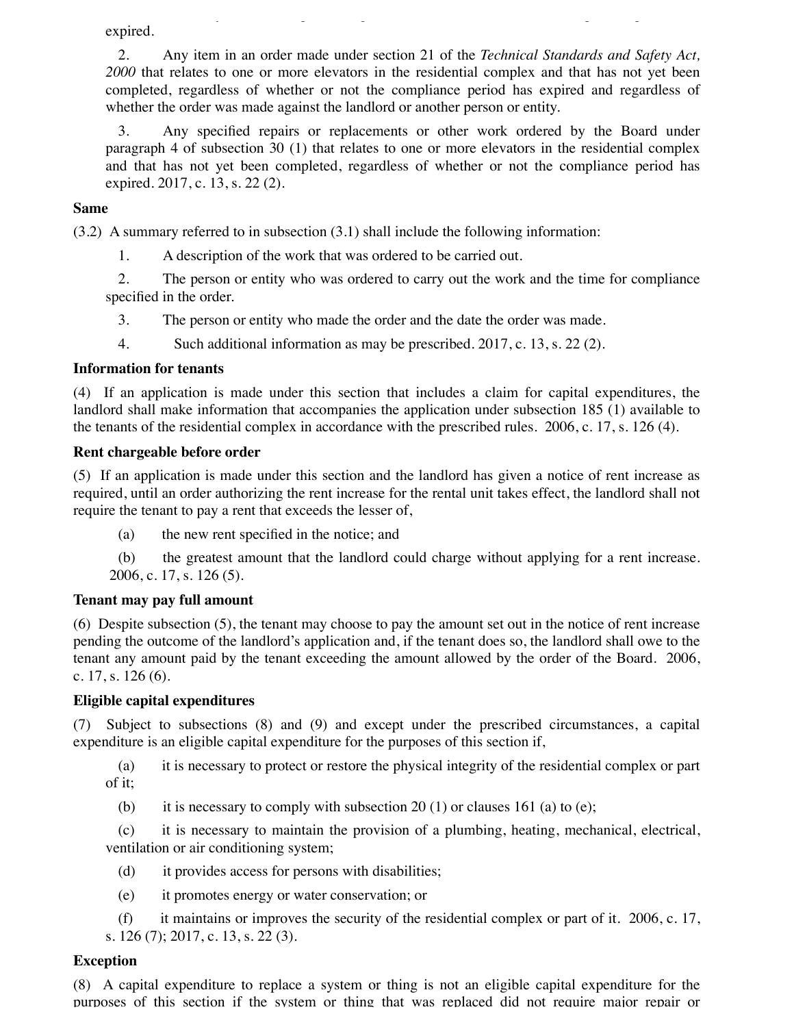expired.

2. Any item in an order made under section 21 of the *Technical Standards and Safety Act, 2000* that relates to one or more elevators in the residential complex and that has not yet been completed, regardless of whether or not the compliance period has expired and regardless of whether the order was made against the landlord or another person or entity.

3. Any specified repairs or replacements or other work ordered by the Board under paragraph 4 of subsection 30 (1) that relates to one or more elevators in the residential complex and that has not yet been completed, regardless of whether or not the compliance period has expired. 2017, c. 13, s. 22 (2).

**Same**

(3.2) A summary referred to in subsection (3.1) shall include the following information:

1. A description of the work that was ordered to be carried out.

2. The person or entity who was ordered to carry out the work and the time for compliance specified in the order.

3. The person or entity who made the order and the date the order was made.

4. Such additional information as may be prescribed. 2017, c. 13, s. 22 (2).

**Information for tenants**

(4) If an application is made under this section that includes a claim for capital expenditures, the landlord shall make information that accompanies the application under subsection 185 (1) available to the tenants of the residential complex in accordance with the prescribed rules. 2006, c. 17, s. 126 (4).

**Rent chargeable before order**

(5) If an application is made under this section and the landlord has given a notice of rent increase as required, until an order authorizing the rent increase for the rental unit takes effect, the landlord shall not require the tenant to pay a rent that exceeds the lesser of,

(a) the new rent specified in the notice; and

(b) the greatest amount that the landlord could charge without applying for a rent increase. 2006, c. 17, s. 126 (5).

**Tenant may pay full amount**

(6) Despite subsection (5), the tenant may choose to pay the amount set out in the notice of rent increase pending the outcome of the landlord's application and, if the tenant does so, the landlord shall owe to the tenant any amount paid by the tenant exceeding the amount allowed by the order of the Board. 2006, c. 17, s. 126 (6).

**Eligible capital expenditures**

(7) Subject to subsections (8) and (9) and except under the prescribed circumstances, a capital expenditure is an eligible capital expenditure for the purposes of this section if,

(a) it is necessary to protect or restore the physical integrity of the residential complex or part of it;

(b) it is necessary to comply with subsection 20 (1) or clauses 161 (a) to (e);

(c) it is necessary to maintain the provision of a plumbing, heating, mechanical, electrical, ventilation or air conditioning system;

(d) it provides access for persons with disabilities;

(e) it promotes energy or water conservation; or

(f) it maintains or improves the security of the residential complex or part of it. 2006, c. 17, s. 126 (7); 2017, c. 13, s. 22 (3).

**Exception**

(8) A capital expenditure to replace a system or thing is not an eligible capital expenditure for the purposes of this section if the system or thing that was replaced did not require major repair or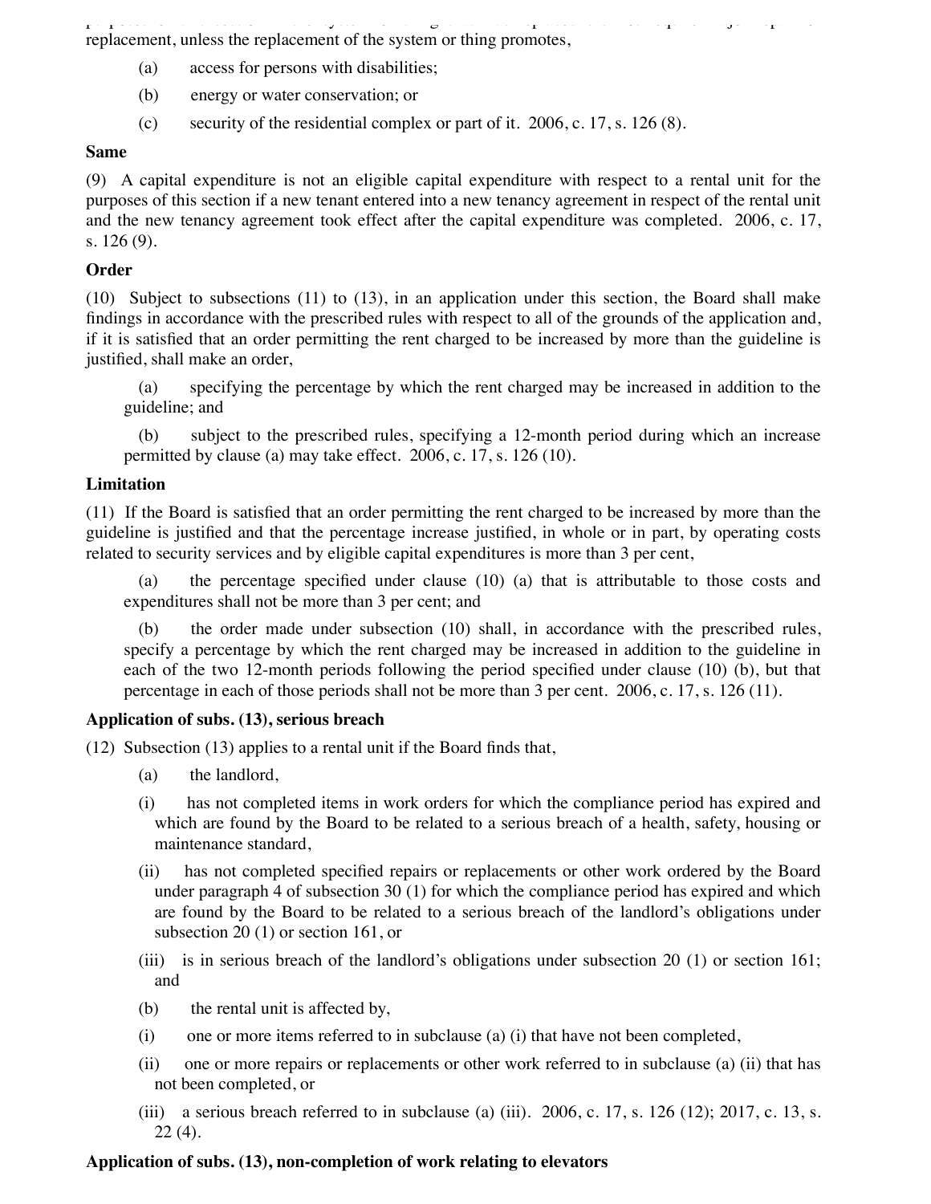replacement, unless the replacement of the system or thing promotes,

(a) access for persons with disabilities;

(b) energy or water conservation; or

(c) security of the residential complex or part of it. 2006, c. 17, s. 126 (8).

**Same**

(9) A capital expenditure is not an eligible capital expenditure with respect to a rental unit for the purposes of this section if a new tenant entered into a new tenancy agreement in respect of the rental unit and the new tenancy agreement took effect after the capital expenditure was completed. 2006, c. 17, s. 126 (9).

**Order**

(10) Subject to subsections (11) to (13), in an application under this section, the Board shall make findings in accordance with the prescribed rules with respect to all of the grounds of the application and, if it is satisfied that an order permitting the rent charged to be increased by more than the guideline is justified, shall make an order,

(a) specifying the percentage by which the rent charged may be increased in addition to the guideline; and

(b) subject to the prescribed rules, specifying a 12-month period during which an increase permitted by clause (a) may take effect. 2006, c. 17, s. 126 (10).

**Limitation**

(11) If the Board is satisfied that an order permitting the rent charged to be increased by more than the guideline is justified and that the percentage increase justified, in whole or in part, by operating costs related to security services and by eligible capital expenditures is more than 3 per cent,

(a) the percentage specified under clause (10) (a) that is attributable to those costs and expenditures shall not be more than 3 per cent; and

(b) the order made under subsection (10) shall, in accordance with the prescribed rules, specify a percentage by which the rent charged may be increased in addition to the guideline in each of the two 12-month periods following the period specified under clause (10) (b), but that percentage in each of those periods shall not be more than 3 per cent. 2006, c. 17, s. 126 (11).

**Application of subs. (13), serious breach**

(12) Subsection (13) applies to a rental unit if the Board finds that,

(a) the landlord,

(i) has not completed items in work orders for which the compliance period has expired and which are found by the Board to be related to a serious breach of a health, safety, housing or maintenance standard,

(ii) has not completed specified repairs or replacements or other work ordered by the Board under paragraph 4 of subsection 30 (1) for which the compliance period has expired and which are found by the Board to be related to a serious breach of the landlord's obligations under subsection 20 (1) or section 161, or

(iii) is in serious breach of the landlord's obligations under subsection 20 (1) or section 161; and

(b) the rental unit is affected by,

(i) one or more items referred to in subclause (a) (i) that have not been completed,

(ii) one or more repairs or replacements or other work referred to in subclause (a) (ii) that has not been completed, or

(iii) a serious breach referred to in subclause (a) (iii). 2006, c. 17, s. 126 (12); 2017, c. 13, s. 22 (4).

**Application of subs. (13), non-completion of work relating to elevators**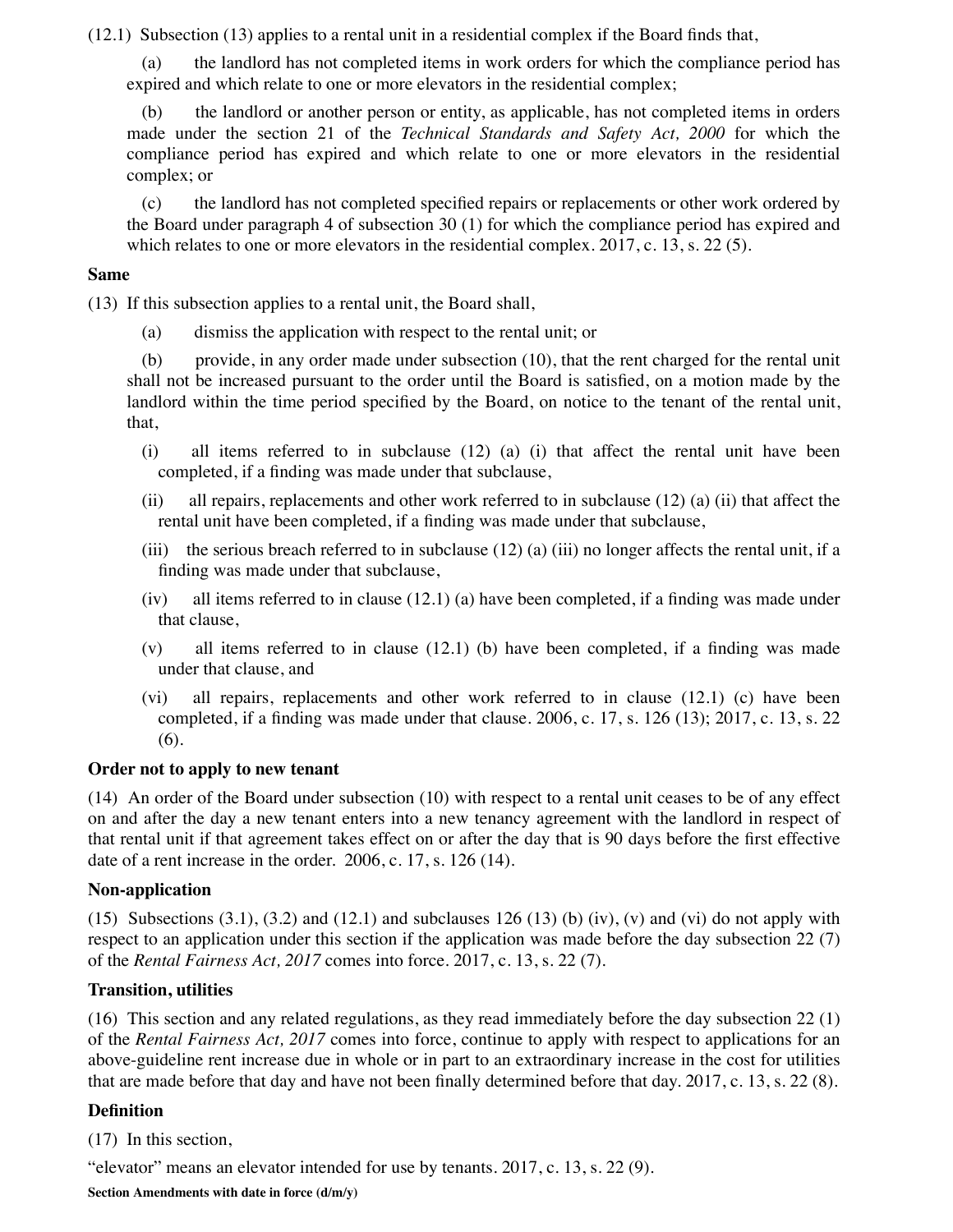(12.1) Subsection (13) applies to a rental unit in a residential complex if the Board finds that,

(a) the landlord has not completed items in work orders for which the compliance period has expired and which relate to one or more elevators in the residential complex;

(b) the landlord or another person or entity, as applicable, has not completed items in orders made under the section 21 of the *Technical Standards and Safety Act, 2000* for which the compliance period has expired and which relate to one or more elevators in the residential complex; or

(c) the landlord has not completed specified repairs or replacements or other work ordered by the Board under paragraph 4 of subsection 30 (1) for which the compliance period has expired and which relates to one or more elevators in the residential complex. 2017, c. 13, s. 22 (5).

**Same**

(13) If this subsection applies to a rental unit, the Board shall,

(a) dismiss the application with respect to the rental unit; or

(b) provide, in any order made under subsection (10), that the rent charged for the rental unit shall not be increased pursuant to the order until the Board is satisfied, on a motion made by the landlord within the time period specified by the Board, on notice to the tenant of the rental unit, that,

(i) all items referred to in subclause (12) (a) (i) that affect the rental unit have been completed, if a finding was made under that subclause,

(ii) all repairs, replacements and other work referred to in subclause (12) (a) (ii) that affect the rental unit have been completed, if a finding was made under that subclause,

(iii) the serious breach referred to in subclause (12) (a) (iii) no longer affects the rental unit, if a finding was made under that subclause,

(iv) all items referred to in clause (12.1) (a) have been completed, if a finding was made under that clause,

(v) all items referred to in clause (12.1) (b) have been completed, if a finding was made under that clause, and

(vi) all repairs, replacements and other work referred to in clause (12.1) (c) have been completed, if a finding was made under that clause. 2006, c. 17, s. 126 (13); 2017, c. 13, s. 22 (6).

**Order not to apply to new tenant**

(14) An order of the Board under subsection (10) with respect to a rental unit ceases to be of any effect on and after the day a new tenant enters into a new tenancy agreement with the landlord in respect of that rental unit if that agreement takes effect on or after the day that is 90 days before the first effective date of a rent increase in the order. 2006, c. 17, s. 126 (14).

**Non-application**

(15) Subsections (3.1), (3.2) and (12.1) and subclauses 126 (13) (b) (iv), (v) and (vi) do not apply with respect to an application under this section if the application was made before the day subsection 22 (7) of the *Rental Fairness Act, 2017* comes into force. 2017, c. 13, s. 22 (7).

**Transition, utilities**

(16) This section and any related regulations, as they read immediately before the day subsection 22 (1) of the *Rental Fairness Act, 2017* comes into force, continue to apply with respect to applications for an above-guideline rent increase due in whole or in part to an extraordinary increase in the cost for utilities that are made before that day and have not been finally determined before that day. 2017, c. 13, s. 22 (8).

**Definition**

(17) In this section,

"elevator" means an elevator intended for use by tenants. 2017, c. 13, s. 22 (9).

**Section Amendments with date in force (d/m/y)**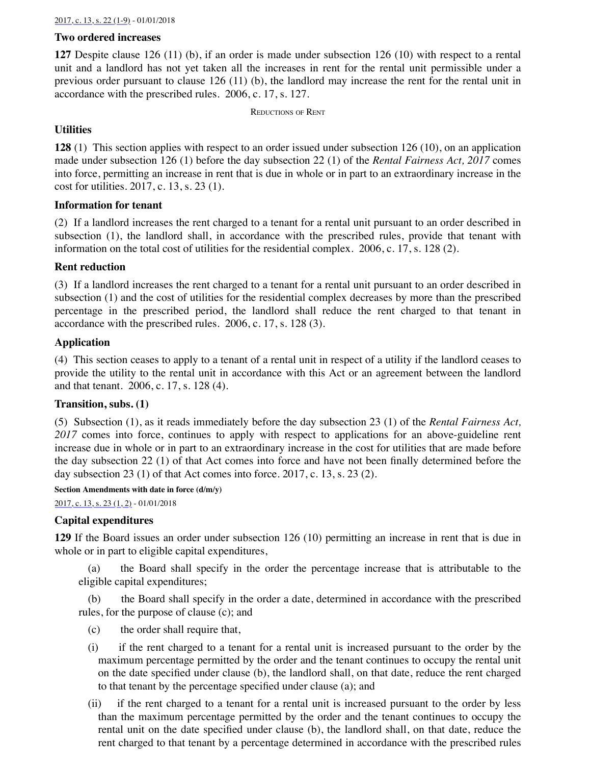2017, c. 13, s. 22 (1-9) - 01/01/2018

**Two ordered increases**

**127** Despite clause 126 (11) (b), if an order is made under subsection 126 (10) with respect to a rental unit and a landlord has not yet taken all the increases in rent for the rental unit permissible under a previous order pursuant to clause 126 (11) (b), the landlord may increase the rent for the rental unit in accordance with the prescribed rules. 2006, c. 17, s. 127.

REDUCTIONS OF RENT

**Utilities**

**128** (1) This section applies with respect to an order issued under subsection 126 (10), on an application made under subsection 126 (1) before the day subsection 22 (1) of the *Rental Fairness Act, 2017* comes into force, permitting an increase in rent that is due in whole or in part to an extraordinary increase in the cost for utilities. 2017, c. 13, s. 23 (1).

**Information for tenant**

(2) If a landlord increases the rent charged to a tenant for a rental unit pursuant to an order described in subsection (1), the landlord shall, in accordance with the prescribed rules, provide that tenant with information on the total cost of utilities for the residential complex. 2006, c. 17, s. 128 (2).

**Rent reduction**

(3) If a landlord increases the rent charged to a tenant for a rental unit pursuant to an order described in subsection (1) and the cost of utilities for the residential complex decreases by more than the prescribed percentage in the prescribed period, the landlord shall reduce the rent charged to that tenant in accordance with the prescribed rules. 2006, c. 17, s. 128 (3).

**Application**

(4) This section ceases to apply to a tenant of a rental unit in respect of a utility if the landlord ceases to provide the utility to the rental unit in accordance with this Act or an agreement between the landlord and that tenant. 2006, c. 17, s. 128 (4).

**Transition, subs. (1)**

(5) Subsection (1), as it reads immediately before the day subsection 23 (1) of the *Rental Fairness Act, 2017* comes into force, continues to apply with respect to applications for an above-guideline rent increase due in whole or in part to an extraordinary increase in the cost for utilities that are made before the day subsection 22 (1) of that Act comes into force and have not been finally determined before the day subsection 23 (1) of that Act comes into force. 2017, c. 13, s. 23 (2).

**Section Amendments with date in force (d/m/y)**

2017, c. 13, s. 23 (1, 2) - 01/01/2018

**Capital expenditures**

**129** If the Board issues an order under subsection 126 (10) permitting an increase in rent that is due in whole or in part to eligible capital expenditures,

(a) the Board shall specify in the order the percentage increase that is attributable to the eligible capital expenditures;

(b) the Board shall specify in the order a date, determined in accordance with the prescribed rules, for the purpose of clause (c); and

(c) the order shall require that,

(i) if the rent charged to a tenant for a rental unit is increased pursuant to the order by the maximum percentage permitted by the order and the tenant continues to occupy the rental unit on the date specified under clause (b), the landlord shall, on that date, reduce the rent charged to that tenant by the percentage specified under clause (a); and

(ii) if the rent charged to a tenant for a rental unit is increased pursuant to the order by less than the maximum percentage permitted by the order and the tenant continues to occupy the rental unit on the date specified under clause (b), the landlord shall, on that date, reduce the rent charged to that tenant by a percentage determined in accordance with the prescribed rules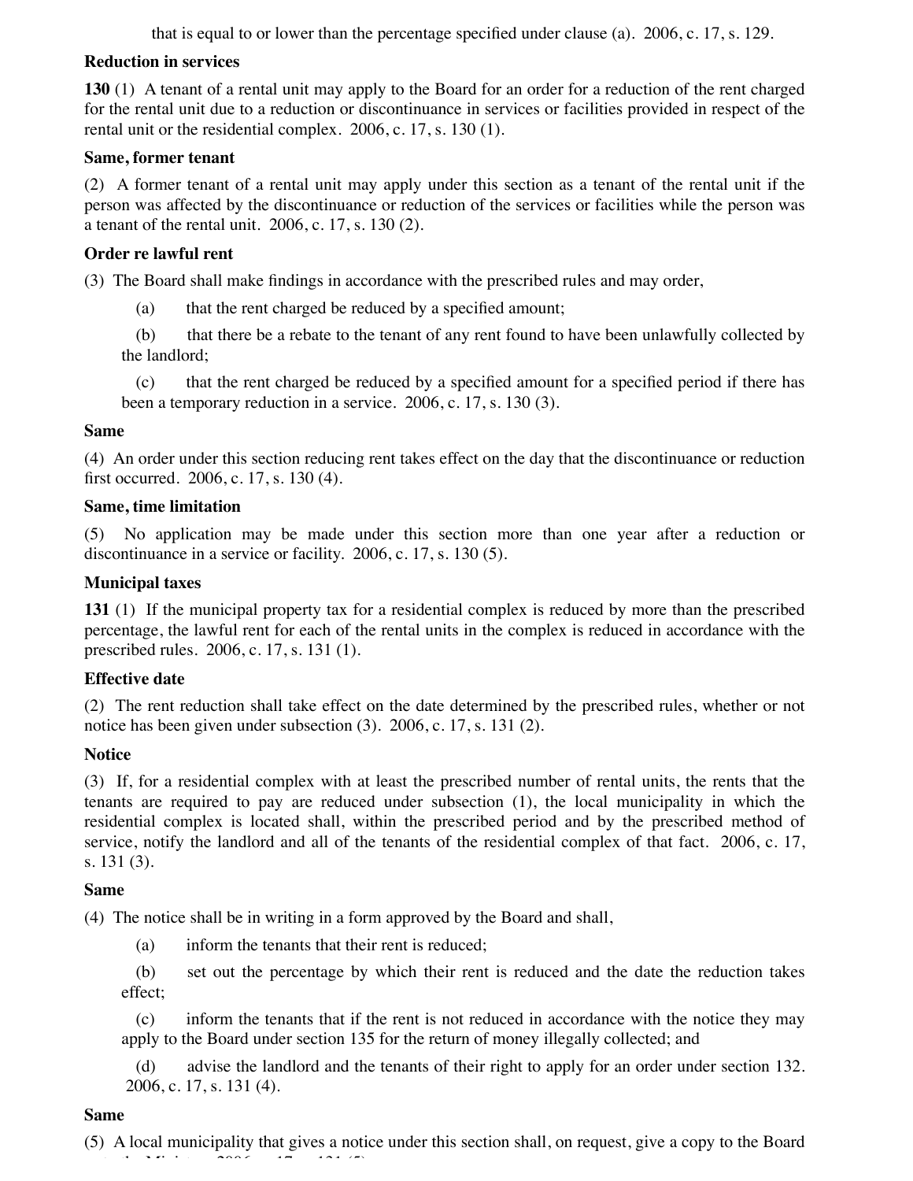that is equal to or lower than the percentage specified under clause (a). 2006, c. 17, s. 129.

**Reduction in services**

**130** (1) A tenant of a rental unit may apply to the Board for an order for a reduction of the rent charged for the rental unit due to a reduction or discontinuance in services or facilities provided in respect of the rental unit or the residential complex. 2006, c. 17, s. 130 (1).

**Same, former tenant**

(2) A former tenant of a rental unit may apply under this section as a tenant of the rental unit if the person was affected by the discontinuance or reduction of the services or facilities while the person was a tenant of the rental unit. 2006, c. 17, s. 130 (2).

**Order re lawful rent**

(3) The Board shall make findings in accordance with the prescribed rules and may order,

(a) that the rent charged be reduced by a specified amount;

(b) that there be a rebate to the tenant of any rent found to have been unlawfully collected by the landlord;

(c) that the rent charged be reduced by a specified amount for a specified period if there has been a temporary reduction in a service. 2006, c. 17, s. 130 (3).

**Same**

(4) An order under this section reducing rent takes effect on the day that the discontinuance or reduction first occurred. 2006, c. 17, s. 130 (4).

**Same, time limitation**

(5) No application may be made under this section more than one year after a reduction or discontinuance in a service or facility. 2006, c. 17, s. 130 (5).

**Municipal taxes**

**131** (1) If the municipal property tax for a residential complex is reduced by more than the prescribed percentage, the lawful rent for each of the rental units in the complex is reduced in accordance with the prescribed rules. 2006, c. 17, s. 131 (1).

**Effective date**

(2) The rent reduction shall take effect on the date determined by the prescribed rules, whether or not notice has been given under subsection (3). 2006, c. 17, s. 131 (2).

**Notice**

(3) If, for a residential complex with at least the prescribed number of rental units, the rents that the tenants are required to pay are reduced under subsection (1), the local municipality in which the residential complex is located shall, within the prescribed period and by the prescribed method of service, notify the landlord and all of the tenants of the residential complex of that fact. 2006, c. 17, s. 131 (3).

**Same**

(4) The notice shall be in writing in a form approved by the Board and shall,

(a) inform the tenants that their rent is reduced;

(b) set out the percentage by which their rent is reduced and the date the reduction takes effect;

(c) inform the tenants that if the rent is not reduced in accordance with the notice they may apply to the Board under section 135 for the return of money illegally collected; and

(d) advise the landlord and the tenants of their right to apply for an order under section 132. 2006, c. 17, s. 131 (4).

**Same**

(5) A local municipality that gives a notice under this section shall, on request, give a copy to the Board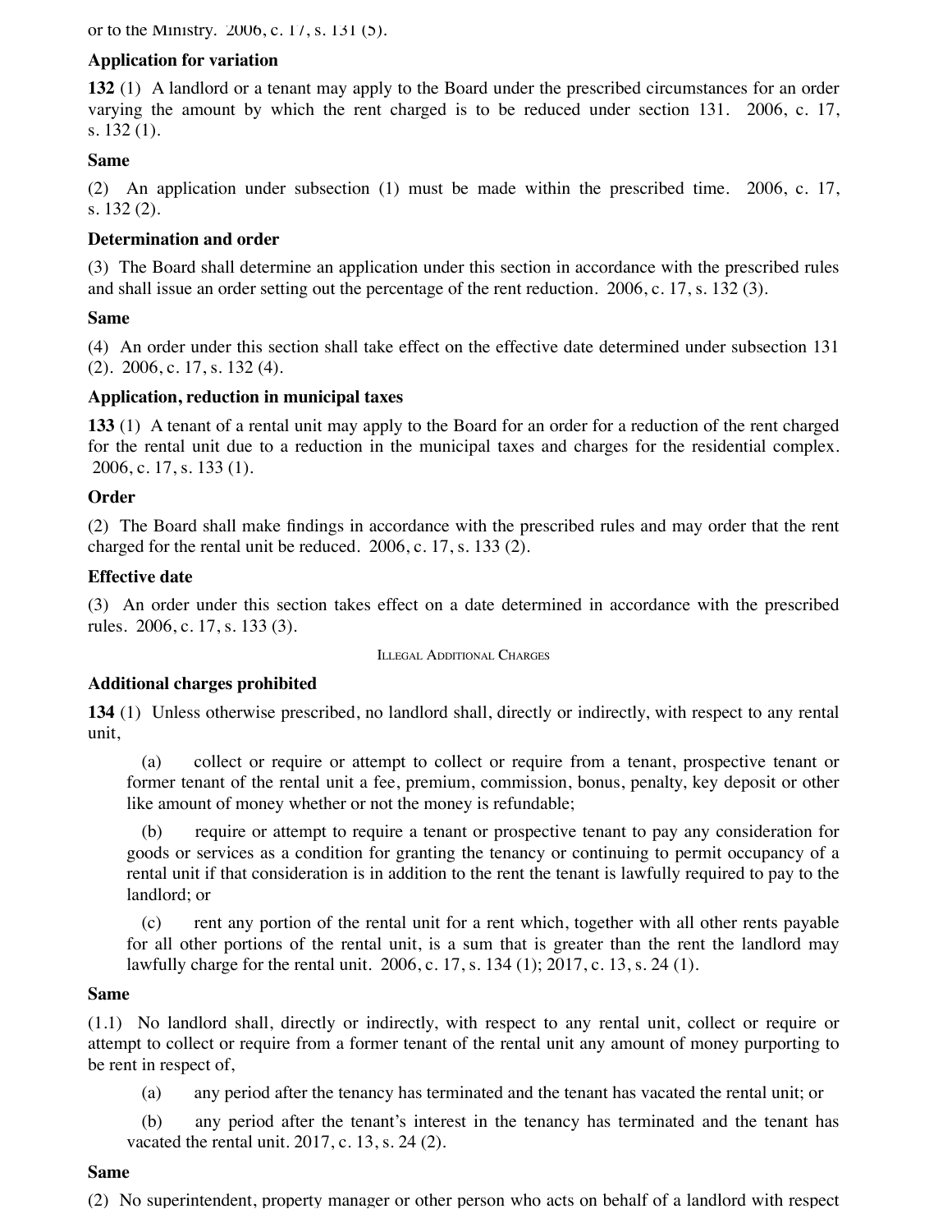or to the Ministry. 2006, c. 17, s. 131 (5).

**Application for variation**

**132** (1) A landlord or a tenant may apply to the Board under the prescribed circumstances for an order varying the amount by which the rent charged is to be reduced under section 131. 2006, c. 17, s. 132 (1).

**Same**

(2) An application under subsection (1) must be made within the prescribed time. 2006, c. 17, s. 132 (2).

**Determination and order**

(3) The Board shall determine an application under this section in accordance with the prescribed rules and shall issue an order setting out the percentage of the rent reduction. 2006, c. 17, s. 132 (3).

**Same**

(4) An order under this section shall take effect on the effective date determined under subsection 131 (2). 2006, c. 17, s. 132 (4).

**Application, reduction in municipal taxes**

**133** (1) A tenant of a rental unit may apply to the Board for an order for a reduction of the rent charged for the rental unit due to a reduction in the municipal taxes and charges for the residential complex. 2006, c. 17, s. 133 (1).

**Order**

(2) The Board shall make findings in accordance with the prescribed rules and may order that the rent charged for the rental unit be reduced. 2006, c. 17, s. 133 (2).

**Effective date**

(3) An order under this section takes effect on a date determined in accordance with the prescribed rules. 2006, c. 17, s. 133 (3).

Illegal Additional Charges

**Additional charges prohibited**

**134** (1) Unless otherwise prescribed, no landlord shall, directly or indirectly, with respect to any rental unit,

(a) collect or require or attempt to collect or require from a tenant, prospective tenant or former tenant of the rental unit a fee, premium, commission, bonus, penalty, key deposit or other like amount of money whether or not the money is refundable;

(b) require or attempt to require a tenant or prospective tenant to pay any consideration for goods or services as a condition for granting the tenancy or continuing to permit occupancy of a rental unit if that consideration is in addition to the rent the tenant is lawfully required to pay to the landlord; or

(c) rent any portion of the rental unit for a rent which, together with all other rents payable for all other portions of the rental unit, is a sum that is greater than the rent the landlord may lawfully charge for the rental unit. 2006, c. 17, s. 134 (1); 2017, c. 13, s. 24 (1).

**Same**

(1.1) No landlord shall, directly or indirectly, with respect to any rental unit, collect or require or attempt to collect or require from a former tenant of the rental unit any amount of money purporting to be rent in respect of,

(a) any period after the tenancy has terminated and the tenant has vacated the rental unit; or

(b) any period after the tenant's interest in the tenancy has terminated and the tenant has vacated the rental unit. 2017, c. 13, s. 24 (2).

**Same**

(2) No superintendent, property manager or other person who acts on behalf of a landlord with respect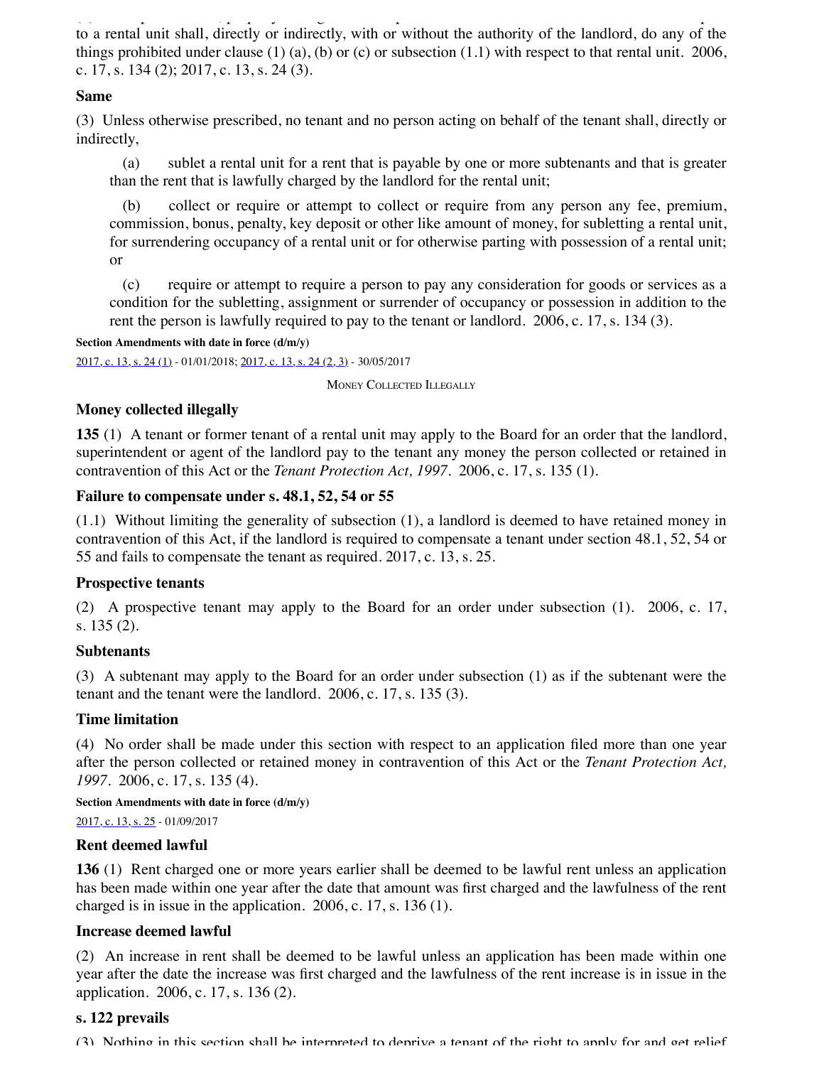to a rental unit shall, directly or indirectly, with or without the authority of the landlord, do any of the things prohibited under clause (1) (a), (b) or (c) or subsection (1.1) with respect to that rental unit. 2006, c. 17, s. 134 (2); 2017, c. 13, s. 24 (3).

**Same**

(3) Unless otherwise prescribed, no tenant and no person acting on behalf of the tenant shall, directly or indirectly,

(a) sublet a rental unit for a rent that is payable by one or more subtenants and that is greater than the rent that is lawfully charged by the landlord for the rental unit;

(b) collect or require or attempt to collect or require from any person any fee, premium, commission, bonus, penalty, key deposit or other like amount of money, for subletting a rental unit, for surrendering occupancy of a rental unit or for otherwise parting with possession of a rental unit; or

(c) require or attempt to require a person to pay any consideration for goods or services as a condition for the subletting, assignment or surrender of occupancy or possession in addition to the rent the person is lawfully required to pay to the tenant or landlord. 2006, c. 17, s. 134 (3).

**Section Amendments with date in force (d/m/y)**

2017, c. 13, s. 24 (1) - 01/01/2018; 2017, c. 13, s. 24 (2, 3) - 30/05/2017

MONEY COLLECTED ILLEGALLY

**Money collected illegally**

**135** (1) A tenant or former tenant of a rental unit may apply to the Board for an order that the landlord, superintendent or agent of the landlord pay to the tenant any money the person collected or retained in contravention of this Act or the *Tenant Protection Act, 1997*. 2006, c. 17, s. 135 (1).

**Failure to compensate under s. 48.1, 52, 54 or 55**

(1.1) Without limiting the generality of subsection (1), a landlord is deemed to have retained money in contravention of this Act, if the landlord is required to compensate a tenant under section 48.1, 52, 54 or 55 and fails to compensate the tenant as required. 2017, c. 13, s. 25.

**Prospective tenants**

(2) A prospective tenant may apply to the Board for an order under subsection (1). 2006, c. 17, s. 135 (2).

**Subtenants**

(3) A subtenant may apply to the Board for an order under subsection (1) as if the subtenant were the tenant and the tenant were the landlord. 2006, c. 17, s. 135 (3).

**Time limitation**

(4) No order shall be made under this section with respect to an application filed more than one year after the person collected or retained money in contravention of this Act or the *Tenant Protection Act, 1997*. 2006, c. 17, s. 135 (4).

**Section Amendments with date in force (d/m/y)**

2017, c. 13, s. 25 - 01/09/2017

**Rent deemed lawful**

**136** (1) Rent charged one or more years earlier shall be deemed to be lawful rent unless an application has been made within one year after the date that amount was first charged and the lawfulness of the rent charged is in issue in the application. 2006, c. 17, s. 136 (1).

**Increase deemed lawful**

(2) An increase in rent shall be deemed to be lawful unless an application has been made within one year after the date the increase was first charged and the lawfulness of the rent increase is in issue in the application. 2006, c. 17, s. 136 (2).

**s. 122 prevails**

(3) Nothing in this section shall be interpreted to deprive a tenant of the right to apply for and get relief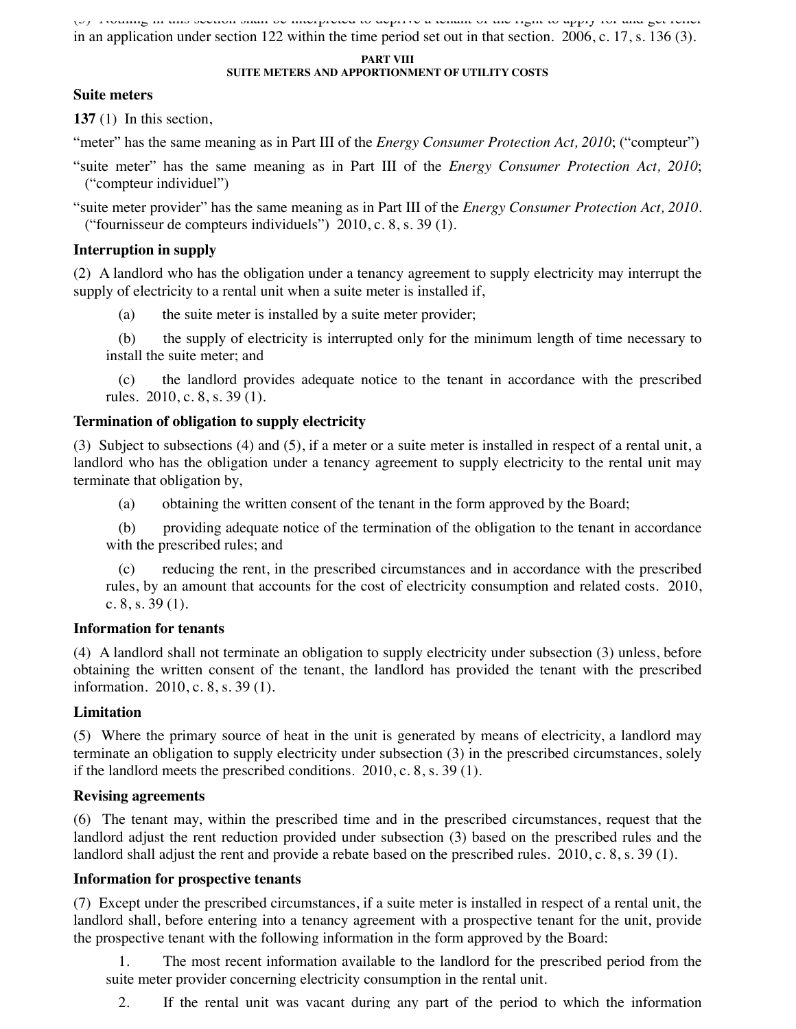(3) Nothing in this section shall be interpreted to deprive a tenant of the right to apply for and get relief in an application under section 122 within the time period set out in that section. 2006, c. 17, s. 136 (3).

## PART VIII
## SUITE METERS AND APPORTIONMENT OF UTILITY COSTS

**Suite meters**

**137** (1) In this section,

"meter" has the same meaning as in Part III of the *Energy Consumer Protection Act, 2010*; ("compteur")

"suite meter" has the same meaning as in Part III of the *Energy Consumer Protection Act, 2010*; ("compteur individuel")

"suite meter provider" has the same meaning as in Part III of the *Energy Consumer Protection Act, 2010*. ("fournisseur de compteurs individuels") 2010, c. 8, s. 39 (1).

**Interruption in supply**

(2) A landlord who has the obligation under a tenancy agreement to supply electricity may interrupt the supply of electricity to a rental unit when a suite meter is installed if,

(a) the suite meter is installed by a suite meter provider;

(b) the supply of electricity is interrupted only for the minimum length of time necessary to install the suite meter; and

(c) the landlord provides adequate notice to the tenant in accordance with the prescribed rules. 2010, c. 8, s. 39 (1).

**Termination of obligation to supply electricity**

(3) Subject to subsections (4) and (5), if a meter or a suite meter is installed in respect of a rental unit, a landlord who has the obligation under a tenancy agreement to supply electricity to the rental unit may terminate that obligation by,

(a) obtaining the written consent of the tenant in the form approved by the Board;

(b) providing adequate notice of the termination of the obligation to the tenant in accordance with the prescribed rules; and

(c) reducing the rent, in the prescribed circumstances and in accordance with the prescribed rules, by an amount that accounts for the cost of electricity consumption and related costs. 2010, c. 8, s. 39 (1).

**Information for tenants**

(4) A landlord shall not terminate an obligation to supply electricity under subsection (3) unless, before obtaining the written consent of the tenant, the landlord has provided the tenant with the prescribed information. 2010, c. 8, s. 39 (1).

**Limitation**

(5) Where the primary source of heat in the unit is generated by means of electricity, a landlord may terminate an obligation to supply electricity under subsection (3) in the prescribed circumstances, solely if the landlord meets the prescribed conditions. 2010, c. 8, s. 39 (1).

**Revising agreements**

(6) The tenant may, within the prescribed time and in the prescribed circumstances, request that the landlord adjust the rent reduction provided under subsection (3) based on the prescribed rules and the landlord shall adjust the rent and provide a rebate based on the prescribed rules. 2010, c. 8, s. 39 (1).

**Information for prospective tenants**

(7) Except under the prescribed circumstances, if a suite meter is installed in respect of a rental unit, the landlord shall, before entering into a tenancy agreement with a prospective tenant for the unit, provide the prospective tenant with the following information in the form approved by the Board:

1. The most recent information available to the landlord for the prescribed period from the suite meter provider concerning electricity consumption in the rental unit.

2. If the rental unit was vacant during any part of the period to which the information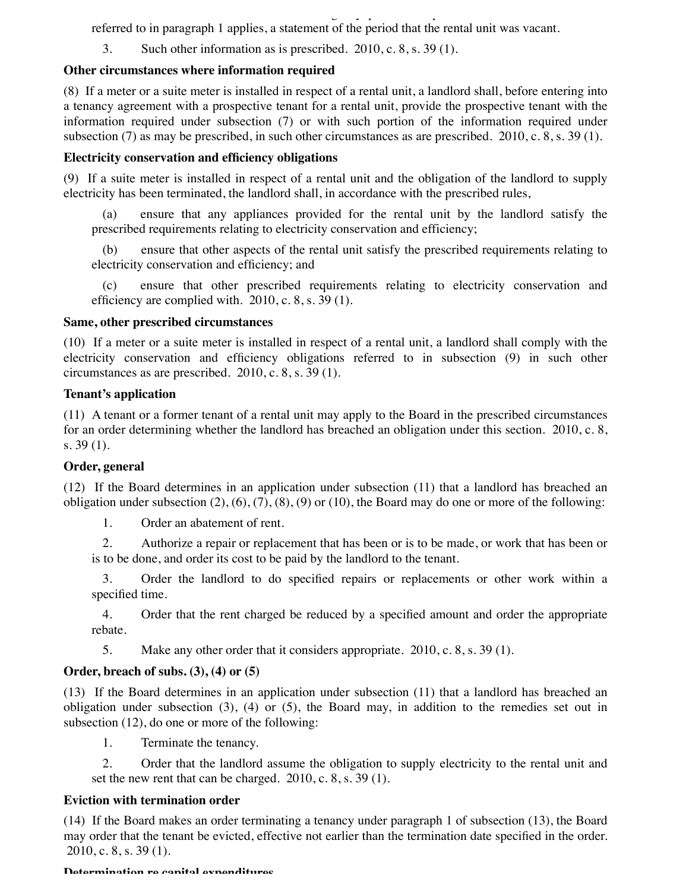referred to in paragraph 1 applies, a statement of the period that the rental unit was vacant.

3. Such other information as is prescribed. 2010, c. 8, s. 39 (1).

**Other circumstances where information required**

(8) If a meter or a suite meter is installed in respect of a rental unit, a landlord shall, before entering into a tenancy agreement with a prospective tenant for a rental unit, provide the prospective tenant with the information required under subsection (7) or with such portion of the information required under subsection (7) as may be prescribed, in such other circumstances as are prescribed. 2010, c. 8, s. 39 (1).

**Electricity conservation and efficiency obligations**

(9) If a suite meter is installed in respect of a rental unit and the obligation of the landlord to supply electricity has been terminated, the landlord shall, in accordance with the prescribed rules,

(a) ensure that any appliances provided for the rental unit by the landlord satisfy the prescribed requirements relating to electricity conservation and efficiency;

(b) ensure that other aspects of the rental unit satisfy the prescribed requirements relating to electricity conservation and efficiency; and

(c) ensure that other prescribed requirements relating to electricity conservation and efficiency are complied with. 2010, c. 8, s. 39 (1).

**Same, other prescribed circumstances**

(10) If a meter or a suite meter is installed in respect of a rental unit, a landlord shall comply with the electricity conservation and efficiency obligations referred to in subsection (9) in such other circumstances as are prescribed. 2010, c. 8, s. 39 (1).

**Tenant's application**

(11) A tenant or a former tenant of a rental unit may apply to the Board in the prescribed circumstances for an order determining whether the landlord has breached an obligation under this section. 2010, c. 8, s. 39 (1).

**Order, general**

(12) If the Board determines in an application under subsection (11) that a landlord has breached an obligation under subsection (2), (6), (7), (8), (9) or (10), the Board may do one or more of the following:

1. Order an abatement of rent.

2. Authorize a repair or replacement that has been or is to be made, or work that has been or is to be done, and order its cost to be paid by the landlord to the tenant.

3. Order the landlord to do specified repairs or replacements or other work within a specified time.

4. Order that the rent charged be reduced by a specified amount and order the appropriate rebate.

5. Make any other order that it considers appropriate. 2010, c. 8, s. 39 (1).

**Order, breach of subs. (3), (4) or (5)**

(13) If the Board determines in an application under subsection (11) that a landlord has breached an obligation under subsection (3), (4) or (5), the Board may, in addition to the remedies set out in subsection (12), do one or more of the following:

1. Terminate the tenancy.

2. Order that the landlord assume the obligation to supply electricity to the rental unit and set the new rent that can be charged. 2010, c. 8, s. 39 (1).

**Eviction with termination order**

(14) If the Board makes an order terminating a tenancy under paragraph 1 of subsection (13), the Board may order that the tenant be evicted, effective not earlier than the termination date specified in the order. 2010, c. 8, s. 39 (1).

**Determination re capital expenditures**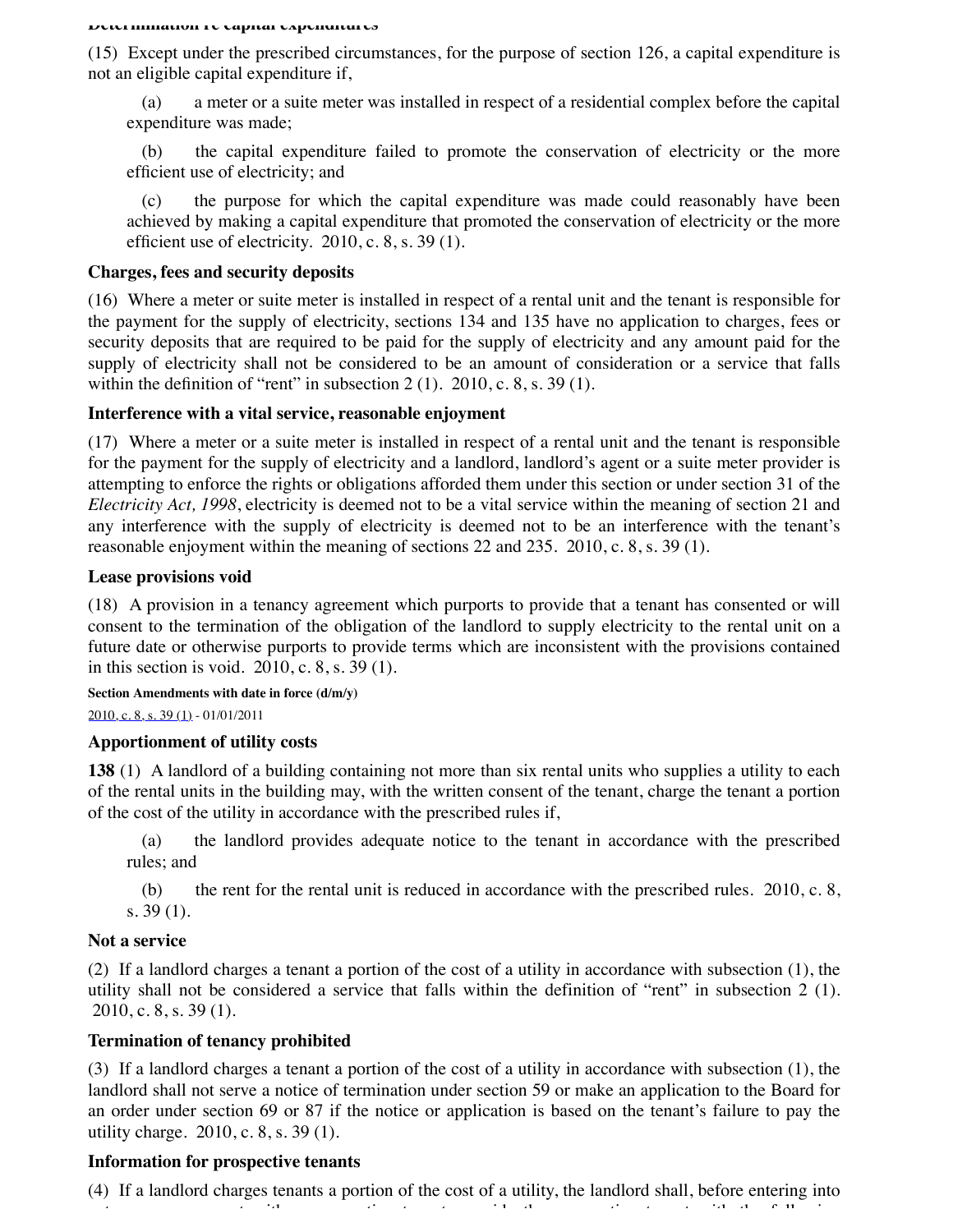**Determination re capital expenditures**

(15) Except under the prescribed circumstances, for the purpose of section 126, a capital expenditure is not an eligible capital expenditure if,

(a) a meter or a suite meter was installed in respect of a residential complex before the capital expenditure was made;

(b) the capital expenditure failed to promote the conservation of electricity or the more efficient use of electricity; and

(c) the purpose for which the capital expenditure was made could reasonably have been achieved by making a capital expenditure that promoted the conservation of electricity or the more efficient use of electricity. 2010, c. 8, s. 39 (1).

**Charges, fees and security deposits**

(16) Where a meter or suite meter is installed in respect of a rental unit and the tenant is responsible for the payment for the supply of electricity, sections 134 and 135 have no application to charges, fees or security deposits that are required to be paid for the supply of electricity and any amount paid for the supply of electricity shall not be considered to be an amount of consideration or a service that falls within the definition of "rent" in subsection 2 (1). 2010, c. 8, s. 39 (1).

**Interference with a vital service, reasonable enjoyment**

(17) Where a meter or a suite meter is installed in respect of a rental unit and the tenant is responsible for the payment for the supply of electricity and a landlord, landlord's agent or a suite meter provider is attempting to enforce the rights or obligations afforded them under this section or under section 31 of the *Electricity Act, 1998*, electricity is deemed not to be a vital service within the meaning of section 21 and any interference with the supply of electricity is deemed not to be an interference with the tenant's reasonable enjoyment within the meaning of sections 22 and 235. 2010, c. 8, s. 39 (1).

**Lease provisions void**

(18) A provision in a tenancy agreement which purports to provide that a tenant has consented or will consent to the termination of the obligation of the landlord to supply electricity to the rental unit on a future date or otherwise purports to provide terms which are inconsistent with the provisions contained in this section is void. 2010, c. 8, s. 39 (1).

**Section Amendments with date in force (d/m/y)**

2010, c. 8, s. 39 (1) - 01/01/2011

**Apportionment of utility costs**

**138** (1) A landlord of a building containing not more than six rental units who supplies a utility to each of the rental units in the building may, with the written consent of the tenant, charge the tenant a portion of the cost of the utility in accordance with the prescribed rules if,

(a) the landlord provides adequate notice to the tenant in accordance with the prescribed rules; and

(b) the rent for the rental unit is reduced in accordance with the prescribed rules. 2010, c. 8, s. 39 (1).

**Not a service**

(2) If a landlord charges a tenant a portion of the cost of a utility in accordance with subsection (1), the utility shall not be considered a service that falls within the definition of "rent" in subsection 2 (1). 2010, c. 8, s. 39 (1).

**Termination of tenancy prohibited**

(3) If a landlord charges a tenant a portion of the cost of a utility in accordance with subsection (1), the landlord shall not serve a notice of termination under section 59 or make an application to the Board for an order under section 69 or 87 if the notice or application is based on the tenant's failure to pay the utility charge. 2010, c. 8, s. 39 (1).

**Information for prospective tenants**

(4) If a landlord charges tenants a portion of the cost of a utility, the landlord shall, before entering into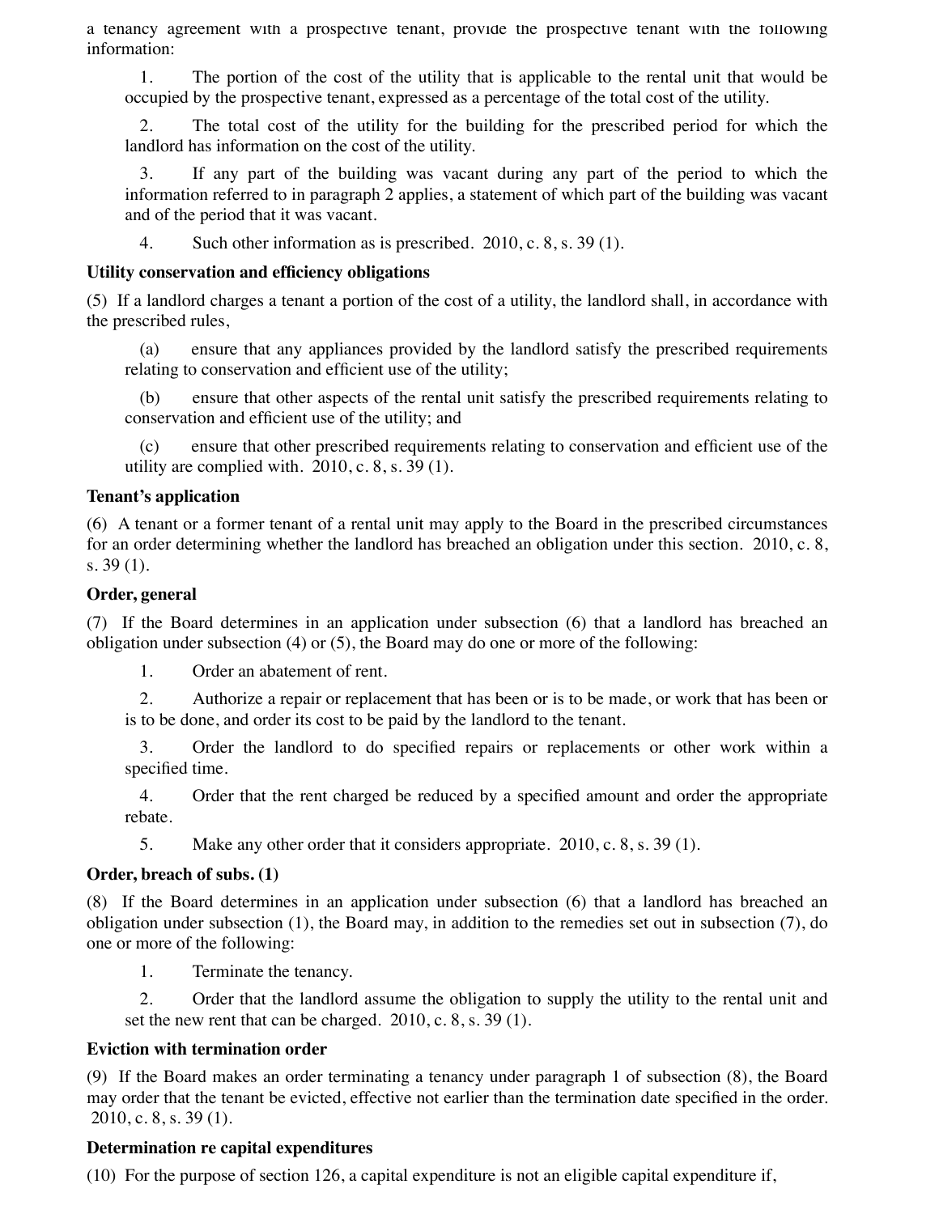a tenancy agreement with a prospective tenant, provide the prospective tenant with the following information:

1. The portion of the cost of the utility that is applicable to the rental unit that would be occupied by the prospective tenant, expressed as a percentage of the total cost of the utility.

2. The total cost of the utility for the building for the prescribed period for which the landlord has information on the cost of the utility.

3. If any part of the building was vacant during any part of the period to which the information referred to in paragraph 2 applies, a statement of which part of the building was vacant and of the period that it was vacant.

4. Such other information as is prescribed. 2010, c. 8, s. 39 (1).

**Utility conservation and efficiency obligations**

(5) If a landlord charges a tenant a portion of the cost of a utility, the landlord shall, in accordance with the prescribed rules,

(a) ensure that any appliances provided by the landlord satisfy the prescribed requirements relating to conservation and efficient use of the utility;

(b) ensure that other aspects of the rental unit satisfy the prescribed requirements relating to conservation and efficient use of the utility; and

(c) ensure that other prescribed requirements relating to conservation and efficient use of the utility are complied with. 2010, c. 8, s. 39 (1).

**Tenant's application**

(6) A tenant or a former tenant of a rental unit may apply to the Board in the prescribed circumstances for an order determining whether the landlord has breached an obligation under this section. 2010, c. 8, s. 39 (1).

**Order, general**

(7) If the Board determines in an application under subsection (6) that a landlord has breached an obligation under subsection (4) or (5), the Board may do one or more of the following:

1. Order an abatement of rent.

2. Authorize a repair or replacement that has been or is to be made, or work that has been or is to be done, and order its cost to be paid by the landlord to the tenant.

3. Order the landlord to do specified repairs or replacements or other work within a specified time.

4. Order that the rent charged be reduced by a specified amount and order the appropriate rebate.

5. Make any other order that it considers appropriate. 2010, c. 8, s. 39 (1).

**Order, breach of subs. (1)**

(8) If the Board determines in an application under subsection (6) that a landlord has breached an obligation under subsection (1), the Board may, in addition to the remedies set out in subsection (7), do one or more of the following:

1. Terminate the tenancy.

2. Order that the landlord assume the obligation to supply the utility to the rental unit and set the new rent that can be charged. 2010, c. 8, s. 39 (1).

**Eviction with termination order**

(9) If the Board makes an order terminating a tenancy under paragraph 1 of subsection (8), the Board may order that the tenant be evicted, effective not earlier than the termination date specified in the order. 2010, c. 8, s. 39 (1).

**Determination re capital expenditures**

(10) For the purpose of section 126, a capital expenditure is not an eligible capital expenditure if,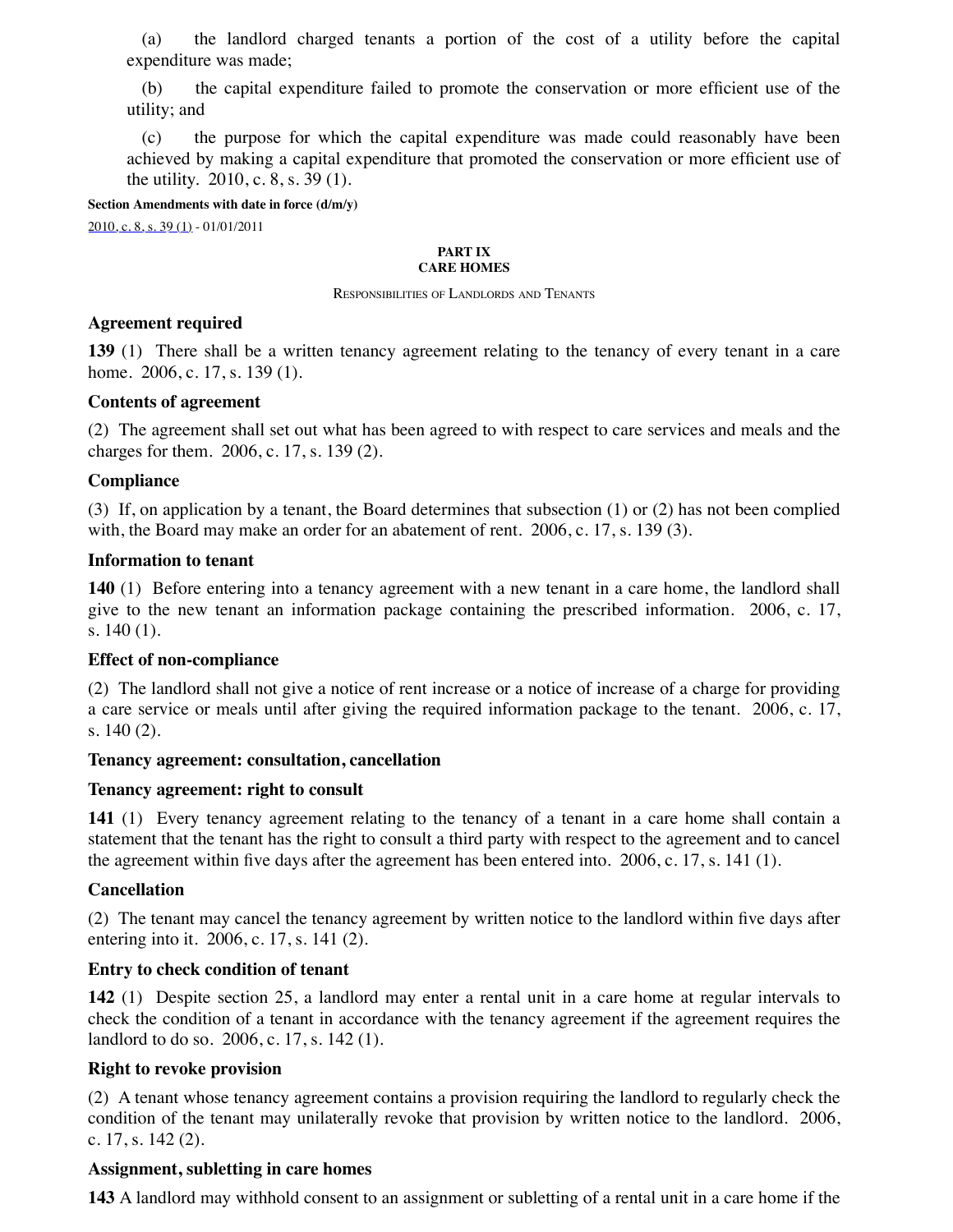(a) the landlord charged tenants a portion of the cost of a utility before the capital expenditure was made;

(b) the capital expenditure failed to promote the conservation or more efficient use of the utility; and

(c) the purpose for which the capital expenditure was made could reasonably have been achieved by making a capital expenditure that promoted the conservation or more efficient use of the utility. 2010, c. 8, s. 39 (1).

**Section Amendments with date in force (d/m/y)**

2010, c. 8, s. 39 (1) - 01/01/2011

## PART IX
## CARE HOMES

RESPONSIBILITIES OF LANDLORDS AND TENANTS

### Agreement required

**139** (1) There shall be a written tenancy agreement relating to the tenancy of every tenant in a care home. 2006, c. 17, s. 139 (1).

### Contents of agreement

(2) The agreement shall set out what has been agreed to with respect to care services and meals and the charges for them. 2006, c. 17, s. 139 (2).

### Compliance

(3) If, on application by a tenant, the Board determines that subsection (1) or (2) has not been complied with, the Board may make an order for an abatement of rent. 2006, c. 17, s. 139 (3).

### Information to tenant

**140** (1) Before entering into a tenancy agreement with a new tenant in a care home, the landlord shall give to the new tenant an information package containing the prescribed information. 2006, c. 17, s. 140 (1).

### Effect of non-compliance

(2) The landlord shall not give a notice of rent increase or a notice of increase of a charge for providing a care service or meals until after giving the required information package to the tenant. 2006, c. 17, s. 140 (2).

### Tenancy agreement: consultation, cancellation

### Tenancy agreement: right to consult

**141** (1) Every tenancy agreement relating to the tenancy of a tenant in a care home shall contain a statement that the tenant has the right to consult a third party with respect to the agreement and to cancel the agreement within five days after the agreement has been entered into. 2006, c. 17, s. 141 (1).

### Cancellation

(2) The tenant may cancel the tenancy agreement by written notice to the landlord within five days after entering into it. 2006, c. 17, s. 141 (2).

### Entry to check condition of tenant

**142** (1) Despite section 25, a landlord may enter a rental unit in a care home at regular intervals to check the condition of a tenant in accordance with the tenancy agreement if the agreement requires the landlord to do so. 2006, c. 17, s. 142 (1).

### Right to revoke provision

(2) A tenant whose tenancy agreement contains a provision requiring the landlord to regularly check the condition of the tenant may unilaterally revoke that provision by written notice to the landlord. 2006, c. 17, s. 142 (2).

### Assignment, subletting in care homes

**143** A landlord may withhold consent to an assignment or subletting of a rental unit in a care home if the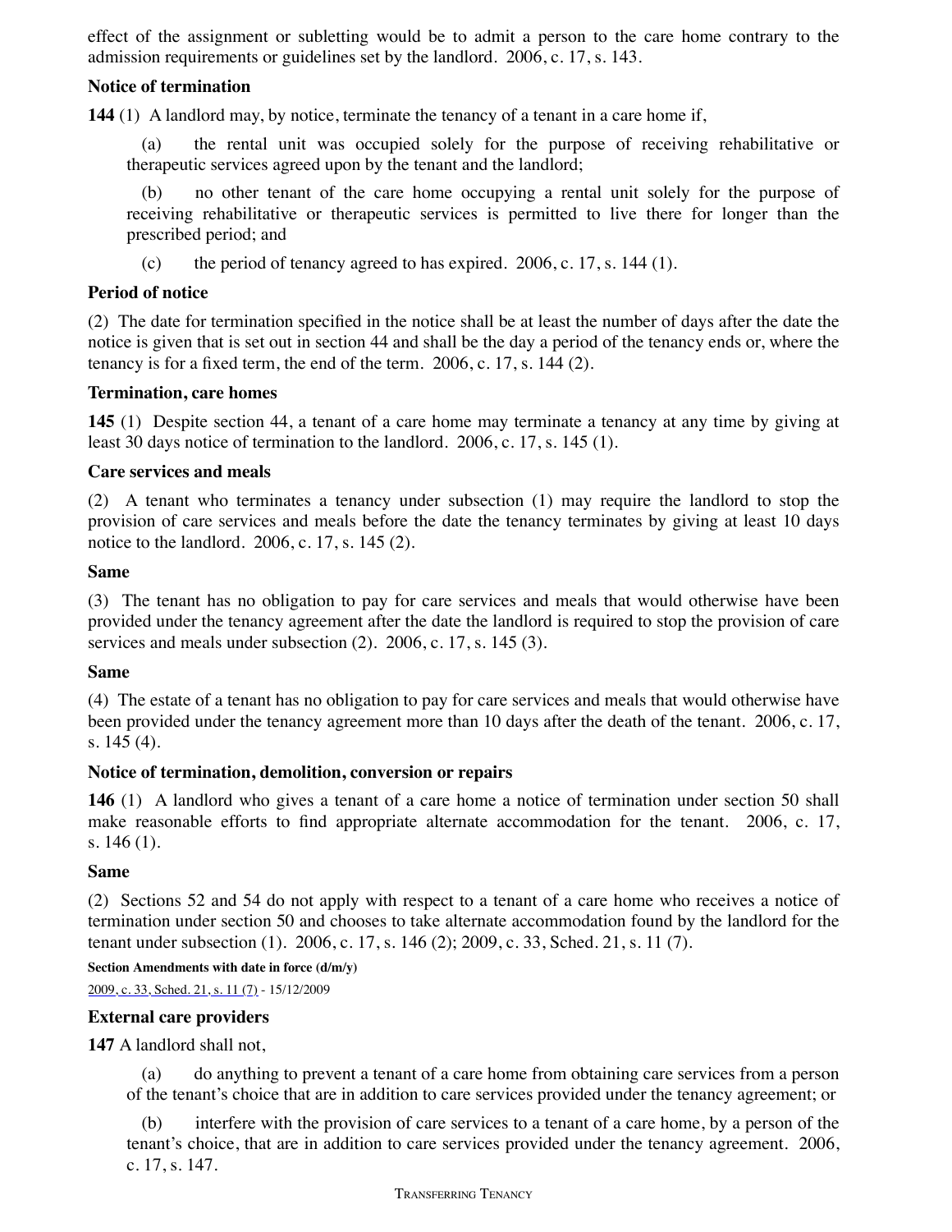effect of the assignment or subletting would be to admit a person to the care home contrary to the admission requirements or guidelines set by the landlord. 2006, c. 17, s. 143.

**Notice of termination**

**144** (1) A landlord may, by notice, terminate the tenancy of a tenant in a care home if,

(a) the rental unit was occupied solely for the purpose of receiving rehabilitative or therapeutic services agreed upon by the tenant and the landlord;

(b) no other tenant of the care home occupying a rental unit solely for the purpose of receiving rehabilitative or therapeutic services is permitted to live there for longer than the prescribed period; and

(c) the period of tenancy agreed to has expired. 2006, c. 17, s. 144 (1).

**Period of notice**

(2) The date for termination specified in the notice shall be at least the number of days after the date the notice is given that is set out in section 44 and shall be the day a period of the tenancy ends or, where the tenancy is for a fixed term, the end of the term. 2006, c. 17, s. 144 (2).

**Termination, care homes**

**145** (1) Despite section 44, a tenant of a care home may terminate a tenancy at any time by giving at least 30 days notice of termination to the landlord. 2006, c. 17, s. 145 (1).

**Care services and meals**

(2) A tenant who terminates a tenancy under subsection (1) may require the landlord to stop the provision of care services and meals before the date the tenancy terminates by giving at least 10 days notice to the landlord. 2006, c. 17, s. 145 (2).

**Same**

(3) The tenant has no obligation to pay for care services and meals that would otherwise have been provided under the tenancy agreement after the date the landlord is required to stop the provision of care services and meals under subsection (2). 2006, c. 17, s. 145 (3).

**Same**

(4) The estate of a tenant has no obligation to pay for care services and meals that would otherwise have been provided under the tenancy agreement more than 10 days after the death of the tenant. 2006, c. 17, s. 145 (4).

**Notice of termination, demolition, conversion or repairs**

**146** (1) A landlord who gives a tenant of a care home a notice of termination under section 50 shall make reasonable efforts to find appropriate alternate accommodation for the tenant. 2006, c. 17, s. 146 (1).

**Same**

(2) Sections 52 and 54 do not apply with respect to a tenant of a care home who receives a notice of termination under section 50 and chooses to take alternate accommodation found by the landlord for the tenant under subsection (1). 2006, c. 17, s. 146 (2); 2009, c. 33, Sched. 21, s. 11 (7).

**Section Amendments with date in force (d/m/y)**

2009, c. 33, Sched. 21, s. 11 (7) - 15/12/2009

**External care providers**

**147** A landlord shall not,

(a) do anything to prevent a tenant of a care home from obtaining care services from a person of the tenant's choice that are in addition to care services provided under the tenancy agreement; or

(b) interfere with the provision of care services to a tenant of a care home, by a person of the tenant's choice, that are in addition to care services provided under the tenancy agreement. 2006, c. 17, s. 147.

TRANSFERRING TENANCY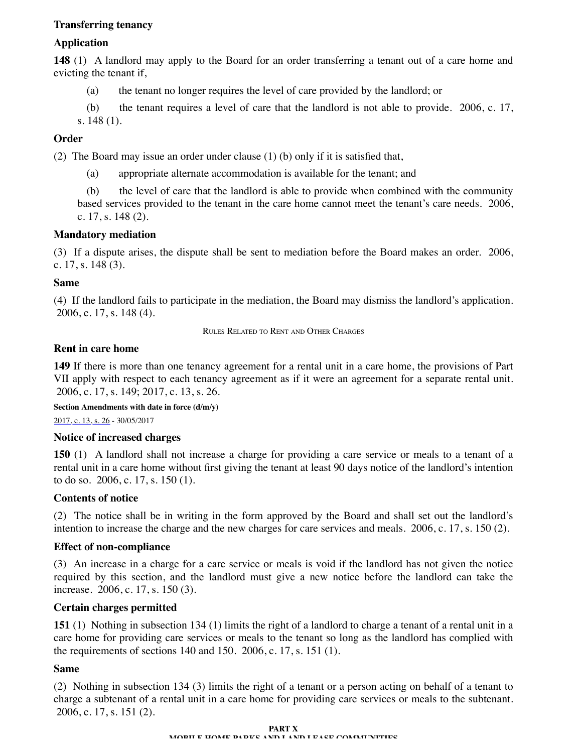**Transferring tenancy**

**Application**

**148** (1) A landlord may apply to the Board for an order transferring a tenant out of a care home and evicting the tenant if,

(a) the tenant no longer requires the level of care provided by the landlord; or

(b) the tenant requires a level of care that the landlord is not able to provide. 2006, c. 17, s. 148 (1).

**Order**

(2) The Board may issue an order under clause (1) (b) only if it is satisfied that,

(a) appropriate alternate accommodation is available for the tenant; and

(b) the level of care that the landlord is able to provide when combined with the community based services provided to the tenant in the care home cannot meet the tenant's care needs. 2006, c. 17, s. 148 (2).

**Mandatory mediation**

(3) If a dispute arises, the dispute shall be sent to mediation before the Board makes an order. 2006, c. 17, s. 148 (3).

**Same**

(4) If the landlord fails to participate in the mediation, the Board may dismiss the landlord's application. 2006, c. 17, s. 148 (4).

RULES RELATED TO RENT AND OTHER CHARGES

**Rent in care home**

**149** If there is more than one tenancy agreement for a rental unit in a care home, the provisions of Part VII apply with respect to each tenancy agreement as if it were an agreement for a separate rental unit. 2006, c. 17, s. 149; 2017, c. 13, s. 26.

**Section Amendments with date in force (d/m/y)**

2017, c. 13, s. 26 - 30/05/2017

**Notice of increased charges**

**150** (1) A landlord shall not increase a charge for providing a care service or meals to a tenant of a rental unit in a care home without first giving the tenant at least 90 days notice of the landlord's intention to do so. 2006, c. 17, s. 150 (1).

**Contents of notice**

(2) The notice shall be in writing in the form approved by the Board and shall set out the landlord's intention to increase the charge and the new charges for care services and meals. 2006, c. 17, s. 150 (2).

**Effect of non-compliance**

(3) An increase in a charge for a care service or meals is void if the landlord has not given the notice required by this section, and the landlord must give a new notice before the landlord can take the increase. 2006, c. 17, s. 150 (3).

**Certain charges permitted**

**151** (1) Nothing in subsection 134 (1) limits the right of a landlord to charge a tenant of a rental unit in a care home for providing care services or meals to the tenant so long as the landlord has complied with the requirements of sections 140 and 150. 2006, c. 17, s. 151 (1).

**Same**

(2) Nothing in subsection 134 (3) limits the right of a tenant or a person acting on behalf of a tenant to charge a subtenant of a rental unit in a care home for providing care services or meals to the subtenant. 2006, c. 17, s. 151 (2).

**PART X**

**MOBILE HOME PARKS AND LAND LEASE COMMUNITIES**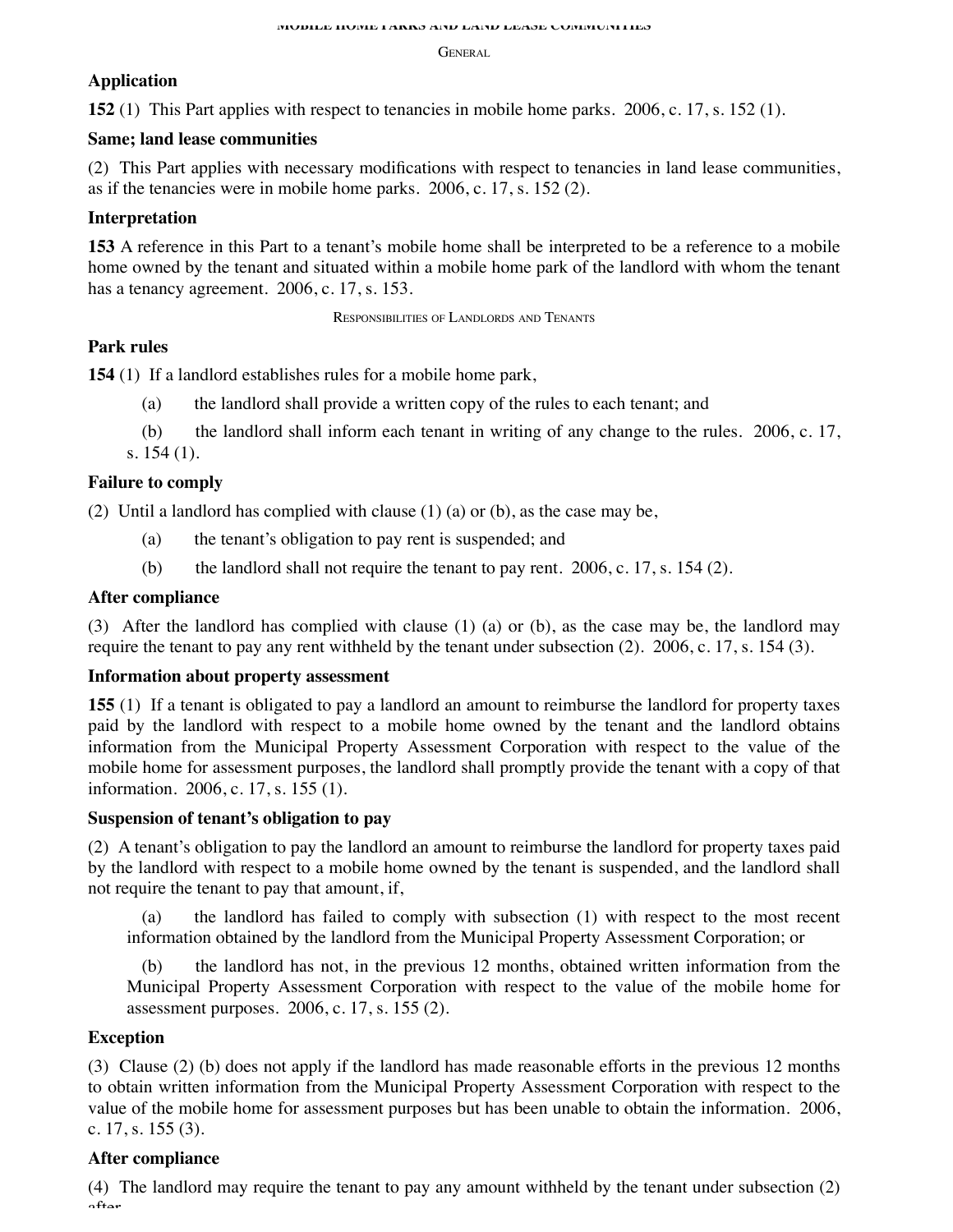MOBILE HOME PARKS AND LAND LEASE COMMUNITIES

GENERAL

**Application**

**152** (1) This Part applies with respect to tenancies in mobile home parks. 2006, c. 17, s. 152 (1).

**Same; land lease communities**

(2) This Part applies with necessary modifications with respect to tenancies in land lease communities, as if the tenancies were in mobile home parks. 2006, c. 17, s. 152 (2).

**Interpretation**

**153** A reference in this Part to a tenant's mobile home shall be interpreted to be a reference to a mobile home owned by the tenant and situated within a mobile home park of the landlord with whom the tenant has a tenancy agreement. 2006, c. 17, s. 153.

RESPONSIBILITIES OF LANDLORDS AND TENANTS

**Park rules**

**154** (1) If a landlord establishes rules for a mobile home park,

(a) the landlord shall provide a written copy of the rules to each tenant; and

(b) the landlord shall inform each tenant in writing of any change to the rules. 2006, c. 17, s. 154 (1).

**Failure to comply**

(2) Until a landlord has complied with clause (1) (a) or (b), as the case may be,

(a) the tenant's obligation to pay rent is suspended; and

(b) the landlord shall not require the tenant to pay rent. 2006, c. 17, s. 154 (2).

**After compliance**

(3) After the landlord has complied with clause (1) (a) or (b), as the case may be, the landlord may require the tenant to pay any rent withheld by the tenant under subsection (2). 2006, c. 17, s. 154 (3).

**Information about property assessment**

**155** (1) If a tenant is obligated to pay a landlord an amount to reimburse the landlord for property taxes paid by the landlord with respect to a mobile home owned by the tenant and the landlord obtains information from the Municipal Property Assessment Corporation with respect to the value of the mobile home for assessment purposes, the landlord shall promptly provide the tenant with a copy of that information. 2006, c. 17, s. 155 (1).

**Suspension of tenant's obligation to pay**

(2) A tenant's obligation to pay the landlord an amount to reimburse the landlord for property taxes paid by the landlord with respect to a mobile home owned by the tenant is suspended, and the landlord shall not require the tenant to pay that amount, if,

(a) the landlord has failed to comply with subsection (1) with respect to the most recent information obtained by the landlord from the Municipal Property Assessment Corporation; or

(b) the landlord has not, in the previous 12 months, obtained written information from the Municipal Property Assessment Corporation with respect to the value of the mobile home for assessment purposes. 2006, c. 17, s. 155 (2).

**Exception**

(3) Clause (2) (b) does not apply if the landlord has made reasonable efforts in the previous 12 months to obtain written information from the Municipal Property Assessment Corporation with respect to the value of the mobile home for assessment purposes but has been unable to obtain the information. 2006, c. 17, s. 155 (3).

**After compliance**

(4) The landlord may require the tenant to pay any amount withheld by the tenant under subsection (2) after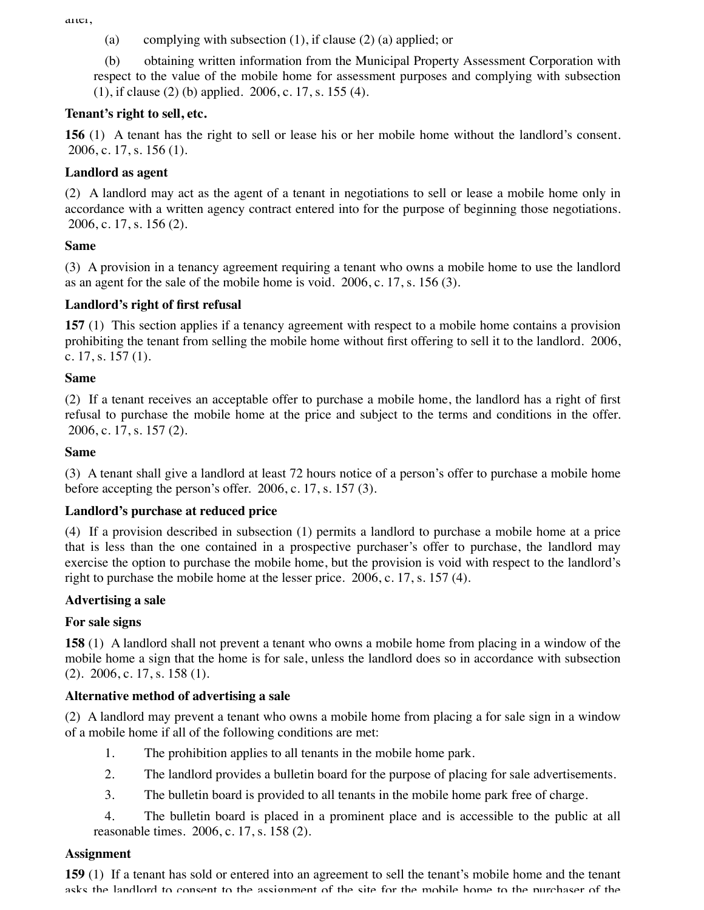after,

(a) complying with subsection (1), if clause (2) (a) applied; or

(b) obtaining written information from the Municipal Property Assessment Corporation with respect to the value of the mobile home for assessment purposes and complying with subsection (1), if clause (2) (b) applied. 2006, c. 17, s. 155 (4).

**Tenant's right to sell, etc.**

**156** (1) A tenant has the right to sell or lease his or her mobile home without the landlord's consent. 2006, c. 17, s. 156 (1).

**Landlord as agent**

(2) A landlord may act as the agent of a tenant in negotiations to sell or lease a mobile home only in accordance with a written agency contract entered into for the purpose of beginning those negotiations. 2006, c. 17, s. 156 (2).

**Same**

(3) A provision in a tenancy agreement requiring a tenant who owns a mobile home to use the landlord as an agent for the sale of the mobile home is void. 2006, c. 17, s. 156 (3).

**Landlord's right of first refusal**

**157** (1) This section applies if a tenancy agreement with respect to a mobile home contains a provision prohibiting the tenant from selling the mobile home without first offering to sell it to the landlord. 2006, c. 17, s. 157 (1).

**Same**

(2) If a tenant receives an acceptable offer to purchase a mobile home, the landlord has a right of first refusal to purchase the mobile home at the price and subject to the terms and conditions in the offer. 2006, c. 17, s. 157 (2).

**Same**

(3) A tenant shall give a landlord at least 72 hours notice of a person's offer to purchase a mobile home before accepting the person's offer. 2006, c. 17, s. 157 (3).

**Landlord's purchase at reduced price**

(4) If a provision described in subsection (1) permits a landlord to purchase a mobile home at a price that is less than the one contained in a prospective purchaser's offer to purchase, the landlord may exercise the option to purchase the mobile home, but the provision is void with respect to the landlord's right to purchase the mobile home at the lesser price. 2006, c. 17, s. 157 (4).

**Advertising a sale**

**For sale signs**

**158** (1) A landlord shall not prevent a tenant who owns a mobile home from placing in a window of the mobile home a sign that the home is for sale, unless the landlord does so in accordance with subsection (2). 2006, c. 17, s. 158 (1).

**Alternative method of advertising a sale**

(2) A landlord may prevent a tenant who owns a mobile home from placing a for sale sign in a window of a mobile home if all of the following conditions are met:

1. The prohibition applies to all tenants in the mobile home park.
2. The landlord provides a bulletin board for the purpose of placing for sale advertisements.
3. The bulletin board is provided to all tenants in the mobile home park free of charge.
4. The bulletin board is placed in a prominent place and is accessible to the public at all reasonable times. 2006, c. 17, s. 158 (2).

**Assignment**

**159** (1) If a tenant has sold or entered into an agreement to sell the tenant's mobile home and the tenant asks the landlord to consent to the assignment of the site for the mobile home to the purchaser of the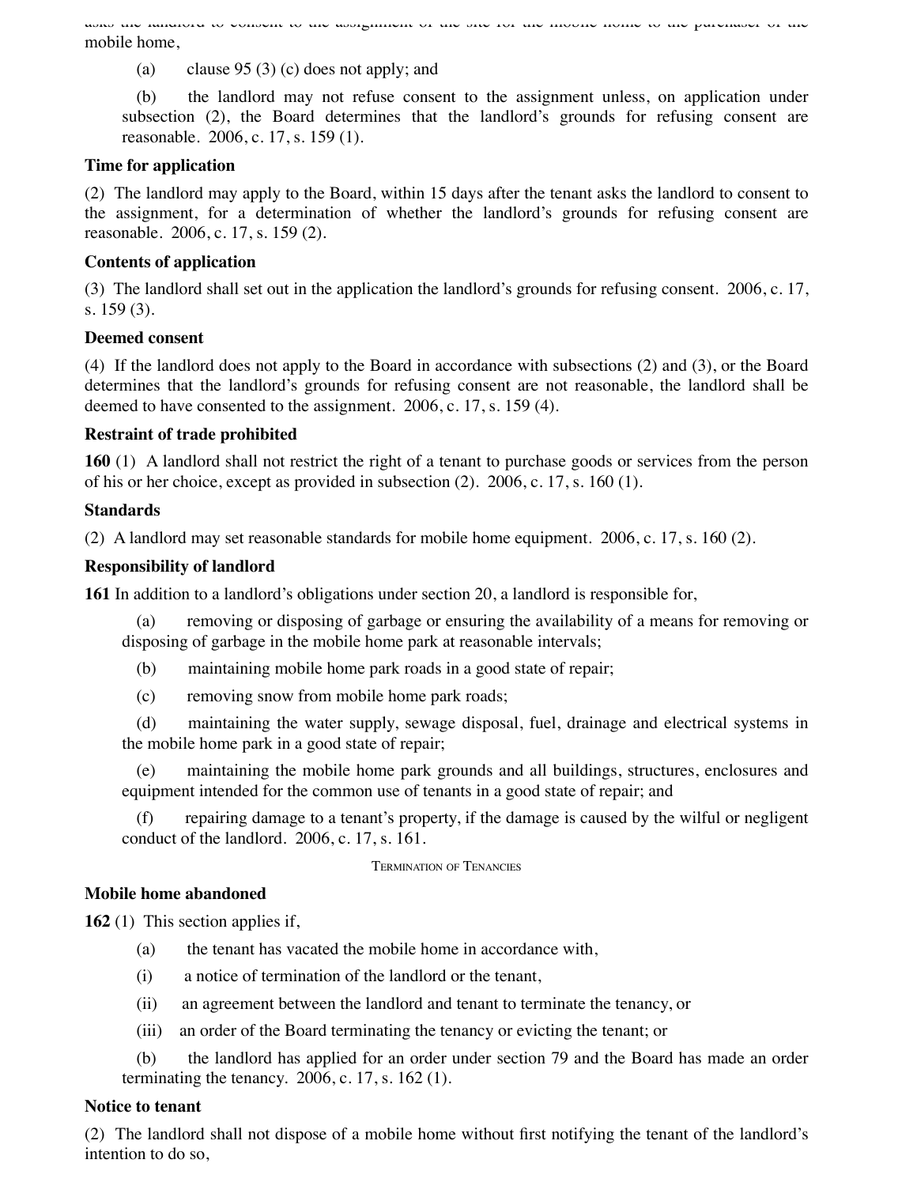asks the landlord to consent to the assignment of the site for the mobile home to the purchaser of the mobile home,

(a) clause 95 (3) (c) does not apply; and

(b) the landlord may not refuse consent to the assignment unless, on application under subsection (2), the Board determines that the landlord's grounds for refusing consent are reasonable. 2006, c. 17, s. 159 (1).

**Time for application**

(2) The landlord may apply to the Board, within 15 days after the tenant asks the landlord to consent to the assignment, for a determination of whether the landlord's grounds for refusing consent are reasonable. 2006, c. 17, s. 159 (2).

**Contents of application**

(3) The landlord shall set out in the application the landlord's grounds for refusing consent. 2006, c. 17, s. 159 (3).

**Deemed consent**

(4) If the landlord does not apply to the Board in accordance with subsections (2) and (3), or the Board determines that the landlord's grounds for refusing consent are not reasonable, the landlord shall be deemed to have consented to the assignment. 2006, c. 17, s. 159 (4).

**Restraint of trade prohibited**

**160** (1) A landlord shall not restrict the right of a tenant to purchase goods or services from the person of his or her choice, except as provided in subsection (2). 2006, c. 17, s. 160 (1).

**Standards**

(2) A landlord may set reasonable standards for mobile home equipment. 2006, c. 17, s. 160 (2).

**Responsibility of landlord**

**161** In addition to a landlord's obligations under section 20, a landlord is responsible for,

(a) removing or disposing of garbage or ensuring the availability of a means for removing or disposing of garbage in the mobile home park at reasonable intervals;

(b) maintaining mobile home park roads in a good state of repair;

(c) removing snow from mobile home park roads;

(d) maintaining the water supply, sewage disposal, fuel, drainage and electrical systems in the mobile home park in a good state of repair;

(e) maintaining the mobile home park grounds and all buildings, structures, enclosures and equipment intended for the common use of tenants in a good state of repair; and

(f) repairing damage to a tenant's property, if the damage is caused by the wilful or negligent conduct of the landlord. 2006, c. 17, s. 161.

TERMINATION OF TENANCIES

**Mobile home abandoned**

**162** (1) This section applies if,

(a) the tenant has vacated the mobile home in accordance with,

(i) a notice of termination of the landlord or the tenant,

(ii) an agreement between the landlord and tenant to terminate the tenancy, or

(iii) an order of the Board terminating the tenancy or evicting the tenant; or

(b) the landlord has applied for an order under section 79 and the Board has made an order terminating the tenancy. 2006, c. 17, s. 162 (1).

**Notice to tenant**

(2) The landlord shall not dispose of a mobile home without first notifying the tenant of the landlord's intention to do so,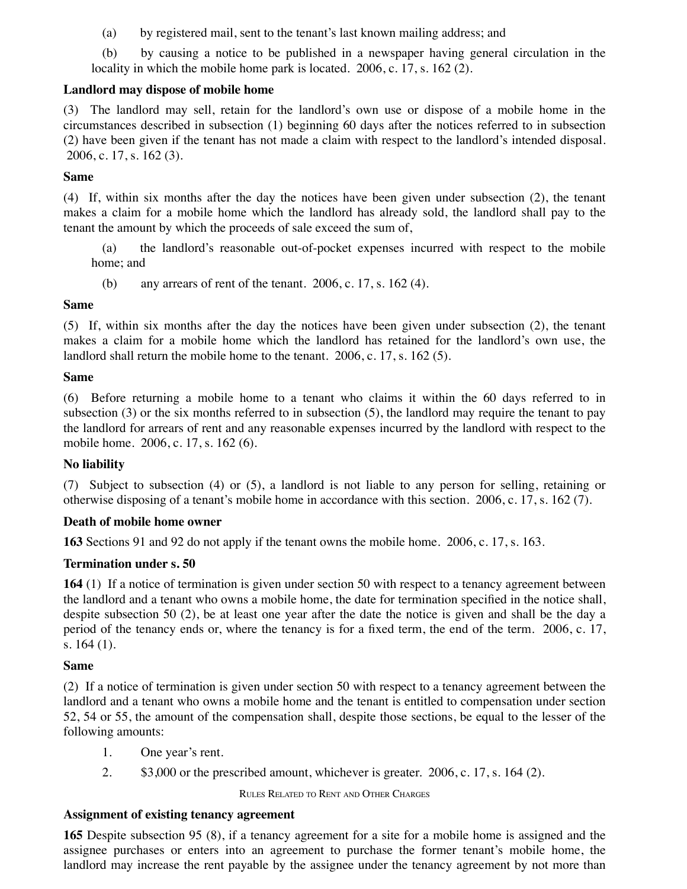(a) by registered mail, sent to the tenant's last known mailing address; and

(b) by causing a notice to be published in a newspaper having general circulation in the locality in which the mobile home park is located. 2006, c. 17, s. 162 (2).

**Landlord may dispose of mobile home**

(3) The landlord may sell, retain for the landlord's own use or dispose of a mobile home in the circumstances described in subsection (1) beginning 60 days after the notices referred to in subsection (2) have been given if the tenant has not made a claim with respect to the landlord's intended disposal. 2006, c. 17, s. 162 (3).

**Same**

(4) If, within six months after the day the notices have been given under subsection (2), the tenant makes a claim for a mobile home which the landlord has already sold, the landlord shall pay to the tenant the amount by which the proceeds of sale exceed the sum of,

(a) the landlord's reasonable out-of-pocket expenses incurred with respect to the mobile home; and

(b) any arrears of rent of the tenant. 2006, c. 17, s. 162 (4).

**Same**

(5) If, within six months after the day the notices have been given under subsection (2), the tenant makes a claim for a mobile home which the landlord has retained for the landlord's own use, the landlord shall return the mobile home to the tenant. 2006, c. 17, s. 162 (5).

**Same**

(6) Before returning a mobile home to a tenant who claims it within the 60 days referred to in subsection (3) or the six months referred to in subsection (5), the landlord may require the tenant to pay the landlord for arrears of rent and any reasonable expenses incurred by the landlord with respect to the mobile home. 2006, c. 17, s. 162 (6).

**No liability**

(7) Subject to subsection (4) or (5), a landlord is not liable to any person for selling, retaining or otherwise disposing of a tenant's mobile home in accordance with this section. 2006, c. 17, s. 162 (7).

**Death of mobile home owner**

**163** Sections 91 and 92 do not apply if the tenant owns the mobile home. 2006, c. 17, s. 163.

**Termination under s. 50**

**164** (1) If a notice of termination is given under section 50 with respect to a tenancy agreement between the landlord and a tenant who owns a mobile home, the date for termination specified in the notice shall, despite subsection 50 (2), be at least one year after the date the notice is given and shall be the day a period of the tenancy ends or, where the tenancy is for a fixed term, the end of the term. 2006, c. 17, s. 164 (1).

**Same**

(2) If a notice of termination is given under section 50 with respect to a tenancy agreement between the landlord and a tenant who owns a mobile home and the tenant is entitled to compensation under section 52, 54 or 55, the amount of the compensation shall, despite those sections, be equal to the lesser of the following amounts:

1. One year's rent.
2. $3,000 or the prescribed amount, whichever is greater. 2006, c. 17, s. 164 (2).

RULES RELATED TO RENT AND OTHER CHARGES

**Assignment of existing tenancy agreement**

**165** Despite subsection 95 (8), if a tenancy agreement for a site for a mobile home is assigned and the assignee purchases or enters into an agreement to purchase the former tenant's mobile home, the landlord may increase the rent payable by the assignee under the tenancy agreement by not more than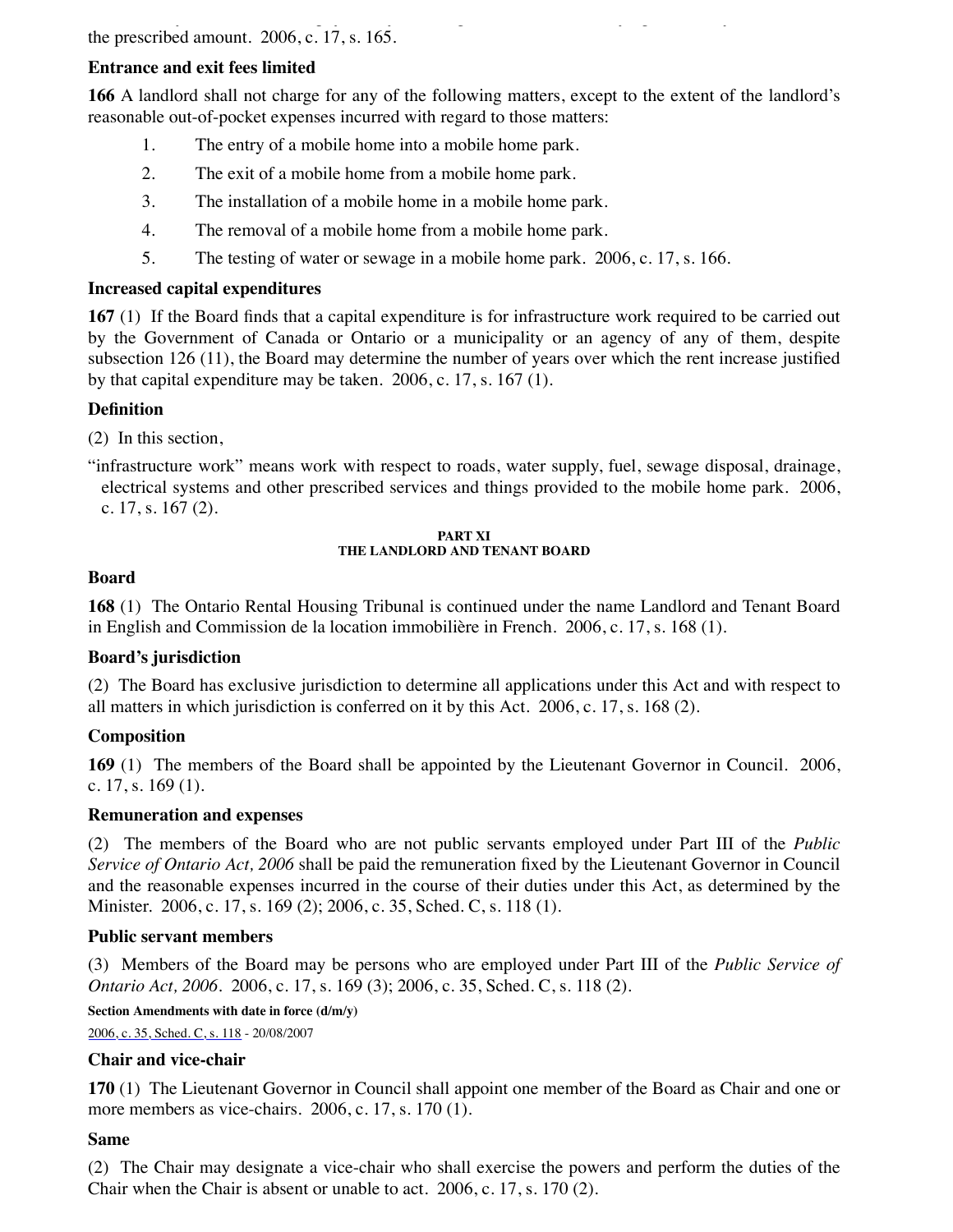the prescribed amount. 2006, c. 17, s. 165.

**Entrance and exit fees limited**

**166** A landlord shall not charge for any of the following matters, except to the extent of the landlord's reasonable out-of-pocket expenses incurred with regard to those matters:

1. The entry of a mobile home into a mobile home park.
2. The exit of a mobile home from a mobile home park.
3. The installation of a mobile home in a mobile home park.
4. The removal of a mobile home from a mobile home park.
5. The testing of water or sewage in a mobile home park. 2006, c. 17, s. 166.

**Increased capital expenditures**

**167** (1) If the Board finds that a capital expenditure is for infrastructure work required to be carried out by the Government of Canada or Ontario or a municipality or an agency of any of them, despite subsection 126 (11), the Board may determine the number of years over which the rent increase justified by that capital expenditure may be taken. 2006, c. 17, s. 167 (1).

**Definition**

(2) In this section,

"infrastructure work" means work with respect to roads, water supply, fuel, sewage disposal, drainage, electrical systems and other prescribed services and things provided to the mobile home park. 2006, c. 17, s. 167 (2).

## PART XI
## THE LANDLORD AND TENANT BOARD

**Board**

**168** (1) The Ontario Rental Housing Tribunal is continued under the name Landlord and Tenant Board in English and Commission de la location immobilière in French. 2006, c. 17, s. 168 (1).

**Board's jurisdiction**

(2) The Board has exclusive jurisdiction to determine all applications under this Act and with respect to all matters in which jurisdiction is conferred on it by this Act. 2006, c. 17, s. 168 (2).

**Composition**

**169** (1) The members of the Board shall be appointed by the Lieutenant Governor in Council. 2006, c. 17, s. 169 (1).

**Remuneration and expenses**

(2) The members of the Board who are not public servants employed under Part III of the *Public Service of Ontario Act, 2006* shall be paid the remuneration fixed by the Lieutenant Governor in Council and the reasonable expenses incurred in the course of their duties under this Act, as determined by the Minister. 2006, c. 17, s. 169 (2); 2006, c. 35, Sched. C, s. 118 (1).

**Public servant members**

(3) Members of the Board may be persons who are employed under Part III of the *Public Service of Ontario Act, 2006*. 2006, c. 17, s. 169 (3); 2006, c. 35, Sched. C, s. 118 (2).

**Section Amendments with date in force (d/m/y)**

2006, c. 35, Sched. C, s. 118 - 20/08/2007

**Chair and vice-chair**

**170** (1) The Lieutenant Governor in Council shall appoint one member of the Board as Chair and one or more members as vice-chairs. 2006, c. 17, s. 170 (1).

**Same**

(2) The Chair may designate a vice-chair who shall exercise the powers and perform the duties of the Chair when the Chair is absent or unable to act. 2006, c. 17, s. 170 (2).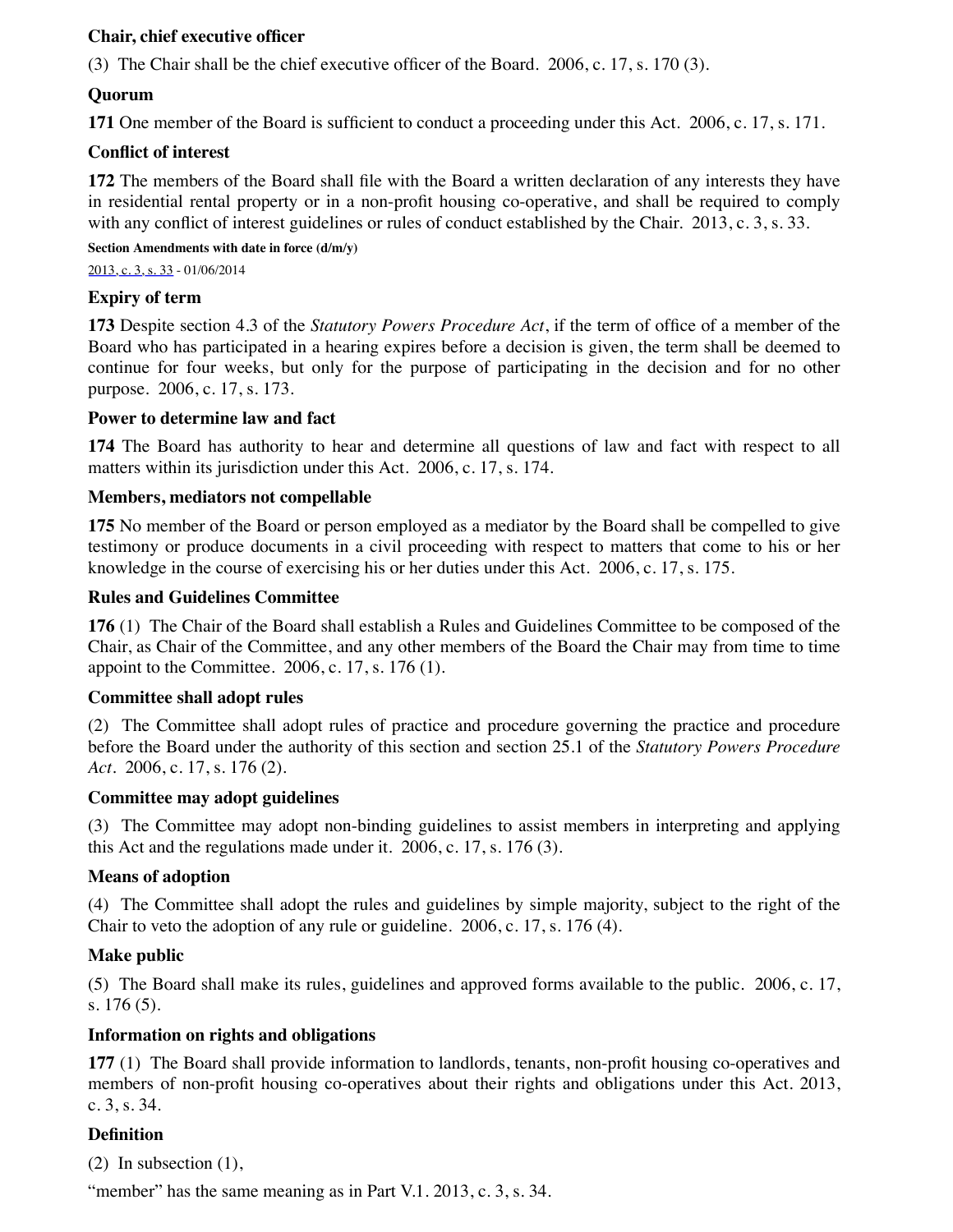**Chair, chief executive officer**

(3) The Chair shall be the chief executive officer of the Board. 2006, c. 17, s. 170 (3).

**Quorum**

**171** One member of the Board is sufficient to conduct a proceeding under this Act. 2006, c. 17, s. 171.

**Conflict of interest**

**172** The members of the Board shall file with the Board a written declaration of any interests they have in residential rental property or in a non-profit housing co-operative, and shall be required to comply with any conflict of interest guidelines or rules of conduct established by the Chair. 2013, c. 3, s. 33.

**Section Amendments with date in force (d/m/y)**

2013, c. 3, s. 33 - 01/06/2014

**Expiry of term**

**173** Despite section 4.3 of the *Statutory Powers Procedure Act*, if the term of office of a member of the Board who has participated in a hearing expires before a decision is given, the term shall be deemed to continue for four weeks, but only for the purpose of participating in the decision and for no other purpose. 2006, c. 17, s. 173.

**Power to determine law and fact**

**174** The Board has authority to hear and determine all questions of law and fact with respect to all matters within its jurisdiction under this Act. 2006, c. 17, s. 174.

**Members, mediators not compellable**

**175** No member of the Board or person employed as a mediator by the Board shall be compelled to give testimony or produce documents in a civil proceeding with respect to matters that come to his or her knowledge in the course of exercising his or her duties under this Act. 2006, c. 17, s. 175.

**Rules and Guidelines Committee**

**176** (1) The Chair of the Board shall establish a Rules and Guidelines Committee to be composed of the Chair, as Chair of the Committee, and any other members of the Board the Chair may from time to time appoint to the Committee. 2006, c. 17, s. 176 (1).

**Committee shall adopt rules**

(2) The Committee shall adopt rules of practice and procedure governing the practice and procedure before the Board under the authority of this section and section 25.1 of the *Statutory Powers Procedure Act*. 2006, c. 17, s. 176 (2).

**Committee may adopt guidelines**

(3) The Committee may adopt non-binding guidelines to assist members in interpreting and applying this Act and the regulations made under it. 2006, c. 17, s. 176 (3).

**Means of adoption**

(4) The Committee shall adopt the rules and guidelines by simple majority, subject to the right of the Chair to veto the adoption of any rule or guideline. 2006, c. 17, s. 176 (4).

**Make public**

(5) The Board shall make its rules, guidelines and approved forms available to the public. 2006, c. 17, s. 176 (5).

**Information on rights and obligations**

**177** (1) The Board shall provide information to landlords, tenants, non-profit housing co-operatives and members of non-profit housing co-operatives about their rights and obligations under this Act. 2013, c. 3, s. 34.

**Definition**

(2) In subsection (1),

"member" has the same meaning as in Part V.1. 2013, c. 3, s. 34.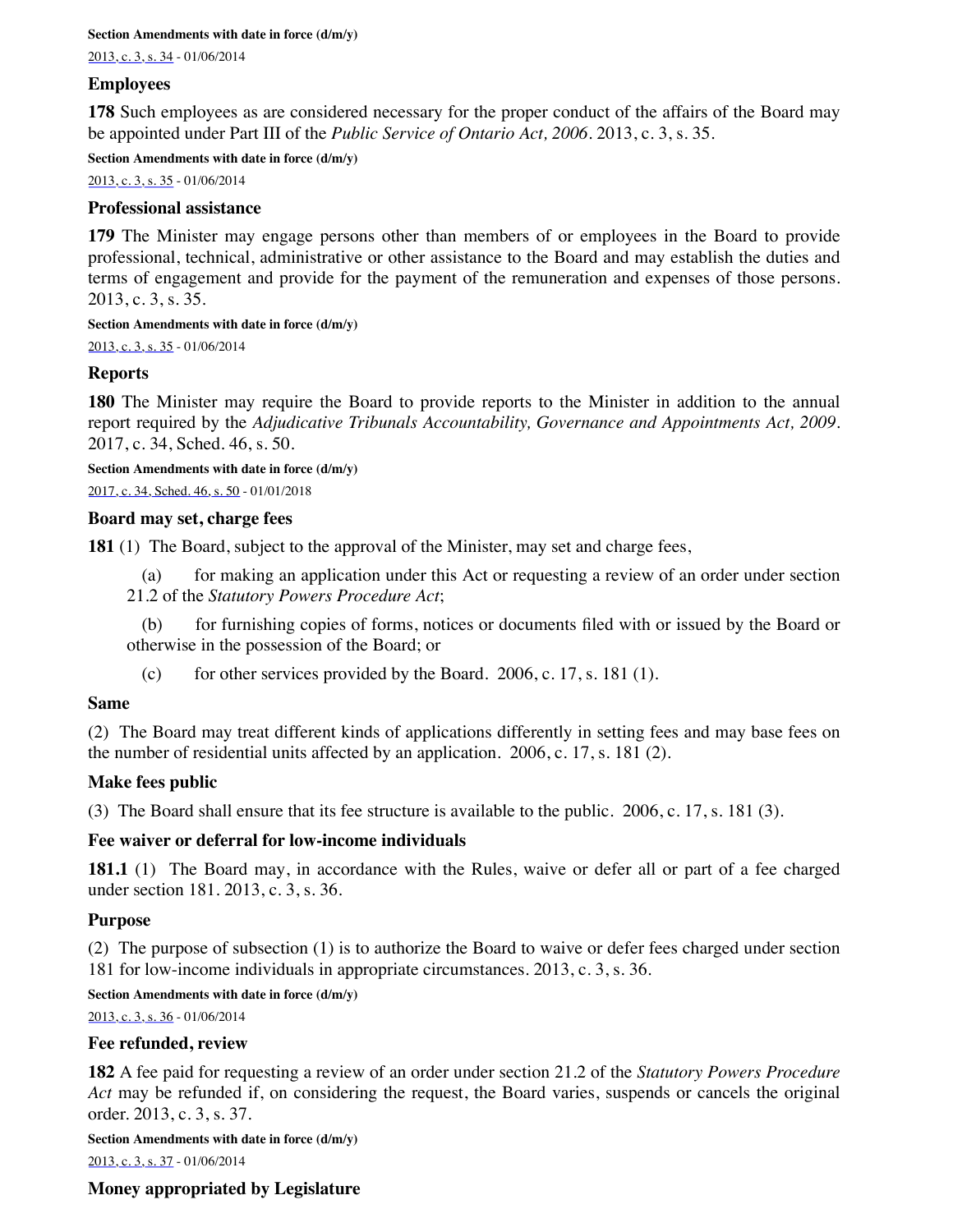**Section Amendments with date in force (d/m/y)**

2013, c. 3, s. 34 - 01/06/2014

### Employees

**178** Such employees as are considered necessary for the proper conduct of the affairs of the Board may be appointed under Part III of the *Public Service of Ontario Act, 2006*. 2013, c. 3, s. 35.

**Section Amendments with date in force (d/m/y)**

2013, c. 3, s. 35 - 01/06/2014

### Professional assistance

**179** The Minister may engage persons other than members of or employees in the Board to provide professional, technical, administrative or other assistance to the Board and may establish the duties and terms of engagement and provide for the payment of the remuneration and expenses of those persons. 2013, c. 3, s. 35.

**Section Amendments with date in force (d/m/y)**

2013, c. 3, s. 35 - 01/06/2014

### Reports

**180** The Minister may require the Board to provide reports to the Minister in addition to the annual report required by the *Adjudicative Tribunals Accountability, Governance and Appointments Act, 2009*. 2017, c. 34, Sched. 46, s. 50.

**Section Amendments with date in force (d/m/y)**

2017, c. 34, Sched. 46, s. 50 - 01/01/2018

### Board may set, charge fees

**181** (1) The Board, subject to the approval of the Minister, may set and charge fees,

(a) for making an application under this Act or requesting a review of an order under section 21.2 of the *Statutory Powers Procedure Act*;

(b) for furnishing copies of forms, notices or documents filed with or issued by the Board or otherwise in the possession of the Board; or

(c) for other services provided by the Board. 2006, c. 17, s. 181 (1).

### Same

(2) The Board may treat different kinds of applications differently in setting fees and may base fees on the number of residential units affected by an application. 2006, c. 17, s. 181 (2).

### Make fees public

(3) The Board shall ensure that its fee structure is available to the public. 2006, c. 17, s. 181 (3).

### Fee waiver or deferral for low-income individuals

**181.1** (1) The Board may, in accordance with the Rules, waive or defer all or part of a fee charged under section 181. 2013, c. 3, s. 36.

### Purpose

(2) The purpose of subsection (1) is to authorize the Board to waive or defer fees charged under section 181 for low-income individuals in appropriate circumstances. 2013, c. 3, s. 36.

**Section Amendments with date in force (d/m/y)**

2013, c. 3, s. 36 - 01/06/2014

### Fee refunded, review

**182** A fee paid for requesting a review of an order under section 21.2 of the *Statutory Powers Procedure Act* may be refunded if, on considering the request, the Board varies, suspends or cancels the original order. 2013, c. 3, s. 37.

**Section Amendments with date in force (d/m/y)**

2013, c. 3, s. 37 - 01/06/2014

### Money appropriated by Legislature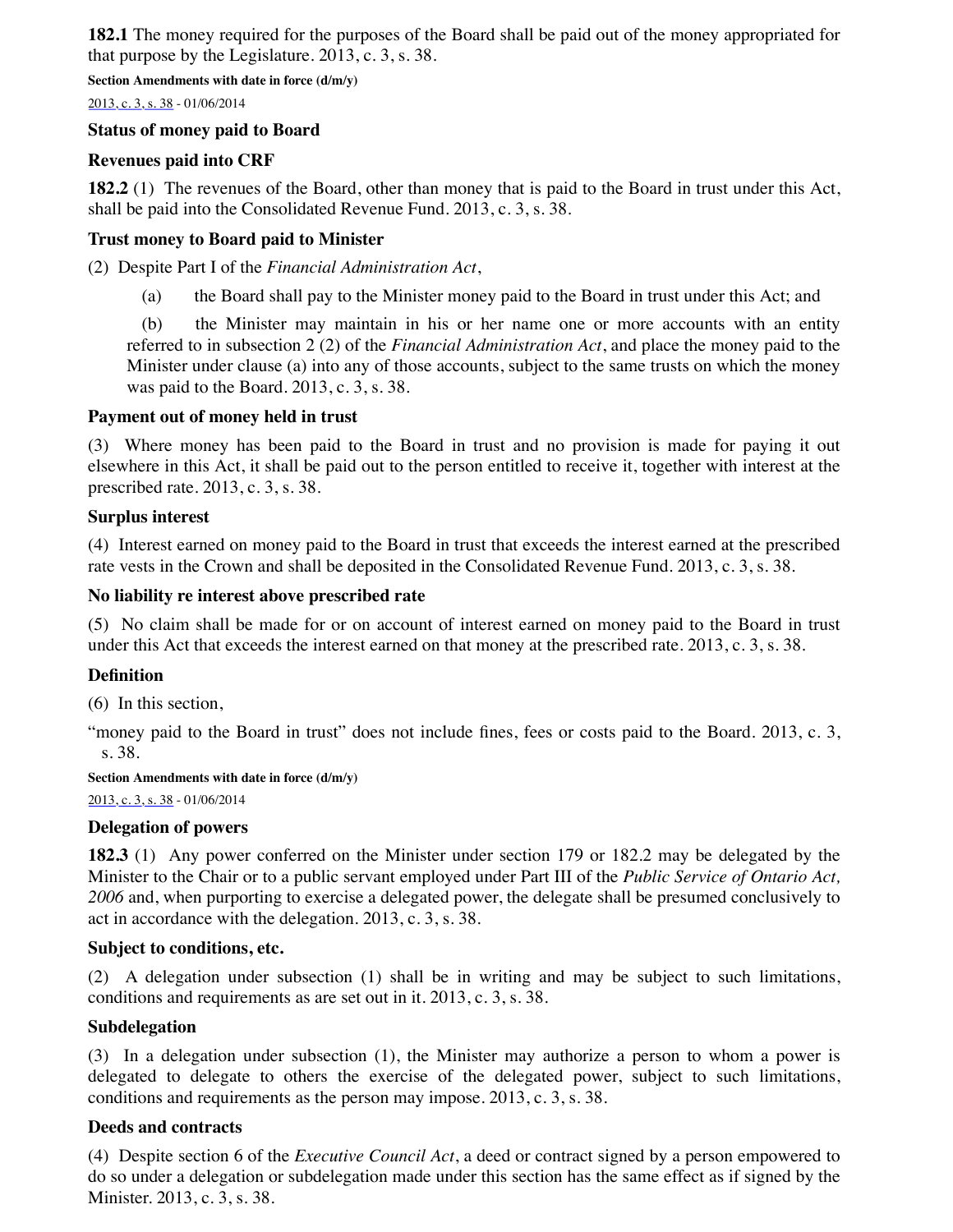**182.1** The money required for the purposes of the Board shall be paid out of the money appropriated for that purpose by the Legislature. 2013, c. 3, s. 38.

**Section Amendments with date in force (d/m/y)**

2013, c. 3, s. 38 - 01/06/2014

**Status of money paid to Board**

**Revenues paid into CRF**

**182.2** (1) The revenues of the Board, other than money that is paid to the Board in trust under this Act, shall be paid into the Consolidated Revenue Fund. 2013, c. 3, s. 38.

**Trust money to Board paid to Minister**

(2) Despite Part I of the *Financial Administration Act*,

(a) the Board shall pay to the Minister money paid to the Board in trust under this Act; and

(b) the Minister may maintain in his or her name one or more accounts with an entity referred to in subsection 2 (2) of the *Financial Administration Act*, and place the money paid to the Minister under clause (a) into any of those accounts, subject to the same trusts on which the money was paid to the Board. 2013, c. 3, s. 38.

**Payment out of money held in trust**

(3) Where money has been paid to the Board in trust and no provision is made for paying it out elsewhere in this Act, it shall be paid out to the person entitled to receive it, together with interest at the prescribed rate. 2013, c. 3, s. 38.

**Surplus interest**

(4) Interest earned on money paid to the Board in trust that exceeds the interest earned at the prescribed rate vests in the Crown and shall be deposited in the Consolidated Revenue Fund. 2013, c. 3, s. 38.

**No liability re interest above prescribed rate**

(5) No claim shall be made for or on account of interest earned on money paid to the Board in trust under this Act that exceeds the interest earned on that money at the prescribed rate. 2013, c. 3, s. 38.

**Definition**

(6) In this section,

"money paid to the Board in trust" does not include fines, fees or costs paid to the Board. 2013, c. 3, s. 38.

**Section Amendments with date in force (d/m/y)**

2013, c. 3, s. 38 - 01/06/2014

**Delegation of powers**

**182.3** (1) Any power conferred on the Minister under section 179 or 182.2 may be delegated by the Minister to the Chair or to a public servant employed under Part III of the *Public Service of Ontario Act, 2006* and, when purporting to exercise a delegated power, the delegate shall be presumed conclusively to act in accordance with the delegation. 2013, c. 3, s. 38.

**Subject to conditions, etc.**

(2) A delegation under subsection (1) shall be in writing and may be subject to such limitations, conditions and requirements as are set out in it. 2013, c. 3, s. 38.

**Subdelegation**

(3) In a delegation under subsection (1), the Minister may authorize a person to whom a power is delegated to delegate to others the exercise of the delegated power, subject to such limitations, conditions and requirements as the person may impose. 2013, c. 3, s. 38.

**Deeds and contracts**

(4) Despite section 6 of the *Executive Council Act*, a deed or contract signed by a person empowered to do so under a delegation or subdelegation made under this section has the same effect as if signed by the Minister. 2013, c. 3, s. 38.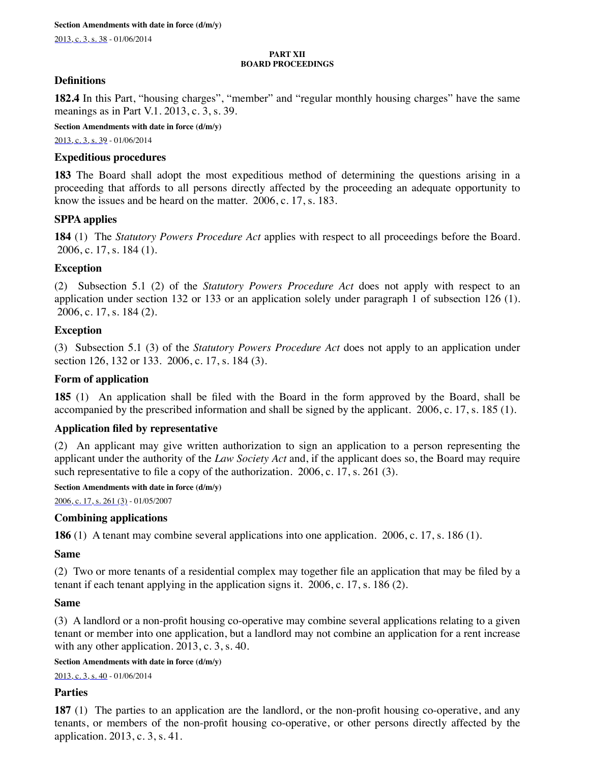**Section Amendments with date in force (d/m/y)**

2013, c. 3, s. 38 - 01/06/2014

## PART XII
## BOARD PROCEEDINGS

### Definitions

**182.4** In this Part, "housing charges", "member" and "regular monthly housing charges" have the same meanings as in Part V.1. 2013, c. 3, s. 39.

**Section Amendments with date in force (d/m/y)**

2013, c. 3, s. 39 - 01/06/2014

### Expeditious procedures

**183** The Board shall adopt the most expeditious method of determining the questions arising in a proceeding that affords to all persons directly affected by the proceeding an adequate opportunity to know the issues and be heard on the matter. 2006, c. 17, s. 183.

### SPPA applies

**184** (1) The *Statutory Powers Procedure Act* applies with respect to all proceedings before the Board. 2006, c. 17, s. 184 (1).

### Exception

(2) Subsection 5.1 (2) of the *Statutory Powers Procedure Act* does not apply with respect to an application under section 132 or 133 or an application solely under paragraph 1 of subsection 126 (1). 2006, c. 17, s. 184 (2).

### Exception

(3) Subsection 5.1 (3) of the *Statutory Powers Procedure Act* does not apply to an application under section 126, 132 or 133. 2006, c. 17, s. 184 (3).

### Form of application

**185** (1) An application shall be filed with the Board in the form approved by the Board, shall be accompanied by the prescribed information and shall be signed by the applicant. 2006, c. 17, s. 185 (1).

### Application filed by representative

(2) An applicant may give written authorization to sign an application to a person representing the applicant under the authority of the *Law Society Act* and, if the applicant does so, the Board may require such representative to file a copy of the authorization. 2006, c. 17, s. 261 (3).

**Section Amendments with date in force (d/m/y)**

2006, c. 17, s. 261 (3) - 01/05/2007

### Combining applications

**186** (1) A tenant may combine several applications into one application. 2006, c. 17, s. 186 (1).

### Same

(2) Two or more tenants of a residential complex may together file an application that may be filed by a tenant if each tenant applying in the application signs it. 2006, c. 17, s. 186 (2).

### Same

(3) A landlord or a non-profit housing co-operative may combine several applications relating to a given tenant or member into one application, but a landlord may not combine an application for a rent increase with any other application. 2013, c. 3, s. 40.

**Section Amendments with date in force (d/m/y)**

2013, c. 3, s. 40 - 01/06/2014

### Parties

**187** (1) The parties to an application are the landlord, or the non-profit housing co-operative, and any tenants, or members of the non-profit housing co-operative, or other persons directly affected by the application. 2013, c. 3, s. 41.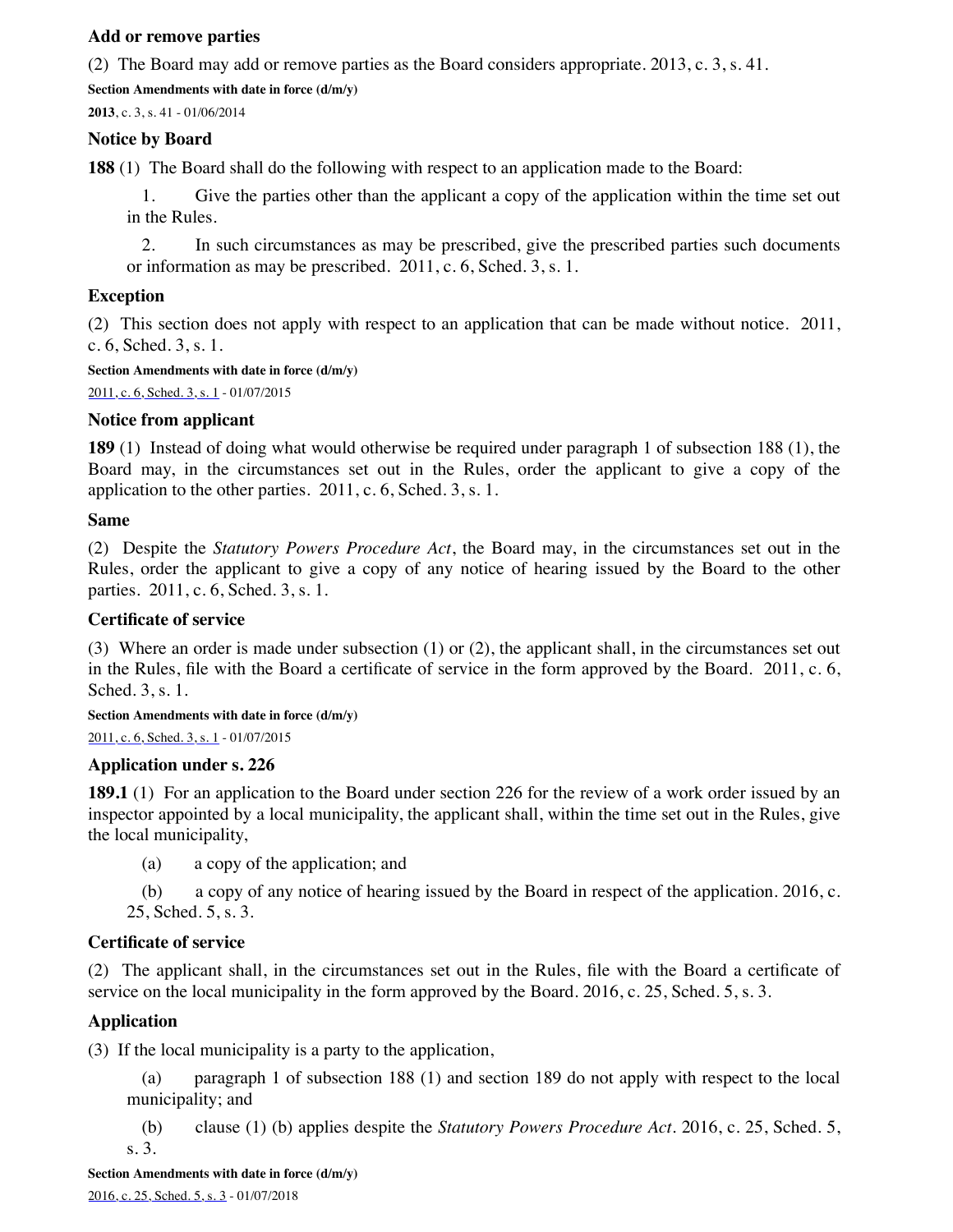### Add or remove parties

(2) The Board may add or remove parties as the Board considers appropriate. 2013, c. 3, s. 41.

**Section Amendments with date in force (d/m/y)**

**2013**, c. 3, s. 41 - 01/06/2014

### Notice by Board

**188** (1) The Board shall do the following with respect to an application made to the Board:

1. Give the parties other than the applicant a copy of the application within the time set out in the Rules.
2. In such circumstances as may be prescribed, give the prescribed parties such documents or information as may be prescribed. 2011, c. 6, Sched. 3, s. 1.

### Exception

(2) This section does not apply with respect to an application that can be made without notice. 2011, c. 6, Sched. 3, s. 1.

**Section Amendments with date in force (d/m/y)**

2011, c. 6, Sched. 3, s. 1 - 01/07/2015

### Notice from applicant

**189** (1) Instead of doing what would otherwise be required under paragraph 1 of subsection 188 (1), the Board may, in the circumstances set out in the Rules, order the applicant to give a copy of the application to the other parties. 2011, c. 6, Sched. 3, s. 1.

### Same

(2) Despite the *Statutory Powers Procedure Act*, the Board may, in the circumstances set out in the Rules, order the applicant to give a copy of any notice of hearing issued by the Board to the other parties. 2011, c. 6, Sched. 3, s. 1.

### Certificate of service

(3) Where an order is made under subsection (1) or (2), the applicant shall, in the circumstances set out in the Rules, file with the Board a certificate of service in the form approved by the Board. 2011, c. 6, Sched. 3, s. 1.

**Section Amendments with date in force (d/m/y)**

2011, c. 6, Sched. 3, s. 1 - 01/07/2015

### Application under s. 226

**189.1** (1) For an application to the Board under section 226 for the review of a work order issued by an inspector appointed by a local municipality, the applicant shall, within the time set out in the Rules, give the local municipality,

(a) a copy of the application; and

(b) a copy of any notice of hearing issued by the Board in respect of the application. 2016, c. 25, Sched. 5, s. 3.

### Certificate of service

(2) The applicant shall, in the circumstances set out in the Rules, file with the Board a certificate of service on the local municipality in the form approved by the Board. 2016, c. 25, Sched. 5, s. 3.

### Application

(3) If the local municipality is a party to the application,

(a) paragraph 1 of subsection 188 (1) and section 189 do not apply with respect to the local municipality; and

(b) clause (1) (b) applies despite the *Statutory Powers Procedure Act*. 2016, c. 25, Sched. 5, s. 3.

**Section Amendments with date in force (d/m/y)**

2016, c. 25, Sched. 5, s. 3 - 01/07/2018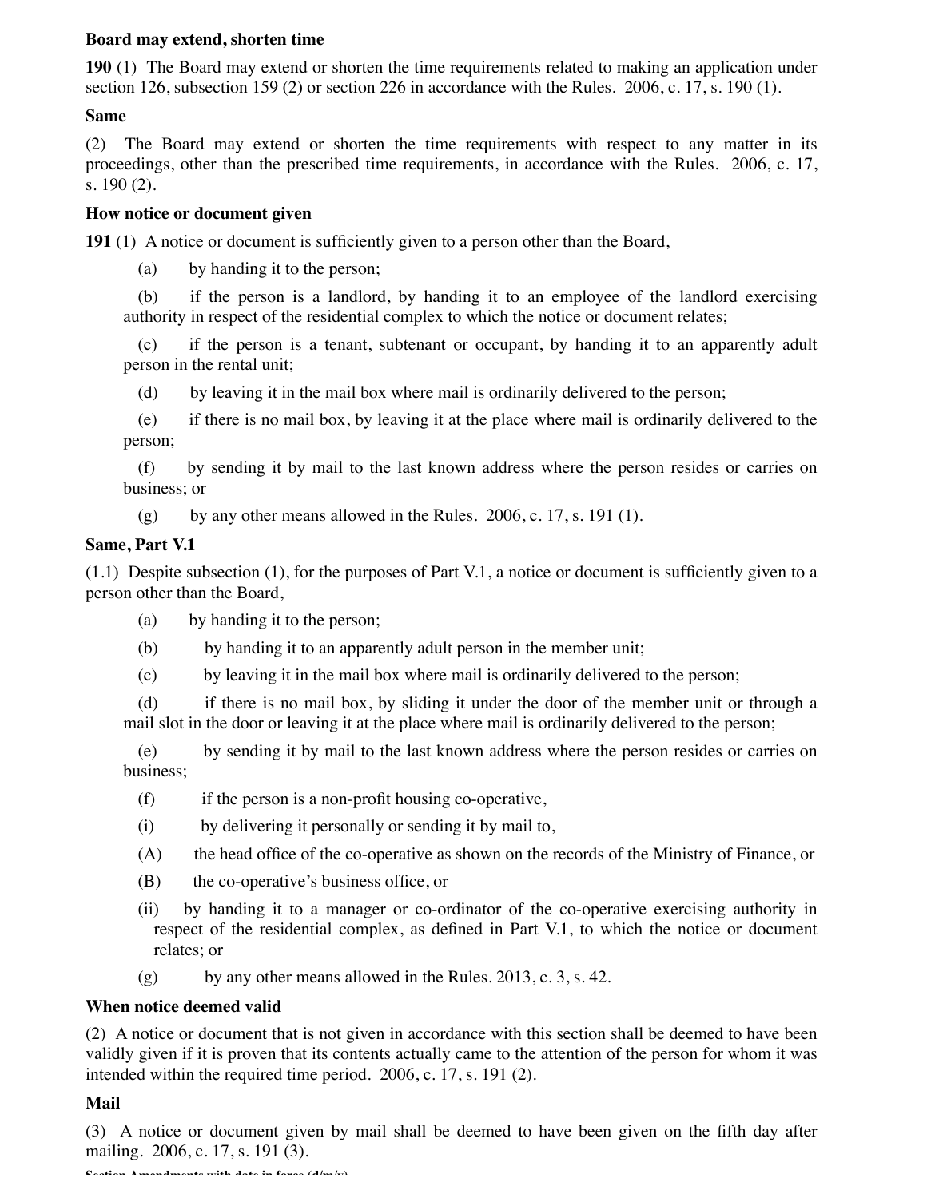**Board may extend, shorten time**

**190** (1) The Board may extend or shorten the time requirements related to making an application under section 126, subsection 159 (2) or section 226 in accordance with the Rules. 2006, c. 17, s. 190 (1).

**Same**

(2) The Board may extend or shorten the time requirements with respect to any matter in its proceedings, other than the prescribed time requirements, in accordance with the Rules. 2006, c. 17, s. 190 (2).

**How notice or document given**

**191** (1) A notice or document is sufficiently given to a person other than the Board,

(a) by handing it to the person;

(b) if the person is a landlord, by handing it to an employee of the landlord exercising authority in respect of the residential complex to which the notice or document relates;

(c) if the person is a tenant, subtenant or occupant, by handing it to an apparently adult person in the rental unit;

(d) by leaving it in the mail box where mail is ordinarily delivered to the person;

(e) if there is no mail box, by leaving it at the place where mail is ordinarily delivered to the person;

(f) by sending it by mail to the last known address where the person resides or carries on business; or

(g) by any other means allowed in the Rules. 2006, c. 17, s. 191 (1).

**Same, Part V.1**

(1.1) Despite subsection (1), for the purposes of Part V.1, a notice or document is sufficiently given to a person other than the Board,

(a) by handing it to the person;

(b) by handing it to an apparently adult person in the member unit;

(c) by leaving it in the mail box where mail is ordinarily delivered to the person;

(d) if there is no mail box, by sliding it under the door of the member unit or through a mail slot in the door or leaving it at the place where mail is ordinarily delivered to the person;

(e) by sending it by mail to the last known address where the person resides or carries on business;

(f) if the person is a non-profit housing co-operative,

(i) by delivering it personally or sending it by mail to,

(A) the head office of the co-operative as shown on the records of the Ministry of Finance, or

(B) the co-operative's business office, or

(ii) by handing it to a manager or co-ordinator of the co-operative exercising authority in respect of the residential complex, as defined in Part V.1, to which the notice or document relates; or

(g) by any other means allowed in the Rules. 2013, c. 3, s. 42.

**When notice deemed valid**

(2) A notice or document that is not given in accordance with this section shall be deemed to have been validly given if it is proven that its contents actually came to the attention of the person for whom it was intended within the required time period. 2006, c. 17, s. 191 (2).

**Mail**

(3) A notice or document given by mail shall be deemed to have been given on the fifth day after mailing. 2006, c. 17, s. 191 (3).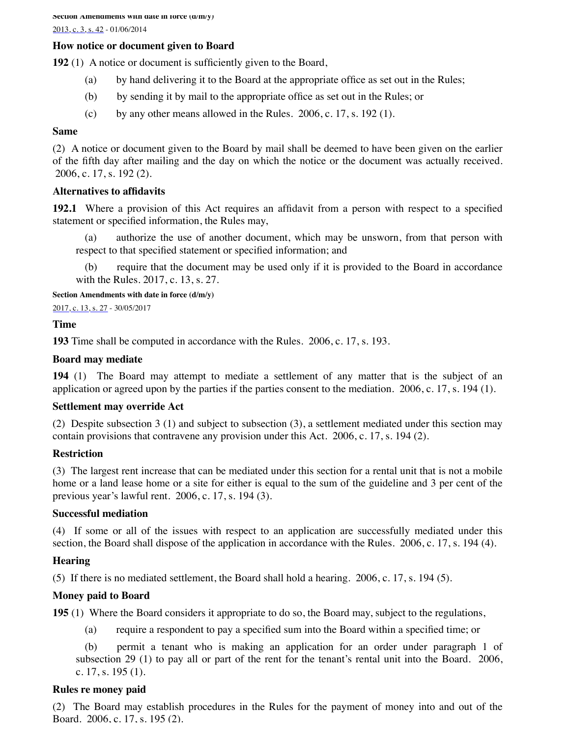**Section Amendments with date in force (d/m/y)**

2013, c. 3, s. 42 - 01/06/2014

**How notice or document given to Board**

**192** (1) A notice or document is sufficiently given to the Board,

(a) by hand delivering it to the Board at the appropriate office as set out in the Rules;

(b) by sending it by mail to the appropriate office as set out in the Rules; or

(c) by any other means allowed in the Rules. 2006, c. 17, s. 192 (1).

**Same**

(2) A notice or document given to the Board by mail shall be deemed to have been given on the earlier of the fifth day after mailing and the day on which the notice or the document was actually received. 2006, c. 17, s. 192 (2).

**Alternatives to affidavits**

**192.1** Where a provision of this Act requires an affidavit from a person with respect to a specified statement or specified information, the Rules may,

(a) authorize the use of another document, which may be unsworn, from that person with respect to that specified statement or specified information; and

(b) require that the document may be used only if it is provided to the Board in accordance with the Rules. 2017, c. 13, s. 27.

**Section Amendments with date in force (d/m/y)**

2017, c. 13, s. 27 - 30/05/2017

**Time**

**193** Time shall be computed in accordance with the Rules. 2006, c. 17, s. 193.

**Board may mediate**

**194** (1) The Board may attempt to mediate a settlement of any matter that is the subject of an application or agreed upon by the parties if the parties consent to the mediation. 2006, c. 17, s. 194 (1).

**Settlement may override Act**

(2) Despite subsection 3 (1) and subject to subsection (3), a settlement mediated under this section may contain provisions that contravene any provision under this Act. 2006, c. 17, s. 194 (2).

**Restriction**

(3) The largest rent increase that can be mediated under this section for a rental unit that is not a mobile home or a land lease home or a site for either is equal to the sum of the guideline and 3 per cent of the previous year's lawful rent. 2006, c. 17, s. 194 (3).

**Successful mediation**

(4) If some or all of the issues with respect to an application are successfully mediated under this section, the Board shall dispose of the application in accordance with the Rules. 2006, c. 17, s. 194 (4).

**Hearing**

(5) If there is no mediated settlement, the Board shall hold a hearing. 2006, c. 17, s. 194 (5).

**Money paid to Board**

**195** (1) Where the Board considers it appropriate to do so, the Board may, subject to the regulations,

(a) require a respondent to pay a specified sum into the Board within a specified time; or

(b) permit a tenant who is making an application for an order under paragraph 1 of subsection 29 (1) to pay all or part of the rent for the tenant's rental unit into the Board. 2006, c. 17, s. 195 (1).

**Rules re money paid**

(2) The Board may establish procedures in the Rules for the payment of money into and out of the Board. 2006, c. 17, s. 195 (2).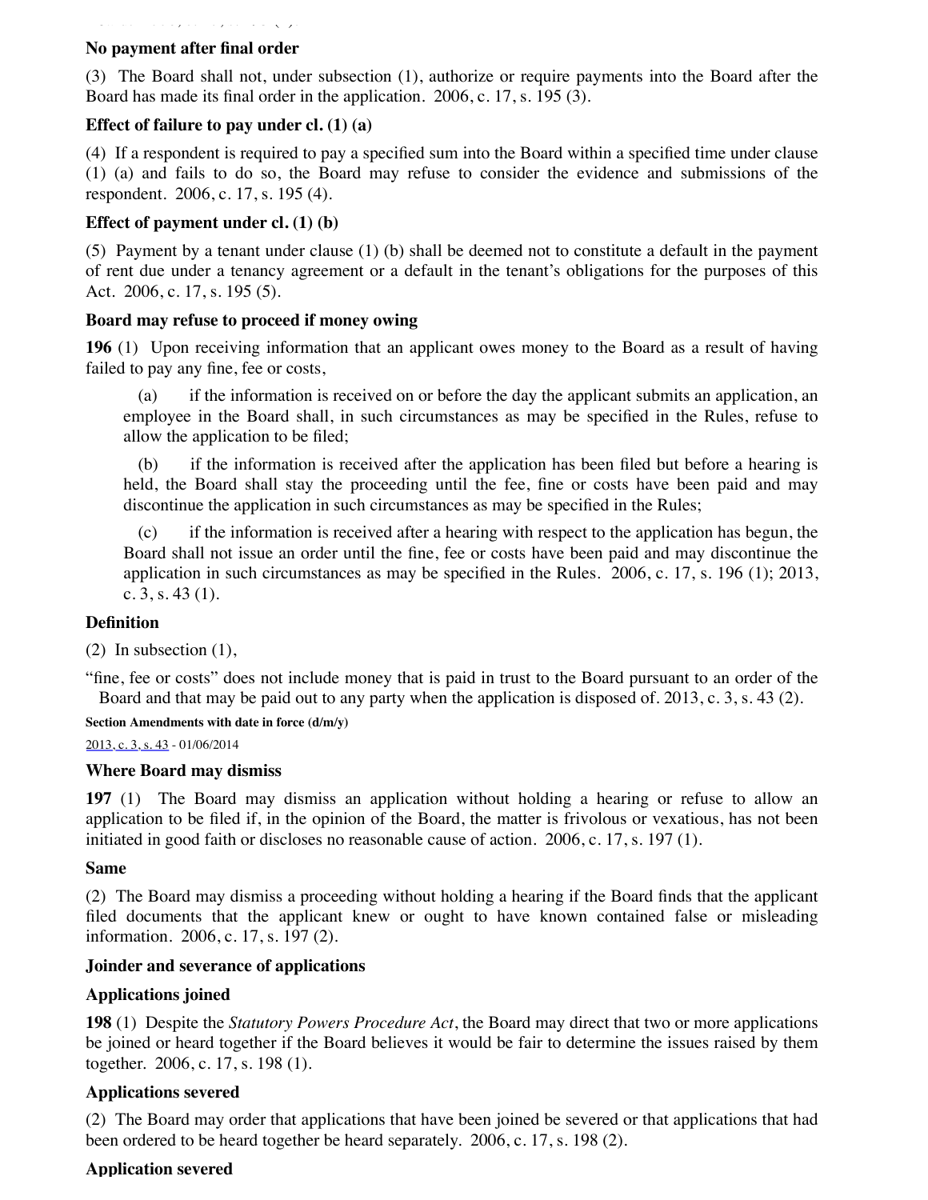**No payment after final order**

(3) The Board shall not, under subsection (1), authorize or require payments into the Board after the Board has made its final order in the application. 2006, c. 17, s. 195 (3).

**Effect of failure to pay under cl. (1) (a)**

(4) If a respondent is required to pay a specified sum into the Board within a specified time under clause (1) (a) and fails to do so, the Board may refuse to consider the evidence and submissions of the respondent. 2006, c. 17, s. 195 (4).

**Effect of payment under cl. (1) (b)**

(5) Payment by a tenant under clause (1) (b) shall be deemed not to constitute a default in the payment of rent due under a tenancy agreement or a default in the tenant's obligations for the purposes of this Act. 2006, c. 17, s. 195 (5).

**Board may refuse to proceed if money owing**

**196** (1) Upon receiving information that an applicant owes money to the Board as a result of having failed to pay any fine, fee or costs,

(a) if the information is received on or before the day the applicant submits an application, an employee in the Board shall, in such circumstances as may be specified in the Rules, refuse to allow the application to be filed;

(b) if the information is received after the application has been filed but before a hearing is held, the Board shall stay the proceeding until the fee, fine or costs have been paid and may discontinue the application in such circumstances as may be specified in the Rules;

(c) if the information is received after a hearing with respect to the application has begun, the Board shall not issue an order until the fine, fee or costs have been paid and may discontinue the application in such circumstances as may be specified in the Rules. 2006, c. 17, s. 196 (1); 2013, c. 3, s. 43 (1).

**Definition**

(2) In subsection (1),

"fine, fee or costs" does not include money that is paid in trust to the Board pursuant to an order of the Board and that may be paid out to any party when the application is disposed of. 2013, c. 3, s. 43 (2).

**Section Amendments with date in force (d/m/y)**

2013, c. 3, s. 43 - 01/06/2014

**Where Board may dismiss**

**197** (1) The Board may dismiss an application without holding a hearing or refuse to allow an application to be filed if, in the opinion of the Board, the matter is frivolous or vexatious, has not been initiated in good faith or discloses no reasonable cause of action. 2006, c. 17, s. 197 (1).

**Same**

(2) The Board may dismiss a proceeding without holding a hearing if the Board finds that the applicant filed documents that the applicant knew or ought to have known contained false or misleading information. 2006, c. 17, s. 197 (2).

**Joinder and severance of applications**

**Applications joined**

**198** (1) Despite the *Statutory Powers Procedure Act*, the Board may direct that two or more applications be joined or heard together if the Board believes it would be fair to determine the issues raised by them together. 2006, c. 17, s. 198 (1).

**Applications severed**

(2) The Board may order that applications that have been joined be severed or that applications that had been ordered to be heard together be heard separately. 2006, c. 17, s. 198 (2).

**Application severed**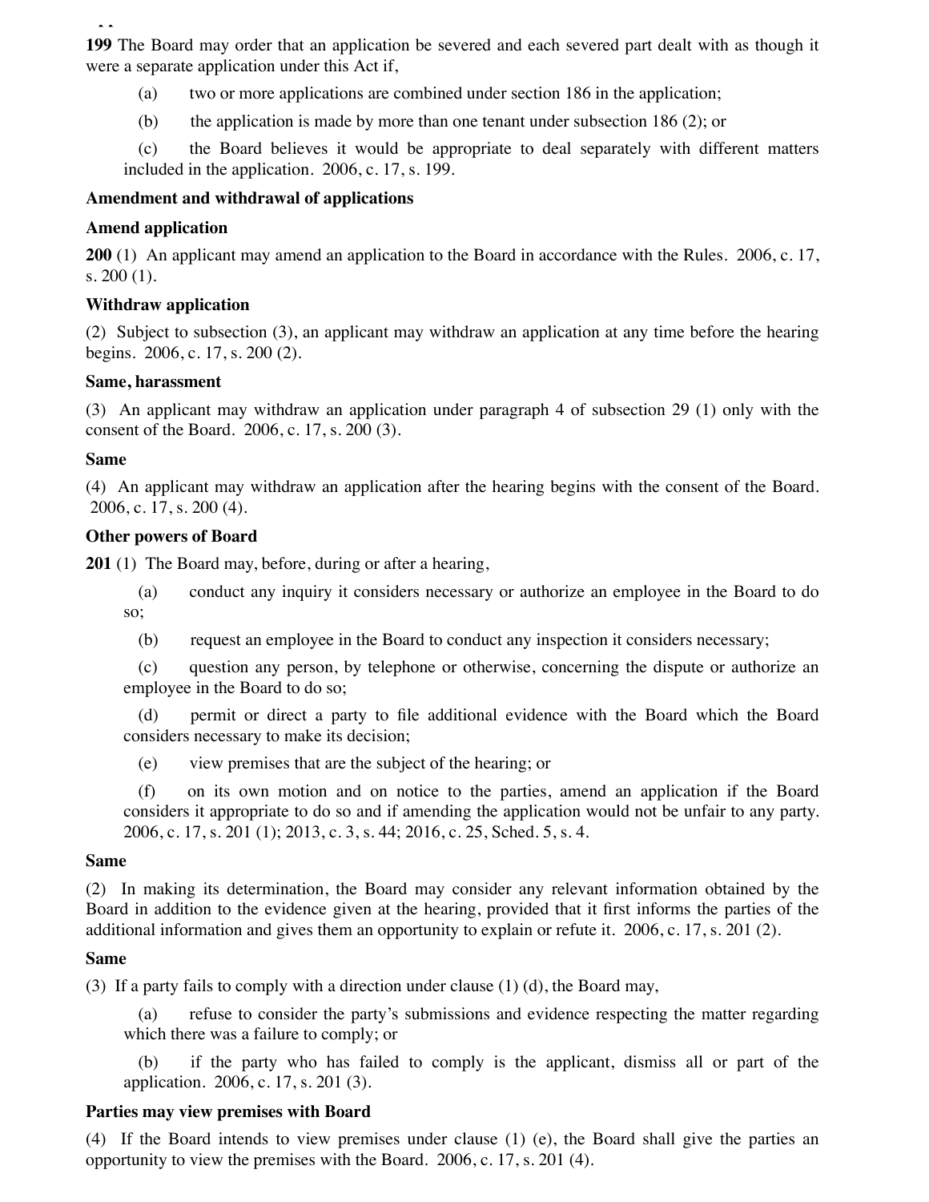**199** The Board may order that an application be severed and each severed part dealt with as though it were a separate application under this Act if,

(a) two or more applications are combined under section 186 in the application;

(b) the application is made by more than one tenant under subsection 186 (2); or

(c) the Board believes it would be appropriate to deal separately with different matters included in the application. 2006, c. 17, s. 199.

**Amendment and withdrawal of applications**

**Amend application**

**200** (1) An applicant may amend an application to the Board in accordance with the Rules. 2006, c. 17, s. 200 (1).

**Withdraw application**

(2) Subject to subsection (3), an applicant may withdraw an application at any time before the hearing begins. 2006, c. 17, s. 200 (2).

**Same, harassment**

(3) An applicant may withdraw an application under paragraph 4 of subsection 29 (1) only with the consent of the Board. 2006, c. 17, s. 200 (3).

**Same**

(4) An applicant may withdraw an application after the hearing begins with the consent of the Board. 2006, c. 17, s. 200 (4).

**Other powers of Board**

**201** (1) The Board may, before, during or after a hearing,

(a) conduct any inquiry it considers necessary or authorize an employee in the Board to do so;

(b) request an employee in the Board to conduct any inspection it considers necessary;

(c) question any person, by telephone or otherwise, concerning the dispute or authorize an employee in the Board to do so;

(d) permit or direct a party to file additional evidence with the Board which the Board considers necessary to make its decision;

(e) view premises that are the subject of the hearing; or

(f) on its own motion and on notice to the parties, amend an application if the Board considers it appropriate to do so and if amending the application would not be unfair to any party. 2006, c. 17, s. 201 (1); 2013, c. 3, s. 44; 2016, c. 25, Sched. 5, s. 4.

**Same**

(2) In making its determination, the Board may consider any relevant information obtained by the Board in addition to the evidence given at the hearing, provided that it first informs the parties of the additional information and gives them an opportunity to explain or refute it. 2006, c. 17, s. 201 (2).

**Same**

(3) If a party fails to comply with a direction under clause (1) (d), the Board may,

(a) refuse to consider the party's submissions and evidence respecting the matter regarding which there was a failure to comply; or

(b) if the party who has failed to comply is the applicant, dismiss all or part of the application. 2006, c. 17, s. 201 (3).

**Parties may view premises with Board**

(4) If the Board intends to view premises under clause (1) (e), the Board shall give the parties an opportunity to view the premises with the Board. 2006, c. 17, s. 201 (4).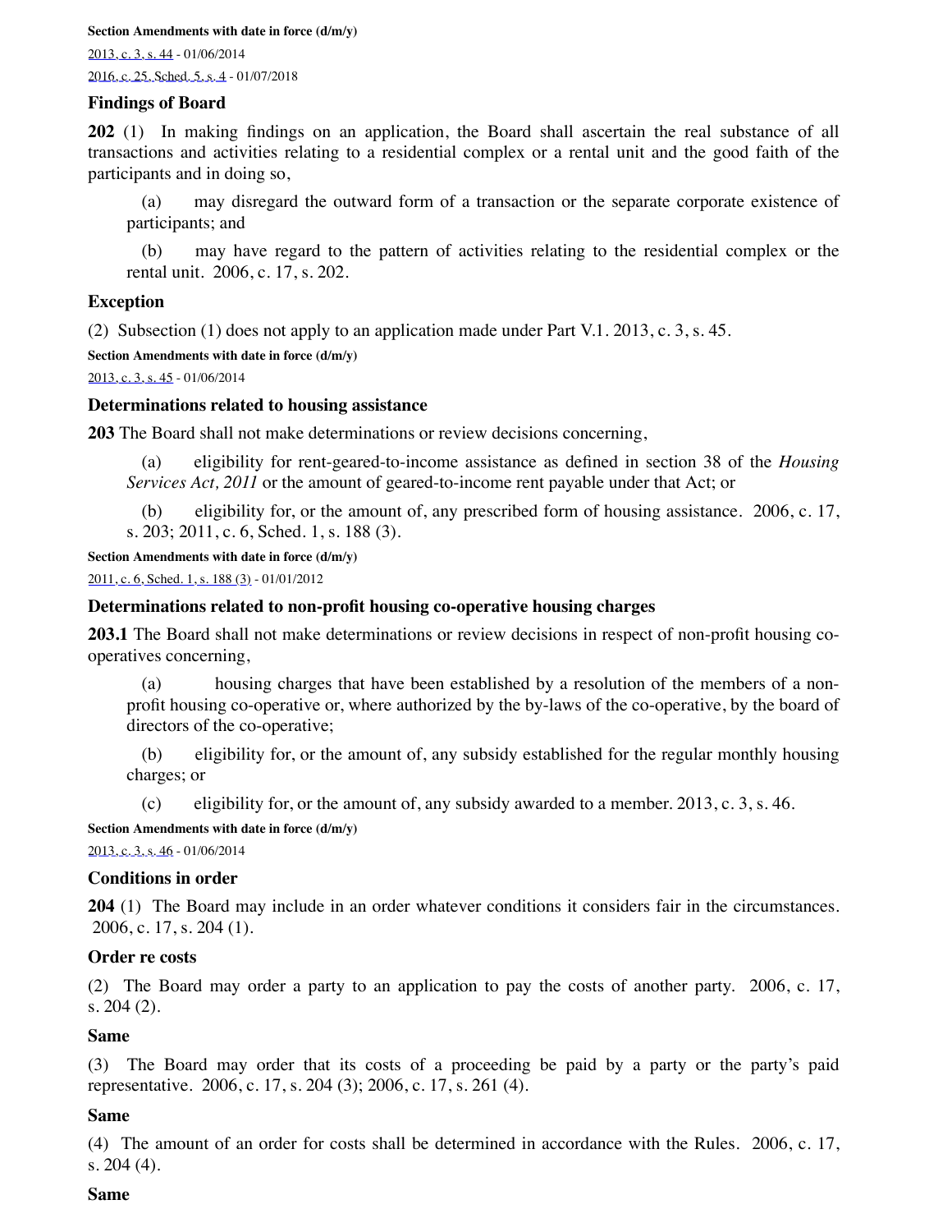**Section Amendments with date in force (d/m/y)**

2013, c. 3, s. 44 - 01/06/2014

2016, c. 25, Sched. 5, s. 4 - 01/07/2018

### Findings of Board

**202** (1) In making findings on an application, the Board shall ascertain the real substance of all transactions and activities relating to a residential complex or a rental unit and the good faith of the participants and in doing so,

(a) may disregard the outward form of a transaction or the separate corporate existence of participants; and

(b) may have regard to the pattern of activities relating to the residential complex or the rental unit. 2006, c. 17, s. 202.

### Exception

(2) Subsection (1) does not apply to an application made under Part V.1. 2013, c. 3, s. 45.

**Section Amendments with date in force (d/m/y)**

2013, c. 3, s. 45 - 01/06/2014

### Determinations related to housing assistance

**203** The Board shall not make determinations or review decisions concerning,

(a) eligibility for rent-geared-to-income assistance as defined in section 38 of the *Housing Services Act, 2011* or the amount of geared-to-income rent payable under that Act; or

(b) eligibility for, or the amount of, any prescribed form of housing assistance. 2006, c. 17, s. 203; 2011, c. 6, Sched. 1, s. 188 (3).

**Section Amendments with date in force (d/m/y)**

2011, c. 6, Sched. 1, s. 188 (3) - 01/01/2012

### Determinations related to non-profit housing co-operative housing charges

**203.1** The Board shall not make determinations or review decisions in respect of non-profit housing co-operatives concerning,

(a) housing charges that have been established by a resolution of the members of a non-profit housing co-operative or, where authorized by the by-laws of the co-operative, by the board of directors of the co-operative;

(b) eligibility for, or the amount of, any subsidy established for the regular monthly housing charges; or

(c) eligibility for, or the amount of, any subsidy awarded to a member. 2013, c. 3, s. 46.

**Section Amendments with date in force (d/m/y)**

2013, c. 3, s. 46 - 01/06/2014

### Conditions in order

**204** (1) The Board may include in an order whatever conditions it considers fair in the circumstances. 2006, c. 17, s. 204 (1).

### Order re costs

(2) The Board may order a party to an application to pay the costs of another party. 2006, c. 17, s. 204 (2).

### Same

(3) The Board may order that its costs of a proceeding be paid by a party or the party's paid representative. 2006, c. 17, s. 204 (3); 2006, c. 17, s. 261 (4).

### Same

(4) The amount of an order for costs shall be determined in accordance with the Rules. 2006, c. 17, s. 204 (4).

### Same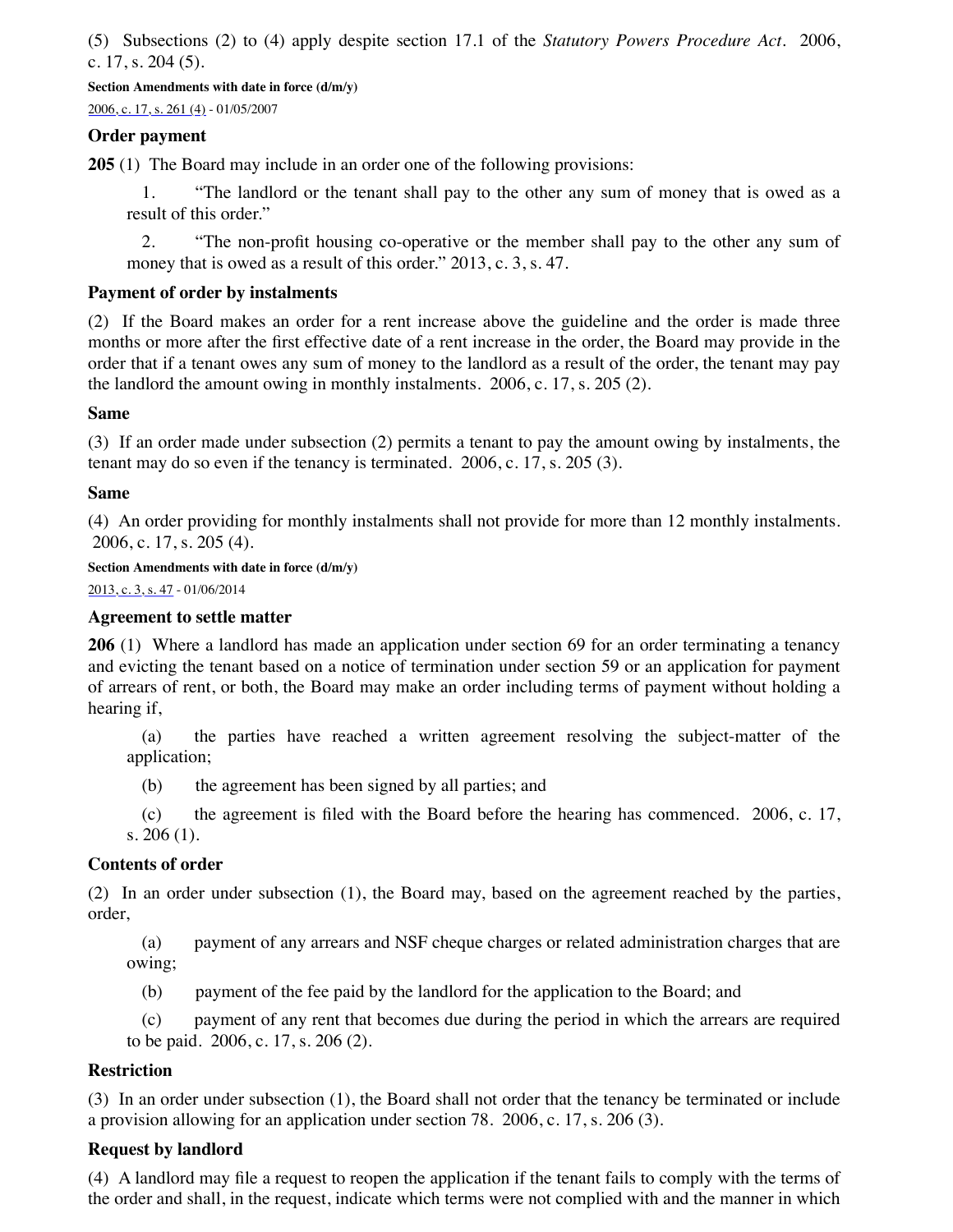(5) Subsections (2) to (4) apply despite section 17.1 of the *Statutory Powers Procedure Act*. 2006, c. 17, s. 204 (5).

**Section Amendments with date in force (d/m/y)**

2006, c. 17, s. 261 (4) - 01/05/2007

### Order payment

**205** (1) The Board may include in an order one of the following provisions:

1. "The landlord or the tenant shall pay to the other any sum of money that is owed as a result of this order."

2. "The non-profit housing co-operative or the member shall pay to the other any sum of money that is owed as a result of this order." 2013, c. 3, s. 47.

### Payment of order by instalments

(2) If the Board makes an order for a rent increase above the guideline and the order is made three months or more after the first effective date of a rent increase in the order, the Board may provide in the order that if a tenant owes any sum of money to the landlord as a result of the order, the tenant may pay the landlord the amount owing in monthly instalments. 2006, c. 17, s. 205 (2).

### Same

(3) If an order made under subsection (2) permits a tenant to pay the amount owing by instalments, the tenant may do so even if the tenancy is terminated. 2006, c. 17, s. 205 (3).

### Same

(4) An order providing for monthly instalments shall not provide for more than 12 monthly instalments. 2006, c. 17, s. 205 (4).

**Section Amendments with date in force (d/m/y)**

2013, c. 3, s. 47 - 01/06/2014

### Agreement to settle matter

**206** (1) Where a landlord has made an application under section 69 for an order terminating a tenancy and evicting the tenant based on a notice of termination under section 59 or an application for payment of arrears of rent, or both, the Board may make an order including terms of payment without holding a hearing if,

(a) the parties have reached a written agreement resolving the subject-matter of the application;

(b) the agreement has been signed by all parties; and

(c) the agreement is filed with the Board before the hearing has commenced. 2006, c. 17, s. 206 (1).

### Contents of order

(2) In an order under subsection (1), the Board may, based on the agreement reached by the parties, order,

(a) payment of any arrears and NSF cheque charges or related administration charges that are owing;

(b) payment of the fee paid by the landlord for the application to the Board; and

(c) payment of any rent that becomes due during the period in which the arrears are required to be paid. 2006, c. 17, s. 206 (2).

### Restriction

(3) In an order under subsection (1), the Board shall not order that the tenancy be terminated or include a provision allowing for an application under section 78. 2006, c. 17, s. 206 (3).

### Request by landlord

(4) A landlord may file a request to reopen the application if the tenant fails to comply with the terms of the order and shall, in the request, indicate which terms were not complied with and the manner in which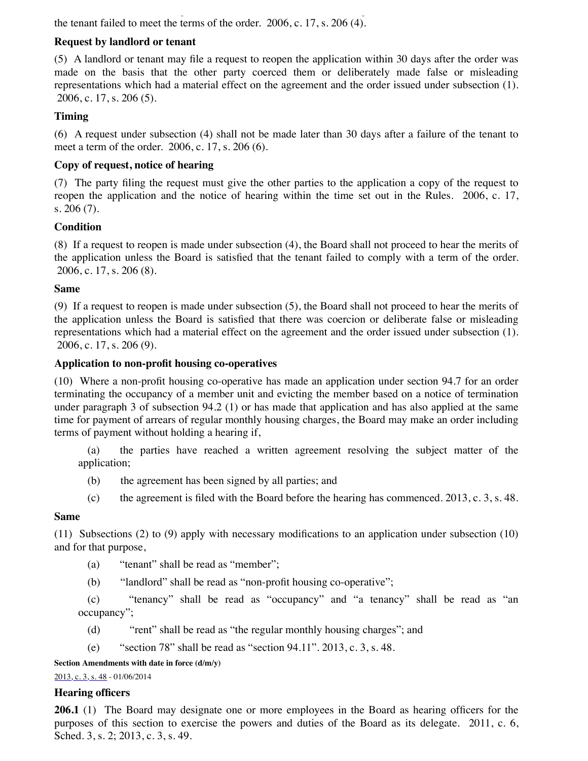the tenant failed to meet the terms of the order. 2006, c. 17, s. 206 (4).

**Request by landlord or tenant**

(5) A landlord or tenant may file a request to reopen the application within 30 days after the order was made on the basis that the other party coerced them or deliberately made false or misleading representations which had a material effect on the agreement and the order issued under subsection (1). 2006, c. 17, s. 206 (5).

**Timing**

(6) A request under subsection (4) shall not be made later than 30 days after a failure of the tenant to meet a term of the order. 2006, c. 17, s. 206 (6).

**Copy of request, notice of hearing**

(7) The party filing the request must give the other parties to the application a copy of the request to reopen the application and the notice of hearing within the time set out in the Rules. 2006, c. 17, s. 206 (7).

**Condition**

(8) If a request to reopen is made under subsection (4), the Board shall not proceed to hear the merits of the application unless the Board is satisfied that the tenant failed to comply with a term of the order. 2006, c. 17, s. 206 (8).

**Same**

(9) If a request to reopen is made under subsection (5), the Board shall not proceed to hear the merits of the application unless the Board is satisfied that there was coercion or deliberate false or misleading representations which had a material effect on the agreement and the order issued under subsection (1). 2006, c. 17, s. 206 (9).

**Application to non-profit housing co-operatives**

(10) Where a non-profit housing co-operative has made an application under section 94.7 for an order terminating the occupancy of a member unit and evicting the member based on a notice of termination under paragraph 3 of subsection 94.2 (1) or has made that application and has also applied at the same time for payment of arrears of regular monthly housing charges, the Board may make an order including terms of payment without holding a hearing if,

(a) the parties have reached a written agreement resolving the subject matter of the application;

(b) the agreement has been signed by all parties; and

(c) the agreement is filed with the Board before the hearing has commenced. 2013, c. 3, s. 48.

**Same**

(11) Subsections (2) to (9) apply with necessary modifications to an application under subsection (10) and for that purpose,

(a) "tenant" shall be read as "member";

(b) "landlord" shall be read as "non-profit housing co-operative";

(c) "tenancy" shall be read as "occupancy" and "a tenancy" shall be read as "an occupancy";

(d) "rent" shall be read as "the regular monthly housing charges"; and

(e) "section 78" shall be read as "section 94.11". 2013, c. 3, s. 48.

**Section Amendments with date in force (d/m/y)**

2013, c. 3, s. 48 - 01/06/2014

**Hearing officers**

**206.1** (1) The Board may designate one or more employees in the Board as hearing officers for the purposes of this section to exercise the powers and duties of the Board as its delegate. 2011, c. 6, Sched. 3, s. 2; 2013, c. 3, s. 49.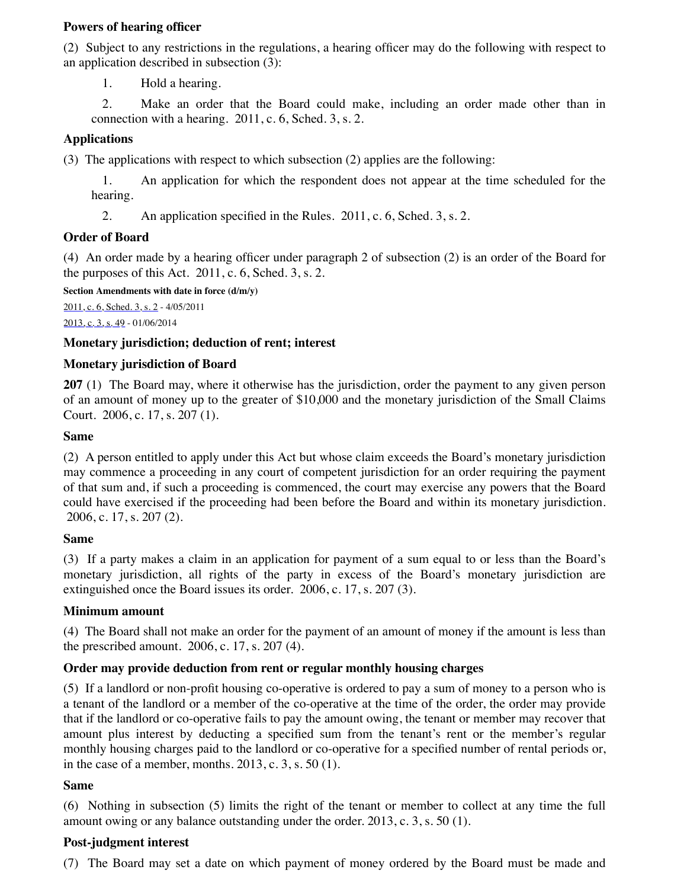**Powers of hearing officer**

(2) Subject to any restrictions in the regulations, a hearing officer may do the following with respect to an application described in subsection (3):

1. Hold a hearing.

2. Make an order that the Board could make, including an order made other than in connection with a hearing. 2011, c. 6, Sched. 3, s. 2.

**Applications**

(3) The applications with respect to which subsection (2) applies are the following:

1. An application for which the respondent does not appear at the time scheduled for the hearing.

2. An application specified in the Rules. 2011, c. 6, Sched. 3, s. 2.

**Order of Board**

(4) An order made by a hearing officer under paragraph 2 of subsection (2) is an order of the Board for the purposes of this Act. 2011, c. 6, Sched. 3, s. 2.

**Section Amendments with date in force (d/m/y)**

2011, c. 6, Sched. 3, s. 2 - 4/05/2011

2013, c. 3, s. 49 - 01/06/2014

**Monetary jurisdiction; deduction of rent; interest**

**Monetary jurisdiction of Board**

**207** (1) The Board may, where it otherwise has the jurisdiction, order the payment to any given person of an amount of money up to the greater of $10,000 and the monetary jurisdiction of the Small Claims Court. 2006, c. 17, s. 207 (1).

**Same**

(2) A person entitled to apply under this Act but whose claim exceeds the Board's monetary jurisdiction may commence a proceeding in any court of competent jurisdiction for an order requiring the payment of that sum and, if such a proceeding is commenced, the court may exercise any powers that the Board could have exercised if the proceeding had been before the Board and within its monetary jurisdiction. 2006, c. 17, s. 207 (2).

**Same**

(3) If a party makes a claim in an application for payment of a sum equal to or less than the Board's monetary jurisdiction, all rights of the party in excess of the Board's monetary jurisdiction are extinguished once the Board issues its order. 2006, c. 17, s. 207 (3).

**Minimum amount**

(4) The Board shall not make an order for the payment of an amount of money if the amount is less than the prescribed amount. 2006, c. 17, s. 207 (4).

**Order may provide deduction from rent or regular monthly housing charges**

(5) If a landlord or non-profit housing co-operative is ordered to pay a sum of money to a person who is a tenant of the landlord or a member of the co-operative at the time of the order, the order may provide that if the landlord or co-operative fails to pay the amount owing, the tenant or member may recover that amount plus interest by deducting a specified sum from the tenant's rent or the member's regular monthly housing charges paid to the landlord or co-operative for a specified number of rental periods or, in the case of a member, months. 2013, c. 3, s. 50 (1).

**Same**

(6) Nothing in subsection (5) limits the right of the tenant or member to collect at any time the full amount owing or any balance outstanding under the order. 2013, c. 3, s. 50 (1).

**Post-judgment interest**

(7) The Board may set a date on which payment of money ordered by the Board must be made and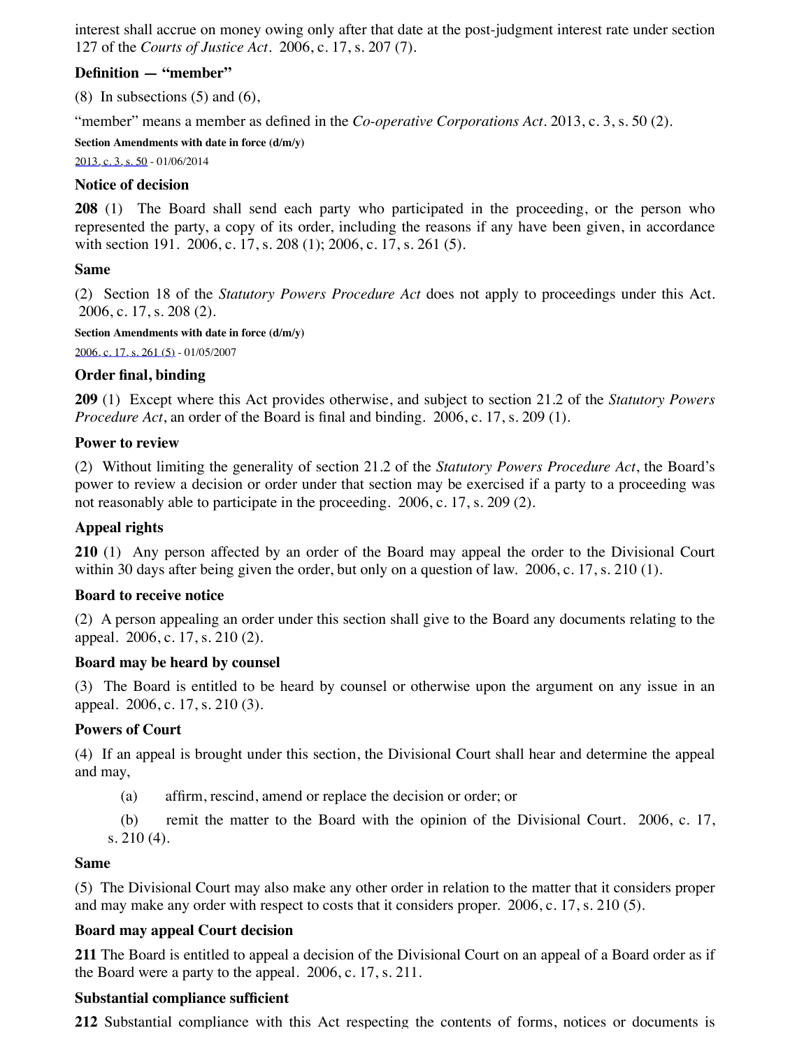interest shall accrue on money owing only after that date at the post-judgment interest rate under section 127 of the *Courts of Justice Act*. 2006, c. 17, s. 207 (7).

**Definition — "member"**

(8) In subsections (5) and (6),

"member" means a member as defined in the *Co-operative Corporations Act*. 2013, c. 3, s. 50 (2).

**Section Amendments with date in force (d/m/y)**

2013, c. 3, s. 50 - 01/06/2014

**Notice of decision**

**208** (1) The Board shall send each party who participated in the proceeding, or the person who represented the party, a copy of its order, including the reasons if any have been given, in accordance with section 191. 2006, c. 17, s. 208 (1); 2006, c. 17, s. 261 (5).

**Same**

(2) Section 18 of the *Statutory Powers Procedure Act* does not apply to proceedings under this Act. 2006, c. 17, s. 208 (2).

**Section Amendments with date in force (d/m/y)**

2006, c. 17, s. 261 (5) - 01/05/2007

**Order final, binding**

**209** (1) Except where this Act provides otherwise, and subject to section 21.2 of the *Statutory Powers Procedure Act*, an order of the Board is final and binding. 2006, c. 17, s. 209 (1).

**Power to review**

(2) Without limiting the generality of section 21.2 of the *Statutory Powers Procedure Act*, the Board's power to review a decision or order under that section may be exercised if a party to a proceeding was not reasonably able to participate in the proceeding. 2006, c. 17, s. 209 (2).

**Appeal rights**

**210** (1) Any person affected by an order of the Board may appeal the order to the Divisional Court within 30 days after being given the order, but only on a question of law. 2006, c. 17, s. 210 (1).

**Board to receive notice**

(2) A person appealing an order under this section shall give to the Board any documents relating to the appeal. 2006, c. 17, s. 210 (2).

**Board may be heard by counsel**

(3) The Board is entitled to be heard by counsel or otherwise upon the argument on any issue in an appeal. 2006, c. 17, s. 210 (3).

**Powers of Court**

(4) If an appeal is brought under this section, the Divisional Court shall hear and determine the appeal and may,

(a) affirm, rescind, amend or replace the decision or order; or

(b) remit the matter to the Board with the opinion of the Divisional Court. 2006, c. 17, s. 210 (4).

**Same**

(5) The Divisional Court may also make any other order in relation to the matter that it considers proper and may make any order with respect to costs that it considers proper. 2006, c. 17, s. 210 (5).

**Board may appeal Court decision**

**211** The Board is entitled to appeal a decision of the Divisional Court on an appeal of a Board order as if the Board were a party to the appeal. 2006, c. 17, s. 211.

**Substantial compliance sufficient**

**212** Substantial compliance with this Act respecting the contents of forms, notices or documents is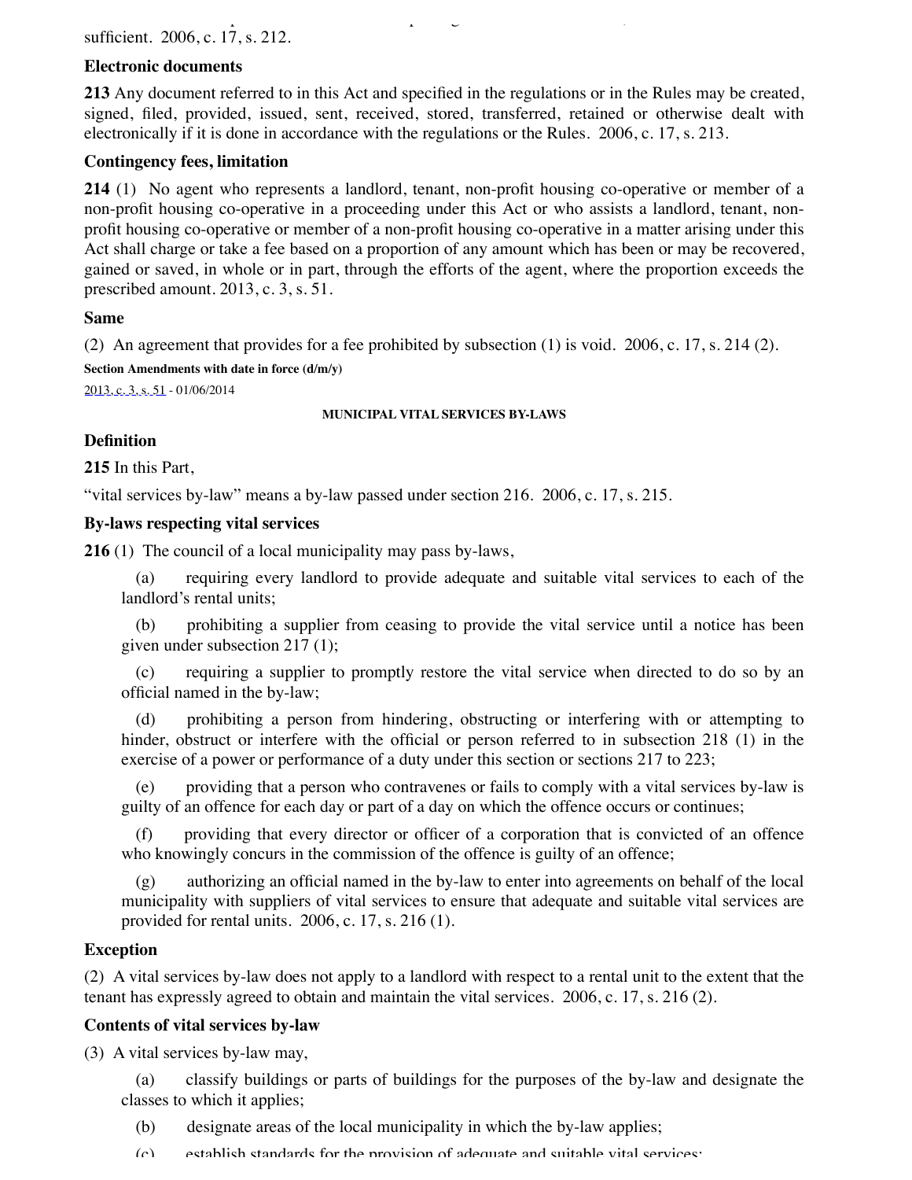sufficient. 2006, c. 17, s. 212.

**Electronic documents**

**213** Any document referred to in this Act and specified in the regulations or in the Rules may be created, signed, filed, provided, issued, sent, received, stored, transferred, retained or otherwise dealt with electronically if it is done in accordance with the regulations or the Rules. 2006, c. 17, s. 213.

**Contingency fees, limitation**

**214** (1) No agent who represents a landlord, tenant, non-profit housing co-operative or member of a non-profit housing co-operative in a proceeding under this Act or who assists a landlord, tenant, non-profit housing co-operative or member of a non-profit housing co-operative in a matter arising under this Act shall charge or take a fee based on a proportion of any amount which has been or may be recovered, gained or saved, in whole or in part, through the efforts of the agent, where the proportion exceeds the prescribed amount. 2013, c. 3, s. 51.

**Same**

(2) An agreement that provides for a fee prohibited by subsection (1) is void. 2006, c. 17, s. 214 (2).

**Section Amendments with date in force (d/m/y)**

2013, c. 3, s. 51 - 01/06/2014

**MUNICIPAL VITAL SERVICES BY-LAWS**

**Definition**

**215** In this Part,

"vital services by-law" means a by-law passed under section 216. 2006, c. 17, s. 215.

**By-laws respecting vital services**

**216** (1) The council of a local municipality may pass by-laws,

(a) requiring every landlord to provide adequate and suitable vital services to each of the landlord's rental units;

(b) prohibiting a supplier from ceasing to provide the vital service until a notice has been given under subsection 217 (1);

(c) requiring a supplier to promptly restore the vital service when directed to do so by an official named in the by-law;

(d) prohibiting a person from hindering, obstructing or interfering with or attempting to hinder, obstruct or interfere with the official or person referred to in subsection 218 (1) in the exercise of a power or performance of a duty under this section or sections 217 to 223;

(e) providing that a person who contravenes or fails to comply with a vital services by-law is guilty of an offence for each day or part of a day on which the offence occurs or continues;

(f) providing that every director or officer of a corporation that is convicted of an offence who knowingly concurs in the commission of the offence is guilty of an offence;

(g) authorizing an official named in the by-law to enter into agreements on behalf of the local municipality with suppliers of vital services to ensure that adequate and suitable vital services are provided for rental units. 2006, c. 17, s. 216 (1).

**Exception**

(2) A vital services by-law does not apply to a landlord with respect to a rental unit to the extent that the tenant has expressly agreed to obtain and maintain the vital services. 2006, c. 17, s. 216 (2).

**Contents of vital services by-law**

(3) A vital services by-law may,

(a) classify buildings or parts of buildings for the purposes of the by-law and designate the classes to which it applies;

(b) designate areas of the local municipality in which the by-law applies;

(c) establish standards for the provision of adequate and suitable vital services;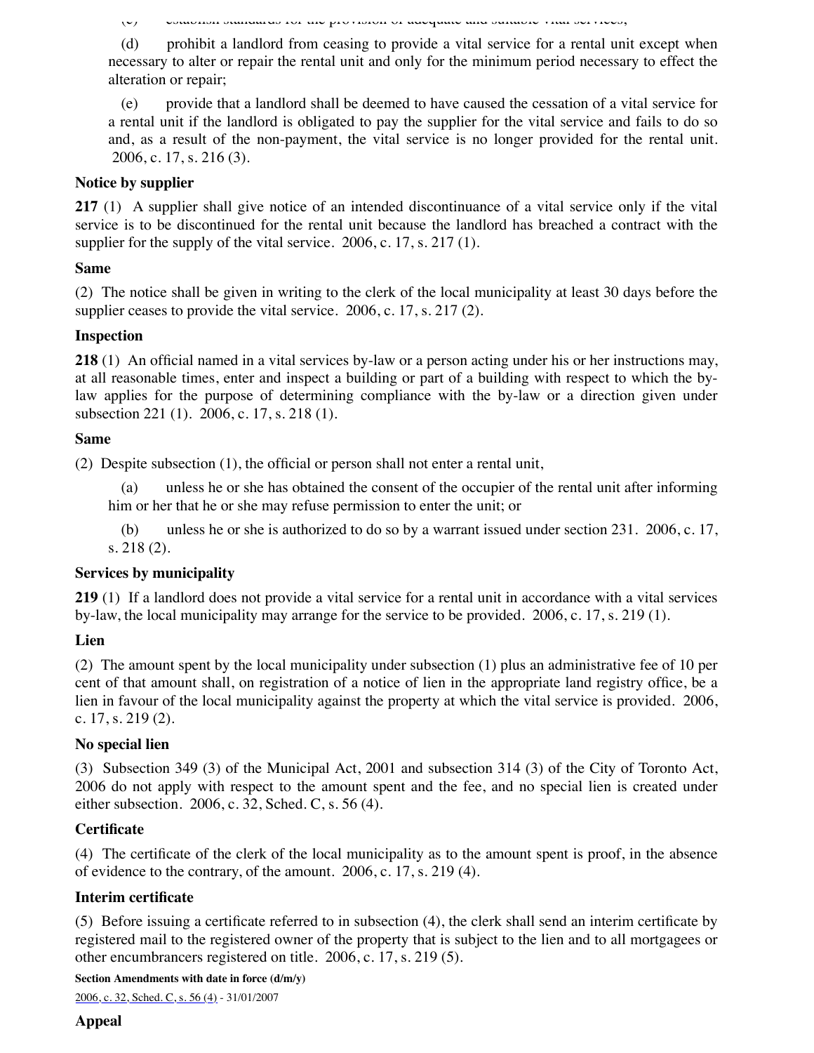(c) establish standards for the provision of adequate and suitable vital services;

(d) prohibit a landlord from ceasing to provide a vital service for a rental unit except when necessary to alter or repair the rental unit and only for the minimum period necessary to effect the alteration or repair;

(e) provide that a landlord shall be deemed to have caused the cessation of a vital service for a rental unit if the landlord is obligated to pay the supplier for the vital service and fails to do so and, as a result of the non-payment, the vital service is no longer provided for the rental unit. 2006, c. 17, s. 216 (3).

**Notice by supplier**

**217** (1) A supplier shall give notice of an intended discontinuance of a vital service only if the vital service is to be discontinued for the rental unit because the landlord has breached a contract with the supplier for the supply of the vital service. 2006, c. 17, s. 217 (1).

**Same**

(2) The notice shall be given in writing to the clerk of the local municipality at least 30 days before the supplier ceases to provide the vital service. 2006, c. 17, s. 217 (2).

**Inspection**

**218** (1) An official named in a vital services by-law or a person acting under his or her instructions may, at all reasonable times, enter and inspect a building or part of a building with respect to which the by-law applies for the purpose of determining compliance with the by-law or a direction given under subsection 221 (1). 2006, c. 17, s. 218 (1).

**Same**

(2) Despite subsection (1), the official or person shall not enter a rental unit,

(a) unless he or she has obtained the consent of the occupier of the rental unit after informing him or her that he or she may refuse permission to enter the unit; or

(b) unless he or she is authorized to do so by a warrant issued under section 231. 2006, c. 17, s. 218 (2).

**Services by municipality**

**219** (1) If a landlord does not provide a vital service for a rental unit in accordance with a vital services by-law, the local municipality may arrange for the service to be provided. 2006, c. 17, s. 219 (1).

**Lien**

(2) The amount spent by the local municipality under subsection (1) plus an administrative fee of 10 per cent of that amount shall, on registration of a notice of lien in the appropriate land registry office, be a lien in favour of the local municipality against the property at which the vital service is provided. 2006, c. 17, s. 219 (2).

**No special lien**

(3) Subsection 349 (3) of the Municipal Act, 2001 and subsection 314 (3) of the City of Toronto Act, 2006 do not apply with respect to the amount spent and the fee, and no special lien is created under either subsection. 2006, c. 32, Sched. C, s. 56 (4).

**Certificate**

(4) The certificate of the clerk of the local municipality as to the amount spent is proof, in the absence of evidence to the contrary, of the amount. 2006, c. 17, s. 219 (4).

**Interim certificate**

(5) Before issuing a certificate referred to in subsection (4), the clerk shall send an interim certificate by registered mail to the registered owner of the property that is subject to the lien and to all mortgagees or other encumbrancers registered on title. 2006, c. 17, s. 219 (5).

**Section Amendments with date in force (d/m/y)**

2006, c. 32, Sched. C, s. 56 (4) - 31/01/2007

**Appeal**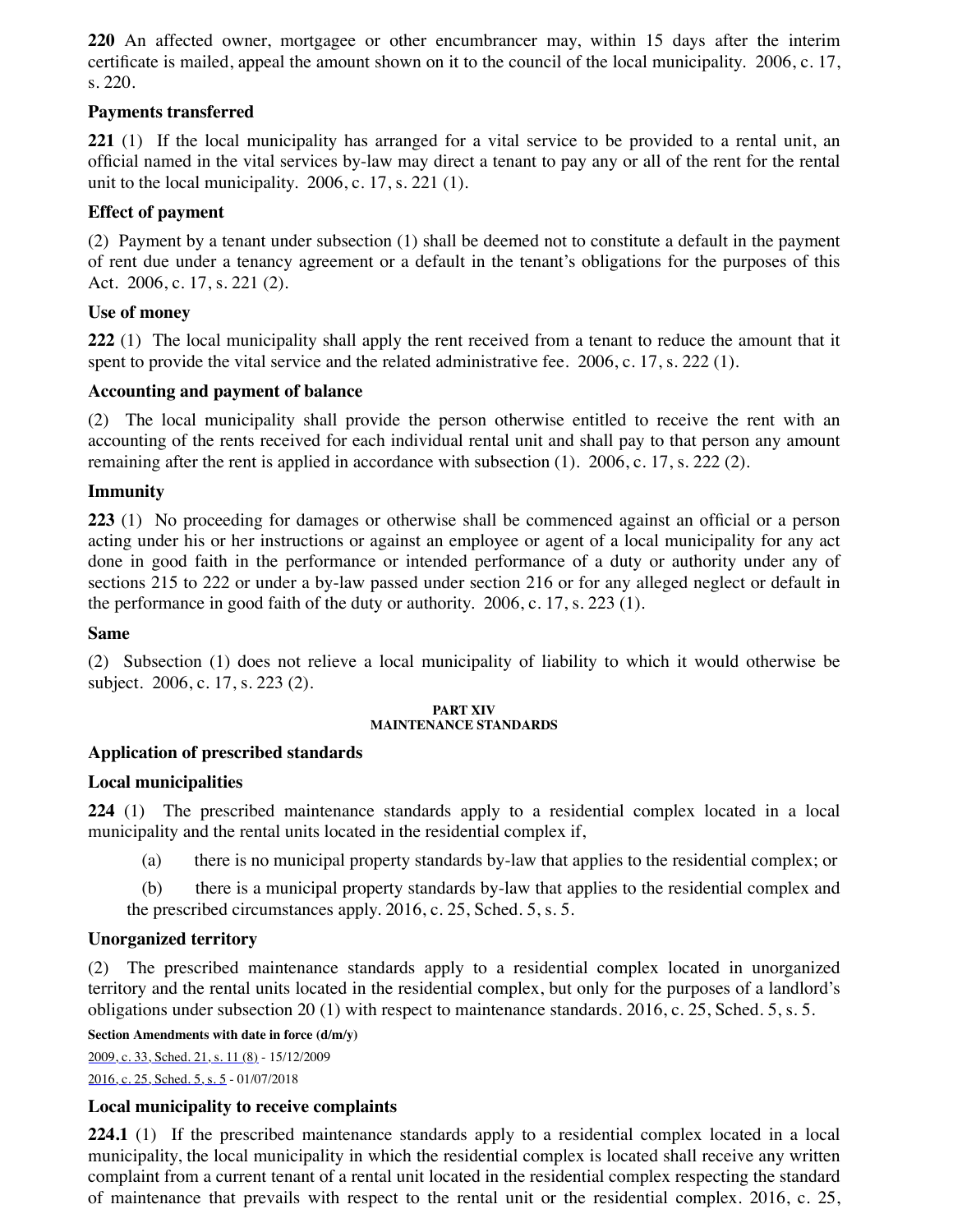**220** An affected owner, mortgagee or other encumbrancer may, within 15 days after the interim certificate is mailed, appeal the amount shown on it to the council of the local municipality. 2006, c. 17, s. 220.

**Payments transferred**

**221** (1) If the local municipality has arranged for a vital service to be provided to a rental unit, an official named in the vital services by-law may direct a tenant to pay any or all of the rent for the rental unit to the local municipality. 2006, c. 17, s. 221 (1).

**Effect of payment**

(2) Payment by a tenant under subsection (1) shall be deemed not to constitute a default in the payment of rent due under a tenancy agreement or a default in the tenant's obligations for the purposes of this Act. 2006, c. 17, s. 221 (2).

**Use of money**

**222** (1) The local municipality shall apply the rent received from a tenant to reduce the amount that it spent to provide the vital service and the related administrative fee. 2006, c. 17, s. 222 (1).

**Accounting and payment of balance**

(2) The local municipality shall provide the person otherwise entitled to receive the rent with an accounting of the rents received for each individual rental unit and shall pay to that person any amount remaining after the rent is applied in accordance with subsection (1). 2006, c. 17, s. 222 (2).

**Immunity**

**223** (1) No proceeding for damages or otherwise shall be commenced against an official or a person acting under his or her instructions or against an employee or agent of a local municipality for any act done in good faith in the performance or intended performance of a duty or authority under any of sections 215 to 222 or under a by-law passed under section 216 or for any alleged neglect or default in the performance in good faith of the duty or authority. 2006, c. 17, s. 223 (1).

**Same**

(2) Subsection (1) does not relieve a local municipality of liability to which it would otherwise be subject. 2006, c. 17, s. 223 (2).

## PART XIV
## MAINTENANCE STANDARDS

**Application of prescribed standards**

**Local municipalities**

**224** (1) The prescribed maintenance standards apply to a residential complex located in a local municipality and the rental units located in the residential complex if,

(a) there is no municipal property standards by-law that applies to the residential complex; or

(b) there is a municipal property standards by-law that applies to the residential complex and the prescribed circumstances apply. 2016, c. 25, Sched. 5, s. 5.

**Unorganized territory**

(2) The prescribed maintenance standards apply to a residential complex located in unorganized territory and the rental units located in the residential complex, but only for the purposes of a landlord's obligations under subsection 20 (1) with respect to maintenance standards. 2016, c. 25, Sched. 5, s. 5.

**Section Amendments with date in force (d/m/y)**

2009, c. 33, Sched. 21, s. 11 (8) - 15/12/2009

2016, c. 25, Sched. 5, s. 5 - 01/07/2018

**Local municipality to receive complaints**

**224.1** (1) If the prescribed maintenance standards apply to a residential complex located in a local municipality, the local municipality in which the residential complex is located shall receive any written complaint from a current tenant of a rental unit located in the residential complex respecting the standard of maintenance that prevails with respect to the rental unit or the residential complex. 2016, c. 25,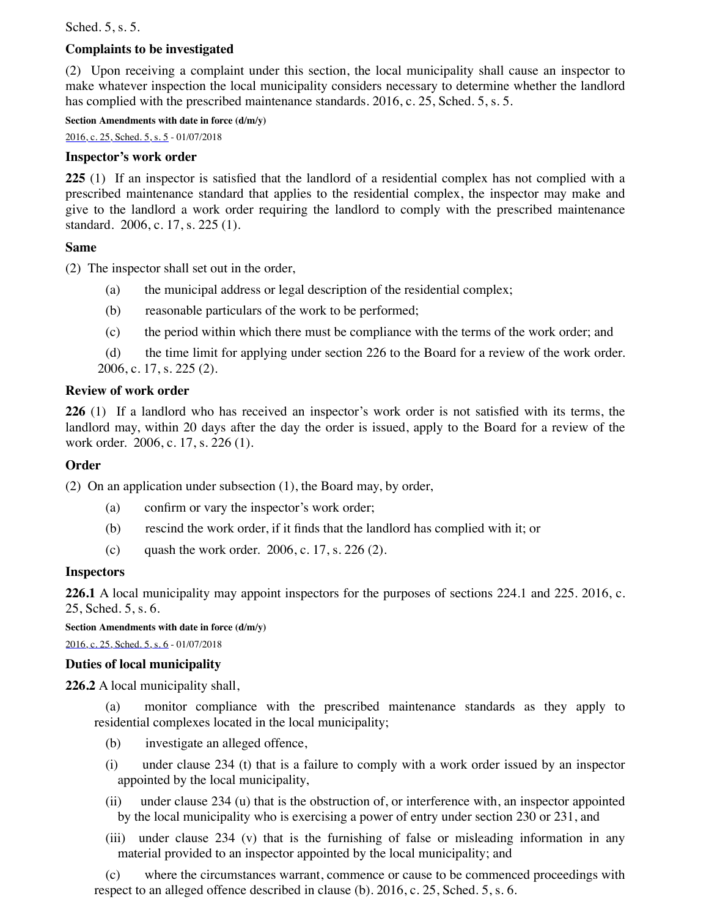Sched. 5, s. 5.

**Complaints to be investigated**

(2) Upon receiving a complaint under this section, the local municipality shall cause an inspector to make whatever inspection the local municipality considers necessary to determine whether the landlord has complied with the prescribed maintenance standards. 2016, c. 25, Sched. 5, s. 5.

**Section Amendments with date in force (d/m/y)**

2016, c. 25, Sched. 5, s. 5 - 01/07/2018

**Inspector's work order**

**225** (1) If an inspector is satisfied that the landlord of a residential complex has not complied with a prescribed maintenance standard that applies to the residential complex, the inspector may make and give to the landlord a work order requiring the landlord to comply with the prescribed maintenance standard. 2006, c. 17, s. 225 (1).

**Same**

(2) The inspector shall set out in the order,

(a) the municipal address or legal description of the residential complex;

(b) reasonable particulars of the work to be performed;

(c) the period within which there must be compliance with the terms of the work order; and

(d) the time limit for applying under section 226 to the Board for a review of the work order. 2006, c. 17, s. 225 (2).

**Review of work order**

**226** (1) If a landlord who has received an inspector's work order is not satisfied with its terms, the landlord may, within 20 days after the day the order is issued, apply to the Board for a review of the work order. 2006, c. 17, s. 226 (1).

**Order**

(2) On an application under subsection (1), the Board may, by order,

(a) confirm or vary the inspector's work order;

(b) rescind the work order, if it finds that the landlord has complied with it; or

(c) quash the work order. 2006, c. 17, s. 226 (2).

**Inspectors**

**226.1** A local municipality may appoint inspectors for the purposes of sections 224.1 and 225. 2016, c. 25, Sched. 5, s. 6.

**Section Amendments with date in force (d/m/y)**

2016, c. 25, Sched. 5, s. 6 - 01/07/2018

**Duties of local municipality**

**226.2** A local municipality shall,

(a) monitor compliance with the prescribed maintenance standards as they apply to residential complexes located in the local municipality;

(b) investigate an alleged offence,

(i) under clause 234 (t) that is a failure to comply with a work order issued by an inspector appointed by the local municipality,

(ii) under clause 234 (u) that is the obstruction of, or interference with, an inspector appointed by the local municipality who is exercising a power of entry under section 230 or 231, and

(iii) under clause 234 (v) that is the furnishing of false or misleading information in any material provided to an inspector appointed by the local municipality; and

(c) where the circumstances warrant, commence or cause to be commenced proceedings with respect to an alleged offence described in clause (b). 2016, c. 25, Sched. 5, s. 6.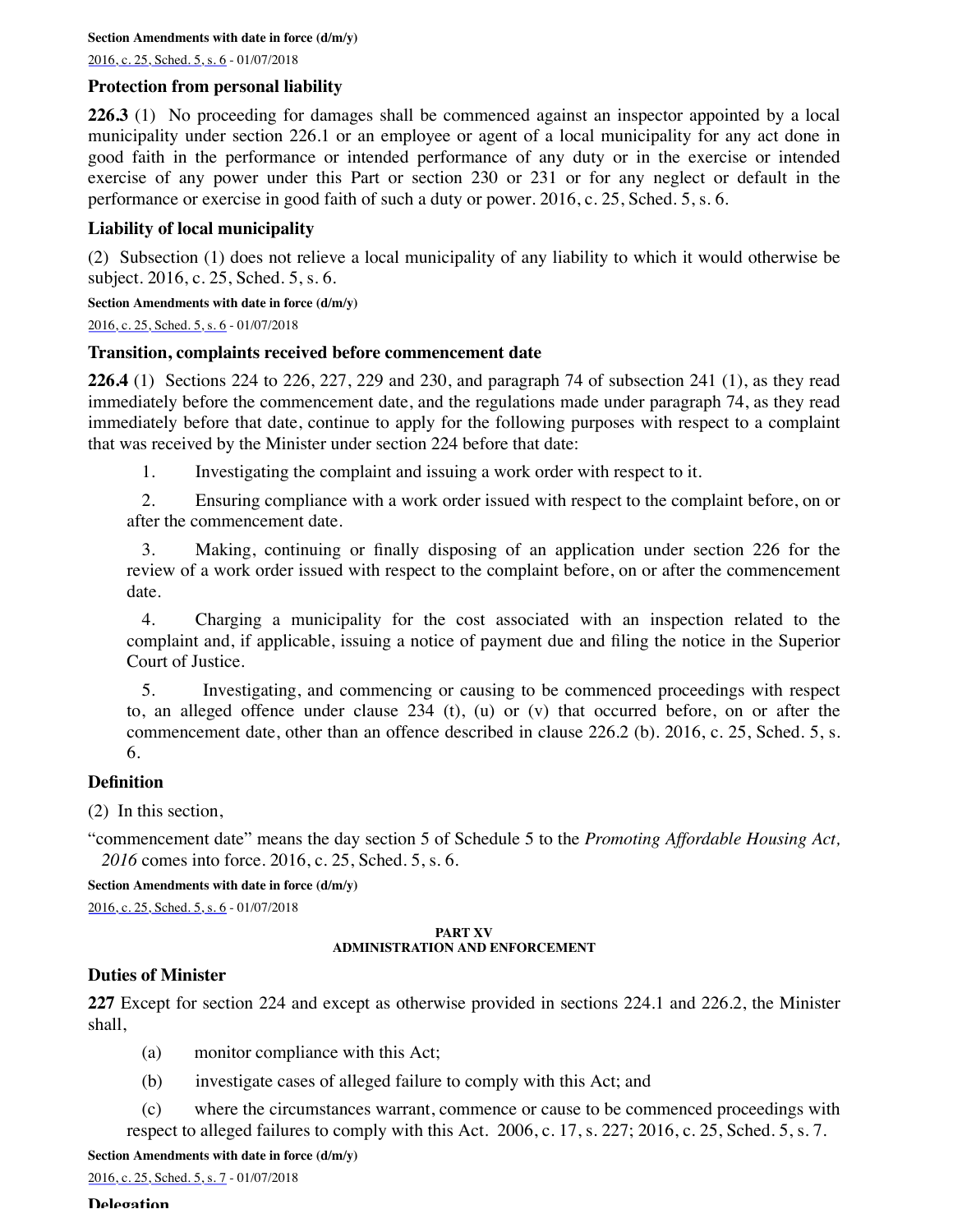**Section Amendments with date in force (d/m/y)**

2016, c. 25, Sched. 5, s. 6 - 01/07/2018

### Protection from personal liability

**226.3** (1) No proceeding for damages shall be commenced against an inspector appointed by a local municipality under section 226.1 or an employee or agent of a local municipality for any act done in good faith in the performance or intended performance of any duty or in the exercise or intended exercise of any power under this Part or section 230 or 231 or for any neglect or default in the performance or exercise in good faith of such a duty or power. 2016, c. 25, Sched. 5, s. 6.

### Liability of local municipality

(2) Subsection (1) does not relieve a local municipality of any liability to which it would otherwise be subject. 2016, c. 25, Sched. 5, s. 6.

**Section Amendments with date in force (d/m/y)**

2016, c. 25, Sched. 5, s. 6 - 01/07/2018

### Transition, complaints received before commencement date

**226.4** (1) Sections 224 to 226, 227, 229 and 230, and paragraph 74 of subsection 241 (1), as they read immediately before the commencement date, and the regulations made under paragraph 74, as they read immediately before that date, continue to apply for the following purposes with respect to a complaint that was received by the Minister under section 224 before that date:

1. Investigating the complaint and issuing a work order with respect to it.
2. Ensuring compliance with a work order issued with respect to the complaint before, on or after the commencement date.
3. Making, continuing or finally disposing of an application under section 226 for the review of a work order issued with respect to the complaint before, on or after the commencement date.
4. Charging a municipality for the cost associated with an inspection related to the complaint and, if applicable, issuing a notice of payment due and filing the notice in the Superior Court of Justice.
5. Investigating, and commencing or causing to be commenced proceedings with respect to, an alleged offence under clause 234 (t), (u) or (v) that occurred before, on or after the commencement date, other than an offence described in clause 226.2 (b). 2016, c. 25, Sched. 5, s. 6.

### Definition

(2) In this section,

"commencement date" means the day section 5 of Schedule 5 to the *Promoting Affordable Housing Act, 2016* comes into force. 2016, c. 25, Sched. 5, s. 6.

**Section Amendments with date in force (d/m/y)**

2016, c. 25, Sched. 5, s. 6 - 01/07/2018

## PART XV
## ADMINISTRATION AND ENFORCEMENT

### Duties of Minister

**227** Except for section 224 and except as otherwise provided in sections 224.1 and 226.2, the Minister shall,

(a) monitor compliance with this Act;

(b) investigate cases of alleged failure to comply with this Act; and

(c) where the circumstances warrant, commence or cause to be commenced proceedings with respect to alleged failures to comply with this Act. 2006, c. 17, s. 227; 2016, c. 25, Sched. 5, s. 7.

**Section Amendments with date in force (d/m/y)**

2016, c. 25, Sched. 5, s. 7 - 01/07/2018

### Delegation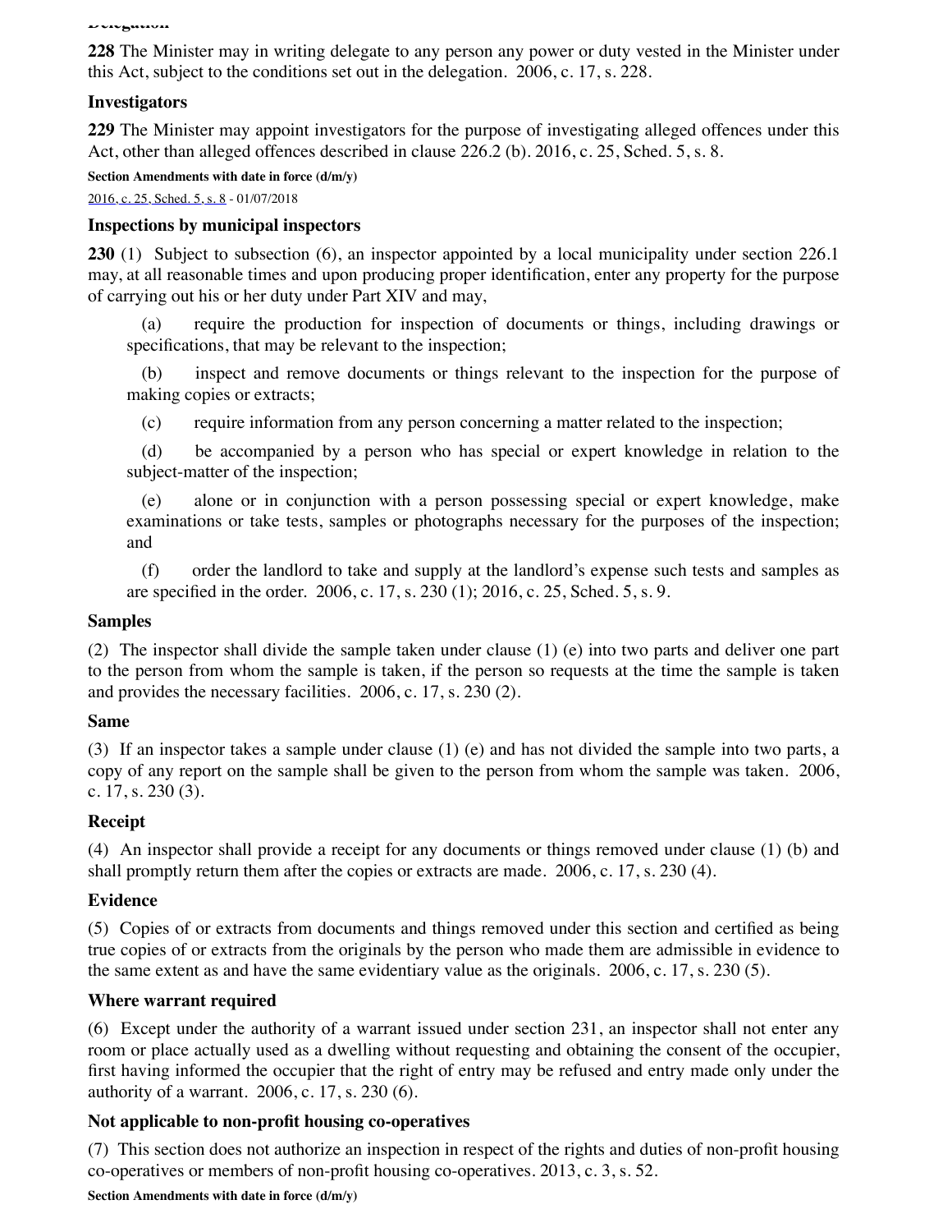**Delegation**

**228** The Minister may in writing delegate to any person any power or duty vested in the Minister under this Act, subject to the conditions set out in the delegation. 2006, c. 17, s. 228.

**Investigators**

**229** The Minister may appoint investigators for the purpose of investigating alleged offences under this Act, other than alleged offences described in clause 226.2 (b). 2016, c. 25, Sched. 5, s. 8.

**Section Amendments with date in force (d/m/y)**

2016, c. 25, Sched. 5, s. 8 - 01/07/2018

**Inspections by municipal inspectors**

**230** (1) Subject to subsection (6), an inspector appointed by a local municipality under section 226.1 may, at all reasonable times and upon producing proper identification, enter any property for the purpose of carrying out his or her duty under Part XIV and may,

(a) require the production for inspection of documents or things, including drawings or specifications, that may be relevant to the inspection;

(b) inspect and remove documents or things relevant to the inspection for the purpose of making copies or extracts;

(c) require information from any person concerning a matter related to the inspection;

(d) be accompanied by a person who has special or expert knowledge in relation to the subject-matter of the inspection;

(e) alone or in conjunction with a person possessing special or expert knowledge, make examinations or take tests, samples or photographs necessary for the purposes of the inspection; and

(f) order the landlord to take and supply at the landlord's expense such tests and samples as are specified in the order. 2006, c. 17, s. 230 (1); 2016, c. 25, Sched. 5, s. 9.

**Samples**

(2) The inspector shall divide the sample taken under clause (1) (e) into two parts and deliver one part to the person from whom the sample is taken, if the person so requests at the time the sample is taken and provides the necessary facilities. 2006, c. 17, s. 230 (2).

**Same**

(3) If an inspector takes a sample under clause (1) (e) and has not divided the sample into two parts, a copy of any report on the sample shall be given to the person from whom the sample was taken. 2006, c. 17, s. 230 (3).

**Receipt**

(4) An inspector shall provide a receipt for any documents or things removed under clause (1) (b) and shall promptly return them after the copies or extracts are made. 2006, c. 17, s. 230 (4).

**Evidence**

(5) Copies of or extracts from documents and things removed under this section and certified as being true copies of or extracts from the originals by the person who made them are admissible in evidence to the same extent as and have the same evidentiary value as the originals. 2006, c. 17, s. 230 (5).

**Where warrant required**

(6) Except under the authority of a warrant issued under section 231, an inspector shall not enter any room or place actually used as a dwelling without requesting and obtaining the consent of the occupier, first having informed the occupier that the right of entry may be refused and entry made only under the authority of a warrant. 2006, c. 17, s. 230 (6).

**Not applicable to non-profit housing co-operatives**

(7) This section does not authorize an inspection in respect of the rights and duties of non-profit housing co-operatives or members of non-profit housing co-operatives. 2013, c. 3, s. 52.

**Section Amendments with date in force (d/m/y)**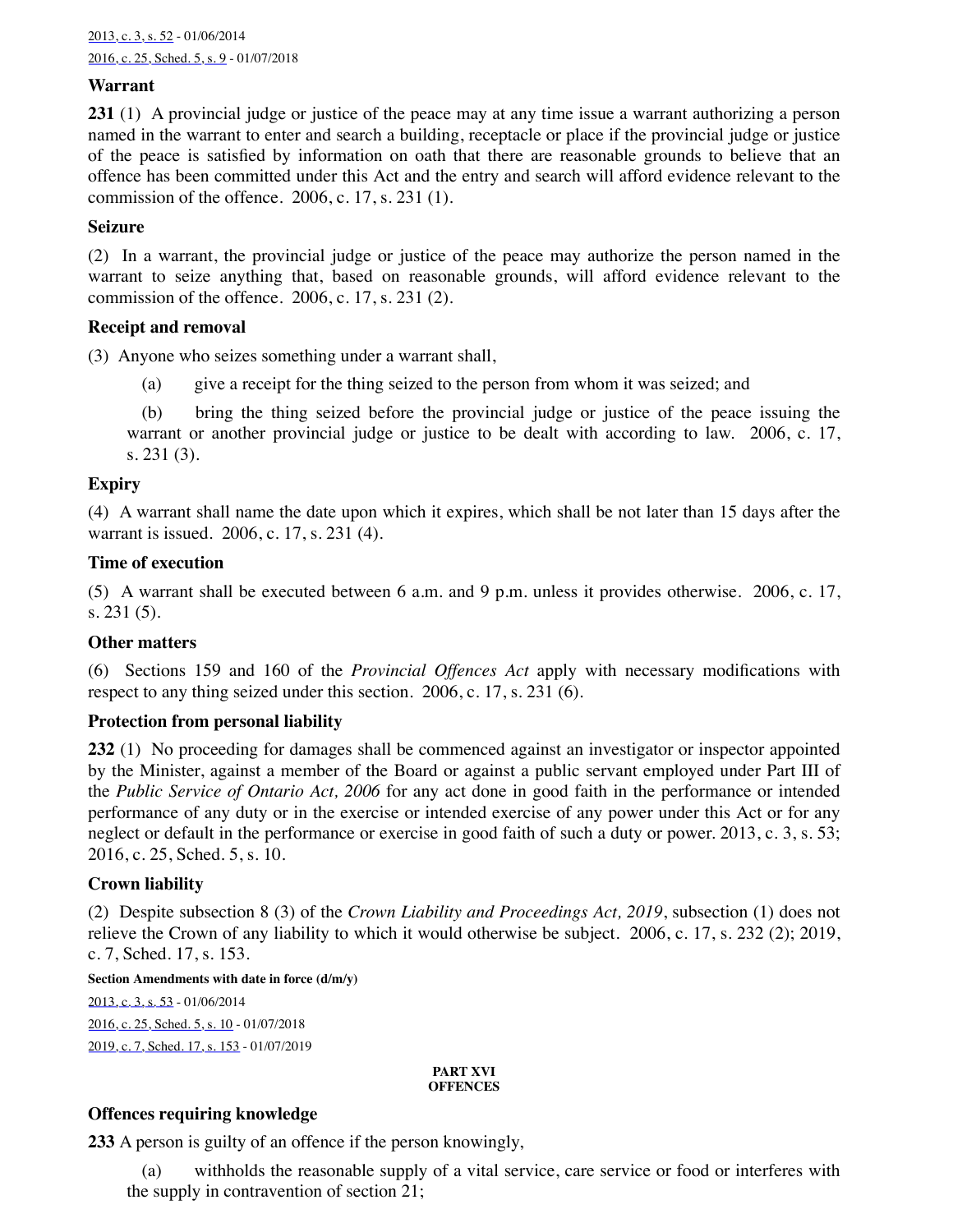2013, c. 3, s. 52 - 01/06/2014

2016, c. 25, Sched. 5, s. 9 - 01/07/2018

**Warrant**

**231** (1) A provincial judge or justice of the peace may at any time issue a warrant authorizing a person named in the warrant to enter and search a building, receptacle or place if the provincial judge or justice of the peace is satisfied by information on oath that there are reasonable grounds to believe that an offence has been committed under this Act and the entry and search will afford evidence relevant to the commission of the offence. 2006, c. 17, s. 231 (1).

**Seizure**

(2) In a warrant, the provincial judge or justice of the peace may authorize the person named in the warrant to seize anything that, based on reasonable grounds, will afford evidence relevant to the commission of the offence. 2006, c. 17, s. 231 (2).

**Receipt and removal**

(3) Anyone who seizes something under a warrant shall,

(a) give a receipt for the thing seized to the person from whom it was seized; and

(b) bring the thing seized before the provincial judge or justice of the peace issuing the warrant or another provincial judge or justice to be dealt with according to law. 2006, c. 17, s. 231 (3).

**Expiry**

(4) A warrant shall name the date upon which it expires, which shall be not later than 15 days after the warrant is issued. 2006, c. 17, s. 231 (4).

**Time of execution**

(5) A warrant shall be executed between 6 a.m. and 9 p.m. unless it provides otherwise. 2006, c. 17, s. 231 (5).

**Other matters**

(6) Sections 159 and 160 of the *Provincial Offences Act* apply with necessary modifications with respect to any thing seized under this section. 2006, c. 17, s. 231 (6).

**Protection from personal liability**

**232** (1) No proceeding for damages shall be commenced against an investigator or inspector appointed by the Minister, against a member of the Board or against a public servant employed under Part III of the *Public Service of Ontario Act, 2006* for any act done in good faith in the performance or intended performance of any duty or in the exercise or intended exercise of any power under this Act or for any neglect or default in the performance or exercise in good faith of such a duty or power. 2013, c. 3, s. 53; 2016, c. 25, Sched. 5, s. 10.

**Crown liability**

(2) Despite subsection 8 (3) of the *Crown Liability and Proceedings Act, 2019*, subsection (1) does not relieve the Crown of any liability to which it would otherwise be subject. 2006, c. 17, s. 232 (2); 2019, c. 7, Sched. 17, s. 153.

**Section Amendments with date in force (d/m/y)**

2013, c. 3, s. 53 - 01/06/2014

2016, c. 25, Sched. 5, s. 10 - 01/07/2018

2019, c. 7, Sched. 17, s. 153 - 01/07/2019

## PART XVI
## OFFENCES

**Offences requiring knowledge**

**233** A person is guilty of an offence if the person knowingly,

(a) withholds the reasonable supply of a vital service, care service or food or interferes with the supply in contravention of section 21;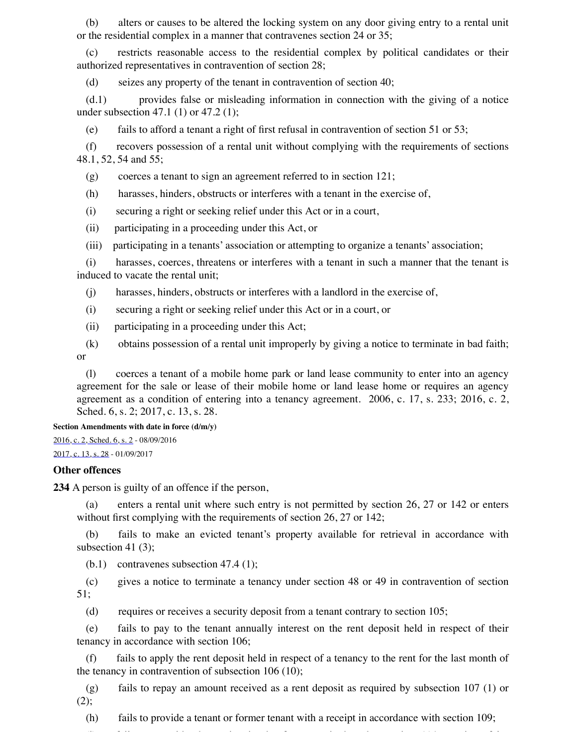(b) alters or causes to be altered the locking system on any door giving entry to a rental unit or the residential complex in a manner that contravenes section 24 or 35;

(c) restricts reasonable access to the residential complex by political candidates or their authorized representatives in contravention of section 28;

(d) seizes any property of the tenant in contravention of section 40;

(d.1) provides false or misleading information in connection with the giving of a notice under subsection 47.1 (1) or 47.2 (1);

(e) fails to afford a tenant a right of first refusal in contravention of section 51 or 53;

(f) recovers possession of a rental unit without complying with the requirements of sections 48.1, 52, 54 and 55;

(g) coerces a tenant to sign an agreement referred to in section 121;

(h) harasses, hinders, obstructs or interferes with a tenant in the exercise of,

(i) securing a right or seeking relief under this Act or in a court,

(ii) participating in a proceeding under this Act, or

(iii) participating in a tenants' association or attempting to organize a tenants' association;

(i) harasses, coerces, threatens or interferes with a tenant in such a manner that the tenant is induced to vacate the rental unit;

(j) harasses, hinders, obstructs or interferes with a landlord in the exercise of,

(i) securing a right or seeking relief under this Act or in a court, or

(ii) participating in a proceeding under this Act;

(k) obtains possession of a rental unit improperly by giving a notice to terminate in bad faith; or

(l) coerces a tenant of a mobile home park or land lease community to enter into an agency agreement for the sale or lease of their mobile home or land lease home or requires an agency agreement as a condition of entering into a tenancy agreement. 2006, c. 17, s. 233; 2016, c. 2, Sched. 6, s. 2; 2017, c. 13, s. 28.

**Section Amendments with date in force (d/m/y)**

2016, c. 2, Sched. 6, s. 2 - 08/09/2016

2017, c. 13, s. 28 - 01/09/2017

### Other offences

**234** A person is guilty of an offence if the person,

(a) enters a rental unit where such entry is not permitted by section 26, 27 or 142 or enters without first complying with the requirements of section 26, 27 or 142;

(b) fails to make an evicted tenant's property available for retrieval in accordance with subsection 41 (3);

(b.1) contravenes subsection 47.4 (1);

(c) gives a notice to terminate a tenancy under section 48 or 49 in contravention of section 51;

(d) requires or receives a security deposit from a tenant contrary to section 105;

(e) fails to pay to the tenant annually interest on the rent deposit held in respect of their tenancy in accordance with section 106;

(f) fails to apply the rent deposit held in respect of a tenancy to the rent for the last month of the tenancy in contravention of subsection 106 (10);

(g) fails to repay an amount received as a rent deposit as required by subsection 107 (1) or (2);

(h) fails to provide a tenant or former tenant with a receipt in accordance with section 109;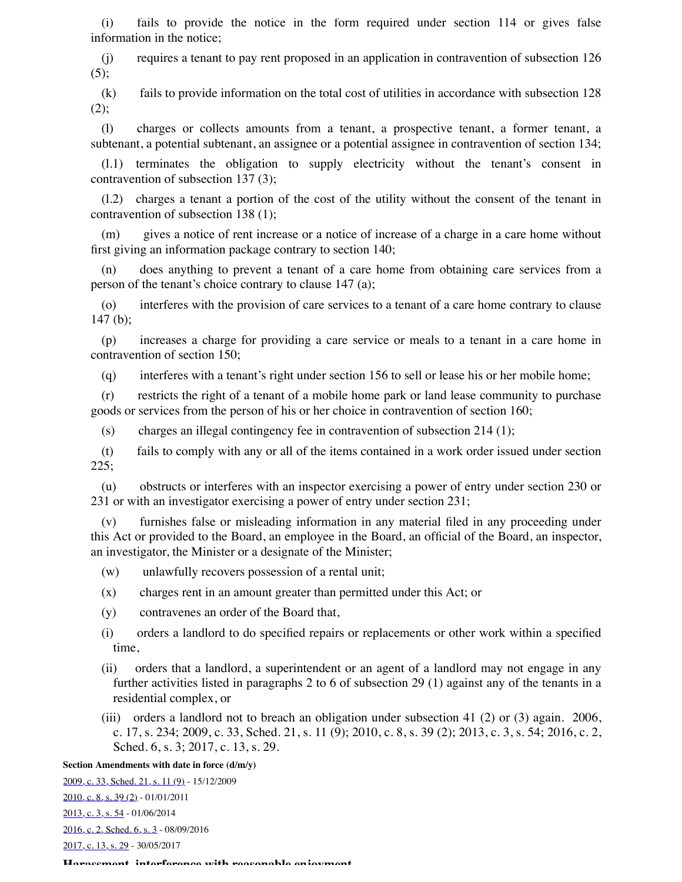(i) fails to provide the notice in the form required under section 114 or gives false information in the notice;

(j) requires a tenant to pay rent proposed in an application in contravention of subsection 126 (5);

(k) fails to provide information on the total cost of utilities in accordance with subsection 128 (2);

(l) charges or collects amounts from a tenant, a prospective tenant, a former tenant, a subtenant, a potential subtenant, an assignee or a potential assignee in contravention of section 134;

(l.1) terminates the obligation to supply electricity without the tenant's consent in contravention of subsection 137 (3);

(l.2) charges a tenant a portion of the cost of the utility without the consent of the tenant in contravention of subsection 138 (1);

(m) gives a notice of rent increase or a notice of increase of a charge in a care home without first giving an information package contrary to section 140;

(n) does anything to prevent a tenant of a care home from obtaining care services from a person of the tenant's choice contrary to clause 147 (a);

(o) interferes with the provision of care services to a tenant of a care home contrary to clause 147 (b);

(p) increases a charge for providing a care service or meals to a tenant in a care home in contravention of section 150;

(q) interferes with a tenant's right under section 156 to sell or lease his or her mobile home;

(r) restricts the right of a tenant of a mobile home park or land lease community to purchase goods or services from the person of his or her choice in contravention of section 160;

(s) charges an illegal contingency fee in contravention of subsection 214 (1);

(t) fails to comply with any or all of the items contained in a work order issued under section 225;

(u) obstructs or interferes with an inspector exercising a power of entry under section 230 or 231 or with an investigator exercising a power of entry under section 231;

(v) furnishes false or misleading information in any material filed in any proceeding under this Act or provided to the Board, an employee in the Board, an official of the Board, an inspector, an investigator, the Minister or a designate of the Minister;

(w) unlawfully recovers possession of a rental unit;

(x) charges rent in an amount greater than permitted under this Act; or

(y) contravenes an order of the Board that,

(i) orders a landlord to do specified repairs or replacements or other work within a specified time,

(ii) orders that a landlord, a superintendent or an agent of a landlord may not engage in any further activities listed in paragraphs 2 to 6 of subsection 29 (1) against any of the tenants in a residential complex, or

(iii) orders a landlord not to breach an obligation under subsection 41 (2) or (3) again. 2006, c. 17, s. 234; 2009, c. 33, Sched. 21, s. 11 (9); 2010, c. 8, s. 39 (2); 2013, c. 3, s. 54; 2016, c. 2, Sched. 6, s. 3; 2017, c. 13, s. 29.

**Section Amendments with date in force (d/m/y)**

2009, c. 33, Sched. 21, s. 11 (9) - 15/12/2009

2010, c. 8, s. 39 (2) - 01/01/2011

2013, c. 3, s. 54 - 01/06/2014

2016, c. 2, Sched. 6, s. 3 - 08/09/2016

2017, c. 13, s. 29 - 30/05/2017

**Harassment, interference with reasonable enjoyment**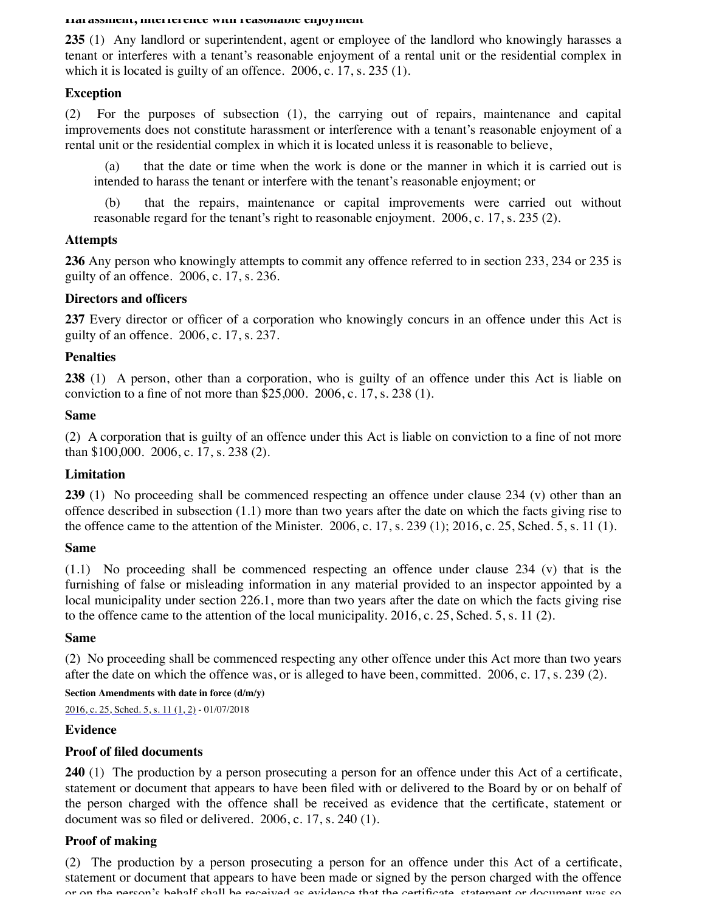**Harassment, interference with reasonable enjoyment**

**235** (1) Any landlord or superintendent, agent or employee of the landlord who knowingly harasses a tenant or interferes with a tenant's reasonable enjoyment of a rental unit or the residential complex in which it is located is guilty of an offence. 2006, c. 17, s. 235 (1).

**Exception**

(2) For the purposes of subsection (1), the carrying out of repairs, maintenance and capital improvements does not constitute harassment or interference with a tenant's reasonable enjoyment of a rental unit or the residential complex in which it is located unless it is reasonable to believe,

(a) that the date or time when the work is done or the manner in which it is carried out is intended to harass the tenant or interfere with the tenant's reasonable enjoyment; or

(b) that the repairs, maintenance or capital improvements were carried out without reasonable regard for the tenant's right to reasonable enjoyment. 2006, c. 17, s. 235 (2).

**Attempts**

**236** Any person who knowingly attempts to commit any offence referred to in section 233, 234 or 235 is guilty of an offence. 2006, c. 17, s. 236.

**Directors and officers**

**237** Every director or officer of a corporation who knowingly concurs in an offence under this Act is guilty of an offence. 2006, c. 17, s. 237.

**Penalties**

**238** (1) A person, other than a corporation, who is guilty of an offence under this Act is liable on conviction to a fine of not more than $25,000. 2006, c. 17, s. 238 (1).

**Same**

(2) A corporation that is guilty of an offence under this Act is liable on conviction to a fine of not more than $100,000. 2006, c. 17, s. 238 (2).

**Limitation**

**239** (1) No proceeding shall be commenced respecting an offence under clause 234 (v) other than an offence described in subsection (1.1) more than two years after the date on which the facts giving rise to the offence came to the attention of the Minister. 2006, c. 17, s. 239 (1); 2016, c. 25, Sched. 5, s. 11 (1).

**Same**

(1.1) No proceeding shall be commenced respecting an offence under clause 234 (v) that is the furnishing of false or misleading information in any material provided to an inspector appointed by a local municipality under section 226.1, more than two years after the date on which the facts giving rise to the offence came to the attention of the local municipality. 2016, c. 25, Sched. 5, s. 11 (2).

**Same**

(2) No proceeding shall be commenced respecting any other offence under this Act more than two years after the date on which the offence was, or is alleged to have been, committed. 2006, c. 17, s. 239 (2).

**Section Amendments with date in force (d/m/y)**

2016, c. 25, Sched. 5, s. 11 (1, 2) - 01/07/2018

**Evidence**

**Proof of filed documents**

**240** (1) The production by a person prosecuting a person for an offence under this Act of a certificate, statement or document that appears to have been filed with or delivered to the Board by or on behalf of the person charged with the offence shall be received as evidence that the certificate, statement or document was so filed or delivered. 2006, c. 17, s. 240 (1).

**Proof of making**

(2) The production by a person prosecuting a person for an offence under this Act of a certificate, statement or document that appears to have been made or signed by the person charged with the offence or on the person's behalf shall be received as evidence that the certificate, statement or document was so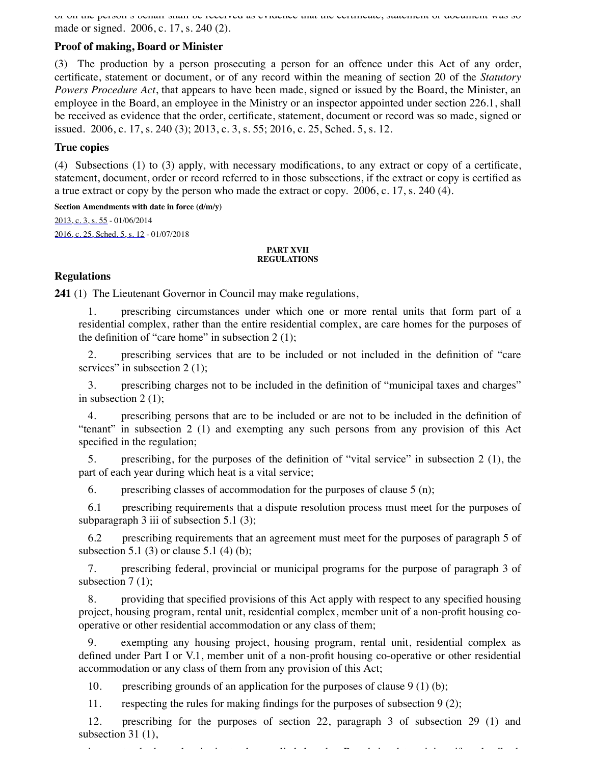or on the person's behalf shall be received as evidence that the certificate, statement or document was so made or signed. 2006, c. 17, s. 240 (2).

### Proof of making, Board or Minister

(3) The production by a person prosecuting a person for an offence under this Act of any order, certificate, statement or document, or of any record within the meaning of section 20 of the *Statutory Powers Procedure Act*, that appears to have been made, signed or issued by the Board, the Minister, an employee in the Board, an employee in the Ministry or an inspector appointed under section 226.1, shall be received as evidence that the order, certificate, statement, document or record was so made, signed or issued. 2006, c. 17, s. 240 (3); 2013, c. 3, s. 55; 2016, c. 25, Sched. 5, s. 12.

### True copies

(4) Subsections (1) to (3) apply, with necessary modifications, to any extract or copy of a certificate, statement, document, order or record referred to in those subsections, if the extract or copy is certified as a true extract or copy by the person who made the extract or copy. 2006, c. 17, s. 240 (4).

**Section Amendments with date in force (d/m/y)**

2013, c. 3, s. 55 - 01/06/2014

2016, c. 25, Sched. 5, s. 12 - 01/07/2018

## PART XVII
## REGULATIONS

### Regulations

**241** (1) The Lieutenant Governor in Council may make regulations,

1. prescribing circumstances under which one or more rental units that form part of a residential complex, rather than the entire residential complex, are care homes for the purposes of the definition of "care home" in subsection 2 (1);

2. prescribing services that are to be included or not included in the definition of "care services" in subsection 2 (1);

3. prescribing charges not to be included in the definition of "municipal taxes and charges" in subsection 2 (1);

4. prescribing persons that are to be included or are not to be included in the definition of "tenant" in subsection 2 (1) and exempting any such persons from any provision of this Act specified in the regulation;

5. prescribing, for the purposes of the definition of "vital service" in subsection 2 (1), the part of each year during which heat is a vital service;

6. prescribing classes of accommodation for the purposes of clause 5 (n);

6.1 prescribing requirements that a dispute resolution process must meet for the purposes of subparagraph 3 iii of subsection 5.1 (3);

6.2 prescribing requirements that an agreement must meet for the purposes of paragraph 5 of subsection 5.1 (3) or clause 5.1 (4) (b);

7. prescribing federal, provincial or municipal programs for the purpose of paragraph 3 of subsection 7 (1);

8. providing that specified provisions of this Act apply with respect to any specified housing project, housing program, rental unit, residential complex, member unit of a non-profit housing co-operative or other residential accommodation or any class of them;

9. exempting any housing project, housing program, rental unit, residential complex as defined under Part I or V.1, member unit of a non-profit housing co-operative or other residential accommodation or any class of them from any provision of this Act;

10. prescribing grounds of an application for the purposes of clause 9 (1) (b);

11. respecting the rules for making findings for the purposes of subsection 9 (2);

12. prescribing for the purposes of section 22, paragraph 3 of subsection 29 (1) and subsection 31 (1),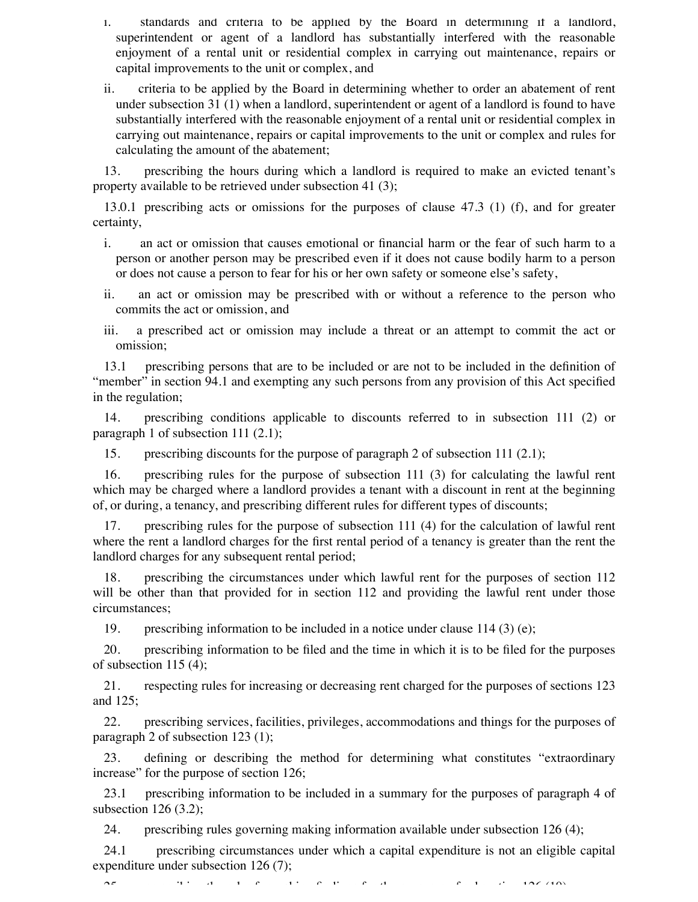i. standards and criteria to be applied by the Board in determining if a landlord, superintendent or agent of a landlord has substantially interfered with the reasonable enjoyment of a rental unit or residential complex in carrying out maintenance, repairs or capital improvements to the unit or complex, and

ii. criteria to be applied by the Board in determining whether to order an abatement of rent under subsection 31 (1) when a landlord, superintendent or agent of a landlord is found to have substantially interfered with the reasonable enjoyment of a rental unit or residential complex in carrying out maintenance, repairs or capital improvements to the unit or complex and rules for calculating the amount of the abatement;

13. prescribing the hours during which a landlord is required to make an evicted tenant's property available to be retrieved under subsection 41 (3);

13.0.1 prescribing acts or omissions for the purposes of clause 47.3 (1) (f), and for greater certainty,

i. an act or omission that causes emotional or financial harm or the fear of such harm to a person or another person may be prescribed even if it does not cause bodily harm to a person or does not cause a person to fear for his or her own safety or someone else's safety,

ii. an act or omission may be prescribed with or without a reference to the person who commits the act or omission, and

iii. a prescribed act or omission may include a threat or an attempt to commit the act or omission;

13.1 prescribing persons that are to be included or are not to be included in the definition of "member" in section 94.1 and exempting any such persons from any provision of this Act specified in the regulation;

14. prescribing conditions applicable to discounts referred to in subsection 111 (2) or paragraph 1 of subsection 111 (2.1);

15. prescribing discounts for the purpose of paragraph 2 of subsection 111 (2.1);

16. prescribing rules for the purpose of subsection 111 (3) for calculating the lawful rent which may be charged where a landlord provides a tenant with a discount in rent at the beginning of, or during, a tenancy, and prescribing different rules for different types of discounts;

17. prescribing rules for the purpose of subsection 111 (4) for the calculation of lawful rent where the rent a landlord charges for the first rental period of a tenancy is greater than the rent the landlord charges for any subsequent rental period;

18. prescribing the circumstances under which lawful rent for the purposes of section 112 will be other than that provided for in section 112 and providing the lawful rent under those circumstances;

19. prescribing information to be included in a notice under clause 114 (3) (e);

20. prescribing information to be filed and the time in which it is to be filed for the purposes of subsection 115 (4);

21. respecting rules for increasing or decreasing rent charged for the purposes of sections 123 and 125;

22. prescribing services, facilities, privileges, accommodations and things for the purposes of paragraph 2 of subsection 123 (1);

23. defining or describing the method for determining what constitutes "extraordinary increase" for the purpose of section 126;

23.1 prescribing information to be included in a summary for the purposes of paragraph 4 of subsection 126 (3.2);

24. prescribing rules governing making information available under subsection 126 (4);

24.1 prescribing circumstances under which a capital expenditure is not an eligible capital expenditure under subsection 126 (7);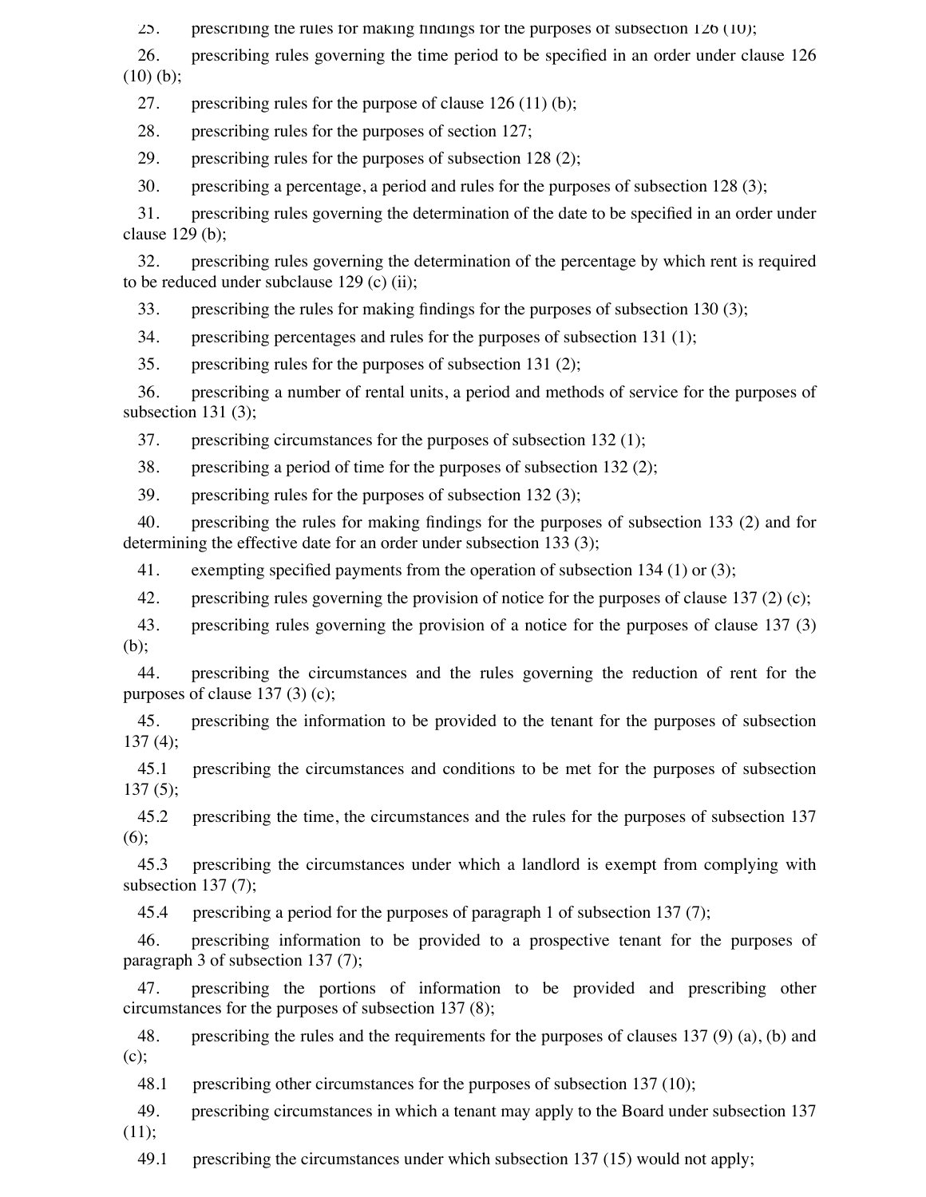25. prescribing the rules for making findings for the purposes of subsection 126 (10);

26. prescribing rules governing the time period to be specified in an order under clause 126 (10) (b);

27. prescribing rules for the purpose of clause 126 (11) (b);

28. prescribing rules for the purposes of section 127;

29. prescribing rules for the purposes of subsection 128 (2);

30. prescribing a percentage, a period and rules for the purposes of subsection 128 (3);

31. prescribing rules governing the determination of the date to be specified in an order under clause 129 (b);

32. prescribing rules governing the determination of the percentage by which rent is required to be reduced under subclause 129 (c) (ii);

33. prescribing the rules for making findings for the purposes of subsection 130 (3);

34. prescribing percentages and rules for the purposes of subsection 131 (1);

35. prescribing rules for the purposes of subsection 131 (2);

36. prescribing a number of rental units, a period and methods of service for the purposes of subsection 131 (3);

37. prescribing circumstances for the purposes of subsection 132 (1);

38. prescribing a period of time for the purposes of subsection 132 (2);

39. prescribing rules for the purposes of subsection 132 (3);

40. prescribing the rules for making findings for the purposes of subsection 133 (2) and for determining the effective date for an order under subsection 133 (3);

41. exempting specified payments from the operation of subsection 134 (1) or (3);

42. prescribing rules governing the provision of notice for the purposes of clause 137 (2) (c);

43. prescribing rules governing the provision of a notice for the purposes of clause 137 (3) (b);

44. prescribing the circumstances and the rules governing the reduction of rent for the purposes of clause 137 (3) (c);

45. prescribing the information to be provided to the tenant for the purposes of subsection 137 (4);

45.1 prescribing the circumstances and conditions to be met for the purposes of subsection 137 (5);

45.2 prescribing the time, the circumstances and the rules for the purposes of subsection 137 (6);

45.3 prescribing the circumstances under which a landlord is exempt from complying with subsection 137 (7);

45.4 prescribing a period for the purposes of paragraph 1 of subsection 137 (7);

46. prescribing information to be provided to a prospective tenant for the purposes of paragraph 3 of subsection 137 (7);

47. prescribing the portions of information to be provided and prescribing other circumstances for the purposes of subsection 137 (8);

48. prescribing the rules and the requirements for the purposes of clauses 137 (9) (a), (b) and (c);

48.1 prescribing other circumstances for the purposes of subsection 137 (10);

49. prescribing circumstances in which a tenant may apply to the Board under subsection 137 (11);

49.1 prescribing the circumstances under which subsection 137 (15) would not apply;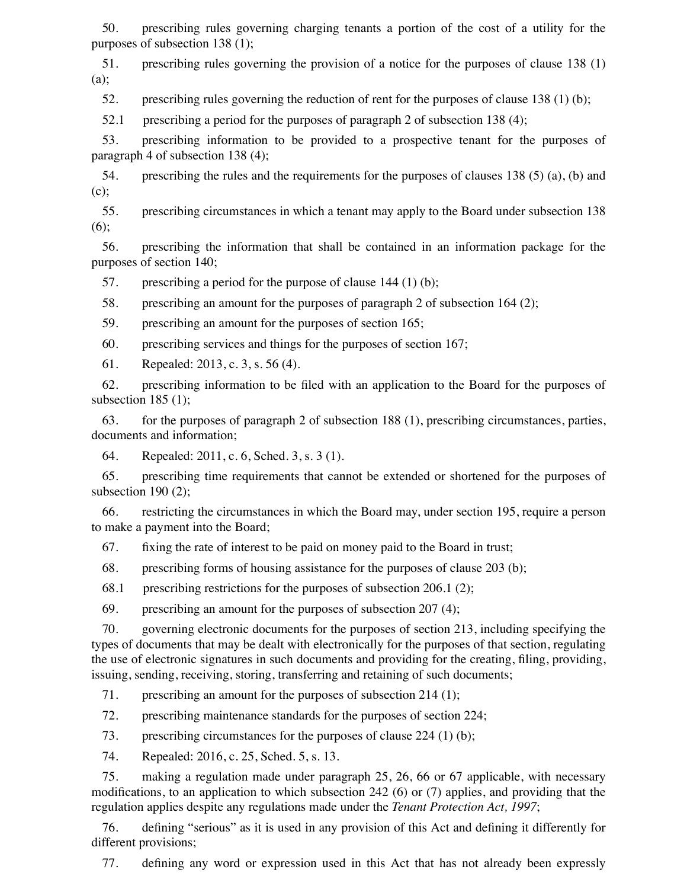50. prescribing rules governing charging tenants a portion of the cost of a utility for the purposes of subsection 138 (1);

51. prescribing rules governing the provision of a notice for the purposes of clause 138 (1) (a);

52. prescribing rules governing the reduction of rent for the purposes of clause 138 (1) (b);

52.1 prescribing a period for the purposes of paragraph 2 of subsection 138 (4);

53. prescribing information to be provided to a prospective tenant for the purposes of paragraph 4 of subsection 138 (4);

54. prescribing the rules and the requirements for the purposes of clauses 138 (5) (a), (b) and (c);

55. prescribing circumstances in which a tenant may apply to the Board under subsection 138 (6);

56. prescribing the information that shall be contained in an information package for the purposes of section 140;

57. prescribing a period for the purpose of clause 144 (1) (b);

58. prescribing an amount for the purposes of paragraph 2 of subsection 164 (2);

59. prescribing an amount for the purposes of section 165;

60. prescribing services and things for the purposes of section 167;

61. Repealed: 2013, c. 3, s. 56 (4).

62. prescribing information to be filed with an application to the Board for the purposes of subsection 185 (1);

63. for the purposes of paragraph 2 of subsection 188 (1), prescribing circumstances, parties, documents and information;

64. Repealed: 2011, c. 6, Sched. 3, s. 3 (1).

65. prescribing time requirements that cannot be extended or shortened for the purposes of subsection 190 (2);

66. restricting the circumstances in which the Board may, under section 195, require a person to make a payment into the Board;

67. fixing the rate of interest to be paid on money paid to the Board in trust;

68. prescribing forms of housing assistance for the purposes of clause 203 (b);

68.1 prescribing restrictions for the purposes of subsection 206.1 (2);

69. prescribing an amount for the purposes of subsection 207 (4);

70. governing electronic documents for the purposes of section 213, including specifying the types of documents that may be dealt with electronically for the purposes of that section, regulating the use of electronic signatures in such documents and providing for the creating, filing, providing, issuing, sending, receiving, storing, transferring and retaining of such documents;

71. prescribing an amount for the purposes of subsection 214 (1);

72. prescribing maintenance standards for the purposes of section 224;

73. prescribing circumstances for the purposes of clause 224 (1) (b);

74. Repealed: 2016, c. 25, Sched. 5, s. 13.

75. making a regulation made under paragraph 25, 26, 66 or 67 applicable, with necessary modifications, to an application to which subsection 242 (6) or (7) applies, and providing that the regulation applies despite any regulations made under the *Tenant Protection Act, 1997*;

76. defining "serious" as it is used in any provision of this Act and defining it differently for different provisions;

77. defining any word or expression used in this Act that has not already been expressly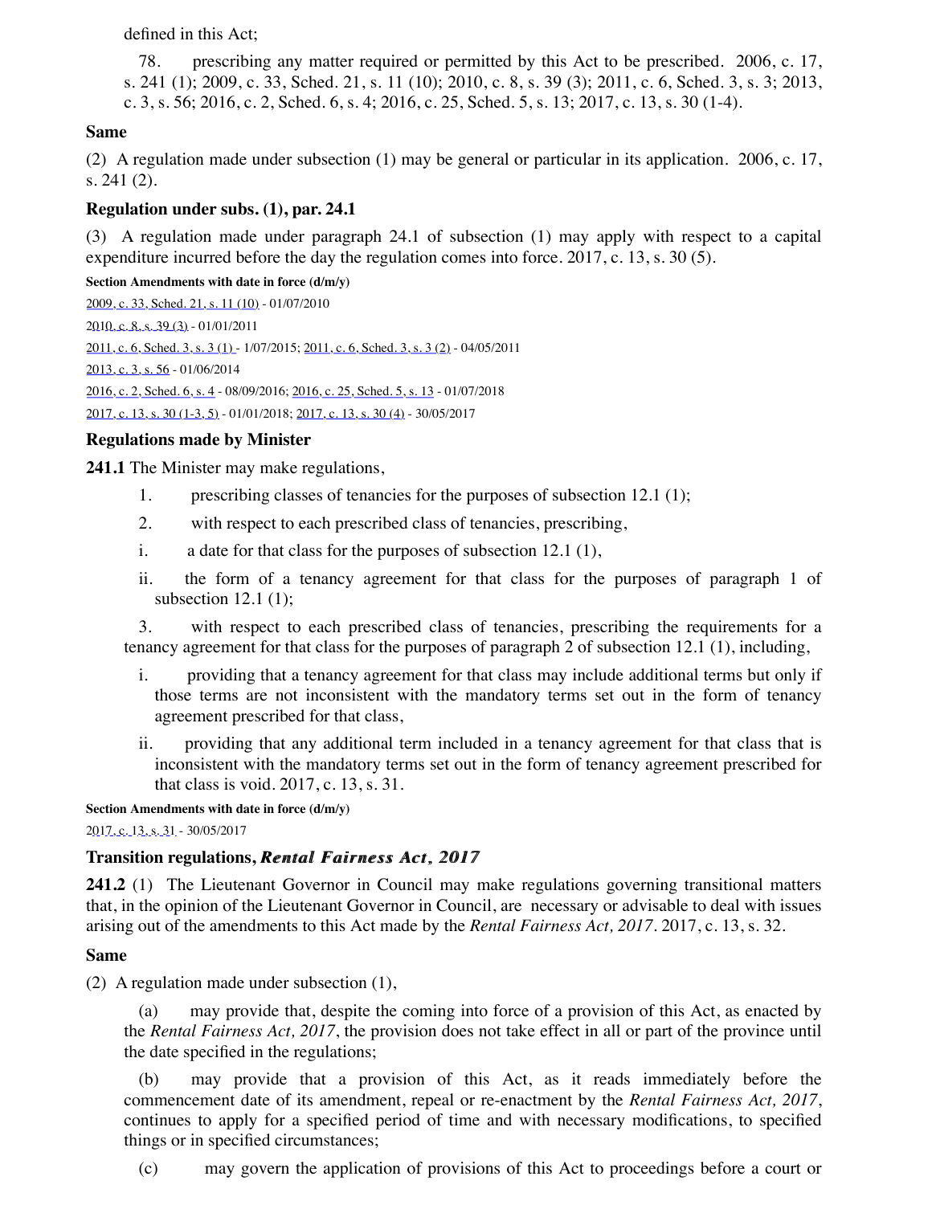defined in this Act;

78. prescribing any matter required or permitted by this Act to be prescribed. 2006, c. 17, s. 241 (1); 2009, c. 33, Sched. 21, s. 11 (10); 2010, c. 8, s. 39 (3); 2011, c. 6, Sched. 3, s. 3; 2013, c. 3, s. 56; 2016, c. 2, Sched. 6, s. 4; 2016, c. 25, Sched. 5, s. 13; 2017, c. 13, s. 30 (1-4).

**Same**

(2) A regulation made under subsection (1) may be general or particular in its application. 2006, c. 17, s. 241 (2).

**Regulation under subs. (1), par. 24.1**

(3) A regulation made under paragraph 24.1 of subsection (1) may apply with respect to a capital expenditure incurred before the day the regulation comes into force. 2017, c. 13, s. 30 (5).

**Section Amendments with date in force (d/m/y)**

2009, c. 33, Sched. 21, s. 11 (10) - 01/07/2010

2010, c. 8, s. 39 (3) - 01/01/2011

2011, c. 6, Sched. 3, s. 3 (1) - 1/07/2015; 2011, c. 6, Sched. 3, s. 3 (2) - 04/05/2011

2013, c. 3, s. 56 - 01/06/2014

2016, c. 2, Sched. 6, s. 4 - 08/09/2016; 2016, c. 25, Sched. 5, s. 13 - 01/07/2018

2017, c. 13, s. 30 (1-3, 5) - 01/01/2018; 2017, c. 13, s. 30 (4) - 30/05/2017

**Regulations made by Minister**

**241.1** The Minister may make regulations,

1. prescribing classes of tenancies for the purposes of subsection 12.1 (1);
2. with respect to each prescribed class of tenancies, prescribing,
   i. a date for that class for the purposes of subsection 12.1 (1),
   ii. the form of a tenancy agreement for that class for the purposes of paragraph 1 of subsection 12.1 (1);
3. with respect to each prescribed class of tenancies, prescribing the requirements for a tenancy agreement for that class for the purposes of paragraph 2 of subsection 12.1 (1), including,
   i. providing that a tenancy agreement for that class may include additional terms but only if those terms are not inconsistent with the mandatory terms set out in the form of tenancy agreement prescribed for that class,
   ii. providing that any additional term included in a tenancy agreement for that class that is inconsistent with the mandatory terms set out in the form of tenancy agreement prescribed for that class is void. 2017, c. 13, s. 31.

**Section Amendments with date in force (d/m/y)**

2017, c. 13, s. 31 - 30/05/2017

**Transition regulations, *Rental Fairness Act, 2017***

**241.2** (1) The Lieutenant Governor in Council may make regulations governing transitional matters that, in the opinion of the Lieutenant Governor in Council, are necessary or advisable to deal with issues arising out of the amendments to this Act made by the *Rental Fairness Act, 2017*. 2017, c. 13, s. 32.

**Same**

(2) A regulation made under subsection (1),

(a) may provide that, despite the coming into force of a provision of this Act, as enacted by the *Rental Fairness Act, 2017*, the provision does not take effect in all or part of the province until the date specified in the regulations;

(b) may provide that a provision of this Act, as it reads immediately before the commencement date of its amendment, repeal or re-enactment by the *Rental Fairness Act, 2017*, continues to apply for a specified period of time and with necessary modifications, to specified things or in specified circumstances;

(c) may govern the application of provisions of this Act to proceedings before a court or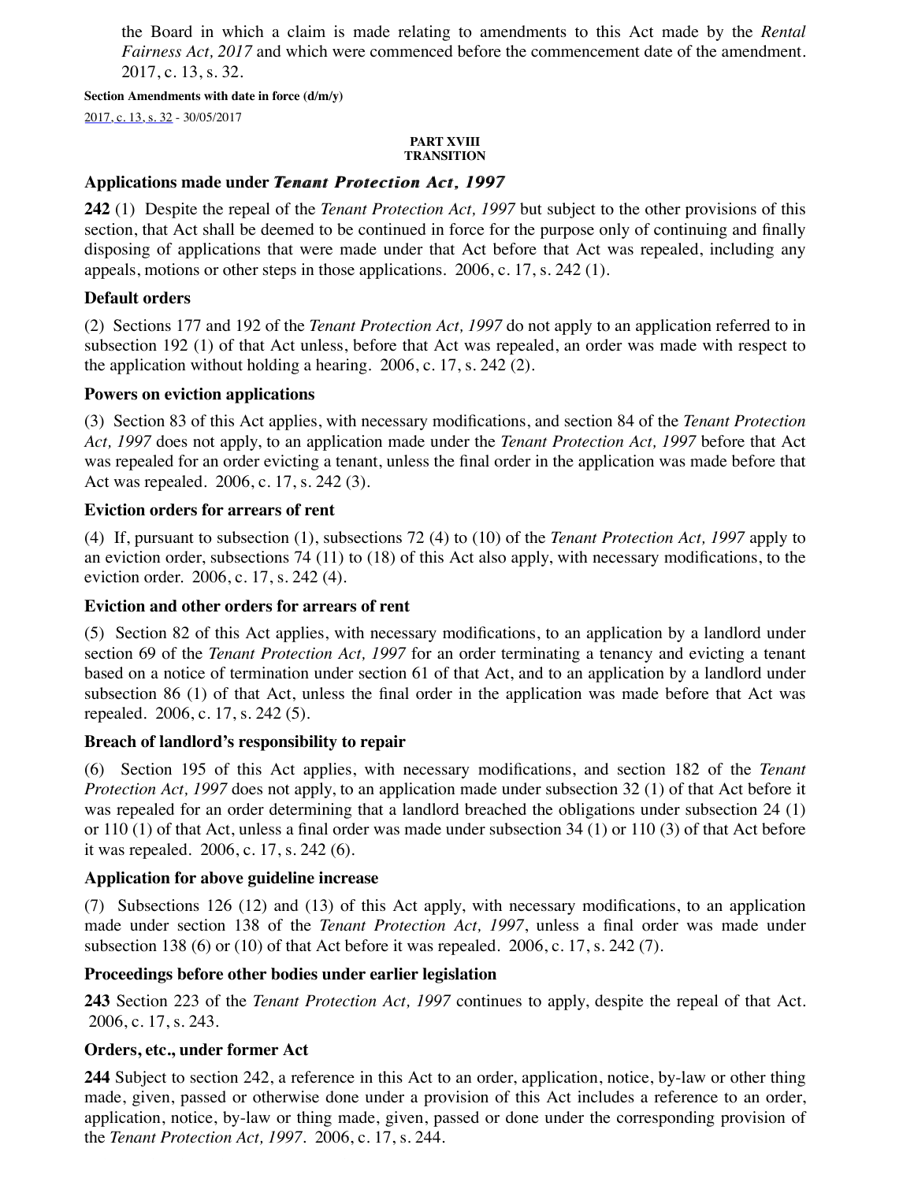the Board in which a claim is made relating to amendments to this Act made by the *Rental Fairness Act, 2017* and which were commenced before the commencement date of the amendment. 2017, c. 13, s. 32.

**Section Amendments with date in force (d/m/y)**

2017, c. 13, s. 32 - 30/05/2017

**PART XVIII**
**TRANSITION**

### Applications made under *Tenant Protection Act, 1997*

**242** (1) Despite the repeal of the *Tenant Protection Act, 1997* but subject to the other provisions of this section, that Act shall be deemed to be continued in force for the purpose only of continuing and finally disposing of applications that were made under that Act before that Act was repealed, including any appeals, motions or other steps in those applications. 2006, c. 17, s. 242 (1).

### Default orders

(2) Sections 177 and 192 of the *Tenant Protection Act, 1997* do not apply to an application referred to in subsection 192 (1) of that Act unless, before that Act was repealed, an order was made with respect to the application without holding a hearing. 2006, c. 17, s. 242 (2).

### Powers on eviction applications

(3) Section 83 of this Act applies, with necessary modifications, and section 84 of the *Tenant Protection Act, 1997* does not apply, to an application made under the *Tenant Protection Act, 1997* before that Act was repealed for an order evicting a tenant, unless the final order in the application was made before that Act was repealed. 2006, c. 17, s. 242 (3).

### Eviction orders for arrears of rent

(4) If, pursuant to subsection (1), subsections 72 (4) to (10) of the *Tenant Protection Act, 1997* apply to an eviction order, subsections 74 (11) to (18) of this Act also apply, with necessary modifications, to the eviction order. 2006, c. 17, s. 242 (4).

### Eviction and other orders for arrears of rent

(5) Section 82 of this Act applies, with necessary modifications, to an application by a landlord under section 69 of the *Tenant Protection Act, 1997* for an order terminating a tenancy and evicting a tenant based on a notice of termination under section 61 of that Act, and to an application by a landlord under subsection 86 (1) of that Act, unless the final order in the application was made before that Act was repealed. 2006, c. 17, s. 242 (5).

### Breach of landlord's responsibility to repair

(6) Section 195 of this Act applies, with necessary modifications, and section 182 of the *Tenant Protection Act, 1997* does not apply, to an application made under subsection 32 (1) of that Act before it was repealed for an order determining that a landlord breached the obligations under subsection 24 (1) or 110 (1) of that Act, unless a final order was made under subsection 34 (1) or 110 (3) of that Act before it was repealed. 2006, c. 17, s. 242 (6).

### Application for above guideline increase

(7) Subsections 126 (12) and (13) of this Act apply, with necessary modifications, to an application made under section 138 of the *Tenant Protection Act, 1997*, unless a final order was made under subsection 138 (6) or (10) of that Act before it was repealed. 2006, c. 17, s. 242 (7).

### Proceedings before other bodies under earlier legislation

**243** Section 223 of the *Tenant Protection Act, 1997* continues to apply, despite the repeal of that Act. 2006, c. 17, s. 243.

### Orders, etc., under former Act

**244** Subject to section 242, a reference in this Act to an order, application, notice, by-law or other thing made, given, passed or otherwise done under a provision of this Act includes a reference to an order, application, notice, by-law or thing made, given, passed or done under the corresponding provision of the *Tenant Protection Act, 1997*. 2006, c. 17, s. 244.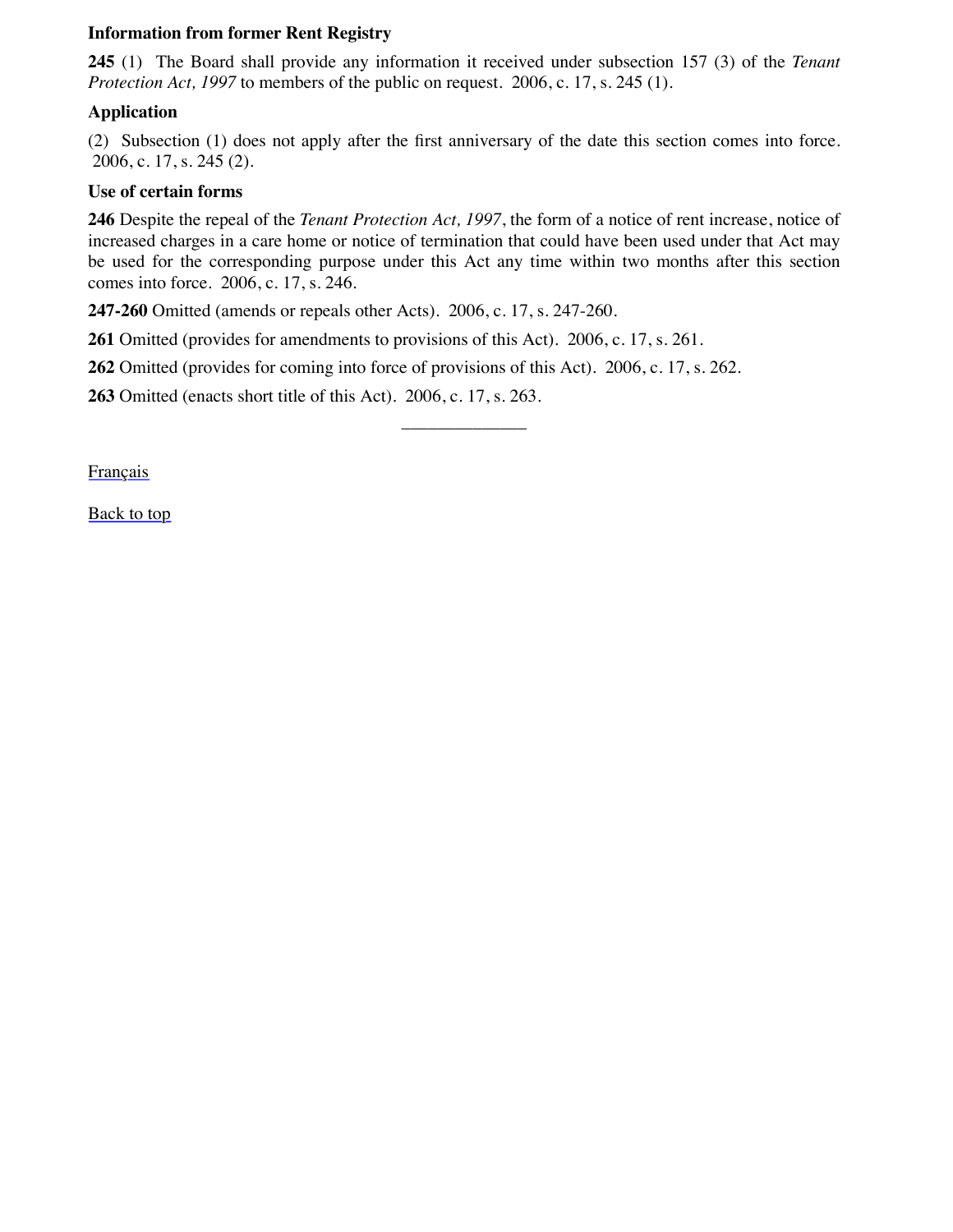**Information from former Rent Registry**

**245** (1) The Board shall provide any information it received under subsection 157 (3) of the *Tenant Protection Act, 1997* to members of the public on request. 2006, c. 17, s. 245 (1).

**Application**

(2) Subsection (1) does not apply after the first anniversary of the date this section comes into force. 2006, c. 17, s. 245 (2).

**Use of certain forms**

**246** Despite the repeal of the *Tenant Protection Act, 1997*, the form of a notice of rent increase, notice of increased charges in a care home or notice of termination that could have been used under that Act may be used for the corresponding purpose under this Act any time within two months after this section comes into force. 2006, c. 17, s. 246.

**247-260** Omitted (amends or repeals other Acts). 2006, c. 17, s. 247-260.

**261** Omitted (provides for amendments to provisions of this Act). 2006, c. 17, s. 261.

**262** Omitted (provides for coming into force of provisions of this Act). 2006, c. 17, s. 262.

**263** Omitted (enacts short title of this Act). 2006, c. 17, s. 263.

---

Français

Back to top